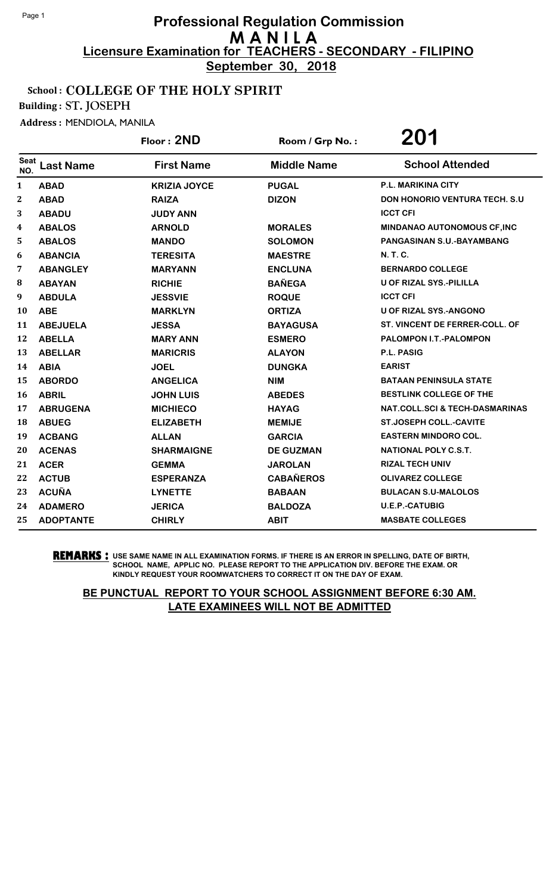# Professional Regulation Commission
# M A N I L A
## Licensure Examination for TEACHERS - SECONDARY - FILIPINO
**September 30, 2018**

**School : COLLEGE OF THE HOLY SPIRIT**

**Building : ST. JOSEPH**

**Address :** MENDIOLA, MANILA

**Floor : 2ND** **Room / Grp No. : 201**

| Seat NO. | Last Name | First Name | Middle Name | School Attended |
|---|---|---|---|---|
| 1 | ABAD | KRIZIA JOYCE | PUGAL | P.L. MARIKINA CITY |
| 2 | ABAD | RAIZA | DIZON | DON HONORIO VENTURA TECH. S.U |
| 3 | ABADU | JUDY ANN | | ICCT CFI |
| 4 | ABALOS | ARNOLD | MORALES | MINDANAO AUTONOMOUS CF,INC |
| 5 | ABALOS | MANDO | SOLOMON | PANGASINAN S.U.-BAYAMBANG |
| 6 | ABANCIA | TERESITA | MAESTRE | N. T. C. |
| 7 | ABANGLEY | MARYANN | ENCLUNA | BERNARDO COLLEGE |
| 8 | ABAYAN | RICHIE | BAÑEGA | U OF RIZAL SYS.-PILILLA |
| 9 | ABDULA | JESSVIE | ROQUE | ICCT CFI |
| 10 | ABE | MARKLYN | ORTIZA | U OF RIZAL SYS.-ANGONO |
| 11 | ABEJUELA | JESSA | BAYAGUSA | ST. VINCENT DE FERRER-COLL. OF |
| 12 | ABELLA | MARY ANN | ESMERO | PALOMPON I.T.-PALOMPON |
| 13 | ABELLAR | MARICRIS | ALAYON | P.L. PASIG |
| 14 | ABIA | JOEL | DUNGKA | EARIST |
| 15 | ABORDO | ANGELICA | NIM | BATAAN PENINSULA STATE |
| 16 | ABRIL | JOHN LUIS | ABEDES | BESTLINK COLLEGE OF THE |
| 17 | ABRUGENA | MICHIECO | HAYAG | NAT.COLL.SCI & TECH-DASMARINAS |
| 18 | ABUEG | ELIZABETH | MEMIJE | ST.JOSEPH COLL.-CAVITE |
| 19 | ACBANG | ALLAN | GARCIA | EASTERN MINDORO COL. |
| 20 | ACENAS | SHARMAIGNE | DE GUZMAN | NATIONAL POLY C.S.T. |
| 21 | ACER | GEMMA | JAROLAN | RIZAL TECH UNIV |
| 22 | ACTUB | ESPERANZA | CABAÑEROS | OLIVAREZ COLLEGE |
| 23 | ACUÑA | LYNETTE | BABAAN | BULACAN S.U-MALOLOS |
| 24 | ADAMERO | JERICA | BALDOZA | U.E.P.-CATUBIG |
| 25 | ADOPTANTE | CHIRLY | ABIT | MASBATE COLLEGES |

**REMARKS :** USE SAME NAME IN ALL EXAMINATION FORMS. IF THERE IS AN ERROR IN SPELLING, DATE OF BIRTH, SCHOOL NAME, APPLIC NO. PLEASE REPORT TO THE APPLICATION DIV. BEFORE THE EXAM. OR KINDLY REQUEST YOUR ROOMWATCHERS TO CORRECT IT ON THE DAY OF EXAM.

**BE PUNCTUAL REPORT TO YOUR SCHOOL ASSIGNMENT BEFORE 6:30 AM. LATE EXAMINEES WILL NOT BE ADMITTED**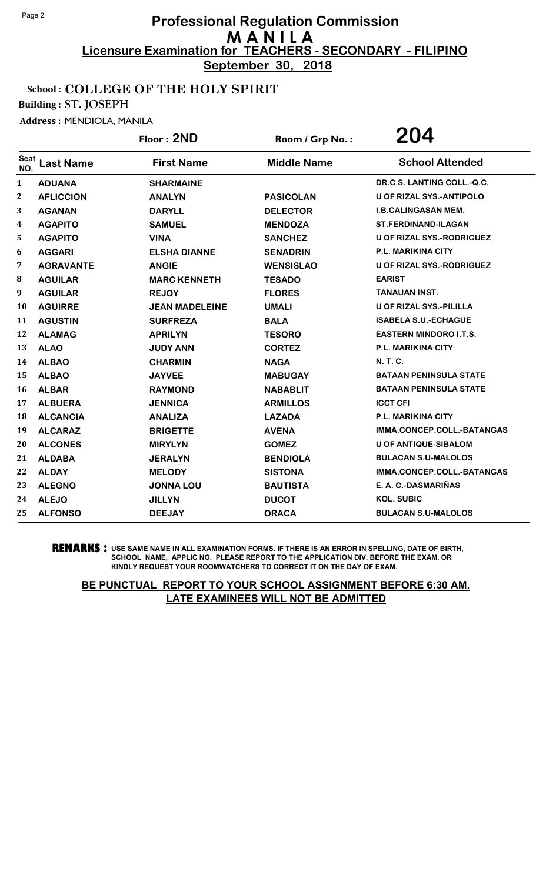# Professional Regulation Commission
## M A N I L A
### Licensure Examination for TEACHERS - SECONDARY - FILIPINO
**September 30, 2018**

**School : COLLEGE OF THE HOLY SPIRIT**

**Building : ST. JOSEPH**

**Address : MENDIOLA, MANILA**

**Floor : 2ND** | **Room / Grp No. : 204**

| Seat NO. | Last Name | First Name | Middle Name | School Attended |
|---|---|---|---|---|
| 1 | ADUANA | SHARMAINE | | DR.C.S. LANTING COLL.-Q.C. |
| 2 | AFLICCION | ANALYN | PASICOLAN | U OF RIZAL SYS.-ANTIPOLO |
| 3 | AGANAN | DARYLL | DELECTOR | I.B.CALINGASAN MEM. |
| 4 | AGAPITO | SAMUEL | MENDOZA | ST.FERDINAND-ILAGAN |
| 5 | AGAPITO | VINA | SANCHEZ | U OF RIZAL SYS.-RODRIGUEZ |
| 6 | AGGARI | ELSHA DIANNE | SENADRIN | P.L. MARIKINA CITY |
| 7 | AGRAVANTE | ANGIE | WENSISLAO | U OF RIZAL SYS.-RODRIGUEZ |
| 8 | AGUILAR | MARC KENNETH | TESADO | EARIST |
| 9 | AGUILAR | REJOY | FLORES | TANAUAN INST. |
| 10 | AGUIRRE | JEAN MADELEINE | UMALI | U OF RIZAL SYS.-PILILLA |
| 11 | AGUSTIN | SURFREZA | BALA | ISABELA S.U.-ECHAGUE |
| 12 | ALAMAG | APRILYN | TESORO | EASTERN MINDORO I.T.S. |
| 13 | ALAO | JUDY ANN | CORTEZ | P.L. MARIKINA CITY |
| 14 | ALBAO | CHARMIN | NAGA | N. T. C. |
| 15 | ALBAO | JAYVEE | MABUGAY | BATAAN PENINSULA STATE |
| 16 | ALBAR | RAYMOND | NABABLIT | BATAAN PENINSULA STATE |
| 17 | ALBUERA | JENNICA | ARMILLOS | ICCT CFI |
| 18 | ALCANCIA | ANALIZA | LAZADA | P.L. MARIKINA CITY |
| 19 | ALCARAZ | BRIGETTE | AVENA | IMMA.CONCEP.COLL.-BATANGAS |
| 20 | ALCONES | MIRYLYN | GOMEZ | U OF ANTIQUE-SIBALOM |
| 21 | ALDABA | JERALYN | BENDIOLA | BULACAN S.U-MALOLOS |
| 22 | ALDAY | MELODY | SISTONA | IMMA.CONCEP.COLL.-BATANGAS |
| 23 | ALEGNO | JONNA LOU | BAUTISTA | E. A. C.-DASMARIÑAS |
| 24 | ALEJO | JILLYN | DUCOT | KOL. SUBIC |
| 25 | ALFONSO | DEEJAY | ORACA | BULACAN S.U-MALOLOS |

**REMARKS :** USE SAME NAME IN ALL EXAMINATION FORMS. IF THERE IS AN ERROR IN SPELLING, DATE OF BIRTH, SCHOOL NAME, APPLIC NO. PLEASE REPORT TO THE APPLICATION DIV. BEFORE THE EXAM. OR KINDLY REQUEST YOUR ROOMWATCHERS TO CORRECT IT ON THE DAY OF EXAM.

**BE PUNCTUAL REPORT TO YOUR SCHOOL ASSIGNMENT BEFORE 6:30 AM. LATE EXAMINEES WILL NOT BE ADMITTED**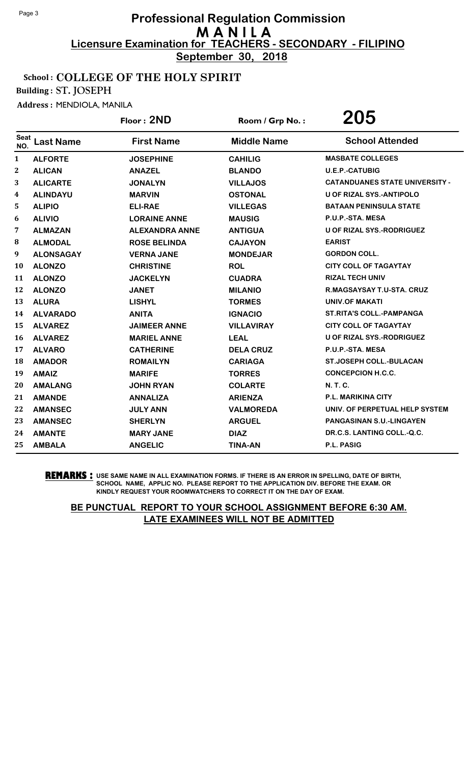# Professional Regulation Commission
## M A N I L A
### Licensure Examination for TEACHERS - SECONDARY - FILIPINO
**September 30, 2018**

**School : COLLEGE OF THE HOLY SPIRIT**

**Building : ST. JOSEPH**

**Address :** MENDIOLA, MANILA

**Floor : 2ND** | **Room / Grp No. : 205**

| Seat NO. | Last Name | First Name | Middle Name | School Attended |
|---|---|---|---|---|
| 1 | ALFORTE | JOSEPHINE | CAHILIG | MASBATE COLLEGES |
| 2 | ALICAN | ANAZEL | BLANDO | U.E.P.-CATUBIG |
| 3 | ALICARTE | JONALYN | VILLAJOS | CATANDUANES STATE UNIVERSITY - |
| 4 | ALINDAYU | MARVIN | OSTONAL | U OF RIZAL SYS.-ANTIPOLO |
| 5 | ALIPIO | ELI-RAE | VILLEGAS | BATAAN PENINSULA STATE |
| 6 | ALIVIO | LORAINE ANNE | MAUSIG | P.U.P.-STA. MESA |
| 7 | ALMAZAN | ALEXANDRA ANNE | ANTIGUA | U OF RIZAL SYS.-RODRIGUEZ |
| 8 | ALMODAL | ROSE BELINDA | CAJAYON | EARIST |
| 9 | ALONSAGAY | VERNA JANE | MONDEJAR | GORDON COLL. |
| 10 | ALONZO | CHRISTINE | ROL | CITY COLL OF TAGAYTAY |
| 11 | ALONZO | JACKELYN | CUADRA | RIZAL TECH UNIV |
| 12 | ALONZO | JANET | MILANIO | R.MAGSAYSAY T.U-STA. CRUZ |
| 13 | ALURA | LISHYL | TORMES | UNIV.OF MAKATI |
| 14 | ALVARADO | ANITA | IGNACIO | ST.RITA'S COLL.-PAMPANGA |
| 15 | ALVAREZ | JAIMEER ANNE | VILLAVIRAY | CITY COLL OF TAGAYTAY |
| 16 | ALVAREZ | MARIEL ANNE | LEAL | U OF RIZAL SYS.-RODRIGUEZ |
| 17 | ALVARO | CATHERINE | DELA CRUZ | P.U.P.-STA. MESA |
| 18 | AMADOR | ROMAILYN | CARIAGA | ST.JOSEPH COLL.-BULACAN |
| 19 | AMAIZ | MARIFE | TORRES | CONCEPCION H.C.C. |
| 20 | AMALANG | JOHN RYAN | COLARTE | N. T. C. |
| 21 | AMANDE | ANNALIZA | ARIENZA | P.L. MARIKINA CITY |
| 22 | AMANSEC | JULY ANN | VALMOREDA | UNIV. OF PERPETUAL HELP SYSTEM |
| 23 | AMANSEC | SHERLYN | ARGUEL | PANGASINAN S.U.-LINGAYEN |
| 24 | AMANTE | MARY JANE | DIAZ | DR.C.S. LANTING COLL.-Q.C. |
| 25 | AMBALA | ANGELIC | TINA-AN | P.L. PASIG |

**REMARKS :** USE SAME NAME IN ALL EXAMINATION FORMS. IF THERE IS AN ERROR IN SPELLING, DATE OF BIRTH, SCHOOL NAME, APPLIC NO. PLEASE REPORT TO THE APPLICATION DIV. BEFORE THE EXAM. OR KINDLY REQUEST YOUR ROOMWATCHERS TO CORRECT IT ON THE DAY OF EXAM.

**BE PUNCTUAL REPORT TO YOUR SCHOOL ASSIGNMENT BEFORE 6:30 AM. LATE EXAMINEES WILL NOT BE ADMITTED**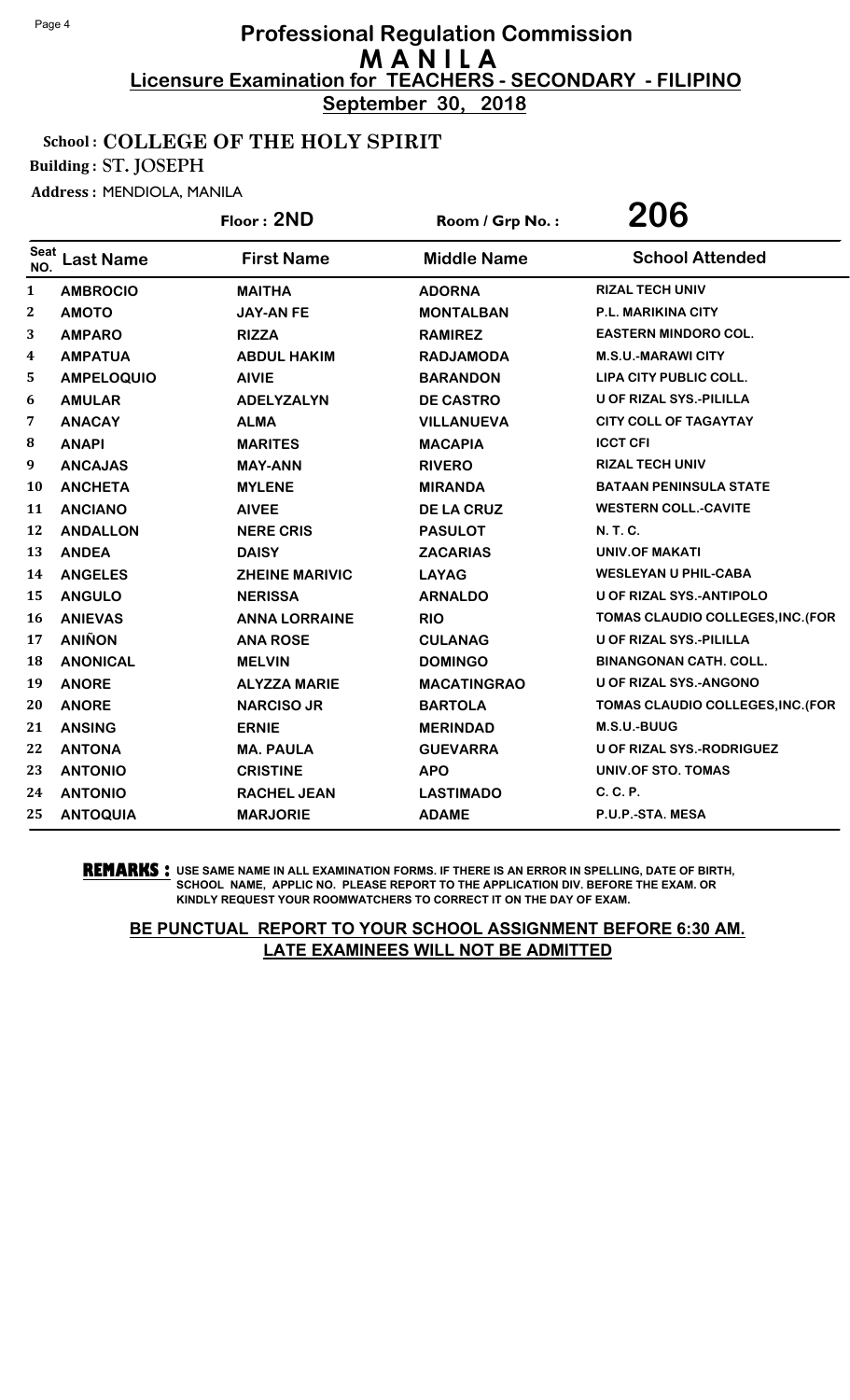# Professional Regulation Commission
# M A N I L A
## Licensure Examination for TEACHERS - SECONDARY - FILIPINO
**September 30, 2018**

**School : COLLEGE OF THE HOLY SPIRIT**

**Building : ST. JOSEPH**

**Address :** MENDIOLA, MANILA

**Floor : 2ND** | **Room / Grp No. : 206**

| Seat NO. | Last Name | First Name | Middle Name | School Attended |
|---|---|---|---|---|
| 1 | AMBROCIO | MAITHA | ADORNA | RIZAL TECH UNIV |
| 2 | AMOTO | JAY-AN FE | MONTALBAN | P.L. MARIKINA CITY |
| 3 | AMPARO | RIZZA | RAMIREZ | EASTERN MINDORO COL. |
| 4 | AMPATUA | ABDUL HAKIM | RADJAMODA | M.S.U.-MARAWI CITY |
| 5 | AMPELOQUIO | AIVIE | BARANDON | LIPA CITY PUBLIC COLL. |
| 6 | AMULAR | ADELYZALYN | DE CASTRO | U OF RIZAL SYS.-PILILLA |
| 7 | ANACAY | ALMA | VILLANUEVA | CITY COLL OF TAGAYTAY |
| 8 | ANAPI | MARITES | MACAPIA | ICCT CFI |
| 9 | ANCAJAS | MAY-ANN | RIVERO | RIZAL TECH UNIV |
| 10 | ANCHETA | MYLENE | MIRANDA | BATAAN PENINSULA STATE |
| 11 | ANCIANO | AIVEE | DE LA CRUZ | WESTERN COLL.-CAVITE |
| 12 | ANDALLON | NERE CRIS | PASULOT | N. T. C. |
| 13 | ANDEA | DAISY | ZACARIAS | UNIV.OF MAKATI |
| 14 | ANGELES | ZHEINE MARIVIC | LAYAG | WESLEYAN U PHIL-CABA |
| 15 | ANGULO | NERISSA | ARNALDO | U OF RIZAL SYS.-ANTIPOLO |
| 16 | ANIEVAS | ANNA LORRAINE | RIO | TOMAS CLAUDIO COLLEGES,INC.(FOR |
| 17 | ANIÑON | ANA ROSE | CULANAG | U OF RIZAL SYS.-PILILLA |
| 18 | ANONICAL | MELVIN | DOMINGO | BINANGONAN CATH. COLL. |
| 19 | ANORE | ALYZZA MARIE | MACATINGRAO | U OF RIZAL SYS.-ANGONO |
| 20 | ANORE | NARCISO JR | BARTOLA | TOMAS CLAUDIO COLLEGES,INC.(FOR |
| 21 | ANSING | ERNIE | MERINDAD | M.S.U.-BUUG |
| 22 | ANTONA | MA. PAULA | GUEVARRA | U OF RIZAL SYS.-RODRIGUEZ |
| 23 | ANTONIO | CRISTINE | APO | UNIV.OF STO. TOMAS |
| 24 | ANTONIO | RACHEL JEAN | LASTIMADO | C. C. P. |
| 25 | ANTOQUIA | MARJORIE | ADAME | P.U.P.-STA. MESA |

**REMARKS :** USE SAME NAME IN ALL EXAMINATION FORMS. IF THERE IS AN ERROR IN SPELLING, DATE OF BIRTH, SCHOOL NAME, APPLIC NO. PLEASE REPORT TO THE APPLICATION DIV. BEFORE THE EXAM. OR KINDLY REQUEST YOUR ROOMWATCHERS TO CORRECT IT ON THE DAY OF EXAM.

**BE PUNCTUAL REPORT TO YOUR SCHOOL ASSIGNMENT BEFORE 6:30 AM. LATE EXAMINEES WILL NOT BE ADMITTED**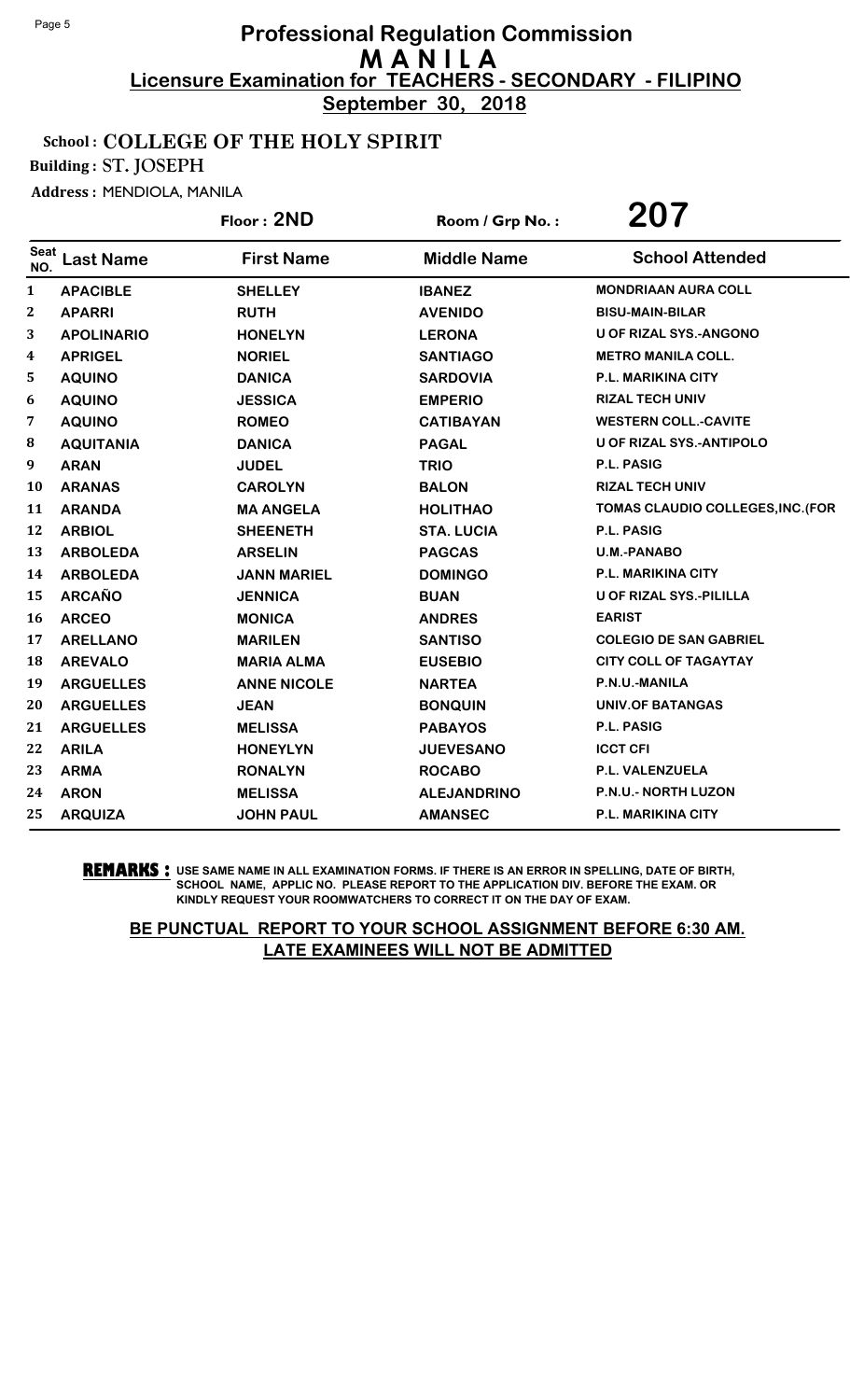# Professional Regulation Commission

## M A N I L A

**Licensure Examination for TEACHERS - SECONDARY - FILIPINO**

**September 30, 2018**

**School : COLLEGE OF THE HOLY SPIRIT**

**Building : ST. JOSEPH**

**Address :** MENDIOLA, MANILA

**Floor : 2ND** | **Room / Grp No. : 207**

| Seat NO. | Last Name | First Name | Middle Name | School Attended |
|---|---|---|---|---|
| 1 | APACIBLE | SHELLEY | IBANEZ | MONDRIAAN AURA COLL |
| 2 | APARRI | RUTH | AVENIDO | BISU-MAIN-BILAR |
| 3 | APOLINARIO | HONELYN | LERONA | U OF RIZAL SYS.-ANGONO |
| 4 | APRIGEL | NORIEL | SANTIAGO | METRO MANILA COLL. |
| 5 | AQUINO | DANICA | SARDOVIA | P.L. MARIKINA CITY |
| 6 | AQUINO | JESSICA | EMPERIO | RIZAL TECH UNIV |
| 7 | AQUINO | ROMEO | CATIBAYAN | WESTERN COLL.-CAVITE |
| 8 | AQUITANIA | DANICA | PAGAL | U OF RIZAL SYS.-ANTIPOLO |
| 9 | ARAN | JUDEL | TRIO | P.L. PASIG |
| 10 | ARANAS | CAROLYN | BALON | RIZAL TECH UNIV |
| 11 | ARANDA | MA ANGELA | HOLITHAO | TOMAS CLAUDIO COLLEGES,INC.(FOR |
| 12 | ARBIOL | SHEENETH | STA. LUCIA | P.L. PASIG |
| 13 | ARBOLEDA | ARSELIN | PAGCAS | U.M.-PANABO |
| 14 | ARBOLEDA | JANN MARIEL | DOMINGO | P.L. MARIKINA CITY |
| 15 | ARCAÑO | JENNICA | BUAN | U OF RIZAL SYS.-PILILLA |
| 16 | ARCEO | MONICA | ANDRES | EARIST |
| 17 | ARELLANO | MARILEN | SANTISO | COLEGIO DE SAN GABRIEL |
| 18 | AREVALO | MARIA ALMA | EUSEBIO | CITY COLL OF TAGAYTAY |
| 19 | ARGUELLES | ANNE NICOLE | NARTEA | P.N.U.-MANILA |
| 20 | ARGUELLES | JEAN | BONQUIN | UNIV.OF BATANGAS |
| 21 | ARGUELLES | MELISSA | PABAYOS | P.L. PASIG |
| 22 | ARILA | HONEYLYN | JUEVESANO | ICCT CFI |
| 23 | ARMA | RONALYN | ROCABO | P.L. VALENZUELA |
| 24 | ARON | MELISSA | ALEJANDRINO | P.N.U.- NORTH LUZON |
| 25 | ARQUIZA | JOHN PAUL | AMANSEC | P.L. MARIKINA CITY |

**REMARKS :** USE SAME NAME IN ALL EXAMINATION FORMS. IF THERE IS AN ERROR IN SPELLING, DATE OF BIRTH, SCHOOL NAME, APPLIC NO. PLEASE REPORT TO THE APPLICATION DIV. BEFORE THE EXAM. OR KINDLY REQUEST YOUR ROOMWATCHERS TO CORRECT IT ON THE DAY OF EXAM.

**BE PUNCTUAL REPORT TO YOUR SCHOOL ASSIGNMENT BEFORE 6:30 AM. LATE EXAMINEES WILL NOT BE ADMITTED**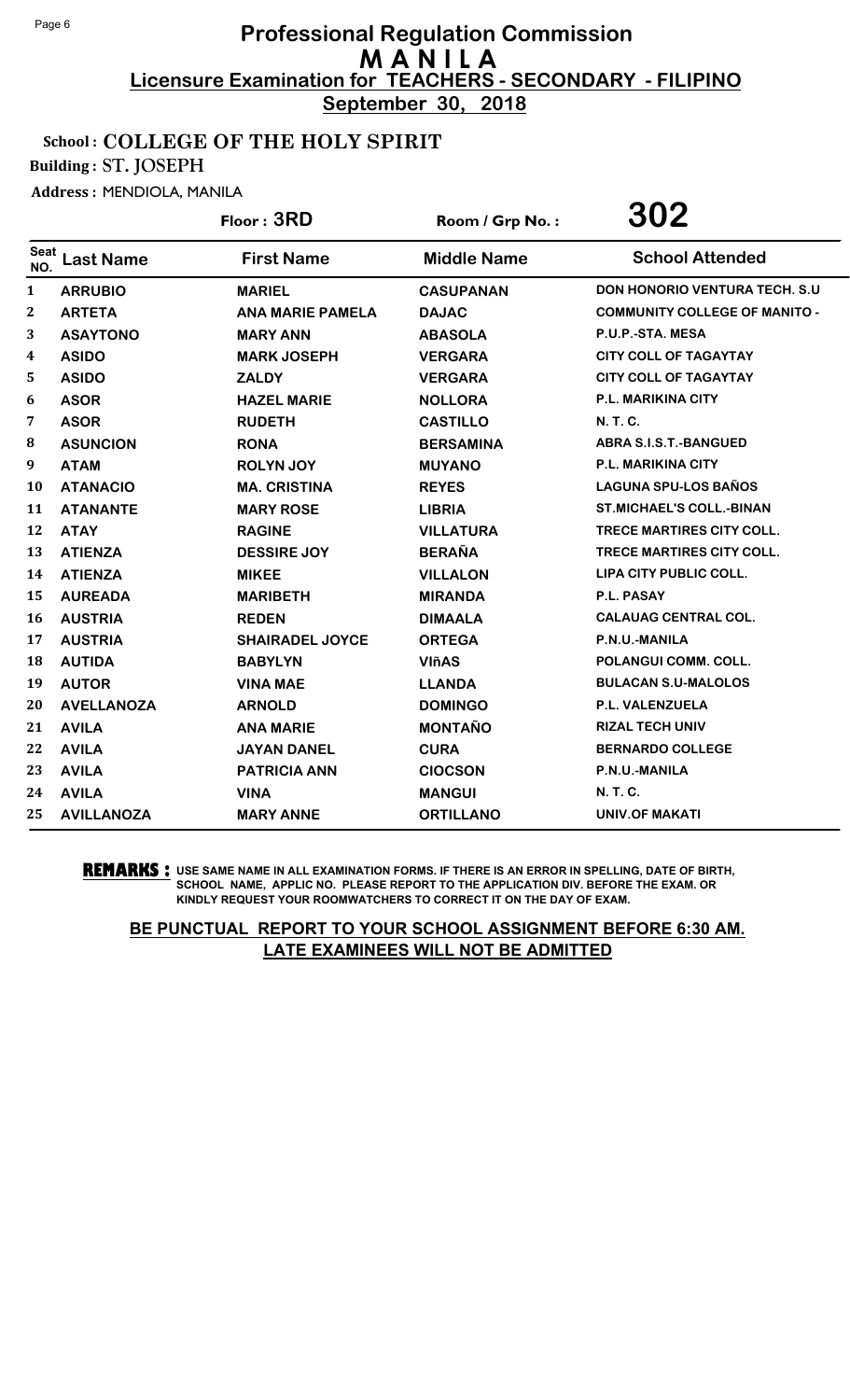# Professional Regulation Commission
## M A N I L A
### Licensure Examination for TEACHERS - SECONDARY - FILIPINO
**September 30, 2018**

**School : COLLEGE OF THE HOLY SPIRIT**

**Building : ST. JOSEPH**

**Address :** MENDIOLA, MANILA

**Floor : 3RD** | **Room / Grp No. : 302**

| Seat NO. | Last Name | First Name | Middle Name | School Attended |
|---|---|---|---|---|
| 1 | ARRUBIO | MARIEL | CASUPANAN | DON HONORIO VENTURA TECH. S.U |
| 2 | ARTETA | ANA MARIE PAMELA | DAJAC | COMMUNITY COLLEGE OF MANITO - |
| 3 | ASAYTONO | MARY ANN | ABASOLA | P.U.P.-STA. MESA |
| 4 | ASIDO | MARK JOSEPH | VERGARA | CITY COLL OF TAGAYTAY |
| 5 | ASIDO | ZALDY | VERGARA | CITY COLL OF TAGAYTAY |
| 6 | ASOR | HAZEL MARIE | NOLLORA | P.L. MARIKINA CITY |
| 7 | ASOR | RUDETH | CASTILLO | N. T. C. |
| 8 | ASUNCION | RONA | BERSAMINA | ABRA S.I.S.T.-BANGUED |
| 9 | ATAM | ROLYN JOY | MUYANO | P.L. MARIKINA CITY |
| 10 | ATANACIO | MA. CRISTINA | REYES | LAGUNA SPU-LOS BAÑOS |
| 11 | ATANANTE | MARY ROSE | LIBRIA | ST.MICHAEL'S COLL.-BINAN |
| 12 | ATAY | RAGINE | VILLATURA | TRECE MARTIRES CITY COLL. |
| 13 | ATIENZA | DESSIRE JOY | BERAÑA | TRECE MARTIRES CITY COLL. |
| 14 | ATIENZA | MIKEE | VILLALON | LIPA CITY PUBLIC COLL. |
| 15 | AUREADA | MARIBETH | MIRANDA | P.L. PASAY |
| 16 | AUSTRIA | REDEN | DIMAALA | CALAUAG CENTRAL COL. |
| 17 | AUSTRIA | SHAIRADEL JOYCE | ORTEGA | P.N.U.-MANILA |
| 18 | AUTIDA | BABYLYN | VIñAS | POLANGUI COMM. COLL. |
| 19 | AUTOR | VINA MAE | LLANDA | BULACAN S.U-MALOLOS |
| 20 | AVELLANOZA | ARNOLD | DOMINGO | P.L. VALENZUELA |
| 21 | AVILA | ANA MARIE | MONTAÑO | RIZAL TECH UNIV |
| 22 | AVILA | JAYAN DANEL | CURA | BERNARDO COLLEGE |
| 23 | AVILA | PATRICIA ANN | CIOCSON | P.N.U.-MANILA |
| 24 | AVILA | VINA | MANGUI | N. T. C. |
| 25 | AVILLANOZA | MARY ANNE | ORTILLANO | UNIV.OF MAKATI |

**REMARKS :** USE SAME NAME IN ALL EXAMINATION FORMS. IF THERE IS AN ERROR IN SPELLING, DATE OF BIRTH, SCHOOL NAME, APPLIC NO. PLEASE REPORT TO THE APPLICATION DIV. BEFORE THE EXAM. OR KINDLY REQUEST YOUR ROOMWATCHERS TO CORRECT IT ON THE DAY OF EXAM.

**BE PUNCTUAL REPORT TO YOUR SCHOOL ASSIGNMENT BEFORE 6:30 AM. LATE EXAMINEES WILL NOT BE ADMITTED**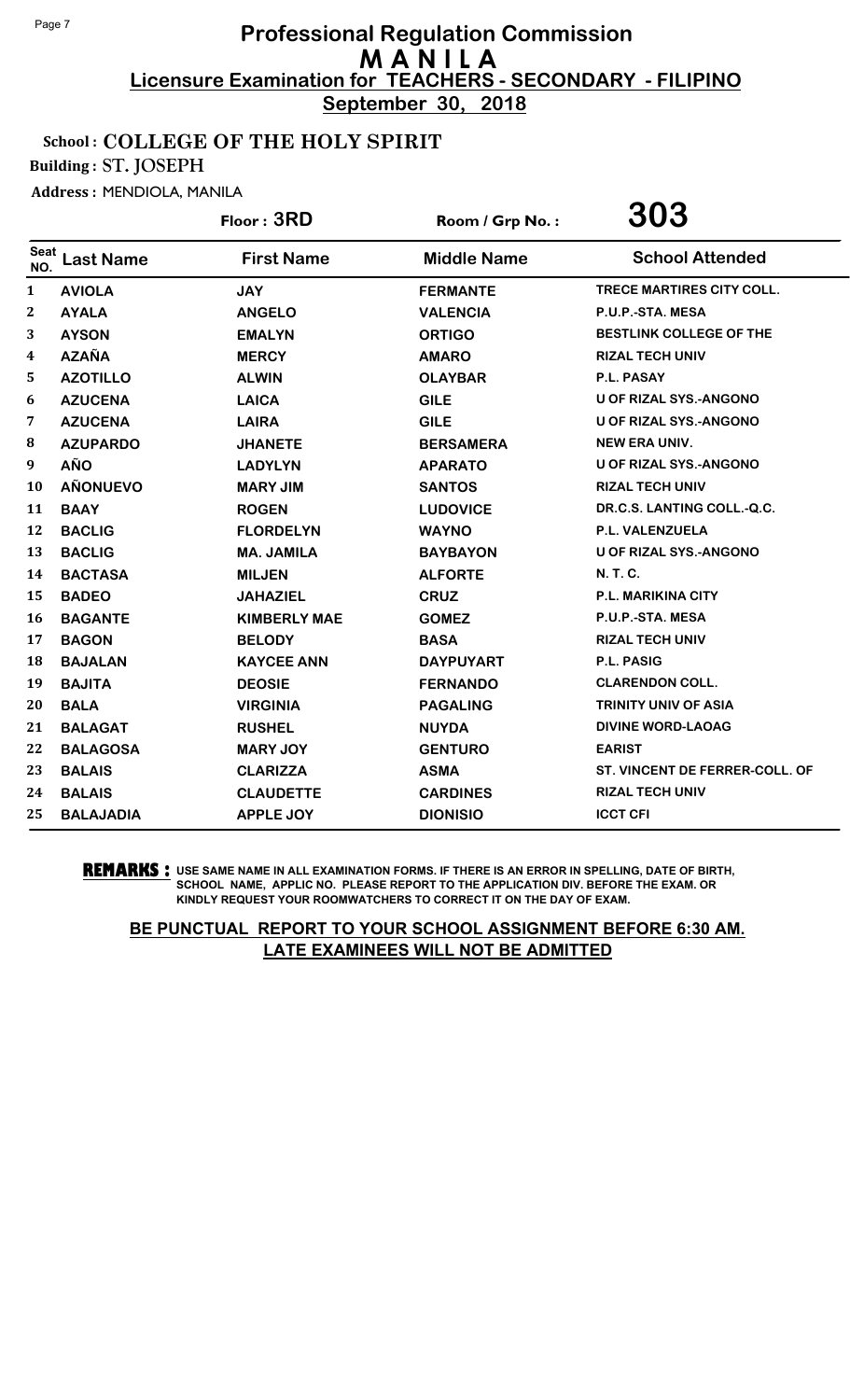# Professional Regulation Commission
# M A N I L A
## Licensure Examination for TEACHERS - SECONDARY - FILIPINO
**September 30, 2018**

**School : COLLEGE OF THE HOLY SPIRIT**

**Building : ST. JOSEPH**

**Address :** MENDIOLA, MANILA

**Floor : 3RD** | **Room / Grp No. : 303**

| Seat NO. | Last Name | First Name | Middle Name | School Attended |
|---|---|---|---|---|
| 1 | AVIOLA | JAY | FERMANTE | TRECE MARTIRES CITY COLL. |
| 2 | AYALA | ANGELO | VALENCIA | P.U.P.-STA. MESA |
| 3 | AYSON | EMALYN | ORTIGO | BESTLINK COLLEGE OF THE |
| 4 | AZAÑA | MERCY | AMARO | RIZAL TECH UNIV |
| 5 | AZOTILLO | ALWIN | OLAYBAR | P.L. PASAY |
| 6 | AZUCENA | LAICA | GILE | U OF RIZAL SYS.-ANGONO |
| 7 | AZUCENA | LAIRA | GILE | U OF RIZAL SYS.-ANGONO |
| 8 | AZUPARDO | JHANETE | BERSAMERA | NEW ERA UNIV. |
| 9 | AÑO | LADYLYN | APARATO | U OF RIZAL SYS.-ANGONO |
| 10 | AÑONUEVO | MARY JIM | SANTOS | RIZAL TECH UNIV |
| 11 | BAAY | ROGEN | LUDOVICE | DR.C.S. LANTING COLL.-Q.C. |
| 12 | BACLIG | FLORDELYN | WAYNO | P.L. VALENZUELA |
| 13 | BACLIG | MA. JAMILA | BAYBAYON | U OF RIZAL SYS.-ANGONO |
| 14 | BACTASA | MILJEN | ALFORTE | N. T. C. |
| 15 | BADEO | JAHAZIEL | CRUZ | P.L. MARIKINA CITY |
| 16 | BAGANTE | KIMBERLY MAE | GOMEZ | P.U.P.-STA. MESA |
| 17 | BAGON | BELODY | BASA | RIZAL TECH UNIV |
| 18 | BAJALAN | KAYCEE ANN | DAYPUYART | P.L. PASIG |
| 19 | BAJITA | DEOSIE | FERNANDO | CLARENDON COLL. |
| 20 | BALA | VIRGINIA | PAGALING | TRINITY UNIV OF ASIA |
| 21 | BALAGAT | RUSHEL | NUYDA | DIVINE WORD-LAOAG |
| 22 | BALAGOSA | MARY JOY | GENTURO | EARIST |
| 23 | BALAIS | CLARIZZA | ASMA | ST. VINCENT DE FERRER-COLL. OF |
| 24 | BALAIS | CLAUDETTE | CARDINES | RIZAL TECH UNIV |
| 25 | BALAJADIA | APPLE JOY | DIONISIO | ICCT CFI |

**REMARKS :** USE SAME NAME IN ALL EXAMINATION FORMS. IF THERE IS AN ERROR IN SPELLING, DATE OF BIRTH, SCHOOL NAME, APPLIC NO. PLEASE REPORT TO THE APPLICATION DIV. BEFORE THE EXAM. OR KINDLY REQUEST YOUR ROOMWATCHERS TO CORRECT IT ON THE DAY OF EXAM.

**BE PUNCTUAL REPORT TO YOUR SCHOOL ASSIGNMENT BEFORE 6:30 AM. LATE EXAMINEES WILL NOT BE ADMITTED**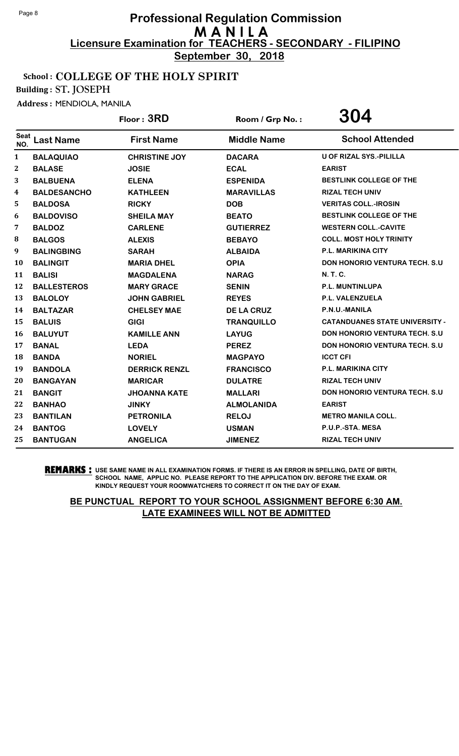# Professional Regulation Commission
# M A N I L A
## Licensure Examination for TEACHERS - SECONDARY - FILIPINO
**September 30, 2018**

**School : COLLEGE OF THE HOLY SPIRIT**

**Building : ST. JOSEPH**

**Address :** MENDIOLA, MANILA

**Floor : 3RD** | **Room / Grp No. : 304**

| Seat NO. | Last Name | First Name | Middle Name | School Attended |
|---|---|---|---|---|
| 1 | BALAQUIAO | CHRISTINE JOY | DACARA | U OF RIZAL SYS.-PILILLA |
| 2 | BALASE | JOSIE | ECAL | EARIST |
| 3 | BALBUENA | ELENA | ESPENIDA | BESTLINK COLLEGE OF THE |
| 4 | BALDESANCHO | KATHLEEN | MARAVILLAS | RIZAL TECH UNIV |
| 5 | BALDOSA | RICKY | DOB | VERITAS COLL.-IROSIN |
| 6 | BALDOVISO | SHEILA MAY | BEATO | BESTLINK COLLEGE OF THE |
| 7 | BALDOZ | CARLENE | GUTIERREZ | WESTERN COLL.-CAVITE |
| 8 | BALGOS | ALEXIS | BEBAYO | COLL. MOST HOLY TRINITY |
| 9 | BALINGBING | SARAH | ALBAIDA | P.L. MARIKINA CITY |
| 10 | BALINGIT | MARIA DHEL | OPIA | DON HONORIO VENTURA TECH. S.U |
| 11 | BALISI | MAGDALENA | NARAG | N. T. C. |
| 12 | BALLESTEROS | MARY GRACE | SENIN | P.L. MUNTINLUPA |
| 13 | BALOLOY | JOHN GABRIEL | REYES | P.L. VALENZUELA |
| 14 | BALTAZAR | CHELSEY MAE | DE LA CRUZ | P.N.U.-MANILA |
| 15 | BALUIS | GIGI | TRANQUILLO | CATANDUANES STATE UNIVERSITY - |
| 16 | BALUYUT | KAMILLE ANN | LAYUG | DON HONORIO VENTURA TECH. S.U |
| 17 | BANAL | LEDA | PEREZ | DON HONORIO VENTURA TECH. S.U |
| 18 | BANDA | NORIEL | MAGPAYO | ICCT CFI |
| 19 | BANDOLA | DERRICK RENZL | FRANCISCO | P.L. MARIKINA CITY |
| 20 | BANGAYAN | MARICAR | DULATRE | RIZAL TECH UNIV |
| 21 | BANGIT | JHOANNA KATE | MALLARI | DON HONORIO VENTURA TECH. S.U |
| 22 | BANHAO | JINKY | ALMOLANIDA | EARIST |
| 23 | BANTILAN | PETRONILA | RELOJ | METRO MANILA COLL. |
| 24 | BANTOG | LOVELY | USMAN | P.U.P.-STA. MESA |
| 25 | BANTUGAN | ANGELICA | JIMENEZ | RIZAL TECH UNIV |

**REMARKS :** USE SAME NAME IN ALL EXAMINATION FORMS. IF THERE IS AN ERROR IN SPELLING, DATE OF BIRTH, SCHOOL NAME, APPLIC NO. PLEASE REPORT TO THE APPLICATION DIV. BEFORE THE EXAM. OR KINDLY REQUEST YOUR ROOMWATCHERS TO CORRECT IT ON THE DAY OF EXAM.

**BE PUNCTUAL REPORT TO YOUR SCHOOL ASSIGNMENT BEFORE 6:30 AM.**
**LATE EXAMINEES WILL NOT BE ADMITTED**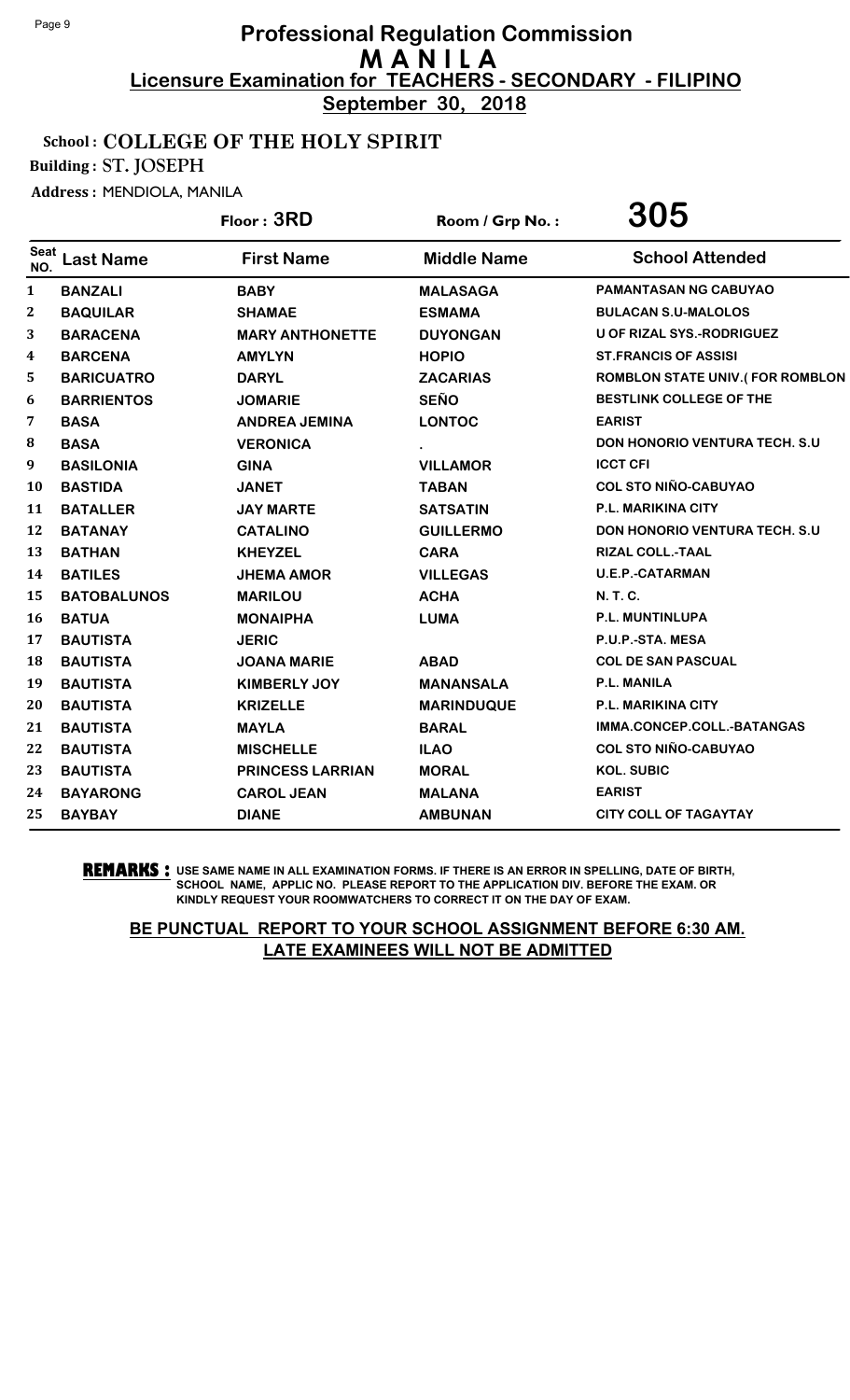# Professional Regulation Commission
# M A N I L A
## Licensure Examination for TEACHERS - SECONDARY - FILIPINO
## September 30, 2018

**School : COLLEGE OF THE HOLY SPIRIT**

**Building : ST. JOSEPH**

**Address :** MENDIOLA, MANILA

**Floor : 3RD** | **Room / Grp No. : 305**

| Seat NO. | Last Name | First Name | Middle Name | School Attended |
|---|---|---|---|---|
| 1 | BANZALI | BABY | MALASAGA | PAMANTASAN NG CABUYAO |
| 2 | BAQUILAR | SHAMAE | ESMAMA | BULACAN S.U-MALOLOS |
| 3 | BARACENA | MARY ANTHONETTE | DUYONGAN | U OF RIZAL SYS.-RODRIGUEZ |
| 4 | BARCENA | AMYLYN | HOPIO | ST.FRANCIS OF ASSISI |
| 5 | BARICUATRO | DARYL | ZACARIAS | ROMBLON STATE UNIV.( FOR ROMBLON |
| 6 | BARRIENTOS | JOMARIE | SEÑO | BESTLINK COLLEGE OF THE |
| 7 | BASA | ANDREA JEMINA | LONTOC | EARIST |
| 8 | BASA | VERONICA | . | DON HONORIO VENTURA TECH. S.U |
| 9 | BASILONIA | GINA | VILLAMOR | ICCT CFI |
| 10 | BASTIDA | JANET | TABAN | COL STO NIÑO-CABUYAO |
| 11 | BATALLER | JAY MARTE | SATSATIN | P.L. MARIKINA CITY |
| 12 | BATANAY | CATALINO | GUILLERMO | DON HONORIO VENTURA TECH. S.U |
| 13 | BATHAN | KHEYZEL | CARA | RIZAL COLL.-TAAL |
| 14 | BATILES | JHEMA AMOR | VILLEGAS | U.E.P.-CATARMAN |
| 15 | BATOBALUNOS | MARILOU | ACHA | N. T. C. |
| 16 | BATUA | MONAIPHA | LUMA | P.L. MUNTINLUPA |
| 17 | BAUTISTA | JERIC | | P.U.P.-STA. MESA |
| 18 | BAUTISTA | JOANA MARIE | ABAD | COL DE SAN PASCUAL |
| 19 | BAUTISTA | KIMBERLY JOY | MANANSALA | P.L. MANILA |
| 20 | BAUTISTA | KRIZELLE | MARINDUQUE | P.L. MARIKINA CITY |
| 21 | BAUTISTA | MAYLA | BARAL | IMMA.CONCEP.COLL.-BATANGAS |
| 22 | BAUTISTA | MISCHELLE | ILAO | COL STO NIÑO-CABUYAO |
| 23 | BAUTISTA | PRINCESS LARRIAN | MORAL | KOL. SUBIC |
| 24 | BAYARONG | CAROL JEAN | MALANA | EARIST |
| 25 | BAYBAY | DIANE | AMBUNAN | CITY COLL OF TAGAYTAY |

**REMARKS :** USE SAME NAME IN ALL EXAMINATION FORMS. IF THERE IS AN ERROR IN SPELLING, DATE OF BIRTH, SCHOOL NAME, APPLIC NO. PLEASE REPORT TO THE APPLICATION DIV. BEFORE THE EXAM. OR KINDLY REQUEST YOUR ROOMWATCHERS TO CORRECT IT ON THE DAY OF EXAM.

**BE PUNCTUAL REPORT TO YOUR SCHOOL ASSIGNMENT BEFORE 6:30 AM. LATE EXAMINEES WILL NOT BE ADMITTED**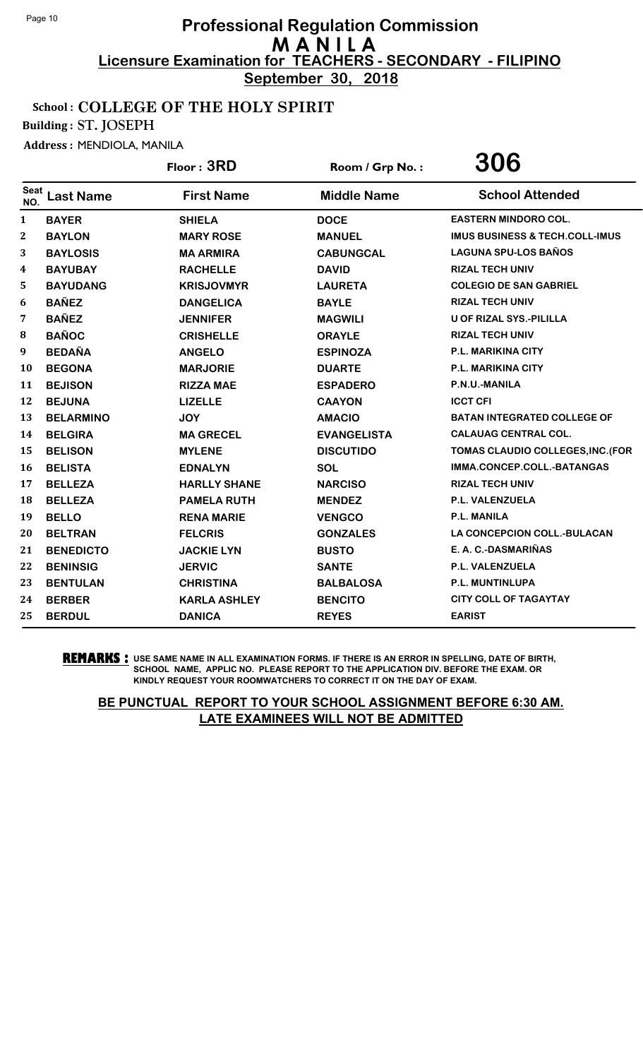# Professional Regulation Commission
## MANILA
### Licensure Examination for TEACHERS - SECONDARY - FILIPINO
**September 30, 2018**

**School : COLLEGE OF THE HOLY SPIRIT**

**Building : ST. JOSEPH**

**Address :** MENDIOLA, MANILA

**Floor : 3RD** | **Room / Grp No. : 306**

| Seat NO. | Last Name | First Name | Middle Name | School Attended |
|---|---|---|---|---|
| 1 | BAYER | SHIELA | DOCE | EASTERN MINDORO COL. |
| 2 | BAYLON | MARY ROSE | MANUEL | IMUS BUSINESS & TECH.COLL-IMUS |
| 3 | BAYLOSIS | MA ARMIRA | CABUNGCAL | LAGUNA SPU-LOS BAÑOS |
| 4 | BAYUBAY | RACHELLE | DAVID | RIZAL TECH UNIV |
| 5 | BAYUDANG | KRISJOVMYR | LAURETA | COLEGIO DE SAN GABRIEL |
| 6 | BAÑEZ | DANGELICA | BAYLE | RIZAL TECH UNIV |
| 7 | BAÑEZ | JENNIFER | MAGWILI | U OF RIZAL SYS.-PILILLA |
| 8 | BAÑOC | CRISHELLE | ORAYLE | RIZAL TECH UNIV |
| 9 | BEDAÑA | ANGELO | ESPINOZA | P.L. MARIKINA CITY |
| 10 | BEGONA | MARJORIE | DUARTE | P.L. MARIKINA CITY |
| 11 | BEJISON | RIZZA MAE | ESPADERO | P.N.U.-MANILA |
| 12 | BEJUNA | LIZELLE | CAAYON | ICCT CFI |
| 13 | BELARMINO | JOY | AMACIO | BATAN INTEGRATED COLLEGE OF |
| 14 | BELGIRA | MA GRECEL | EVANGELISTA | CALAUAG CENTRAL COL. |
| 15 | BELISON | MYLENE | DISCUTIDO | TOMAS CLAUDIO COLLEGES,INC.(FOR |
| 16 | BELISTA | EDNALYN | SOL | IMMA.CONCEP.COLL.-BATANGAS |
| 17 | BELLEZA | HARLLY SHANE | NARCISO | RIZAL TECH UNIV |
| 18 | BELLEZA | PAMELA RUTH | MENDEZ | P.L. VALENZUELA |
| 19 | BELLO | RENA MARIE | VENGCO | P.L. MANILA |
| 20 | BELTRAN | FELCRIS | GONZALES | LA CONCEPCION COLL.-BULACAN |
| 21 | BENEDICTO | JACKIE LYN | BUSTO | E. A. C.-DASMARIÑAS |
| 22 | BENINSIG | JERVIC | SANTE | P.L. VALENZUELA |
| 23 | BENTULAN | CHRISTINA | BALBALOSA | P.L. MUNTINLUPA |
| 24 | BERBER | KARLA ASHLEY | BENCITO | CITY COLL OF TAGAYTAY |
| 25 | BERDUL | DANICA | REYES | EARIST |

**REMARKS :** USE SAME NAME IN ALL EXAMINATION FORMS. IF THERE IS AN ERROR IN SPELLING, DATE OF BIRTH, SCHOOL NAME, APPLIC NO. PLEASE REPORT TO THE APPLICATION DIV. BEFORE THE EXAM. OR KINDLY REQUEST YOUR ROOMWATCHERS TO CORRECT IT ON THE DAY OF EXAM.

**BE PUNCTUAL REPORT TO YOUR SCHOOL ASSIGNMENT BEFORE 6:30 AM. LATE EXAMINEES WILL NOT BE ADMITTED**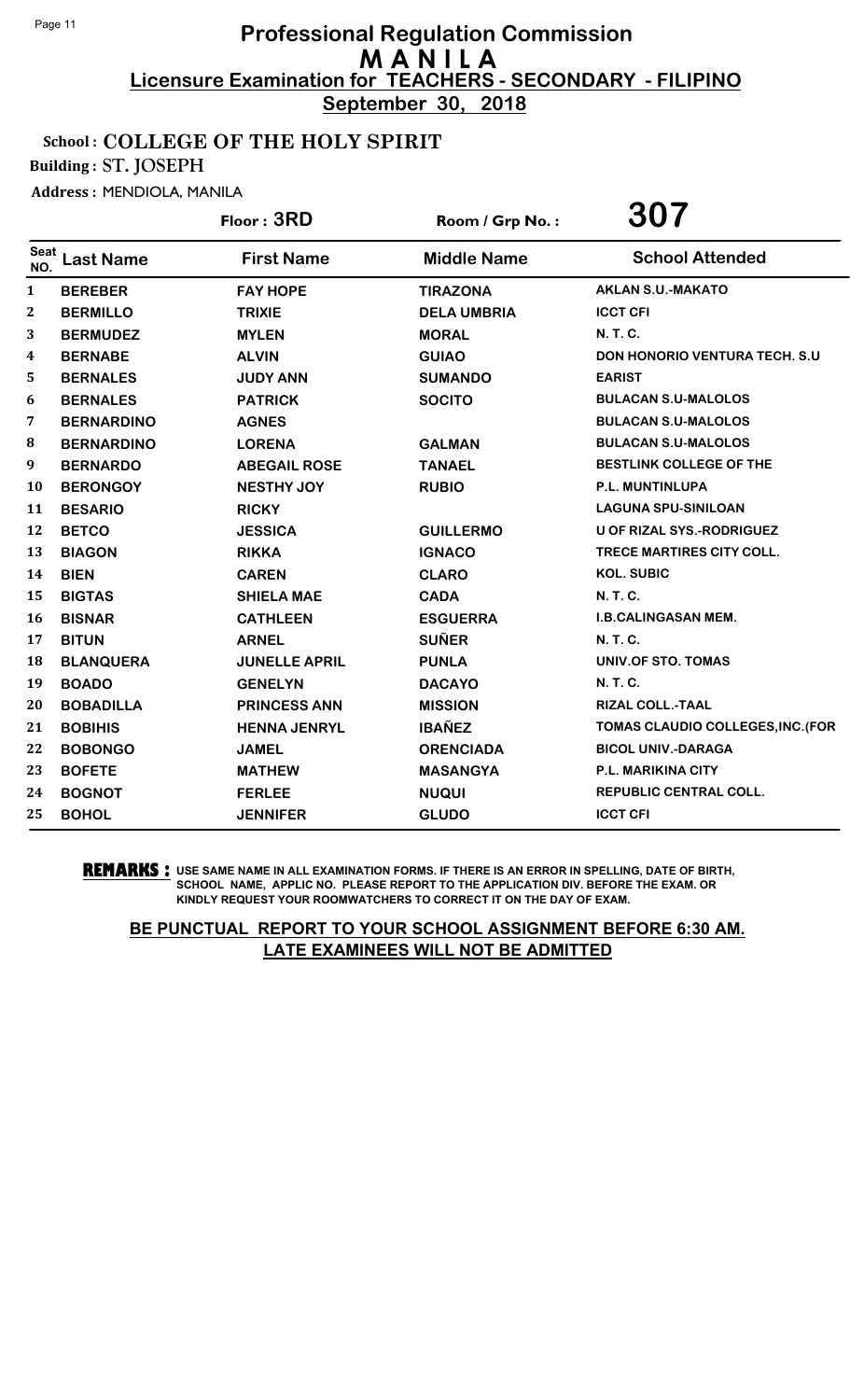# Professional Regulation Commission
## M A N I L A
### Licensure Examination for TEACHERS - SECONDARY - FILIPINO
**September 30, 2018**

**School : COLLEGE OF THE HOLY SPIRIT**

**Building : ST. JOSEPH**

**Address :** MENDIOLA, MANILA

**Floor : 3RD** | **Room / Grp No. : 307**

| Seat NO. | Last Name | First Name | Middle Name | School Attended |
|---|---|---|---|---|
| 1 | BEREBER | FAY HOPE | TIRAZONA | AKLAN S.U.-MAKATO |
| 2 | BERMILLO | TRIXIE | DELA UMBRIA | ICCT CFI |
| 3 | BERMUDEZ | MYLEN | MORAL | N. T. C. |
| 4 | BERNABE | ALVIN | GUIAO | DON HONORIO VENTURA TECH. S.U |
| 5 | BERNALES | JUDY ANN | SUMANDO | EARIST |
| 6 | BERNALES | PATRICK | SOCITO | BULACAN S.U-MALOLOS |
| 7 | BERNARDINO | AGNES | | BULACAN S.U-MALOLOS |
| 8 | BERNARDINO | LORENA | GALMAN | BULACAN S.U-MALOLOS |
| 9 | BERNARDO | ABEGAIL ROSE | TANAEL | BESTLINK COLLEGE OF THE |
| 10 | BERONGOY | NESTHY JOY | RUBIO | P.L. MUNTINLUPA |
| 11 | BESARIO | RICKY | | LAGUNA SPU-SINILOAN |
| 12 | BETCO | JESSICA | GUILLERMO | U OF RIZAL SYS.-RODRIGUEZ |
| 13 | BIAGON | RIKKA | IGNACO | TRECE MARTIRES CITY COLL. |
| 14 | BIEN | CAREN | CLARO | KOL. SUBIC |
| 15 | BIGTAS | SHIELA MAE | CADA | N. T. C. |
| 16 | BISNAR | CATHLEEN | ESGUERRA | I.B.CALINGASAN MEM. |
| 17 | BITUN | ARNEL | SUÑER | N. T. C. |
| 18 | BLANQUERA | JUNELLE APRIL | PUNLA | UNIV.OF STO. TOMAS |
| 19 | BOADO | GENELYN | DACAYO | N. T. C. |
| 20 | BOBADILLA | PRINCESS ANN | MISSION | RIZAL COLL.-TAAL |
| 21 | BOBIHIS | HENNA JENRYL | IBAÑEZ | TOMAS CLAUDIO COLLEGES,INC.(FOR |
| 22 | BOBONGO | JAMEL | ORENCIADA | BICOL UNIV.-DARAGA |
| 23 | BOFETE | MATHEW | MASANGYA | P.L. MARIKINA CITY |
| 24 | BOGNOT | FERLEE | NUQUI | REPUBLIC CENTRAL COLL. |
| 25 | BOHOL | JENNIFER | GLUDO | ICCT CFI |

**REMARKS :** USE SAME NAME IN ALL EXAMINATION FORMS. IF THERE IS AN ERROR IN SPELLING, DATE OF BIRTH, SCHOOL NAME, APPLIC NO. PLEASE REPORT TO THE APPLICATION DIV. BEFORE THE EXAM. OR KINDLY REQUEST YOUR ROOMWATCHERS TO CORRECT IT ON THE DAY OF EXAM.

**BE PUNCTUAL REPORT TO YOUR SCHOOL ASSIGNMENT BEFORE 6:30 AM. LATE EXAMINEES WILL NOT BE ADMITTED**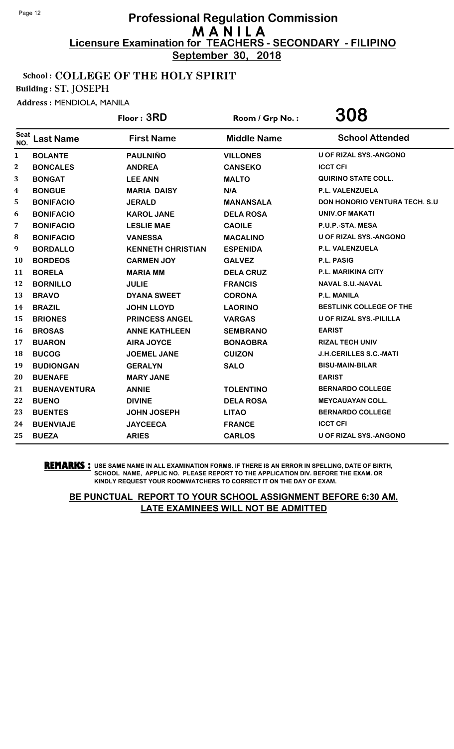# Professional Regulation Commission
## M A N I L A
### Licensure Examination for TEACHERS - SECONDARY - FILIPINO
**September 30, 2018**

**School : COLLEGE OF THE HOLY SPIRIT**

**Building : ST. JOSEPH**

**Address :** MENDIOLA, MANILA

**Floor : 3RD** | **Room / Grp No. : 308**

| Seat NO. | Last Name | First Name | Middle Name | School Attended |
|---|---|---|---|---|
| 1 | BOLANTE | PAULNIÑO | VILLONES | U OF RIZAL SYS.-ANGONO |
| 2 | BONCALES | ANDREA | CANSEKO | ICCT CFI |
| 3 | BONGAT | LEE ANN | MALTO | QUIRINO STATE COLL. |
| 4 | BONGUE | MARIA DAISY | N/A | P.L. VALENZUELA |
| 5 | BONIFACIO | JERALD | MANANSALA | DON HONORIO VENTURA TECH. S.U |
| 6 | BONIFACIO | KAROL JANE | DELA ROSA | UNIV.OF MAKATI |
| 7 | BONIFACIO | LESLIE MAE | CAOILE | P.U.P.-STA. MESA |
| 8 | BONIFACIO | VANESSA | MACALINO | U OF RIZAL SYS.-ANGONO |
| 9 | BORDALLO | KENNETH CHRISTIAN | ESPENIDA | P.L. VALENZUELA |
| 10 | BORDEOS | CARMEN JOY | GALVEZ | P.L. PASIG |
| 11 | BORELA | MARIA MM | DELA CRUZ | P.L. MARIKINA CITY |
| 12 | BORNILLO | JULIE | FRANCIS | NAVAL S.U.-NAVAL |
| 13 | BRAVO | DYANA SWEET | CORONA | P.L. MANILA |
| 14 | BRAZIL | JOHN LLOYD | LAORINO | BESTLINK COLLEGE OF THE |
| 15 | BRIONES | PRINCESS ANGEL | VARGAS | U OF RIZAL SYS.-PILILLA |
| 16 | BROSAS | ANNE KATHLEEN | SEMBRANO | EARIST |
| 17 | BUARON | AIRA JOYCE | BONAOBRA | RIZAL TECH UNIV |
| 18 | BUCOG | JOEMEL JANE | CUIZON | J.H.CERILLES S.C.-MATI |
| 19 | BUDIONGAN | GERALYN | SALO | BISU-MAIN-BILAR |
| 20 | BUENAFE | MARY JANE | | EARIST |
| 21 | BUENAVENTURA | ANNIE | TOLENTINO | BERNARDO COLLEGE |
| 22 | BUENO | DIVINE | DELA ROSA | MEYCAUAYAN COLL. |
| 23 | BUENTES | JOHN JOSEPH | LITAO | BERNARDO COLLEGE |
| 24 | BUENVIAJE | JAYCEECA | FRANCE | ICCT CFI |
| 25 | BUEZA | ARIES | CARLOS | U OF RIZAL SYS.-ANGONO |

**REMARKS :** USE SAME NAME IN ALL EXAMINATION FORMS. IF THERE IS AN ERROR IN SPELLING, DATE OF BIRTH, SCHOOL NAME, APPLIC NO. PLEASE REPORT TO THE APPLICATION DIV. BEFORE THE EXAM. OR KINDLY REQUEST YOUR ROOMWATCHERS TO CORRECT IT ON THE DAY OF EXAM.

**BE PUNCTUAL REPORT TO YOUR SCHOOL ASSIGNMENT BEFORE 6:30 AM. LATE EXAMINEES WILL NOT BE ADMITTED**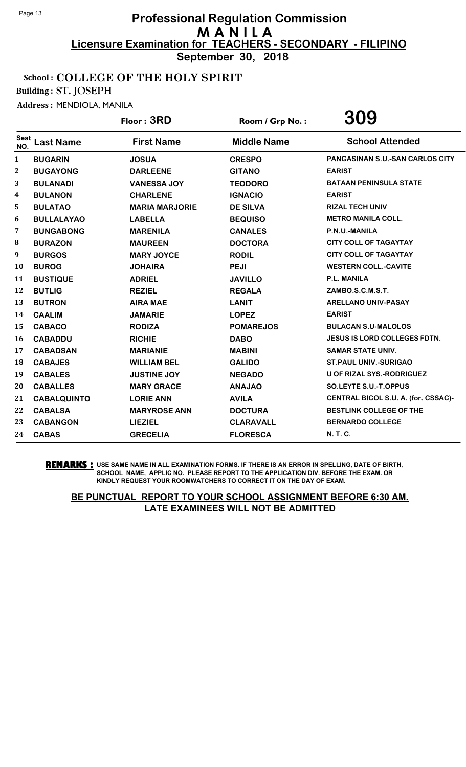# Professional Regulation Commission
## M A N I L A
### Licensure Examination for TEACHERS - SECONDARY - FILIPINO
**September 30, 2018**

**School : COLLEGE OF THE HOLY SPIRIT**

**Building : ST. JOSEPH**

**Address :** MENDIOLA, MANILA

**Floor : 3RD** | **Room / Grp No. : 309**

| Seat NO. | Last Name | First Name | Middle Name | School Attended |
|---|---|---|---|---|
| 1 | BUGARIN | JOSUA | CRESPO | PANGASINAN S.U.-SAN CARLOS CITY |
| 2 | BUGAYONG | DARLEENE | GITANO | EARIST |
| 3 | BULANADI | VANESSA JOY | TEODORO | BATAAN PENINSULA STATE |
| 4 | BULANON | CHARLENE | IGNACIO | EARIST |
| 5 | BULATAO | MARIA MARJORIE | DE SILVA | RIZAL TECH UNIV |
| 6 | BULLALAYAO | LABELLA | BEQUISO | METRO MANILA COLL. |
| 7 | BUNGABONG | MARENILA | CANALES | P.N.U.-MANILA |
| 8 | BURAZON | MAUREEN | DOCTORA | CITY COLL OF TAGAYTAY |
| 9 | BURGOS | MARY JOYCE | RODIL | CITY COLL OF TAGAYTAY |
| 10 | BUROG | JOHAIRA | PEJI | WESTERN COLL.-CAVITE |
| 11 | BUSTIQUE | ADRIEL | JAVILLO | P.L. MANILA |
| 12 | BUTLIG | REZIEL | REGALA | ZAMBO.S.C.M.S.T. |
| 13 | BUTRON | AIRA MAE | LANIT | ARELLANO UNIV-PASAY |
| 14 | CAALIM | JAMARIE | LOPEZ | EARIST |
| 15 | CABACO | RODIZA | POMAREJOS | BULACAN S.U-MALOLOS |
| 16 | CABADDU | RICHIE | DABO | JESUS IS LORD COLLEGES FDTN. |
| 17 | CABADSAN | MARIANIE | MABINI | SAMAR STATE UNIV. |
| 18 | CABAJES | WILLIAM BEL | GALIDO | ST.PAUL UNIV.-SURIGAO |
| 19 | CABALES | JUSTINE JOY | NEGADO | U OF RIZAL SYS.-RODRIGUEZ |
| 20 | CABALLES | MARY GRACE | ANAJAO | SO.LEYTE S.U.-T.OPPUS |
| 21 | CABALQUINTO | LORIE ANN | AVILA | CENTRAL BICOL S.U. A. (for. CSSAC)- |
| 22 | CABALSA | MARYROSE ANN | DOCTURA | BESTLINK COLLEGE OF THE |
| 23 | CABANGON | LIEZIEL | CLARAVALL | BERNARDO COLLEGE |
| 24 | CABAS | GRECELIA | FLORESCA | N. T. C. |

**REMARKS :** USE SAME NAME IN ALL EXAMINATION FORMS. IF THERE IS AN ERROR IN SPELLING, DATE OF BIRTH, SCHOOL NAME, APPLIC NO. PLEASE REPORT TO THE APPLICATION DIV. BEFORE THE EXAM. OR KINDLY REQUEST YOUR ROOMWATCHERS TO CORRECT IT ON THE DAY OF EXAM.

**BE PUNCTUAL REPORT TO YOUR SCHOOL ASSIGNMENT BEFORE 6:30 AM. LATE EXAMINEES WILL NOT BE ADMITTED**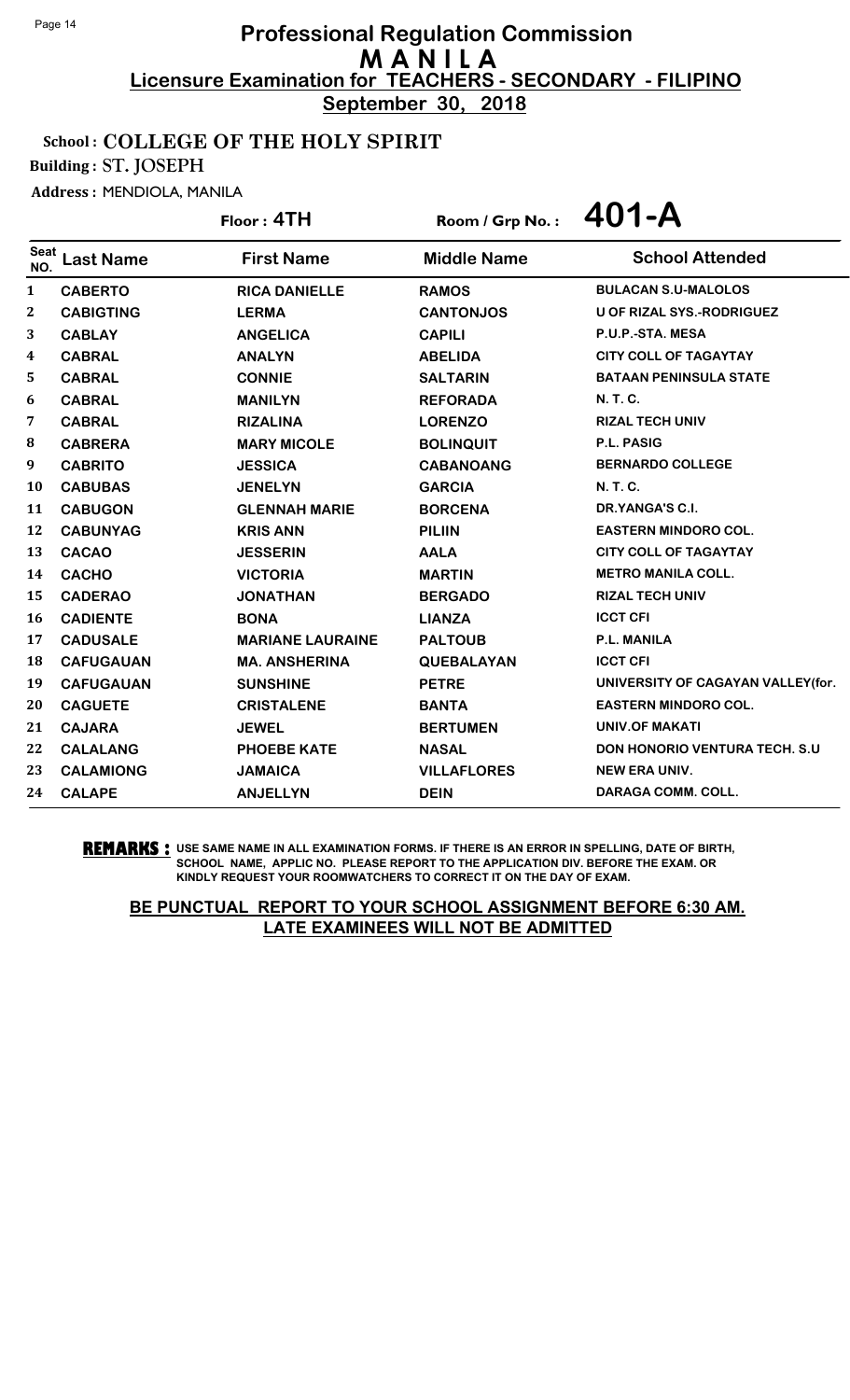# Professional Regulation Commission
## M A N I L A
## Licensure Examination for TEACHERS - SECONDARY - FILIPINO
## September 30, 2018

**School : COLLEGE OF THE HOLY SPIRIT**

**Building : ST. JOSEPH**

**Address : MENDIOLA, MANILA**

**Floor : 4TH** | **Room / Grp No. : 401-A**

| Seat NO. | Last Name | First Name | Middle Name | School Attended |
|---|---|---|---|---|
| 1 | CABERTO | RICA DANIELLE | RAMOS | BULACAN S.U-MALOLOS |
| 2 | CABIGTING | LERMA | CANTONJOS | U OF RIZAL SYS.-RODRIGUEZ |
| 3 | CABLAY | ANGELICA | CAPILI | P.U.P.-STA. MESA |
| 4 | CABRAL | ANALYN | ABELIDA | CITY COLL OF TAGAYTAY |
| 5 | CABRAL | CONNIE | SALTARIN | BATAAN PENINSULA STATE |
| 6 | CABRAL | MANILYN | REFORADA | N. T. C. |
| 7 | CABRAL | RIZALINA | LORENZO | RIZAL TECH UNIV |
| 8 | CABRERA | MARY MICOLE | BOLINQUIT | P.L. PASIG |
| 9 | CABRITO | JESSICA | CABANOANG | BERNARDO COLLEGE |
| 10 | CABUBAS | JENELYN | GARCIA | N. T. C. |
| 11 | CABUGON | GLENNAH MARIE | BORCENA | DR.YANGA'S C.I. |
| 12 | CABUNYAG | KRIS ANN | PILIIN | EASTERN MINDORO COL. |
| 13 | CACAO | JESSERIN | AALA | CITY COLL OF TAGAYTAY |
| 14 | CACHO | VICTORIA | MARTIN | METRO MANILA COLL. |
| 15 | CADERAO | JONATHAN | BERGADO | RIZAL TECH UNIV |
| 16 | CADIENTE | BONA | LIANZA | ICCT CFI |
| 17 | CADUSALE | MARIANE LAURAINE | PALTOUB | P.L. MANILA |
| 18 | CAFUGAUAN | MA. ANSHERINA | QUEBALAYAN | ICCT CFI |
| 19 | CAFUGAUAN | SUNSHINE | PETRE | UNIVERSITY OF CAGAYAN VALLEY(for. |
| 20 | CAGUETE | CRISTALENE | BANTA | EASTERN MINDORO COL. |
| 21 | CAJARA | JEWEL | BERTUMEN | UNIV.OF MAKATI |
| 22 | CALALANG | PHOEBE KATE | NASAL | DON HONORIO VENTURA TECH. S.U |
| 23 | CALAMIONG | JAMAICA | VILLAFLORES | NEW ERA UNIV. |
| 24 | CALAPE | ANJELLYN | DEIN | DARAGA COMM. COLL. |

**REMARKS :** USE SAME NAME IN ALL EXAMINATION FORMS. IF THERE IS AN ERROR IN SPELLING, DATE OF BIRTH, SCHOOL NAME, APPLIC NO. PLEASE REPORT TO THE APPLICATION DIV. BEFORE THE EXAM. OR KINDLY REQUEST YOUR ROOMWATCHERS TO CORRECT IT ON THE DAY OF EXAM.

**BE PUNCTUAL REPORT TO YOUR SCHOOL ASSIGNMENT BEFORE 6:30 AM. LATE EXAMINEES WILL NOT BE ADMITTED**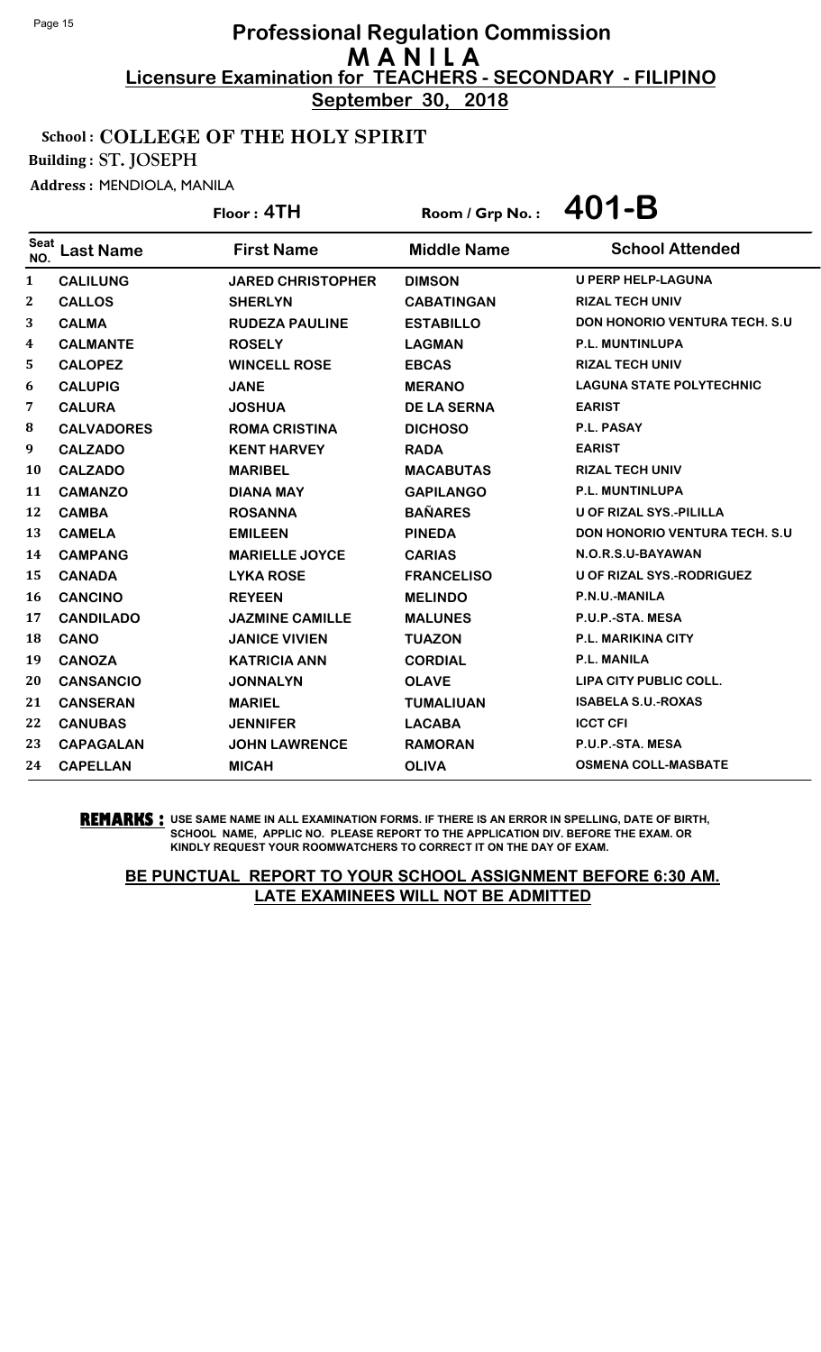# Professional Regulation Commission
# M A N I L A
## Licensure Examination for TEACHERS - SECONDARY - FILIPINO
**September 30, 2018**

**School : COLLEGE OF THE HOLY SPIRIT**

**Building : ST. JOSEPH**

**Address :** MENDIOLA, MANILA

**Floor : 4TH** &nbsp;&nbsp;&nbsp; **Room / Grp No. : 401-B**

| Seat NO. | Last Name | First Name | Middle Name | School Attended |
|---|---|---|---|---|
| 1 | CALILUNG | JARED CHRISTOPHER | DIMSON | U PERP HELP-LAGUNA |
| 2 | CALLOS | SHERLYN | CABATINGAN | RIZAL TECH UNIV |
| 3 | CALMA | RUDEZA PAULINE | ESTABILLO | DON HONORIO VENTURA TECH. S.U |
| 4 | CALMANTE | ROSELY | LAGMAN | P.L. MUNTINLUPA |
| 5 | CALOPEZ | WINCELL ROSE | EBCAS | RIZAL TECH UNIV |
| 6 | CALUPIG | JANE | MERANO | LAGUNA STATE POLYTECHNIC |
| 7 | CALURA | JOSHUA | DE LA SERNA | EARIST |
| 8 | CALVADORES | ROMA CRISTINA | DICHOSO | P.L. PASAY |
| 9 | CALZADO | KENT HARVEY | RADA | EARIST |
| 10 | CALZADO | MARIBEL | MACABUTAS | RIZAL TECH UNIV |
| 11 | CAMANZO | DIANA MAY | GAPILANGO | P.L. MUNTINLUPA |
| 12 | CAMBA | ROSANNA | BAÑARES | U OF RIZAL SYS.-PILILLA |
| 13 | CAMELA | EMILEEN | PINEDA | DON HONORIO VENTURA TECH. S.U |
| 14 | CAMPANG | MARIELLE JOYCE | CARIAS | N.O.R.S.U-BAYAWAN |
| 15 | CANADA | LYKA ROSE | FRANCELISO | U OF RIZAL SYS.-RODRIGUEZ |
| 16 | CANCINO | REYEEN | MELINDO | P.N.U.-MANILA |
| 17 | CANDILADO | JAZMINE CAMILLE | MALUNES | P.U.P.-STA. MESA |
| 18 | CANO | JANICE VIVIEN | TUAZON | P.L. MARIKINA CITY |
| 19 | CANOZA | KATRICIA ANN | CORDIAL | P.L. MANILA |
| 20 | CANSANCIO | JONNALYN | OLAVE | LIPA CITY PUBLIC COLL. |
| 21 | CANSERAN | MARIEL | TUMALIUAN | ISABELA S.U.-ROXAS |
| 22 | CANUBAS | JENNIFER | LACABA | ICCT CFI |
| 23 | CAPAGALAN | JOHN LAWRENCE | RAMORAN | P.U.P.-STA. MESA |
| 24 | CAPELLAN | MICAH | OLIVA | OSMENA COLL-MASBATE |

**REMARKS :** USE SAME NAME IN ALL EXAMINATION FORMS. IF THERE IS AN ERROR IN SPELLING, DATE OF BIRTH, SCHOOL NAME, APPLIC NO. PLEASE REPORT TO THE APPLICATION DIV. BEFORE THE EXAM. OR KINDLY REQUEST YOUR ROOMWATCHERS TO CORRECT IT ON THE DAY OF EXAM.

**BE PUNCTUAL REPORT TO YOUR SCHOOL ASSIGNMENT BEFORE 6:30 AM. LATE EXAMINEES WILL NOT BE ADMITTED**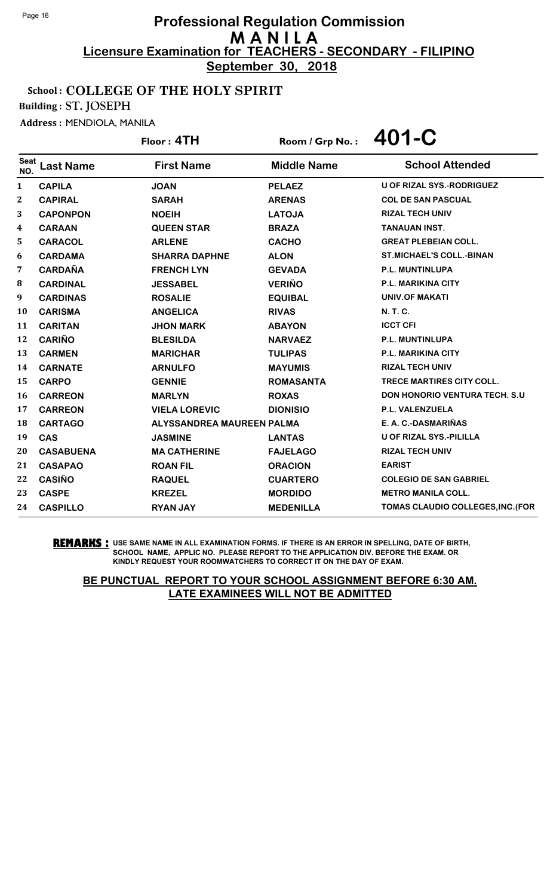# Professional Regulation Commission
## M A N I L A
### Licensure Examination for TEACHERS - SECONDARY - FILIPINO
**September 30, 2018**

**School : COLLEGE OF THE HOLY SPIRIT**

**Building : ST. JOSEPH**

**Address :** MENDIOLA, MANILA

**Floor : 4TH** | **Room / Grp No. : 401-C**

| Seat NO. | Last Name | First Name | Middle Name | School Attended |
|---|---|---|---|---|
| 1 | CAPILA | JOAN | PELAEZ | U OF RIZAL SYS.-RODRIGUEZ |
| 2 | CAPIRAL | SARAH | ARENAS | COL DE SAN PASCUAL |
| 3 | CAPONPON | NOEIH | LATOJA | RIZAL TECH UNIV |
| 4 | CARAAN | QUEEN STAR | BRAZA | TANAUAN INST. |
| 5 | CARACOL | ARLENE | CACHO | GREAT PLEBEIAN COLL. |
| 6 | CARDAMA | SHARRA DAPHNE | ALON | ST.MICHAEL'S COLL.-BINAN |
| 7 | CARDAÑA | FRENCH LYN | GEVADA | P.L. MUNTINLUPA |
| 8 | CARDINAL | JESSABEL | VERIÑO | P.L. MARIKINA CITY |
| 9 | CARDINAS | ROSALIE | EQUIBAL | UNIV.OF MAKATI |
| 10 | CARISMA | ANGELICA | RIVAS | N. T. C. |
| 11 | CARITAN | JHON MARK | ABAYON | ICCT CFI |
| 12 | CARIÑO | BLESILDA | NARVAEZ | P.L. MUNTINLUPA |
| 13 | CARMEN | MARICHAR | TULIPAS | P.L. MARIKINA CITY |
| 14 | CARNATE | ARNULFO | MAYUMIS | RIZAL TECH UNIV |
| 15 | CARPO | GENNIE | ROMASANTA | TRECE MARTIRES CITY COLL. |
| 16 | CARREON | MARLYN | ROXAS | DON HONORIO VENTURA TECH. S.U |
| 17 | CARREON | VIELA LOREVIC | DIONISIO | P.L. VALENZUELA |
| 18 | CARTAGO | ALYSSANDREA MAUREEN | PALMA | E. A. C.-DASMARIÑAS |
| 19 | CAS | JASMINE | LANTAS | U OF RIZAL SYS.-PILILLA |
| 20 | CASABUENA | MA CATHERINE | FAJELAGO | RIZAL TECH UNIV |
| 21 | CASAPAO | ROAN FIL | ORACION | EARIST |
| 22 | CASIÑO | RAQUEL | CUARTERO | COLEGIO DE SAN GABRIEL |
| 23 | CASPE | KREZEL | MORDIDO | METRO MANILA COLL. |
| 24 | CASPILLO | RYAN JAY | MEDENILLA | TOMAS CLAUDIO COLLEGES,INC.(FOR |

**REMARKS :** USE SAME NAME IN ALL EXAMINATION FORMS. IF THERE IS AN ERROR IN SPELLING, DATE OF BIRTH, SCHOOL NAME, APPLIC NO. PLEASE REPORT TO THE APPLICATION DIV. BEFORE THE EXAM. OR KINDLY REQUEST YOUR ROOMWATCHERS TO CORRECT IT ON THE DAY OF EXAM.

**BE PUNCTUAL REPORT TO YOUR SCHOOL ASSIGNMENT BEFORE 6:30 AM. LATE EXAMINEES WILL NOT BE ADMITTED**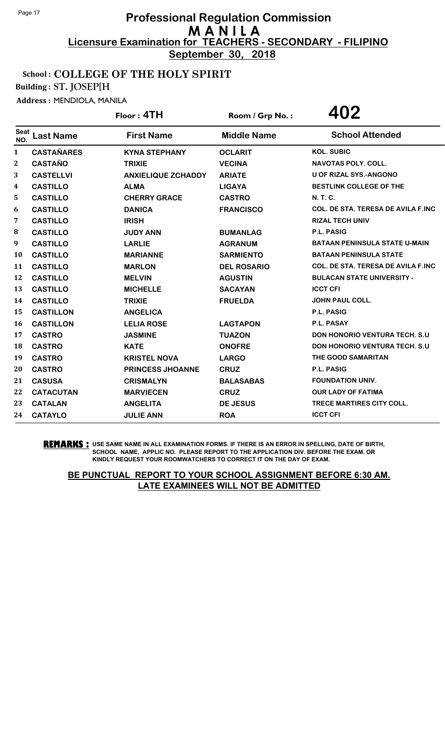# Professional Regulation Commission
# MANILA
## Licensure Examination for TEACHERS - SECONDARY - FILIPINO
**September 30, 2018**

School : COLLEGE OF THE HOLY SPIRIT
Building : ST. JOSEP[H
Address : MENDIOLA, MANILA

Floor : 4TH    Room / Grp No. : 402

| Seat NO. | Last Name | First Name | Middle Name | School Attended |
|---|---|---|---|---|
| 1 | CASTAÑARES | KYNA STEPHANY | OCLARIT | KOL. SUBIC |
| 2 | CASTAÑO | TRIXIE | VECINA | NAVOTAS POLY. COLL. |
| 3 | CASTELLVI | ANXIELIQUE ZCHADDY | ARIATE | U OF RIZAL SYS.-ANGONO |
| 4 | CASTILLO | ALMA | LIGAYA | BESTLINK COLLEGE OF THE |
| 5 | CASTILLO | CHERRY GRACE | CASTRO | N. T. C. |
| 6 | CASTILLO | DANICA | FRANCISCO | COL. DE STA. TERESA DE AVILA F.INC |
| 7 | CASTILLO | IRISH | | RIZAL TECH UNIV |
| 8 | CASTILLO | JUDY ANN | BUMANLAG | P.L. PASIG |
| 9 | CASTILLO | LARLIE | AGRANUM | BATAAN PENINSULA STATE U-MAIN |
| 10 | CASTILLO | MARIANNE | SARMIENTO | BATAAN PENINSULA STATE |
| 11 | CASTILLO | MARLON | DEL ROSARIO | COL. DE STA. TERESA DE AVILA F.INC |
| 12 | CASTILLO | MELVIN | AGUSTIN | BULACAN STATE UNIVERSITY - |
| 13 | CASTILLO | MICHELLE | SACAYAN | ICCT CFI |
| 14 | CASTILLO | TRIXIE | FRUELDA | JOHN PAUL COLL. |
| 15 | CASTILLON | ANGELICA | | P.L. PASIG |
| 16 | CASTILLON | LELIA ROSE | LAGTAPON | P.L. PASAY |
| 17 | CASTRO | JASMINE | TUAZON | DON HONORIO VENTURA TECH. S.U |
| 18 | CASTRO | KATE | ONOFRE | DON HONORIO VENTURA TECH. S.U |
| 19 | CASTRO | KRISTEL NOVA | LARGO | THE GOOD SAMARITAN |
| 20 | CASTRO | PRINCESS JHOANNE | CRUZ | P.L. PASIG |
| 21 | CASUSA | CRISMALYN | BALASABAS | FOUNDATION UNIV. |
| 22 | CATACUTAN | MARVIECEN | CRUZ | OUR LADY OF FATIMA |
| 23 | CATALAN | ANGELITA | DE JESUS | TRECE MARTIRES CITY COLL. |
| 24 | CATAYLO | JULIE ANN | ROA | ICCT CFI |

**REMARKS :** USE SAME NAME IN ALL EXAMINATION FORMS. IF THERE IS AN ERROR IN SPELLING, DATE OF BIRTH, SCHOOL NAME, APPLIC NO. PLEASE REPORT TO THE APPLICATION DIV. BEFORE THE EXAM. OR KINDLY REQUEST YOUR ROOMWATCHERS TO CORRECT IT ON THE DAY OF EXAM.

**BE PUNCTUAL REPORT TO YOUR SCHOOL ASSIGNMENT BEFORE 6:30 AM. LATE EXAMINEES WILL NOT BE ADMITTED**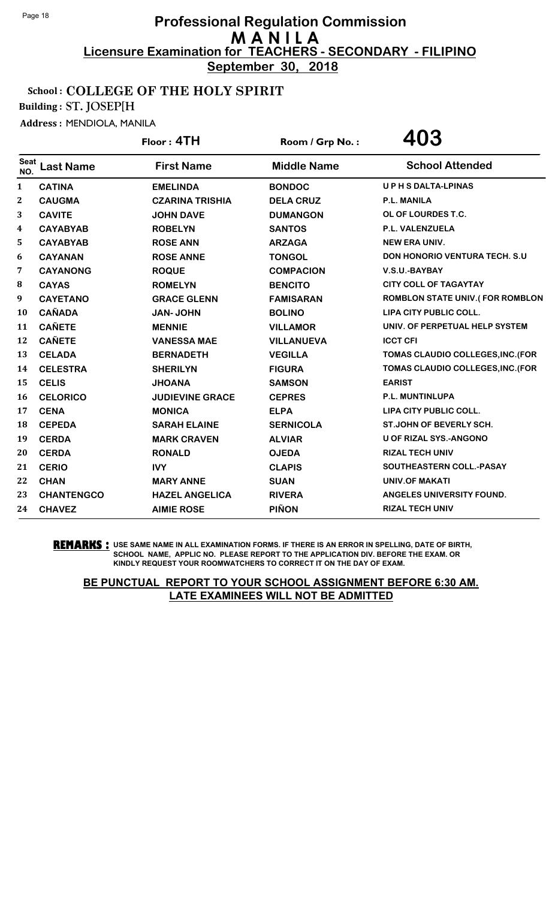# Professional Regulation Commission
## M A N I L A
### Licensure Examination for TEACHERS - SECONDARY - FILIPINO
**September 30, 2018**

**School : COLLEGE OF THE HOLY SPIRIT**

**Building : ST. JOSEP[H**

**Address :** MENDIOLA, MANILA

**Floor : 4TH** | **Room / Grp No. : 403**

| Seat NO. | Last Name | First Name | Middle Name | School Attended |
|---|---|---|---|---|
| 1 | CATINA | EMELINDA | BONDOC | U P H S DALTA-LPINAS |
| 2 | CAUGMA | CZARINA TRISHIA | DELA CRUZ | P.L. MANILA |
| 3 | CAVITE | JOHN DAVE | DUMANGON | OL OF LOURDES T.C. |
| 4 | CAYABYAB | ROBELYN | SANTOS | P.L. VALENZUELA |
| 5 | CAYABYAB | ROSE ANN | ARZAGA | NEW ERA UNIV. |
| 6 | CAYANAN | ROSE ANNE | TONGOL | DON HONORIO VENTURA TECH. S.U |
| 7 | CAYANONG | ROQUE | COMPACION | V.S.U.-BAYBAY |
| 8 | CAYAS | ROMELYN | BENCITO | CITY COLL OF TAGAYTAY |
| 9 | CAYETANO | GRACE GLENN | FAMISARAN | ROMBLON STATE UNIV.( FOR ROMBLON |
| 10 | CAÑADA | JAN- JOHN | BOLINO | LIPA CITY PUBLIC COLL. |
| 11 | CAÑETE | MENNIE | VILLAMOR | UNIV. OF PERPETUAL HELP SYSTEM |
| 12 | CAÑETE | VANESSA MAE | VILLANUEVA | ICCT CFI |
| 13 | CELADA | BERNADETH | VEGILLA | TOMAS CLAUDIO COLLEGES,INC.(FOR |
| 14 | CELESTRA | SHERILYN | FIGURA | TOMAS CLAUDIO COLLEGES,INC.(FOR |
| 15 | CELIS | JHOANA | SAMSON | EARIST |
| 16 | CELORICO | JUDIEVINE GRACE | CEPRES | P.L. MUNTINLUPA |
| 17 | CENA | MONICA | ELPA | LIPA CITY PUBLIC COLL. |
| 18 | CEPEDA | SARAH ELAINE | SERNICOLA | ST.JOHN OF BEVERLY SCH. |
| 19 | CERDA | MARK CRAVEN | ALVIAR | U OF RIZAL SYS.-ANGONO |
| 20 | CERDA | RONALD | OJEDA | RIZAL TECH UNIV |
| 21 | CERIO | IVY | CLAPIS | SOUTHEASTERN COLL.-PASAY |
| 22 | CHAN | MARY ANNE | SUAN | UNIV.OF MAKATI |
| 23 | CHANTENGCO | HAZEL ANGELICA | RIVERA | ANGELES UNIVERSITY FOUND. |
| 24 | CHAVEZ | AIMIE ROSE | PIÑON | RIZAL TECH UNIV |

**REMARKS :** USE SAME NAME IN ALL EXAMINATION FORMS. IF THERE IS AN ERROR IN SPELLING, DATE OF BIRTH, SCHOOL NAME, APPLIC NO. PLEASE REPORT TO THE APPLICATION DIV. BEFORE THE EXAM. OR KINDLY REQUEST YOUR ROOMWATCHERS TO CORRECT IT ON THE DAY OF EXAM.

**BE PUNCTUAL REPORT TO YOUR SCHOOL ASSIGNMENT BEFORE 6:30 AM. LATE EXAMINEES WILL NOT BE ADMITTED**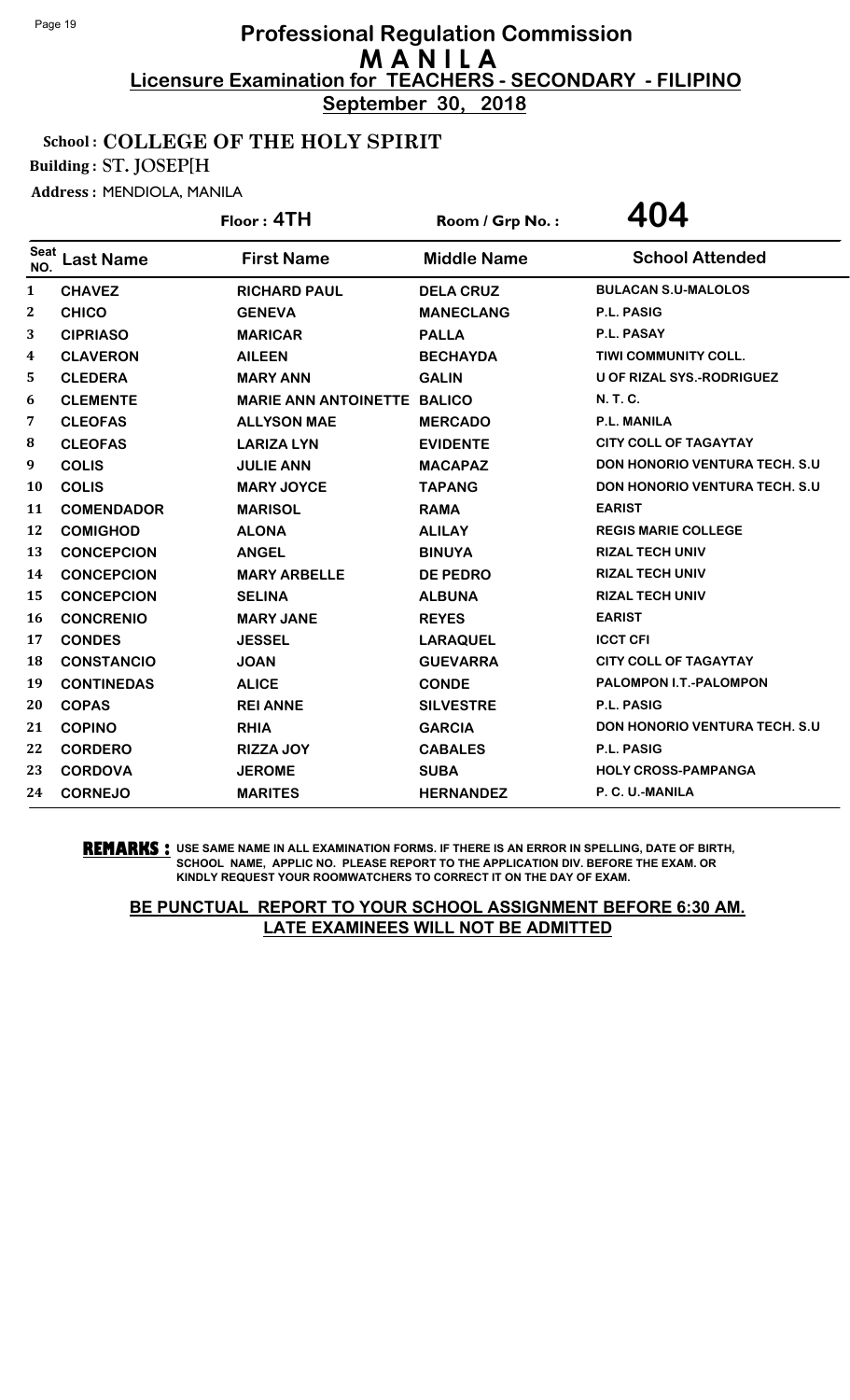# Professional Regulation Commission
## M A N I L A
### Licensure Examination for TEACHERS - SECONDARY - FILIPINO
**September 30, 2018**

**School : COLLEGE OF THE HOLY SPIRIT**

**Building : ST. JOSEP[H**

**Address :** MENDIOLA, MANILA

**Floor : 4TH** | **Room / Grp No. : 404**

| Seat NO. | Last Name | First Name | Middle Name | School Attended |
|---|---|---|---|---|
| 1 | CHAVEZ | RICHARD PAUL | DELA CRUZ | BULACAN S.U-MALOLOS |
| 2 | CHICO | GENEVA | MANECLANG | P.L. PASIG |
| 3 | CIPRIASO | MARICAR | PALLA | P.L. PASAY |
| 4 | CLAVERON | AILEEN | BECHAYDA | TIWI COMMUNITY COLL. |
| 5 | CLEDERA | MARY ANN | GALIN | U OF RIZAL SYS.-RODRIGUEZ |
| 6 | CLEMENTE | MARIE ANN ANTOINETTE | BALICO | N. T. C. |
| 7 | CLEOFAS | ALLYSON MAE | MERCADO | P.L. MANILA |
| 8 | CLEOFAS | LARIZA LYN | EVIDENTE | CITY COLL OF TAGAYTAY |
| 9 | COLIS | JULIE ANN | MACAPAZ | DON HONORIO VENTURA TECH. S.U |
| 10 | COLIS | MARY JOYCE | TAPANG | DON HONORIO VENTURA TECH. S.U |
| 11 | COMENDADOR | MARISOL | RAMA | EARIST |
| 12 | COMIGHOD | ALONA | ALILAY | REGIS MARIE COLLEGE |
| 13 | CONCEPCION | ANGEL | BINUYA | RIZAL TECH UNIV |
| 14 | CONCEPCION | MARY ARBELLE | DE PEDRO | RIZAL TECH UNIV |
| 15 | CONCEPCION | SELINA | ALBUNA | RIZAL TECH UNIV |
| 16 | CONCRENIO | MARY JANE | REYES | EARIST |
| 17 | CONDES | JESSEL | LARAQUEL | ICCT CFI |
| 18 | CONSTANCIO | JOAN | GUEVARRA | CITY COLL OF TAGAYTAY |
| 19 | CONTINEDAS | ALICE | CONDE | PALOMPON I.T.-PALOMPON |
| 20 | COPAS | REI ANNE | SILVESTRE | P.L. PASIG |
| 21 | COPINO | RHIA | GARCIA | DON HONORIO VENTURA TECH. S.U |
| 22 | CORDERO | RIZZA JOY | CABALES | P.L. PASIG |
| 23 | CORDOVA | JEROME | SUBA | HOLY CROSS-PAMPANGA |
| 24 | CORNEJO | MARITES | HERNANDEZ | P. C. U.-MANILA |

**REMARKS :** USE SAME NAME IN ALL EXAMINATION FORMS. IF THERE IS AN ERROR IN SPELLING, DATE OF BIRTH, SCHOOL NAME, APPLIC NO. PLEASE REPORT TO THE APPLICATION DIV. BEFORE THE EXAM. OR KINDLY REQUEST YOUR ROOMWATCHERS TO CORRECT IT ON THE DAY OF EXAM.

**BE PUNCTUAL REPORT TO YOUR SCHOOL ASSIGNMENT BEFORE 6:30 AM. LATE EXAMINEES WILL NOT BE ADMITTED**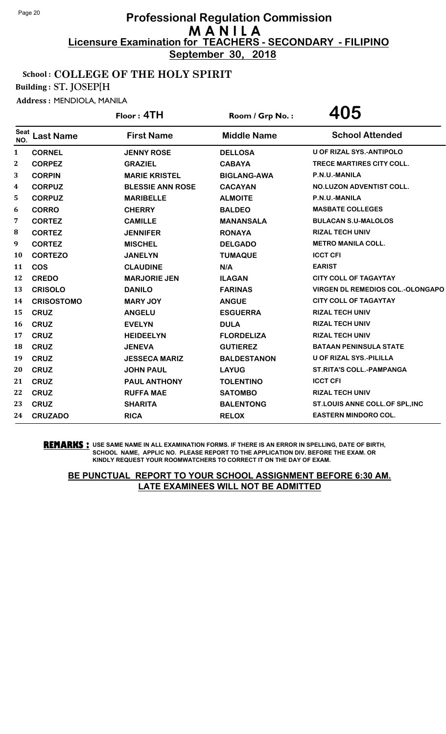# Professional Regulation Commission
## M A N I L A
### Licensure Examination for TEACHERS - SECONDARY - FILIPINO
**September 30, 2018**

**School : COLLEGE OF THE HOLY SPIRIT**

**Building : ST. JOSEP[H**

**Address :** MENDIOLA, MANILA

**Floor : 4TH** | **Room / Grp No. : 405**

| Seat NO. | Last Name | First Name | Middle Name | School Attended |
|---|---|---|---|---|
| 1 | CORNEL | JENNY ROSE | DELLOSA | U OF RIZAL SYS.-ANTIPOLO |
| 2 | CORPEZ | GRAZIEL | CABAYA | TRECE MARTIRES CITY COLL. |
| 3 | CORPIN | MARIE KRISTEL | BIGLANG-AWA | P.N.U.-MANILA |
| 4 | CORPUZ | BLESSIE ANN ROSE | CACAYAN | NO.LUZON ADVENTIST COLL. |
| 5 | CORPUZ | MARIBELLE | ALMOITE | P.N.U.-MANILA |
| 6 | CORRO | CHERRY | BALDEO | MASBATE COLLEGES |
| 7 | CORTEZ | CAMILLE | MANANSALA | BULACAN S.U-MALOLOS |
| 8 | CORTEZ | JENNIFER | RONAYA | RIZAL TECH UNIV |
| 9 | CORTEZ | MISCHEL | DELGADO | METRO MANILA COLL. |
| 10 | CORTEZO | JANELYN | TUMAQUE | ICCT CFI |
| 11 | COS | CLAUDINE | N/A | EARIST |
| 12 | CREDO | MARJORIE JEN | ILAGAN | CITY COLL OF TAGAYTAY |
| 13 | CRISOLO | DANILO | FARINAS | VIRGEN DL REMEDIOS COL.-OLONGAPO |
| 14 | CRISOSTOMO | MARY JOY | ANGUE | CITY COLL OF TAGAYTAY |
| 15 | CRUZ | ANGELU | ESGUERRA | RIZAL TECH UNIV |
| 16 | CRUZ | EVELYN | DULA | RIZAL TECH UNIV |
| 17 | CRUZ | HEIDEELYN | FLORDELIZA | RIZAL TECH UNIV |
| 18 | CRUZ | JENEVA | GUTIEREZ | BATAAN PENINSULA STATE |
| 19 | CRUZ | JESSECA MARIZ | BALDESTANON | U OF RIZAL SYS.-PILILLA |
| 20 | CRUZ | JOHN PAUL | LAYUG | ST.RITA'S COLL.-PAMPANGA |
| 21 | CRUZ | PAUL ANTHONY | TOLENTINO | ICCT CFI |
| 22 | CRUZ | RUFFA MAE | SATOMBO | RIZAL TECH UNIV |
| 23 | CRUZ | SHARITA | BALENTONG | ST.LOUIS ANNE COLL.OF SPL,INC |
| 24 | CRUZADO | RICA | RELOX | EASTERN MINDORO COL. |

**REMARKS :** USE SAME NAME IN ALL EXAMINATION FORMS. IF THERE IS AN ERROR IN SPELLING, DATE OF BIRTH, SCHOOL NAME, APPLIC NO. PLEASE REPORT TO THE APPLICATION DIV. BEFORE THE EXAM. OR KINDLY REQUEST YOUR ROOMWATCHERS TO CORRECT IT ON THE DAY OF EXAM.

**BE PUNCTUAL REPORT TO YOUR SCHOOL ASSIGNMENT BEFORE 6:30 AM. LATE EXAMINEES WILL NOT BE ADMITTED**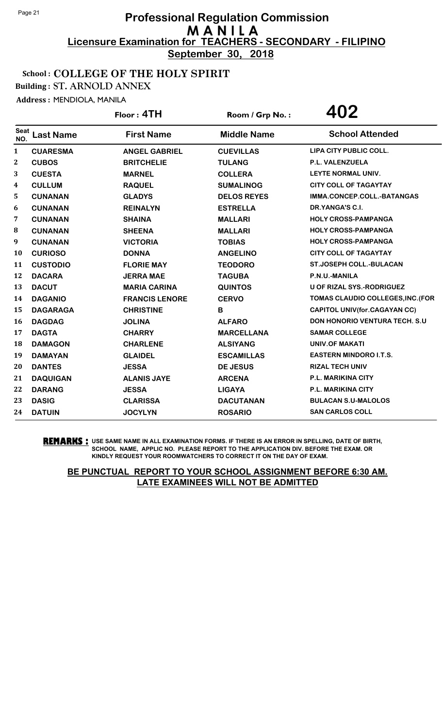# Professional Regulation Commission
# M A N I L A
## Licensure Examination for TEACHERS - SECONDARY - FILIPINO
**September 30, 2018**

**School : COLLEGE OF THE HOLY SPIRIT**
**Building : ST. ARNOLD ANNEX**
**Address : MENDIOLA, MANILA**

**Floor : 4TH** **Room / Grp No. : 402**

| Seat NO. | Last Name | First Name | Middle Name | School Attended |
|---|---|---|---|---|
| 1 | CUARESMA | ANGEL GABRIEL | CUEVILLAS | LIPA CITY PUBLIC COLL. |
| 2 | CUBOS | BRITCHELIE | TULANG | P.L. VALENZUELA |
| 3 | CUESTA | MARNEL | COLLERA | LEYTE NORMAL UNIV. |
| 4 | CULLUM | RAQUEL | SUMALINOG | CITY COLL OF TAGAYTAY |
| 5 | CUNANAN | GLADYS | DELOS REYES | IMMA.CONCEP.COLL.-BATANGAS |
| 6 | CUNANAN | REINALYN | ESTRELLA | DR.YANGA'S C.I. |
| 7 | CUNANAN | SHAINA | MALLARI | HOLY CROSS-PAMPANGA |
| 8 | CUNANAN | SHEENA | MALLARI | HOLY CROSS-PAMPANGA |
| 9 | CUNANAN | VICTORIA | TOBIAS | HOLY CROSS-PAMPANGA |
| 10 | CURIOSO | DONNA | ANGELINO | CITY COLL OF TAGAYTAY |
| 11 | CUSTODIO | FLORIE MAY | TEODORO | ST.JOSEPH COLL.-BULACAN |
| 12 | DACARA | JERRA MAE | TAGUBA | P.N.U.-MANILA |
| 13 | DACUT | MARIA CARINA | QUINTOS | U OF RIZAL SYS.-RODRIGUEZ |
| 14 | DAGANIO | FRANCIS LENORE | CERVO | TOMAS CLAUDIO COLLEGES,INC.(FOR |
| 15 | DAGARAGA | CHRISTINE | B | CAPITOL UNIV(for.CAGAYAN CC) |
| 16 | DAGDAG | JOLINA | ALFARO | DON HONORIO VENTURA TECH. S.U |
| 17 | DAGTA | CHARRY | MARCELLANA | SAMAR COLLEGE |
| 18 | DAMAGON | CHARLENE | ALSIYANG | UNIV.OF MAKATI |
| 19 | DAMAYAN | GLAIDEL | ESCAMILLAS | EASTERN MINDORO I.T.S. |
| 20 | DANTES | JESSA | DE JESUS | RIZAL TECH UNIV |
| 21 | DAQUIGAN | ALANIS JAYE | ARCENA | P.L. MARIKINA CITY |
| 22 | DARANG | JESSA | LIGAYA | P.L. MARIKINA CITY |
| 23 | DASIG | CLARISSA | DACUTANAN | BULACAN S.U-MALOLOS |
| 24 | DATUIN | JOCYLYN | ROSARIO | SAN CARLOS COLL |

**REMARKS :** USE SAME NAME IN ALL EXAMINATION FORMS. IF THERE IS AN ERROR IN SPELLING, DATE OF BIRTH, SCHOOL NAME, APPLIC NO. PLEASE REPORT TO THE APPLICATION DIV. BEFORE THE EXAM. OR KINDLY REQUEST YOUR ROOMWATCHERS TO CORRECT IT ON THE DAY OF EXAM.

**BE PUNCTUAL REPORT TO YOUR SCHOOL ASSIGNMENT BEFORE 6:30 AM. LATE EXAMINEES WILL NOT BE ADMITTED**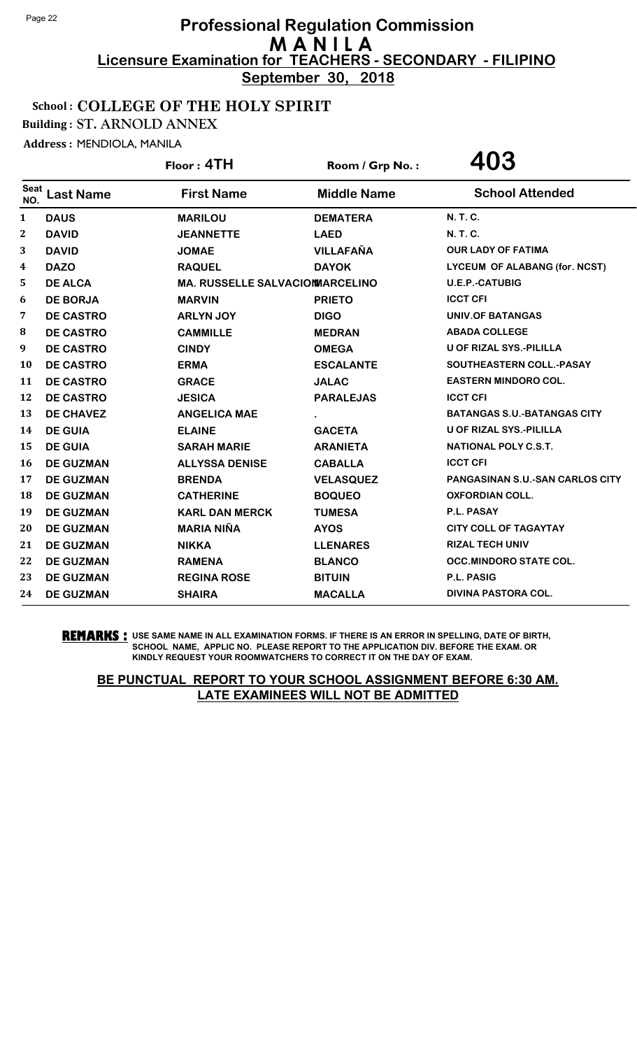# Professional Regulation Commission
# M A N I L A
## Licensure Examination for TEACHERS - SECONDARY - FILIPINO
**September 30, 2018**

**School : COLLEGE OF THE HOLY SPIRIT**
**Building : ST. ARNOLD ANNEX**
**Address :** MENDIOLA, MANILA

**Floor : 4TH** | **Room / Grp No. : 403**

| Seat NO. | Last Name | First Name | Middle Name | School Attended |
|---|---|---|---|---|
| 1 | DAUS | MARILOU | DEMATERA | N. T. C. |
| 2 | DAVID | JEANNETTE | LAED | N. T. C. |
| 3 | DAVID | JOMAE | VILLAFAÑA | OUR LADY OF FATIMA |
| 4 | DAZO | RAQUEL | DAYOK | LYCEUM OF ALABANG (for. NCST) |
| 5 | DE ALCA | MA. RUSSELLE SALVACION | MARCELINO | U.E.P.-CATUBIG |
| 6 | DE BORJA | MARVIN | PRIETO | ICCT CFI |
| 7 | DE CASTRO | ARLYN JOY | DIGO | UNIV.OF BATANGAS |
| 8 | DE CASTRO | CAMMILLE | MEDRAN | ABADA COLLEGE |
| 9 | DE CASTRO | CINDY | OMEGA | U OF RIZAL SYS.-PILILLA |
| 10 | DE CASTRO | ERMA | ESCALANTE | SOUTHEASTERN COLL.-PASAY |
| 11 | DE CASTRO | GRACE | JALAC | EASTERN MINDORO COL. |
| 12 | DE CASTRO | JESICA | PARALEJAS | ICCT CFI |
| 13 | DE CHAVEZ | ANGELICA MAE | . | BATANGAS S.U.-BATANGAS CITY |
| 14 | DE GUIA | ELAINE | GACETA | U OF RIZAL SYS.-PILILLA |
| 15 | DE GUIA | SARAH MARIE | ARANIETA | NATIONAL POLY C.S.T. |
| 16 | DE GUZMAN | ALLYSSA DENISE | CABALLA | ICCT CFI |
| 17 | DE GUZMAN | BRENDA | VELASQUEZ | PANGASINAN S.U.-SAN CARLOS CITY |
| 18 | DE GUZMAN | CATHERINE | BOQUEO | OXFORDIAN COLL. |
| 19 | DE GUZMAN | KARL DAN MERCK | TUMESA | P.L. PASAY |
| 20 | DE GUZMAN | MARIA NIÑA | AYOS | CITY COLL OF TAGAYTAY |
| 21 | DE GUZMAN | NIKKA | LLENARES | RIZAL TECH UNIV |
| 22 | DE GUZMAN | RAMENA | BLANCO | OCC.MINDORO STATE COL. |
| 23 | DE GUZMAN | REGINA ROSE | BITUIN | P.L. PASIG |
| 24 | DE GUZMAN | SHAIRA | MACALLA | DIVINA PASTORA COL. |

**REMARKS :** USE SAME NAME IN ALL EXAMINATION FORMS. IF THERE IS AN ERROR IN SPELLING, DATE OF BIRTH, SCHOOL NAME, APPLIC NO. PLEASE REPORT TO THE APPLICATION DIV. BEFORE THE EXAM. OR KINDLY REQUEST YOUR ROOMWATCHERS TO CORRECT IT ON THE DAY OF EXAM.

**BE PUNCTUAL REPORT TO YOUR SCHOOL ASSIGNMENT BEFORE 6:30 AM. LATE EXAMINEES WILL NOT BE ADMITTED**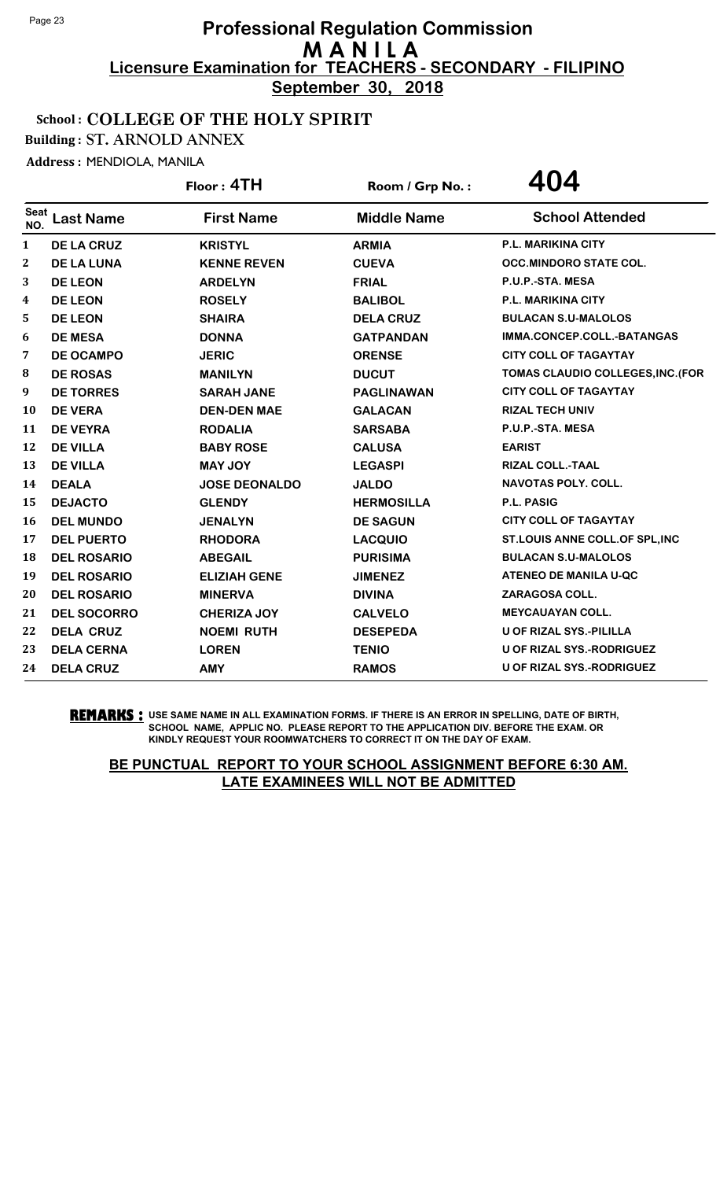# Professional Regulation Commission
## M A N I L A
### Licensure Examination for TEACHERS - SECONDARY - FILIPINO
**September 30, 2018**

**School : COLLEGE OF THE HOLY SPIRIT**
**Building : ST. ARNOLD ANNEX**
**Address :** MENDIOLA, MANILA

**Floor : 4TH** | **Room / Grp No. :** **404**

| Seat NO. | Last Name | First Name | Middle Name | School Attended |
|---|---|---|---|---|
| 1 | DE LA CRUZ | KRISTYL | ARMIA | P.L. MARIKINA CITY |
| 2 | DE LA LUNA | KENNE REVEN | CUEVA | OCC.MINDORO STATE COL. |
| 3 | DE LEON | ARDELYN | FRIAL | P.U.P.-STA. MESA |
| 4 | DE LEON | ROSELY | BALIBOL | P.L. MARIKINA CITY |
| 5 | DE LEON | SHAIRA | DELA CRUZ | BULACAN S.U-MALOLOS |
| 6 | DE MESA | DONNA | GATPANDAN | IMMA.CONCEP.COLL.-BATANGAS |
| 7 | DE OCAMPO | JERIC | ORENSE | CITY COLL OF TAGAYTAY |
| 8 | DE ROSAS | MANILYN | DUCUT | TOMAS CLAUDIO COLLEGES,INC.(FOR |
| 9 | DE TORRES | SARAH JANE | PAGLINAWAN | CITY COLL OF TAGAYTAY |
| 10 | DE VERA | DEN-DEN MAE | GALACAN | RIZAL TECH UNIV |
| 11 | DE VEYRA | RODALIA | SARSABA | P.U.P.-STA. MESA |
| 12 | DE VILLA | BABY ROSE | CALUSA | EARIST |
| 13 | DE VILLA | MAY JOY | LEGASPI | RIZAL COLL.-TAAL |
| 14 | DEALA | JOSE DEONALDO | JALDO | NAVOTAS POLY. COLL. |
| 15 | DEJACTO | GLENDY | HERMOSILLA | P.L. PASIG |
| 16 | DEL MUNDO | JENALYN | DE SAGUN | CITY COLL OF TAGAYTAY |
| 17 | DEL PUERTO | RHODORA | LACQUIO | ST.LOUIS ANNE COLL.OF SPL,INC |
| 18 | DEL ROSARIO | ABEGAIL | PURISIMA | BULACAN S.U-MALOLOS |
| 19 | DEL ROSARIO | ELIZIAH GENE | JIMENEZ | ATENEO DE MANILA U-QC |
| 20 | DEL ROSARIO | MINERVA | DIVINA | ZARAGOSA COLL. |
| 21 | DEL SOCORRO | CHERIZA JOY | CALVELO | MEYCAUAYAN COLL. |
| 22 | DELA CRUZ | NOEMI RUTH | DESEPEDA | U OF RIZAL SYS.-PILILLA |
| 23 | DELA CERNA | LOREN | TENIO | U OF RIZAL SYS.-RODRIGUEZ |
| 24 | DELA CRUZ | AMY | RAMOS | U OF RIZAL SYS.-RODRIGUEZ |

**REMARKS :** USE SAME NAME IN ALL EXAMINATION FORMS. IF THERE IS AN ERROR IN SPELLING, DATE OF BIRTH, SCHOOL NAME, APPLIC NO. PLEASE REPORT TO THE APPLICATION DIV. BEFORE THE EXAM. OR KINDLY REQUEST YOUR ROOMWATCHERS TO CORRECT IT ON THE DAY OF EXAM.

**BE PUNCTUAL REPORT TO YOUR SCHOOL ASSIGNMENT BEFORE 6:30 AM. LATE EXAMINEES WILL NOT BE ADMITTED**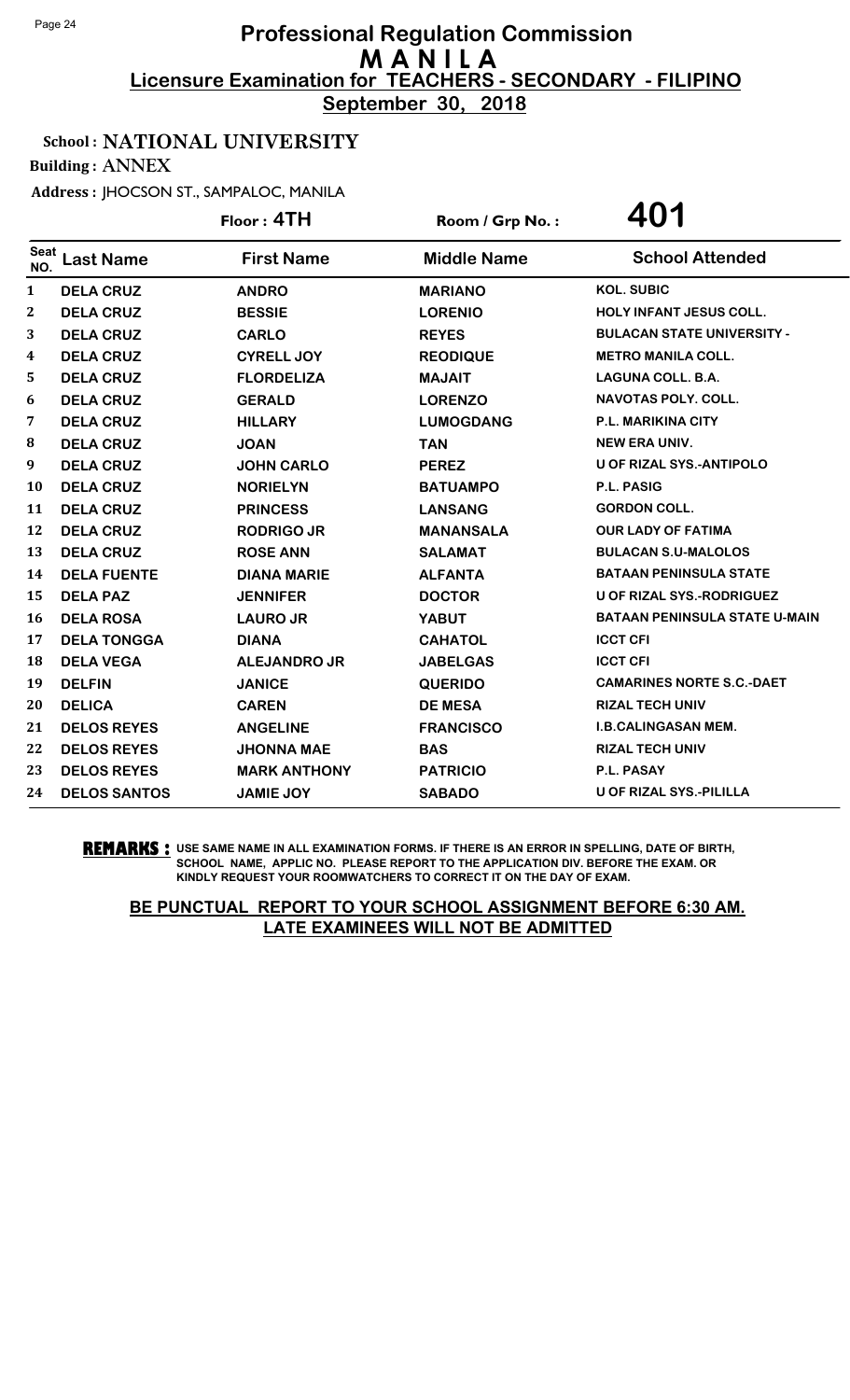# Professional Regulation Commission
## M A N I L A
### Licensure Examination for TEACHERS - SECONDARY - FILIPINO
**September 30, 2018**

**School : NATIONAL UNIVERSITY**

**Building : ANNEX**

**Address : JHOCSON ST., SAMPALOC, MANILA**

**Floor : 4TH** | **Room / Grp No. : 401**

| Seat NO. | Last Name | First Name | Middle Name | School Attended |
|---|---|---|---|---|
| 1 | DELA CRUZ | ANDRO | MARIANO | KOL. SUBIC |
| 2 | DELA CRUZ | BESSIE | LORENIO | HOLY INFANT JESUS COLL. |
| 3 | DELA CRUZ | CARLO | REYES | BULACAN STATE UNIVERSITY - |
| 4 | DELA CRUZ | CYRELL JOY | REODIQUE | METRO MANILA COLL. |
| 5 | DELA CRUZ | FLORDELIZA | MAJAIT | LAGUNA COLL. B.A. |
| 6 | DELA CRUZ | GERALD | LORENZO | NAVOTAS POLY. COLL. |
| 7 | DELA CRUZ | HILLARY | LUMOGDANG | P.L. MARIKINA CITY |
| 8 | DELA CRUZ | JOAN | TAN | NEW ERA UNIV. |
| 9 | DELA CRUZ | JOHN CARLO | PEREZ | U OF RIZAL SYS.-ANTIPOLO |
| 10 | DELA CRUZ | NORIELYN | BATUAMPO | P.L. PASIG |
| 11 | DELA CRUZ | PRINCESS | LANSANG | GORDON COLL. |
| 12 | DELA CRUZ | RODRIGO JR | MANANSALA | OUR LADY OF FATIMA |
| 13 | DELA CRUZ | ROSE ANN | SALAMAT | BULACAN S.U-MALOLOS |
| 14 | DELA FUENTE | DIANA MARIE | ALFANTA | BATAAN PENINSULA STATE |
| 15 | DELA PAZ | JENNIFER | DOCTOR | U OF RIZAL SYS.-RODRIGUEZ |
| 16 | DELA ROSA | LAURO JR | YABUT | BATAAN PENINSULA STATE U-MAIN |
| 17 | DELA TONGGA | DIANA | CAHATOL | ICCT CFI |
| 18 | DELA VEGA | ALEJANDRO JR | JABELGAS | ICCT CFI |
| 19 | DELFIN | JANICE | QUERIDO | CAMARINES NORTE S.C.-DAET |
| 20 | DELICA | CAREN | DE MESA | RIZAL TECH UNIV |
| 21 | DELOS REYES | ANGELINE | FRANCISCO | I.B.CALINGASAN MEM. |
| 22 | DELOS REYES | JHONNA MAE | BAS | RIZAL TECH UNIV |
| 23 | DELOS REYES | MARK ANTHONY | PATRICIO | P.L. PASAY |
| 24 | DELOS SANTOS | JAMIE JOY | SABADO | U OF RIZAL SYS.-PILILLA |

**REMARKS :** USE SAME NAME IN ALL EXAMINATION FORMS. IF THERE IS AN ERROR IN SPELLING, DATE OF BIRTH, SCHOOL NAME, APPLIC NO. PLEASE REPORT TO THE APPLICATION DIV. BEFORE THE EXAM. OR KINDLY REQUEST YOUR ROOMWATCHERS TO CORRECT IT ON THE DAY OF EXAM.

**BE PUNCTUAL REPORT TO YOUR SCHOOL ASSIGNMENT BEFORE 6:30 AM. LATE EXAMINEES WILL NOT BE ADMITTED**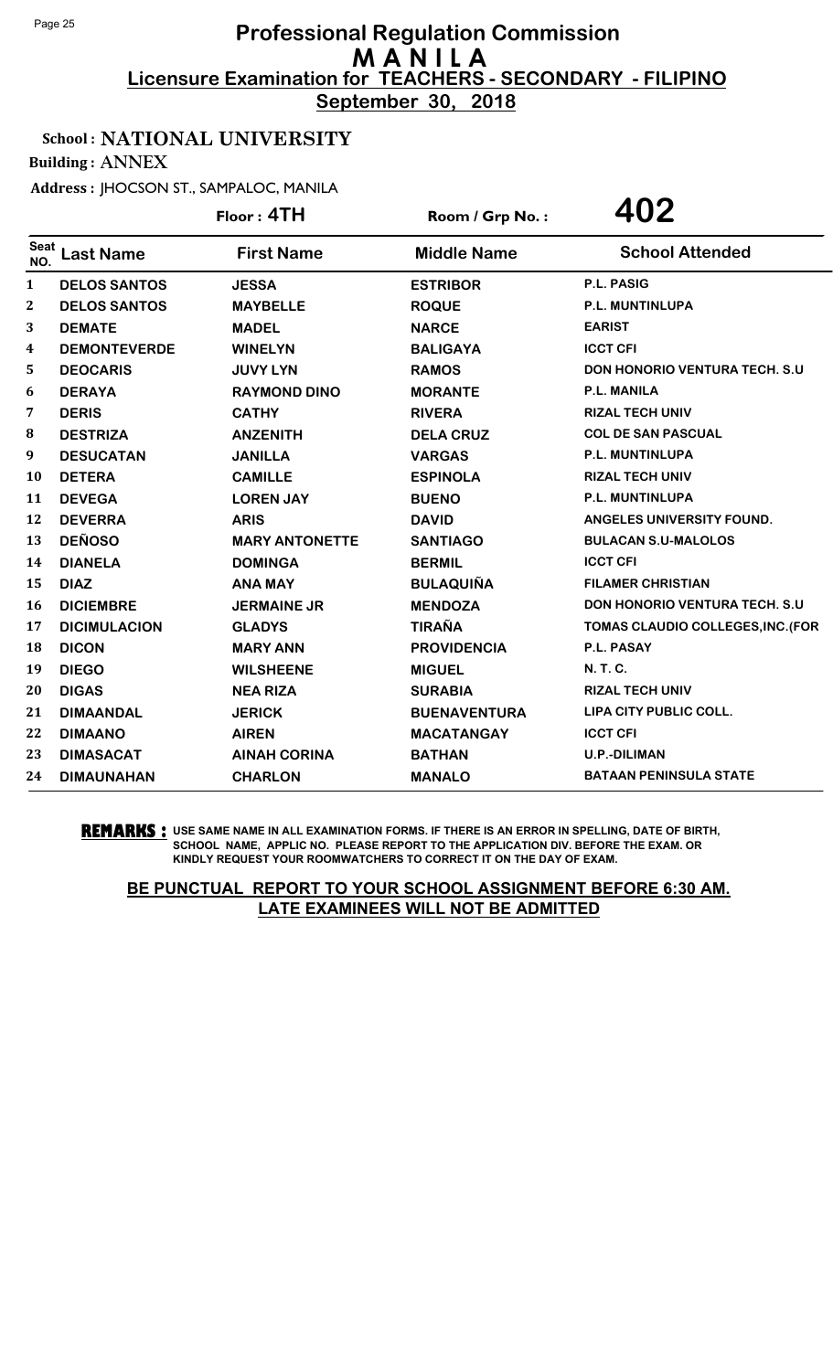# Professional Regulation Commission
## M A N I L A
## Licensure Examination for TEACHERS - SECONDARY - FILIPINO
**September 30, 2018**

**School : NATIONAL UNIVERSITY**

**Building : ANNEX**

**Address : JHOCSON ST., SAMPALOC, MANILA**

**Floor : 4TH** | **Room / Grp No. : 402**

| Seat NO. | Last Name | First Name | Middle Name | School Attended |
|---|---|---|---|---|
| 1 | DELOS SANTOS | JESSA | ESTRIBOR | P.L. PASIG |
| 2 | DELOS SANTOS | MAYBELLE | ROQUE | P.L. MUNTINLUPA |
| 3 | DEMATE | MADEL | NARCE | EARIST |
| 4 | DEMONTEVERDE | WINELYN | BALIGAYA | ICCT CFI |
| 5 | DEOCARIS | JUVY LYN | RAMOS | DON HONORIO VENTURA TECH. S.U |
| 6 | DERAYA | RAYMOND DINO | MORANTE | P.L. MANILA |
| 7 | DERIS | CATHY | RIVERA | RIZAL TECH UNIV |
| 8 | DESTRIZA | ANZENITH | DELA CRUZ | COL DE SAN PASCUAL |
| 9 | DESUCATAN | JANILLA | VARGAS | P.L. MUNTINLUPA |
| 10 | DETERA | CAMILLE | ESPINOLA | RIZAL TECH UNIV |
| 11 | DEVEGA | LOREN JAY | BUENO | P.L. MUNTINLUPA |
| 12 | DEVERRA | ARIS | DAVID | ANGELES UNIVERSITY FOUND. |
| 13 | DEÑOSO | MARY ANTONETTE | SANTIAGO | BULACAN S.U-MALOLOS |
| 14 | DIANELA | DOMINGA | BERMIL | ICCT CFI |
| 15 | DIAZ | ANA MAY | BULAQUIÑA | FILAMER CHRISTIAN |
| 16 | DICIEMBRE | JERMAINE JR | MENDOZA | DON HONORIO VENTURA TECH. S.U |
| 17 | DICIMULACION | GLADYS | TIRAÑA | TOMAS CLAUDIO COLLEGES,INC.(FOR |
| 18 | DICON | MARY ANN | PROVIDENCIA | P.L. PASAY |
| 19 | DIEGO | WILSHEENE | MIGUEL | N. T. C. |
| 20 | DIGAS | NEA RIZA | SURABIA | RIZAL TECH UNIV |
| 21 | DIMAANDAL | JERICK | BUENAVENTURA | LIPA CITY PUBLIC COLL. |
| 22 | DIMAANO | AIREN | MACATANGAY | ICCT CFI |
| 23 | DIMASACAT | AINAH CORINA | BATHAN | U.P.-DILIMAN |
| 24 | DIMAUNAHAN | CHARLON | MANALO | BATAAN PENINSULA STATE |

**REMARKS :** USE SAME NAME IN ALL EXAMINATION FORMS. IF THERE IS AN ERROR IN SPELLING, DATE OF BIRTH, SCHOOL NAME, APPLIC NO. PLEASE REPORT TO THE APPLICATION DIV. BEFORE THE EXAM. OR KINDLY REQUEST YOUR ROOMWATCHERS TO CORRECT IT ON THE DAY OF EXAM.

**BE PUNCTUAL REPORT TO YOUR SCHOOL ASSIGNMENT BEFORE 6:30 AM. LATE EXAMINEES WILL NOT BE ADMITTED**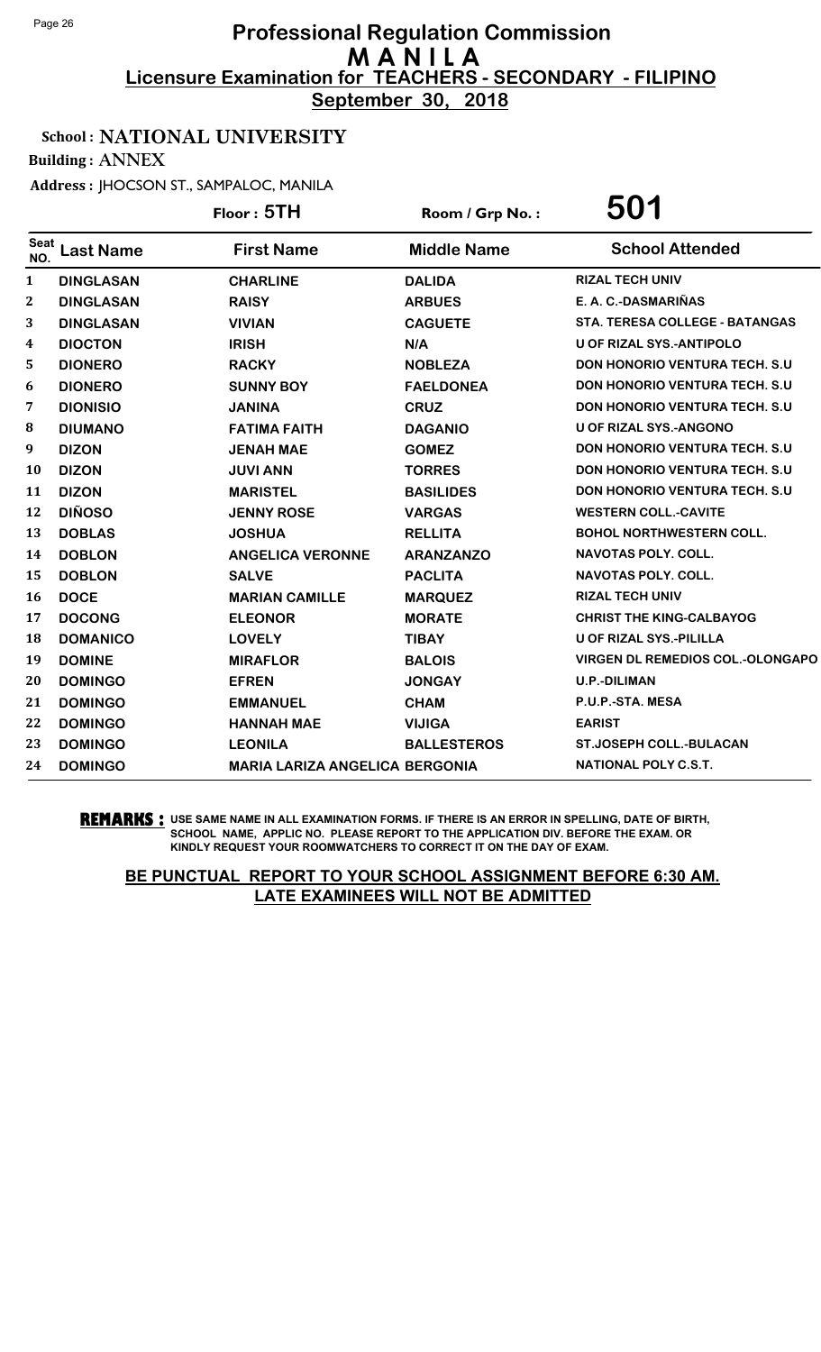# Professional Regulation Commission
# M A N I L A
## Licensure Examination for TEACHERS - SECONDARY - FILIPINO
**September 30, 2018**

**School : NATIONAL UNIVERSITY**

**Building : ANNEX**

**Address : JHOCSON ST., SAMPALOC, MANILA**

**Floor : 5TH** | **Room / Grp No. : 501**

| Seat NO. | Last Name | First Name | Middle Name | School Attended |
|---|---|---|---|---|
| 1 | DINGLASAN | CHARLINE | DALIDA | RIZAL TECH UNIV |
| 2 | DINGLASAN | RAISY | ARBUES | E. A. C.-DASMARIÑAS |
| 3 | DINGLASAN | VIVIAN | CAGUETE | STA. TERESA COLLEGE - BATANGAS |
| 4 | DIOCTON | IRISH | N/A | U OF RIZAL SYS.-ANTIPOLO |
| 5 | DIONERO | RACKY | NOBLEZA | DON HONORIO VENTURA TECH. S.U |
| 6 | DIONERO | SUNNY BOY | FAELDONEA | DON HONORIO VENTURA TECH. S.U |
| 7 | DIONISIO | JANINA | CRUZ | DON HONORIO VENTURA TECH. S.U |
| 8 | DIUMANO | FATIMA FAITH | DAGANIO | U OF RIZAL SYS.-ANGONO |
| 9 | DIZON | JENAH MAE | GOMEZ | DON HONORIO VENTURA TECH. S.U |
| 10 | DIZON | JUVI ANN | TORRES | DON HONORIO VENTURA TECH. S.U |
| 11 | DIZON | MARISTEL | BASILIDES | DON HONORIO VENTURA TECH. S.U |
| 12 | DIÑOSO | JENNY ROSE | VARGAS | WESTERN COLL.-CAVITE |
| 13 | DOBLAS | JOSHUA | RELLITA | BOHOL NORTHWESTERN COLL. |
| 14 | DOBLON | ANGELICA VERONNE | ARANZANZO | NAVOTAS POLY. COLL. |
| 15 | DOBLON | SALVE | PACLITA | NAVOTAS POLY. COLL. |
| 16 | DOCE | MARIAN CAMILLE | MARQUEZ | RIZAL TECH UNIV |
| 17 | DOCONG | ELEONOR | MORATE | CHRIST THE KING-CALBAYOG |
| 18 | DOMANICO | LOVELY | TIBAY | U OF RIZAL SYS.-PILILLA |
| 19 | DOMINE | MIRAFLOR | BALOIS | VIRGEN DL REMEDIOS COL.-OLONGAPO |
| 20 | DOMINGO | EFREN | JONGAY | U.P.-DILIMAN |
| 21 | DOMINGO | EMMANUEL | CHAM | P.U.P.-STA. MESA |
| 22 | DOMINGO | HANNAH MAE | VIJIGA | EARIST |
| 23 | DOMINGO | LEONILA | BALLESTEROS | ST.JOSEPH COLL.-BULACAN |
| 24 | DOMINGO | MARIA LARIZA ANGELICA | BERGONIA | NATIONAL POLY C.S.T. |

**REMARKS :** USE SAME NAME IN ALL EXAMINATION FORMS. IF THERE IS AN ERROR IN SPELLING, DATE OF BIRTH, SCHOOL NAME, APPLIC NO. PLEASE REPORT TO THE APPLICATION DIV. BEFORE THE EXAM. OR KINDLY REQUEST YOUR ROOMWATCHERS TO CORRECT IT ON THE DAY OF EXAM.

**BE PUNCTUAL REPORT TO YOUR SCHOOL ASSIGNMENT BEFORE 6:30 AM. LATE EXAMINEES WILL NOT BE ADMITTED**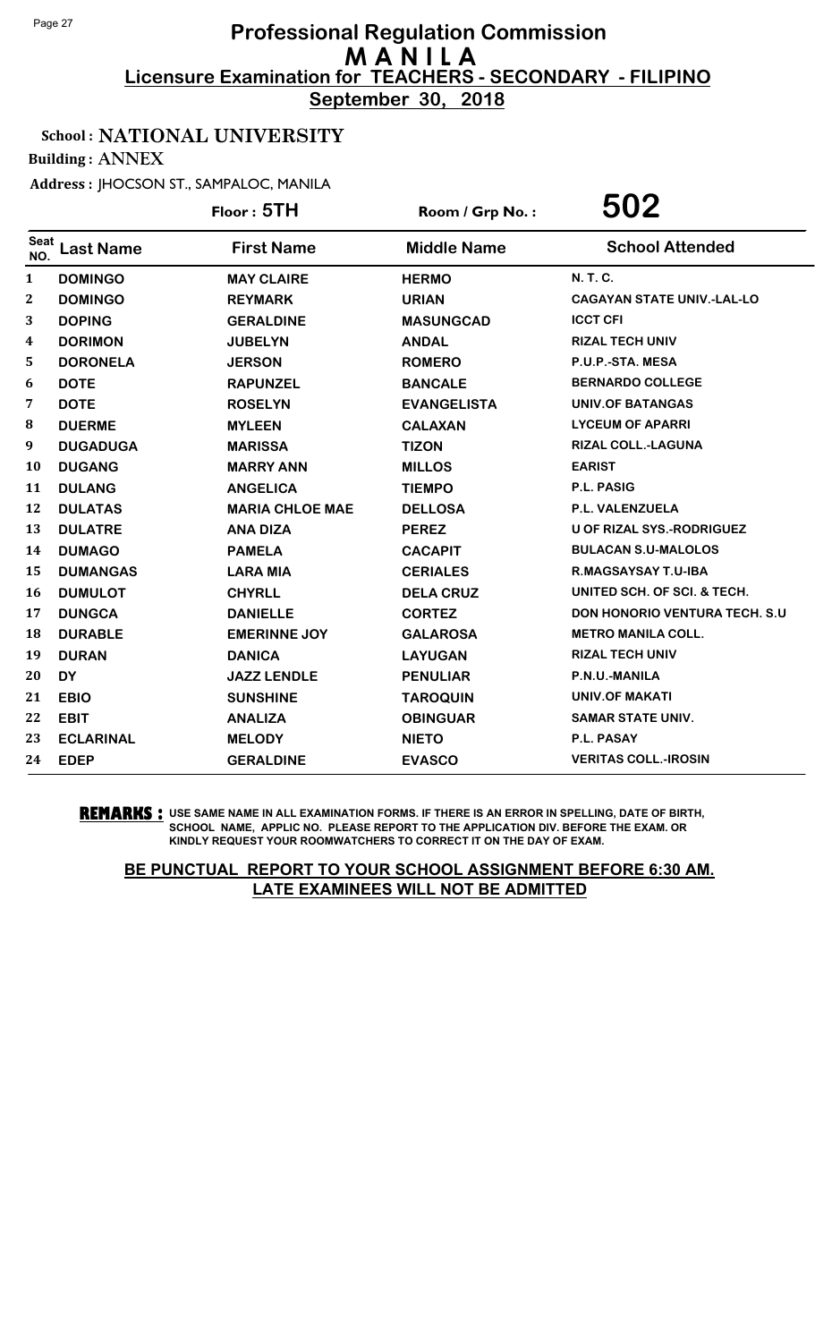# Professional Regulation Commission
# M A N I L A
## Licensure Examination for TEACHERS - SECONDARY - FILIPINO
**September 30, 2018**

**School : NATIONAL UNIVERSITY**

**Building : ANNEX**

**Address : JHOCSON ST., SAMPALOC, MANILA**

**Floor : 5TH** | **Room / Grp No. : 502**

| Seat NO. | Last Name | First Name | Middle Name | School Attended |
|---|---|---|---|---|
| 1 | DOMINGO | MAY CLAIRE | HERMO | N. T. C. |
| 2 | DOMINGO | REYMARK | URIAN | CAGAYAN STATE UNIV.-LAL-LO |
| 3 | DOPING | GERALDINE | MASUNGCAD | ICCT CFI |
| 4 | DORIMON | JUBELYN | ANDAL | RIZAL TECH UNIV |
| 5 | DORONELA | JERSON | ROMERO | P.U.P.-STA. MESA |
| 6 | DOTE | RAPUNZEL | BANCALE | BERNARDO COLLEGE |
| 7 | DOTE | ROSELYN | EVANGELISTA | UNIV.OF BATANGAS |
| 8 | DUERME | MYLEEN | CALAXAN | LYCEUM OF APARRI |
| 9 | DUGADUGA | MARISSA | TIZON | RIZAL COLL.-LAGUNA |
| 10 | DUGANG | MARRY ANN | MILLOS | EARIST |
| 11 | DULANG | ANGELICA | TIEMPO | P.L. PASIG |
| 12 | DULATAS | MARIA CHLOE MAE | DELLOSA | P.L. VALENZUELA |
| 13 | DULATRE | ANA DIZA | PEREZ | U OF RIZAL SYS.-RODRIGUEZ |
| 14 | DUMAGO | PAMELA | CACAPIT | BULACAN S.U-MALOLOS |
| 15 | DUMANGAS | LARA MIA | CERIALES | R.MAGSAYSAY T.U-IBA |
| 16 | DUMULOT | CHYRLL | DELA CRUZ | UNITED SCH. OF SCI. & TECH. |
| 17 | DUNGCA | DANIELLE | CORTEZ | DON HONORIO VENTURA TECH. S.U |
| 18 | DURABLE | EMERINNE JOY | GALAROSA | METRO MANILA COLL. |
| 19 | DURAN | DANICA | LAYUGAN | RIZAL TECH UNIV |
| 20 | DY | JAZZ LENDLE | PENULIAR | P.N.U.-MANILA |
| 21 | EBIO | SUNSHINE | TAROQUIN | UNIV.OF MAKATI |
| 22 | EBIT | ANALIZA | OBINGUAR | SAMAR STATE UNIV. |
| 23 | ECLARINAL | MELODY | NIETO | P.L. PASAY |
| 24 | EDEP | GERALDINE | EVASCO | VERITAS COLL.-IROSIN |

**REMARKS :** USE SAME NAME IN ALL EXAMINATION FORMS. IF THERE IS AN ERROR IN SPELLING, DATE OF BIRTH, SCHOOL NAME, APPLIC NO. PLEASE REPORT TO THE APPLICATION DIV. BEFORE THE EXAM. OR KINDLY REQUEST YOUR ROOMWATCHERS TO CORRECT IT ON THE DAY OF EXAM.

**BE PUNCTUAL REPORT TO YOUR SCHOOL ASSIGNMENT BEFORE 6:30 AM. LATE EXAMINEES WILL NOT BE ADMITTED**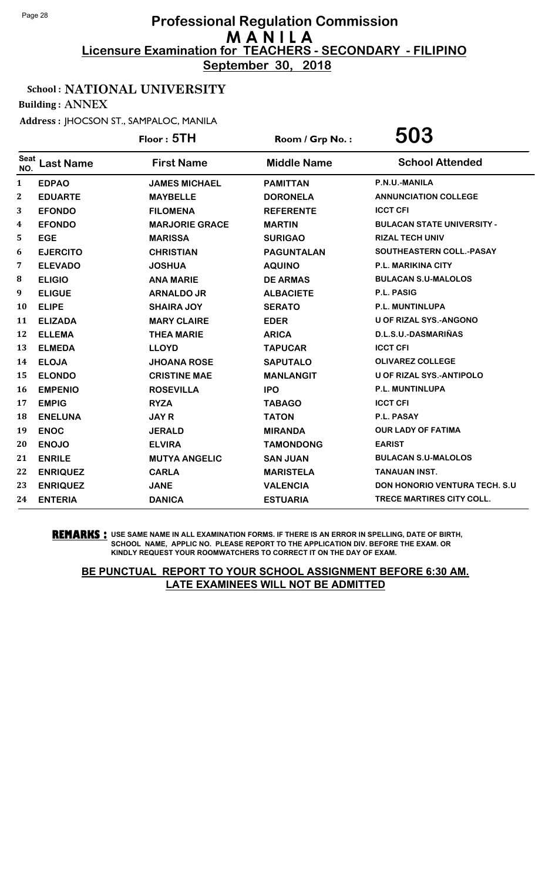# Professional Regulation Commission
## M A N I L A
### Licensure Examination for TEACHERS - SECONDARY - FILIPINO
**September 30, 2018**

**School : NATIONAL UNIVERSITY**

**Building : ANNEX**

**Address : JHOCSON ST., SAMPALOC, MANILA**

**Floor : 5TH** **Room / Grp No. : 503**

| Seat NO. | Last Name | First Name | Middle Name | School Attended |
|---|---|---|---|---|
| 1 | EDPAO | JAMES MICHAEL | PAMITTAN | P.N.U.-MANILA |
| 2 | EDUARTE | MAYBELLE | DORONELA | ANNUNCIATION COLLEGE |
| 3 | EFONDO | FILOMENA | REFERENTE | ICCT CFI |
| 4 | EFONDO | MARJORIE GRACE | MARTIN | BULACAN STATE UNIVERSITY - |
| 5 | EGE | MARISSA | SURIGAO | RIZAL TECH UNIV |
| 6 | EJERCITO | CHRISTIAN | PAGUNTALAN | SOUTHEASTERN COLL.-PASAY |
| 7 | ELEVADO | JOSHUA | AQUINO | P.L. MARIKINA CITY |
| 8 | ELIGIO | ANA MARIE | DE ARMAS | BULACAN S.U-MALOLOS |
| 9 | ELIGUE | ARNALDO JR | ALBACIETE | P.L. PASIG |
| 10 | ELIPE | SHAIRA JOY | SERATO | P.L. MUNTINLUPA |
| 11 | ELIZADA | MARY CLAIRE | EDER | U OF RIZAL SYS.-ANGONO |
| 12 | ELLEMA | THEA MARIE | ARICA | D.L.S.U.-DASMARIÑAS |
| 13 | ELMEDA | LLOYD | TAPUCAR | ICCT CFI |
| 14 | ELOJA | JHOANA ROSE | SAPUTALO | OLIVAREZ COLLEGE |
| 15 | ELONDO | CRISTINE MAE | MANLANGIT | U OF RIZAL SYS.-ANTIPOLO |
| 16 | EMPENIO | ROSEVILLA | IPO | P.L. MUNTINLUPA |
| 17 | EMPIG | RYZA | TABAGO | ICCT CFI |
| 18 | ENELUNA | JAY R | TATON | P.L. PASAY |
| 19 | ENOC | JERALD | MIRANDA | OUR LADY OF FATIMA |
| 20 | ENOJO | ELVIRA | TAMONDONG | EARIST |
| 21 | ENRILE | MUTYA ANGELIC | SAN JUAN | BULACAN S.U-MALOLOS |
| 22 | ENRIQUEZ | CARLA | MARISTELA | TANAUAN INST. |
| 23 | ENRIQUEZ | JANE | VALENCIA | DON HONORIO VENTURA TECH. S.U |
| 24 | ENTERIA | DANICA | ESTUARIA | TRECE MARTIRES CITY COLL. |

**REMARKS :** USE SAME NAME IN ALL EXAMINATION FORMS. IF THERE IS AN ERROR IN SPELLING, DATE OF BIRTH, SCHOOL NAME, APPLIC NO. PLEASE REPORT TO THE APPLICATION DIV. BEFORE THE EXAM. OR KINDLY REQUEST YOUR ROOMWATCHERS TO CORRECT IT ON THE DAY OF EXAM.

**BE PUNCTUAL REPORT TO YOUR SCHOOL ASSIGNMENT BEFORE 6:30 AM. LATE EXAMINEES WILL NOT BE ADMITTED**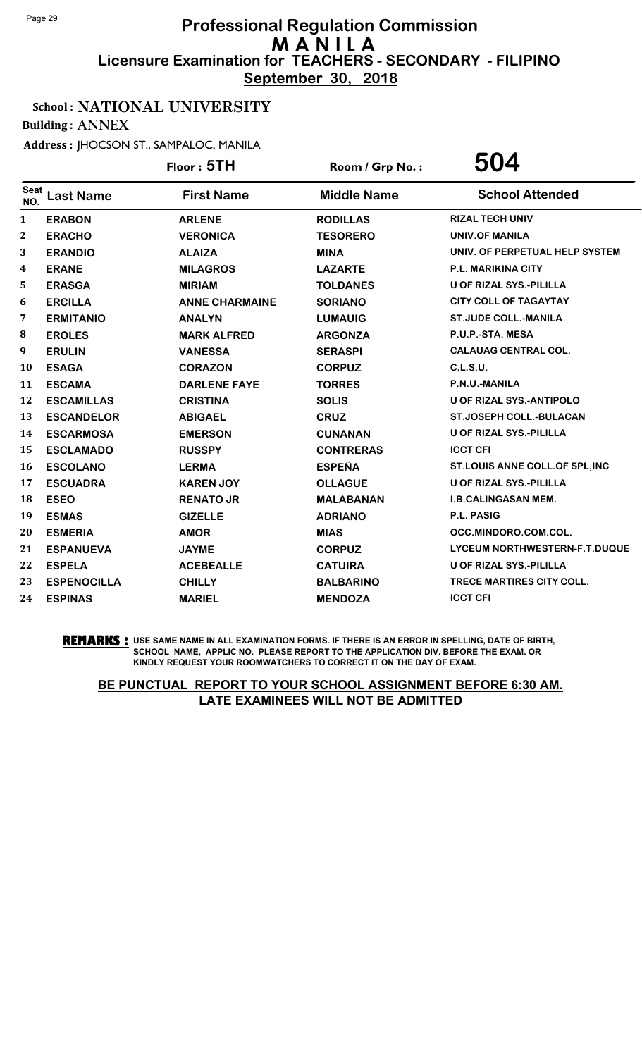# Professional Regulation Commission
# M A N I L A
## Licensure Examination for TEACHERS - SECONDARY - FILIPINO
**September 30, 2018**

**School : NATIONAL UNIVERSITY**

**Building : ANNEX**

**Address : JHOCSON ST., SAMPALOC, MANILA**

**Floor : 5TH** | **Room / Grp No. : 504**

| Seat NO. | Last Name | First Name | Middle Name | School Attended |
|---|---|---|---|---|
| 1 | ERABON | ARLENE | RODILLAS | RIZAL TECH UNIV |
| 2 | ERACHO | VERONICA | TESORERO | UNIV.OF MANILA |
| 3 | ERANDIO | ALAIZA | MINA | UNIV. OF PERPETUAL HELP SYSTEM |
| 4 | ERANE | MILAGROS | LAZARTE | P.L. MARIKINA CITY |
| 5 | ERASGA | MIRIAM | TOLDANES | U OF RIZAL SYS.-PILILLA |
| 6 | ERCILLA | ANNE CHARMAINE | SORIANO | CITY COLL OF TAGAYTAY |
| 7 | ERMITANIO | ANALYN | LUMAUIG | ST.JUDE COLL.-MANILA |
| 8 | EROLES | MARK ALFRED | ARGONZA | P.U.P.-STA. MESA |
| 9 | ERULIN | VANESSA | SERASPI | CALAUAG CENTRAL COL. |
| 10 | ESAGA | CORAZON | CORPUZ | C.L.S.U. |
| 11 | ESCAMA | DARLENE FAYE | TORRES | P.N.U.-MANILA |
| 12 | ESCAMILLAS | CRISTINA | SOLIS | U OF RIZAL SYS.-ANTIPOLO |
| 13 | ESCANDELOR | ABIGAEL | CRUZ | ST.JOSEPH COLL.-BULACAN |
| 14 | ESCARMOSA | EMERSON | CUNANAN | U OF RIZAL SYS.-PILILLA |
| 15 | ESCLAMADO | RUSSPY | CONTRERAS | ICCT CFI |
| 16 | ESCOLANO | LERMA | ESPEÑA | ST.LOUIS ANNE COLL.OF SPL,INC |
| 17 | ESCUADRA | KAREN JOY | OLLAGUE | U OF RIZAL SYS.-PILILLA |
| 18 | ESEO | RENATO JR | MALABANAN | I.B.CALINGASAN MEM. |
| 19 | ESMAS | GIZELLE | ADRIANO | P.L. PASIG |
| 20 | ESMERIA | AMOR | MIAS | OCC.MINDORO.COM.COL. |
| 21 | ESPANUEVA | JAYME | CORPUZ | LYCEUM NORTHWESTERN-F.T.DUQUE |
| 22 | ESPELA | ACEBEALLE | CATUIRA | U OF RIZAL SYS.-PILILLA |
| 23 | ESPENOCILLA | CHILLY | BALBARINO | TRECE MARTIRES CITY COLL. |
| 24 | ESPINAS | MARIEL | MENDOZA | ICCT CFI |

**REMARKS :** USE SAME NAME IN ALL EXAMINATION FORMS. IF THERE IS AN ERROR IN SPELLING, DATE OF BIRTH, SCHOOL NAME, APPLIC NO. PLEASE REPORT TO THE APPLICATION DIV. BEFORE THE EXAM. OR KINDLY REQUEST YOUR ROOMWATCHERS TO CORRECT IT ON THE DAY OF EXAM.

**BE PUNCTUAL REPORT TO YOUR SCHOOL ASSIGNMENT BEFORE 6:30 AM. LATE EXAMINEES WILL NOT BE ADMITTED**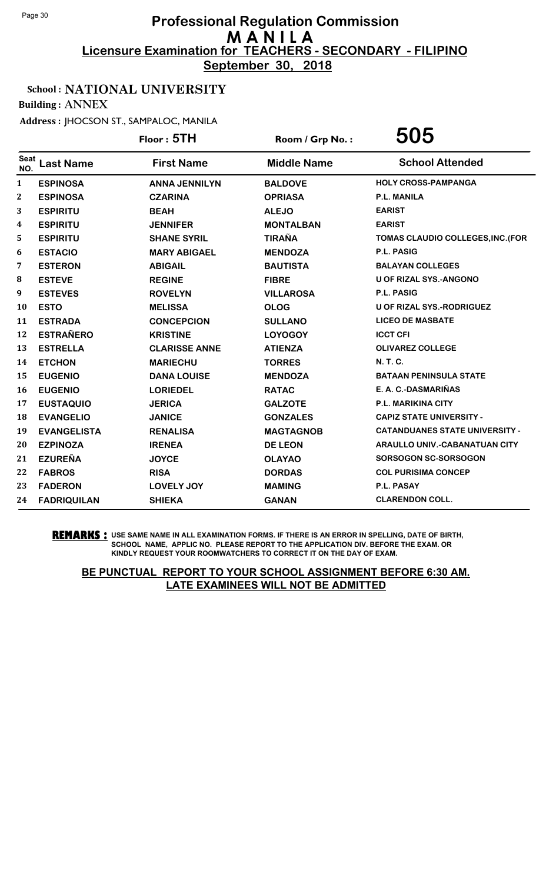# Professional Regulation Commission
# M A N I L A
## Licensure Examination for TEACHERS - SECONDARY - FILIPINO
## September 30, 2018

**School : NATIONAL UNIVERSITY**

**Building : ANNEX**

**Address : JHOCSON ST., SAMPALOC, MANILA**

**Floor : 5TH** | **Room / Grp No. : 505**

| Seat NO. | Last Name | First Name | Middle Name | School Attended |
|---|---|---|---|---|
| 1 | ESPINOSA | ANNA JENNILYN | BALDOVE | HOLY CROSS-PAMPANGA |
| 2 | ESPINOSA | CZARINA | OPRIASA | P.L. MANILA |
| 3 | ESPIRITU | BEAH | ALEJO | EARIST |
| 4 | ESPIRITU | JENNIFER | MONTALBAN | EARIST |
| 5 | ESPIRITU | SHANE SYRIL | TIRAÑA | TOMAS CLAUDIO COLLEGES,INC.(FOR |
| 6 | ESTACIO | MARY ABIGAEL | MENDOZA | P.L. PASIG |
| 7 | ESTERON | ABIGAIL | BAUTISTA | BALAYAN COLLEGES |
| 8 | ESTEVE | REGINE | FIBRE | U OF RIZAL SYS.-ANGONO |
| 9 | ESTEVES | ROVELYN | VILLAROSA | P.L. PASIG |
| 10 | ESTO | MELISSA | OLOG | U OF RIZAL SYS.-RODRIGUEZ |
| 11 | ESTRADA | CONCEPCION | SULLANO | LICEO DE MASBATE |
| 12 | ESTRAÑERO | KRISTINE | LOYOGOY | ICCT CFI |
| 13 | ESTRELLA | CLARISSE ANNE | ATIENZA | OLIVAREZ COLLEGE |
| 14 | ETCHON | MARIECHU | TORRES | N. T. C. |
| 15 | EUGENIO | DANA LOUISE | MENDOZA | BATAAN PENINSULA STATE |
| 16 | EUGENIO | LORIEDEL | RATAC | E. A. C.-DASMARIÑAS |
| 17 | EUSTAQUIO | JERICA | GALZOTE | P.L. MARIKINA CITY |
| 18 | EVANGELIO | JANICE | GONZALES | CAPIZ STATE UNIVERSITY - |
| 19 | EVANGELISTA | RENALISA | MAGTAGNOB | CATANDUANES STATE UNIVERSITY - |
| 20 | EZPINOZA | IRENEA | DE LEON | ARAULLO UNIV.-CABANATUAN CITY |
| 21 | EZUREÑA | JOYCE | OLAYAO | SORSOGON SC-SORSOGON |
| 22 | FABROS | RISA | DORDAS | COL PURISIMA CONCEP |
| 23 | FADERON | LOVELY JOY | MAMING | P.L. PASAY |
| 24 | FADRIQUILAN | SHIEKA | GANAN | CLARENDON COLL. |

**REMARKS :** USE SAME NAME IN ALL EXAMINATION FORMS. IF THERE IS AN ERROR IN SPELLING, DATE OF BIRTH, SCHOOL NAME, APPLIC NO. PLEASE REPORT TO THE APPLICATION DIV. BEFORE THE EXAM. OR KINDLY REQUEST YOUR ROOMWATCHERS TO CORRECT IT ON THE DAY OF EXAM.

**BE PUNCTUAL REPORT TO YOUR SCHOOL ASSIGNMENT BEFORE 6:30 AM. LATE EXAMINEES WILL NOT BE ADMITTED**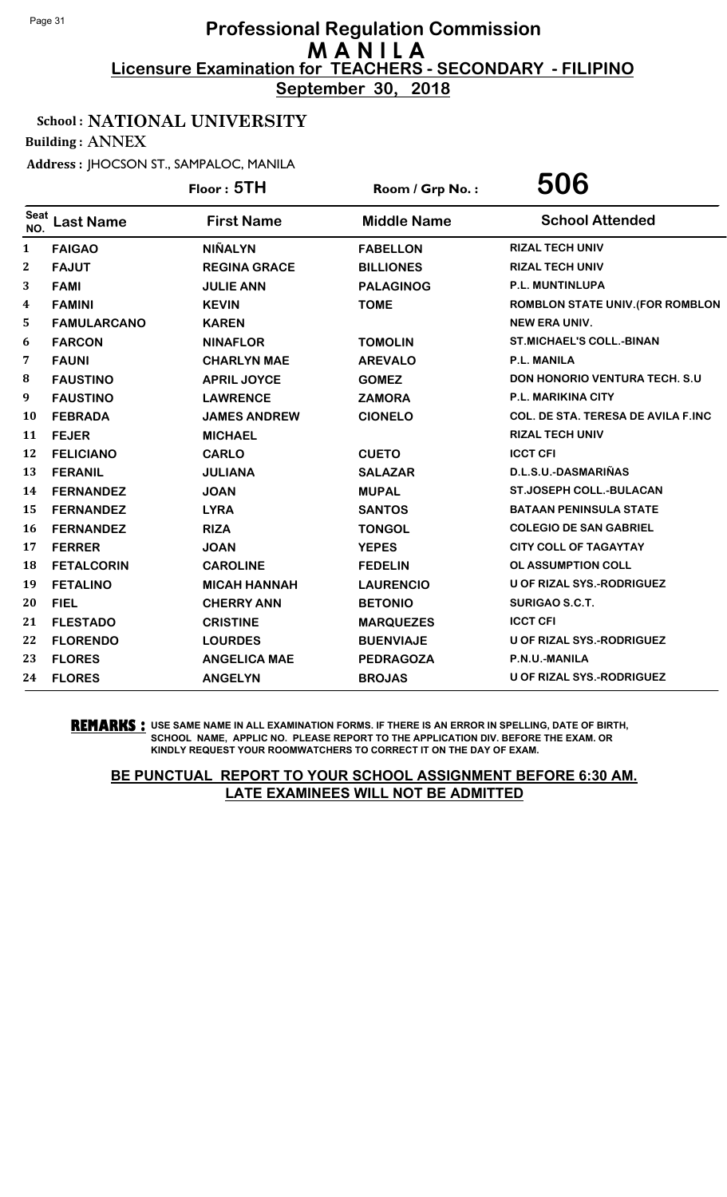# Professional Regulation Commission
## M A N I L A
## Licensure Examination for TEACHERS - SECONDARY - FILIPINO
## September 30, 2018

**School : NATIONAL UNIVERSITY**

**Building : ANNEX**

**Address : JHOCSON ST., SAMPALOC, MANILA**

**Floor : 5TH** | **Room / Grp No. : 506**

| Seat NO. | Last Name | First Name | Middle Name | School Attended |
|---|---|---|---|---|
| 1 | FAIGAO | NIÑALYN | FABELLON | RIZAL TECH UNIV |
| 2 | FAJUT | REGINA GRACE | BILLIONES | RIZAL TECH UNIV |
| 3 | FAMI | JULIE ANN | PALAGINOG | P.L. MUNTINLUPA |
| 4 | FAMINI | KEVIN | TOME | ROMBLON STATE UNIV.(FOR ROMBLON |
| 5 | FAMULARCANO | KAREN | | NEW ERA UNIV. |
| 6 | FARCON | NINAFLOR | TOMOLIN | ST.MICHAEL'S COLL.-BINAN |
| 7 | FAUNI | CHARLYN MAE | AREVALO | P.L. MANILA |
| 8 | FAUSTINO | APRIL JOYCE | GOMEZ | DON HONORIO VENTURA TECH. S.U |
| 9 | FAUSTINO | LAWRENCE | ZAMORA | P.L. MARIKINA CITY |
| 10 | FEBRADA | JAMES ANDREW | CIONELO | COL. DE STA. TERESA DE AVILA F.INC |
| 11 | FEJER | MICHAEL | | RIZAL TECH UNIV |
| 12 | FELICIANO | CARLO | CUETO | ICCT CFI |
| 13 | FERANIL | JULIANA | SALAZAR | D.L.S.U.-DASMARIÑAS |
| 14 | FERNANDEZ | JOAN | MUPAL | ST.JOSEPH COLL.-BULACAN |
| 15 | FERNANDEZ | LYRA | SANTOS | BATAAN PENINSULA STATE |
| 16 | FERNANDEZ | RIZA | TONGOL | COLEGIO DE SAN GABRIEL |
| 17 | FERRER | JOAN | YEPES | CITY COLL OF TAGAYTAY |
| 18 | FETALCORIN | CAROLINE | FEDELIN | OL ASSUMPTION COLL |
| 19 | FETALINO | MICAH HANNAH | LAURENCIO | U OF RIZAL SYS.-RODRIGUEZ |
| 20 | FIEL | CHERRY ANN | BETONIO | SURIGAO S.C.T. |
| 21 | FLESTADO | CRISTINE | MARQUEZES | ICCT CFI |
| 22 | FLORENDO | LOURDES | BUENVIAJE | U OF RIZAL SYS.-RODRIGUEZ |
| 23 | FLORES | ANGELICA MAE | PEDRAGOZA | P.N.U.-MANILA |
| 24 | FLORES | ANGELYN | BROJAS | U OF RIZAL SYS.-RODRIGUEZ |

**REMARKS :** USE SAME NAME IN ALL EXAMINATION FORMS. IF THERE IS AN ERROR IN SPELLING, DATE OF BIRTH, SCHOOL NAME, APPLIC NO. PLEASE REPORT TO THE APPLICATION DIV. BEFORE THE EXAM. OR KINDLY REQUEST YOUR ROOMWATCHERS TO CORRECT IT ON THE DAY OF EXAM.

**BE PUNCTUAL REPORT TO YOUR SCHOOL ASSIGNMENT BEFORE 6:30 AM. LATE EXAMINEES WILL NOT BE ADMITTED**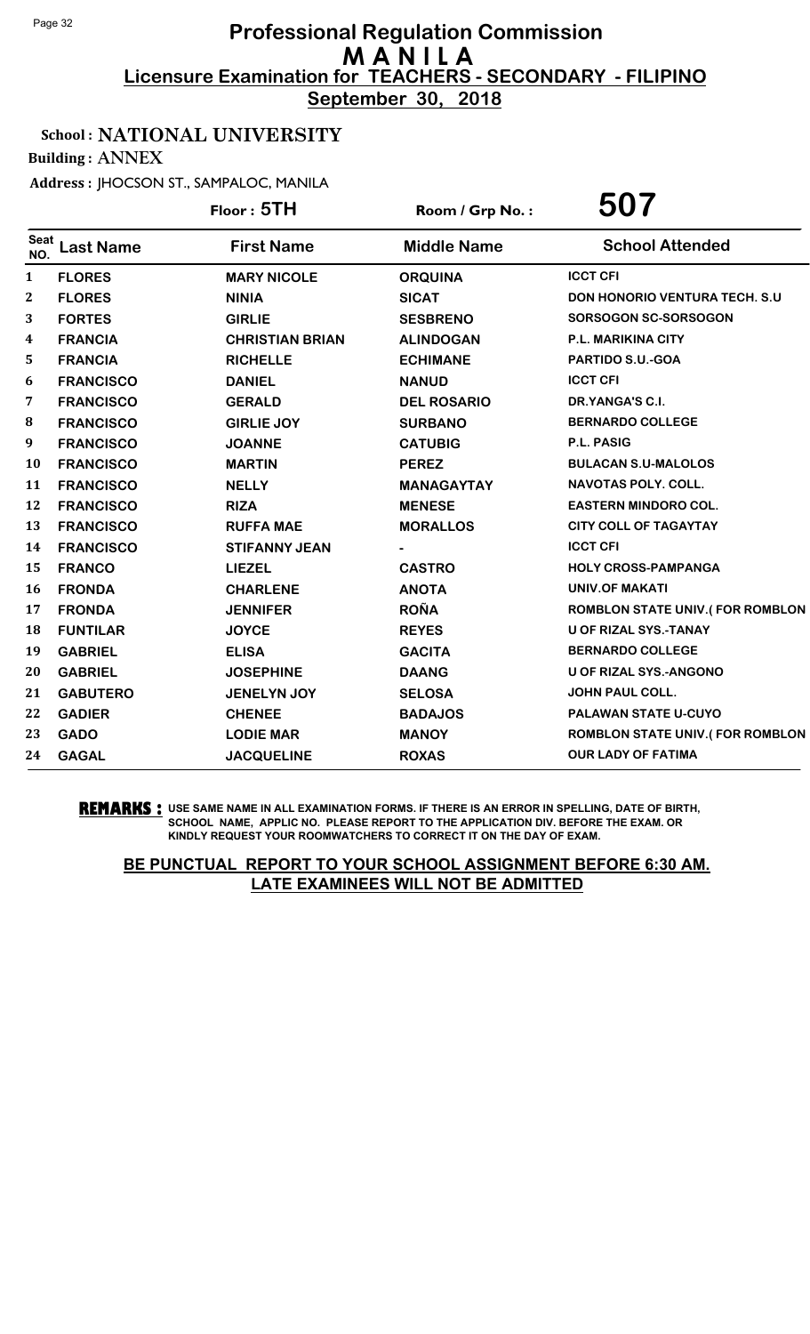# Professional Regulation Commission
# M A N I L A
## Licensure Examination for TEACHERS - SECONDARY - FILIPINO
## September 30, 2018

**School : NATIONAL UNIVERSITY**

**Building : ANNEX**

**Address : JHOCSON ST., SAMPALOC, MANILA**

**Floor : 5TH** | **Room / Grp No. : 507**

| Seat NO. | Last Name | First Name | Middle Name | School Attended |
|---|---|---|---|---|
| 1 | FLORES | MARY NICOLE | ORQUINA | ICCT CFI |
| 2 | FLORES | NINIA | SICAT | DON HONORIO VENTURA TECH. S.U |
| 3 | FORTES | GIRLIE | SESBRENO | SORSOGON SC-SORSOGON |
| 4 | FRANCIA | CHRISTIAN BRIAN | ALINDOGAN | P.L. MARIKINA CITY |
| 5 | FRANCIA | RICHELLE | ECHIMANE | PARTIDO S.U.-GOA |
| 6 | FRANCISCO | DANIEL | NANUD | ICCT CFI |
| 7 | FRANCISCO | GERALD | DEL ROSARIO | DR.YANGA'S C.I. |
| 8 | FRANCISCO | GIRLIE JOY | SURBANO | BERNARDO COLLEGE |
| 9 | FRANCISCO | JOANNE | CATUBIG | P.L. PASIG |
| 10 | FRANCISCO | MARTIN | PEREZ | BULACAN S.U-MALOLOS |
| 11 | FRANCISCO | NELLY | MANAGAYTAY | NAVOTAS POLY. COLL. |
| 12 | FRANCISCO | RIZA | MENESE | EASTERN MINDORO COL. |
| 13 | FRANCISCO | RUFFA MAE | MORALLOS | CITY COLL OF TAGAYTAY |
| 14 | FRANCISCO | STIFANNY JEAN | - | ICCT CFI |
| 15 | FRANCO | LIEZEL | CASTRO | HOLY CROSS-PAMPANGA |
| 16 | FRONDA | CHARLENE | ANOTA | UNIV.OF MAKATI |
| 17 | FRONDA | JENNIFER | ROÑA | ROMBLON STATE UNIV.( FOR ROMBLON |
| 18 | FUNTILAR | JOYCE | REYES | U OF RIZAL SYS.-TANAY |
| 19 | GABRIEL | ELISA | GACITA | BERNARDO COLLEGE |
| 20 | GABRIEL | JOSEPHINE | DAANG | U OF RIZAL SYS.-ANGONO |
| 21 | GABUTERO | JENELYN JOY | SELOSA | JOHN PAUL COLL. |
| 22 | GADIER | CHENEE | BADAJOS | PALAWAN STATE U-CUYO |
| 23 | GADO | LODIE MAR | MANOY | ROMBLON STATE UNIV.( FOR ROMBLON |
| 24 | GAGAL | JACQUELINE | ROXAS | OUR LADY OF FATIMA |

**REMARKS :** USE SAME NAME IN ALL EXAMINATION FORMS. IF THERE IS AN ERROR IN SPELLING, DATE OF BIRTH, SCHOOL NAME, APPLIC NO. PLEASE REPORT TO THE APPLICATION DIV. BEFORE THE EXAM. OR KINDLY REQUEST YOUR ROOMWATCHERS TO CORRECT IT ON THE DAY OF EXAM.

**BE PUNCTUAL REPORT TO YOUR SCHOOL ASSIGNMENT BEFORE 6:30 AM. LATE EXAMINEES WILL NOT BE ADMITTED**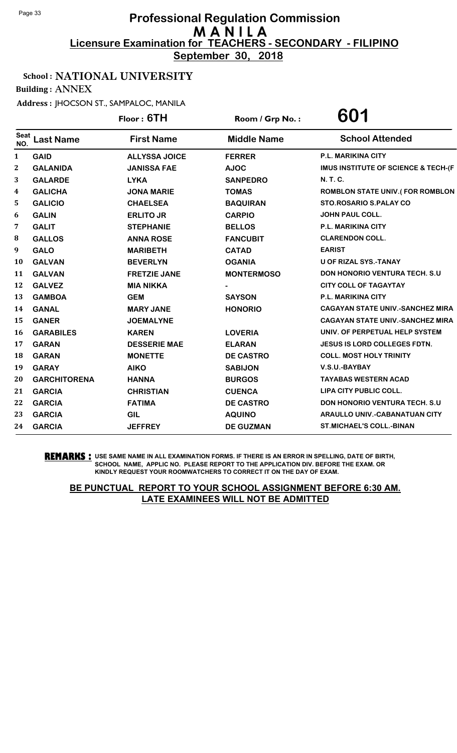# Professional Regulation Commission
## M A N I L A
### Licensure Examination for TEACHERS - SECONDARY - FILIPINO
**September 30, 2018**

**School : NATIONAL UNIVERSITY**

**Building : ANNEX**

**Address : JHOCSON ST., SAMPALOC, MANILA**

**Floor : 6TH** | **Room / Grp No. : 601**

| Seat NO. | Last Name | First Name | Middle Name | School Attended |
|---|---|---|---|---|
| 1 | GAID | ALLYSSA JOICE | FERRER | P.L. MARIKINA CITY |
| 2 | GALANIDA | JANISSA FAE | AJOC | IMUS INSTITUTE OF SCIENCE & TECH-(F |
| 3 | GALARDE | LYKA | SANPEDRO | N. T. C. |
| 4 | GALICHA | JONA MARIE | TOMAS | ROMBLON STATE UNIV.( FOR ROMBLON |
| 5 | GALICIO | CHAELSEA | BAQUIRAN | STO.ROSARIO S.PALAY CO |
| 6 | GALIN | ERLITO JR | CARPIO | JOHN PAUL COLL. |
| 7 | GALIT | STEPHANIE | BELLOS | P.L. MARIKINA CITY |
| 8 | GALLOS | ANNA ROSE | FANCUBIT | CLARENDON COLL. |
| 9 | GALO | MARIBETH | CATAD | EARIST |
| 10 | GALVAN | BEVERLYN | OGANIA | U OF RIZAL SYS.-TANAY |
| 11 | GALVAN | FRETZIE JANE | MONTERMOSO | DON HONORIO VENTURA TECH. S.U |
| 12 | GALVEZ | MIA NIKKA | - | CITY COLL OF TAGAYTAY |
| 13 | GAMBOA | GEM | SAYSON | P.L. MARIKINA CITY |
| 14 | GANAL | MARY JANE | HONORIO | CAGAYAN STATE UNIV.-SANCHEZ MIRA |
| 15 | GANER | JOEMALYNE | | CAGAYAN STATE UNIV.-SANCHEZ MIRA |
| 16 | GARABILES | KAREN | LOVERIA | UNIV. OF PERPETUAL HELP SYSTEM |
| 17 | GARAN | DESSERIE MAE | ELARAN | JESUS IS LORD COLLEGES FDTN. |
| 18 | GARAN | MONETTE | DE CASTRO | COLL. MOST HOLY TRINITY |
| 19 | GARAY | AIKO | SABIJON | V.S.U.-BAYBAY |
| 20 | GARCHITORENA | HANNA | BURGOS | TAYABAS WESTERN ACAD |
| 21 | GARCIA | CHRISTIAN | CUENCA | LIPA CITY PUBLIC COLL. |
| 22 | GARCIA | FATIMA | DE CASTRO | DON HONORIO VENTURA TECH. S.U |
| 23 | GARCIA | GIL | AQUINO | ARAULLO UNIV.-CABANATUAN CITY |
| 24 | GARCIA | JEFFREY | DE GUZMAN | ST.MICHAEL'S COLL.-BINAN |

**REMARKS :** USE SAME NAME IN ALL EXAMINATION FORMS. IF THERE IS AN ERROR IN SPELLING, DATE OF BIRTH, SCHOOL NAME, APPLIC NO. PLEASE REPORT TO THE APPLICATION DIV. BEFORE THE EXAM. OR KINDLY REQUEST YOUR ROOMWATCHERS TO CORRECT IT ON THE DAY OF EXAM.

**BE PUNCTUAL REPORT TO YOUR SCHOOL ASSIGNMENT BEFORE 6:30 AM. LATE EXAMINEES WILL NOT BE ADMITTED**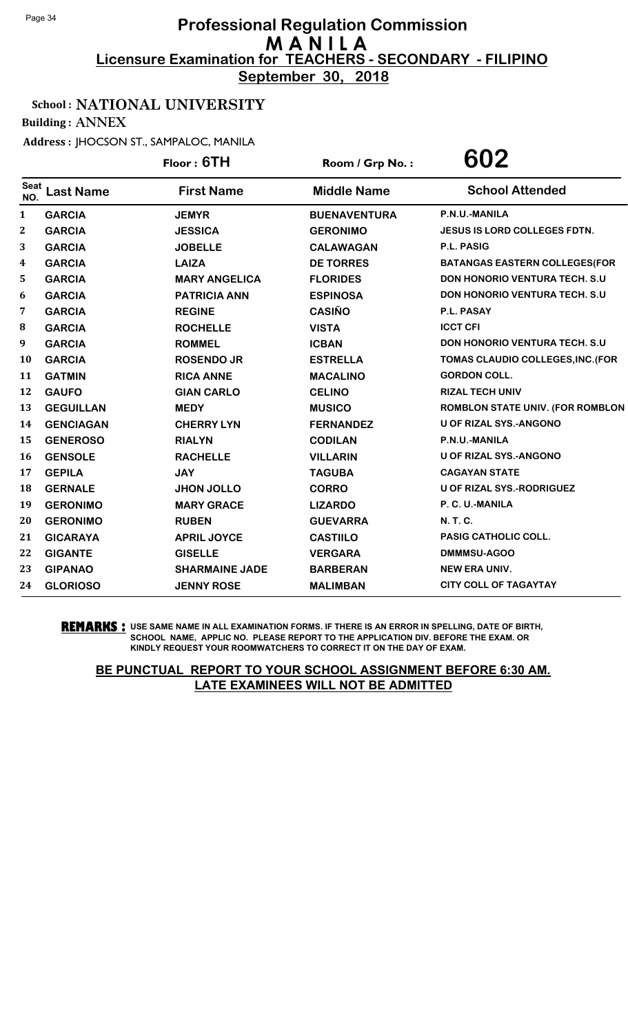# Professional Regulation Commission
# M A N I L A
## Licensure Examination for TEACHERS - SECONDARY - FILIPINO
**September 30, 2018**

**School : NATIONAL UNIVERSITY**

**Building : ANNEX**

**Address : JHOCSON ST., SAMPALOC, MANILA**

**Floor : 6TH** | **Room / Grp No. : 602**

| Seat NO. | Last Name | First Name | Middle Name | School Attended |
|---|---|---|---|---|
| 1 | GARCIA | JEMYR | BUENAVENTURA | P.N.U.-MANILA |
| 2 | GARCIA | JESSICA | GERONIMO | JESUS IS LORD COLLEGES FDTN. |
| 3 | GARCIA | JOBELLE | CALAWAGAN | P.L. PASIG |
| 4 | GARCIA | LAIZA | DE TORRES | BATANGAS EASTERN COLLEGES(FOR |
| 5 | GARCIA | MARY ANGELICA | FLORIDES | DON HONORIO VENTURA TECH. S.U |
| 6 | GARCIA | PATRICIA ANN | ESPINOSA | DON HONORIO VENTURA TECH. S.U |
| 7 | GARCIA | REGINE | CASIÑO | P.L. PASAY |
| 8 | GARCIA | ROCHELLE | VISTA | ICCT CFI |
| 9 | GARCIA | ROMMEL | ICBAN | DON HONORIO VENTURA TECH. S.U |
| 10 | GARCIA | ROSENDO JR | ESTRELLA | TOMAS CLAUDIO COLLEGES,INC.(FOR |
| 11 | GATMIN | RICA ANNE | MACALINO | GORDON COLL. |
| 12 | GAUFO | GIAN CARLO | CELINO | RIZAL TECH UNIV |
| 13 | GEGUILLAN | MEDY | MUSICO | ROMBLON STATE UNIV. (FOR ROMBLON |
| 14 | GENCIAGAN | CHERRY LYN | FERNANDEZ | U OF RIZAL SYS.-ANGONO |
| 15 | GENEROSO | RIALYN | CODILAN | P.N.U.-MANILA |
| 16 | GENSOLE | RACHELLE | VILLARIN | U OF RIZAL SYS.-ANGONO |
| 17 | GEPILA | JAY | TAGUBA | CAGAYAN STATE |
| 18 | GERNALE | JHON JOLLO | CORRO | U OF RIZAL SYS.-RODRIGUEZ |
| 19 | GERONIMO | MARY GRACE | LIZARDO | P. C. U.-MANILA |
| 20 | GERONIMO | RUBEN | GUEVARRA | N. T. C. |
| 21 | GICARAYA | APRIL JOYCE | CASTIILO | PASIG CATHOLIC COLL. |
| 22 | GIGANTE | GISELLE | VERGARA | DMMMSU-AGOO |
| 23 | GIPANAO | SHARMAINE JADE | BARBERAN | NEW ERA UNIV. |
| 24 | GLORIOSO | JENNY ROSE | MALIMBAN | CITY COLL OF TAGAYTAY |

**REMARKS :** USE SAME NAME IN ALL EXAMINATION FORMS. IF THERE IS AN ERROR IN SPELLING, DATE OF BIRTH, SCHOOL NAME, APPLIC NO. PLEASE REPORT TO THE APPLICATION DIV. BEFORE THE EXAM. OR KINDLY REQUEST YOUR ROOMWATCHERS TO CORRECT IT ON THE DAY OF EXAM.

**BE PUNCTUAL REPORT TO YOUR SCHOOL ASSIGNMENT BEFORE 6:30 AM. LATE EXAMINEES WILL NOT BE ADMITTED**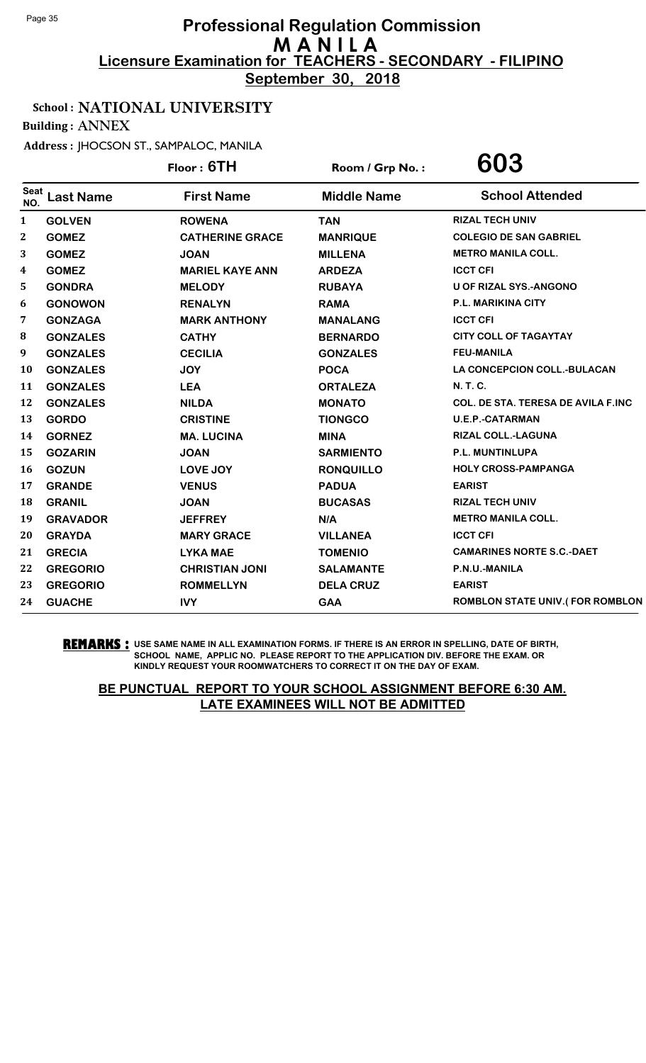# Professional Regulation Commission
# M A N I L A
## Licensure Examination for TEACHERS - SECONDARY - FILIPINO
**September 30, 2018**

**School : NATIONAL UNIVERSITY**

**Building : ANNEX**

**Address : JHOCSON ST., SAMPALOC, MANILA**

**Floor : 6TH** | **Room / Grp No. : 603**

| Seat NO. | Last Name | First Name | Middle Name | School Attended |
|---|---|---|---|---|
| 1 | GOLVEN | ROWENA | TAN | RIZAL TECH UNIV |
| 2 | GOMEZ | CATHERINE GRACE | MANRIQUE | COLEGIO DE SAN GABRIEL |
| 3 | GOMEZ | JOAN | MILLENA | METRO MANILA COLL. |
| 4 | GOMEZ | MARIEL KAYE ANN | ARDEZA | ICCT CFI |
| 5 | GONDRA | MELODY | RUBAYA | U OF RIZAL SYS.-ANGONO |
| 6 | GONOWON | RENALYN | RAMA | P.L. MARIKINA CITY |
| 7 | GONZAGA | MARK ANTHONY | MANALANG | ICCT CFI |
| 8 | GONZALES | CATHY | BERNARDO | CITY COLL OF TAGAYTAY |
| 9 | GONZALES | CECILIA | GONZALES | FEU-MANILA |
| 10 | GONZALES | JOY | POCA | LA CONCEPCION COLL.-BULACAN |
| 11 | GONZALES | LEA | ORTALEZA | N. T. C. |
| 12 | GONZALES | NILDA | MONATO | COL. DE STA. TERESA DE AVILA F.INC |
| 13 | GORDO | CRISTINE | TIONGCO | U.E.P.-CATARMAN |
| 14 | GORNEZ | MA. LUCINA | MINA | RIZAL COLL.-LAGUNA |
| 15 | GOZARIN | JOAN | SARMIENTO | P.L. MUNTINLUPA |
| 16 | GOZUN | LOVE JOY | RONQUILLO | HOLY CROSS-PAMPANGA |
| 17 | GRANDE | VENUS | PADUA | EARIST |
| 18 | GRANIL | JOAN | BUCASAS | RIZAL TECH UNIV |
| 19 | GRAVADOR | JEFFREY | N/A | METRO MANILA COLL. |
| 20 | GRAYDA | MARY GRACE | VILLANEA | ICCT CFI |
| 21 | GRECIA | LYKA MAE | TOMENIO | CAMARINES NORTE S.C.-DAET |
| 22 | GREGORIO | CHRISTIAN JONI | SALAMANTE | P.N.U.-MANILA |
| 23 | GREGORIO | ROMMELLYN | DELA CRUZ | EARIST |
| 24 | GUACHE | IVY | GAA | ROMBLON STATE UNIV.( FOR ROMBLON |

**REMARKS :** USE SAME NAME IN ALL EXAMINATION FORMS. IF THERE IS AN ERROR IN SPELLING, DATE OF BIRTH, SCHOOL NAME, APPLIC NO. PLEASE REPORT TO THE APPLICATION DIV. BEFORE THE EXAM. OR KINDLY REQUEST YOUR ROOMWATCHERS TO CORRECT IT ON THE DAY OF EXAM.

**BE PUNCTUAL REPORT TO YOUR SCHOOL ASSIGNMENT BEFORE 6:30 AM. LATE EXAMINEES WILL NOT BE ADMITTED**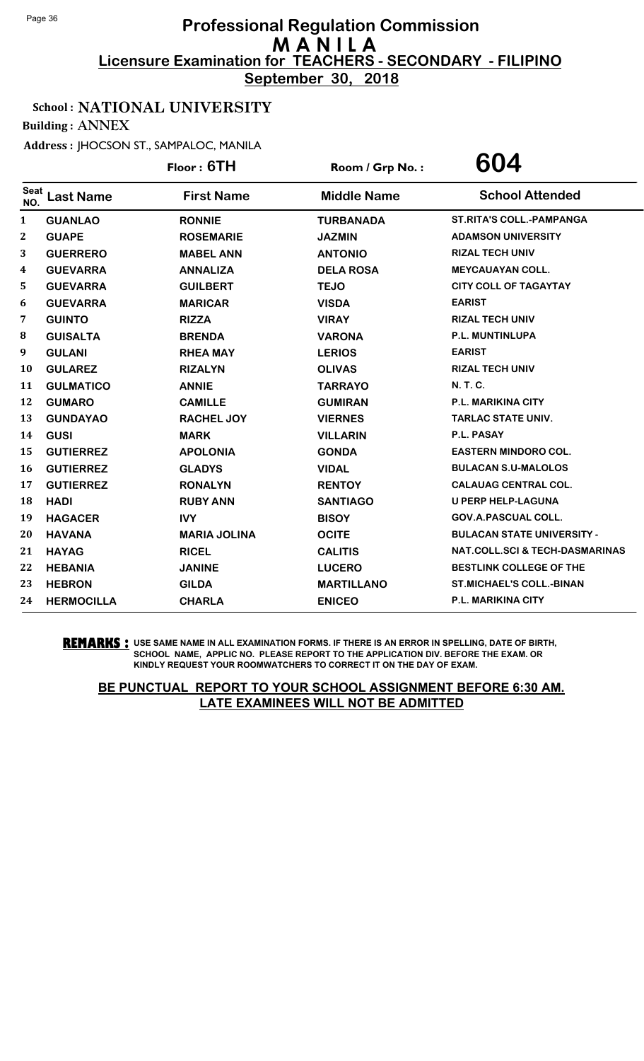# Professional Regulation Commission
# MANILA
## Licensure Examination for TEACHERS - SECONDARY - FILIPINO
**September 30, 2018**

**School : NATIONAL UNIVERSITY**

**Building : ANNEX**

**Address : JHOCSON ST., SAMPALOC, MANILA**

**Floor : 6TH** | **Room / Grp No. : 604**

| Seat NO. | Last Name | First Name | Middle Name | School Attended |
|---|---|---|---|---|
| 1 | GUANLAO | RONNIE | TURBANADA | ST.RITA'S COLL.-PAMPANGA |
| 2 | GUAPE | ROSEMARIE | JAZMIN | ADAMSON UNIVERSITY |
| 3 | GUERRERO | MABEL ANN | ANTONIO | RIZAL TECH UNIV |
| 4 | GUEVARRA | ANNALIZA | DELA ROSA | MEYCAUAYAN COLL. |
| 5 | GUEVARRA | GUILBERT | TEJO | CITY COLL OF TAGAYTAY |
| 6 | GUEVARRA | MARICAR | VISDA | EARIST |
| 7 | GUINTO | RIZZA | VIRAY | RIZAL TECH UNIV |
| 8 | GUISALTA | BRENDA | VARONA | P.L. MUNTINLUPA |
| 9 | GULANI | RHEA MAY | LERIOS | EARIST |
| 10 | GULAREZ | RIZALYN | OLIVAS | RIZAL TECH UNIV |
| 11 | GULMATICO | ANNIE | TARRAYO | N. T. C. |
| 12 | GUMARO | CAMILLE | GUMIRAN | P.L. MARIKINA CITY |
| 13 | GUNDAYAO | RACHEL JOY | VIERNES | TARLAC STATE UNIV. |
| 14 | GUSI | MARK | VILLARIN | P.L. PASAY |
| 15 | GUTIERREZ | APOLONIA | GONDA | EASTERN MINDORO COL. |
| 16 | GUTIERREZ | GLADYS | VIDAL | BULACAN S.U-MALOLOS |
| 17 | GUTIERREZ | RONALYN | RENTOY | CALAUAG CENTRAL COL. |
| 18 | HADI | RUBY ANN | SANTIAGO | U PERP HELP-LAGUNA |
| 19 | HAGACER | IVY | BISOY | GOV.A.PASCUAL COLL. |
| 20 | HAVANA | MARIA JOLINA | OCITE | BULACAN STATE UNIVERSITY - |
| 21 | HAYAG | RICEL | CALITIS | NAT.COLL.SCI & TECH-DASMARINAS |
| 22 | HEBANIA | JANINE | LUCERO | BESTLINK COLLEGE OF THE |
| 23 | HEBRON | GILDA | MARTILLANO | ST.MICHAEL'S COLL.-BINAN |
| 24 | HERMOCILLA | CHARLA | ENICEO | P.L. MARIKINA CITY |

**REMARKS :** USE SAME NAME IN ALL EXAMINATION FORMS. IF THERE IS AN ERROR IN SPELLING, DATE OF BIRTH, SCHOOL NAME, APPLIC NO. PLEASE REPORT TO THE APPLICATION DIV. BEFORE THE EXAM. OR KINDLY REQUEST YOUR ROOMWATCHERS TO CORRECT IT ON THE DAY OF EXAM.

**BE PUNCTUAL REPORT TO YOUR SCHOOL ASSIGNMENT BEFORE 6:30 AM. LATE EXAMINEES WILL NOT BE ADMITTED**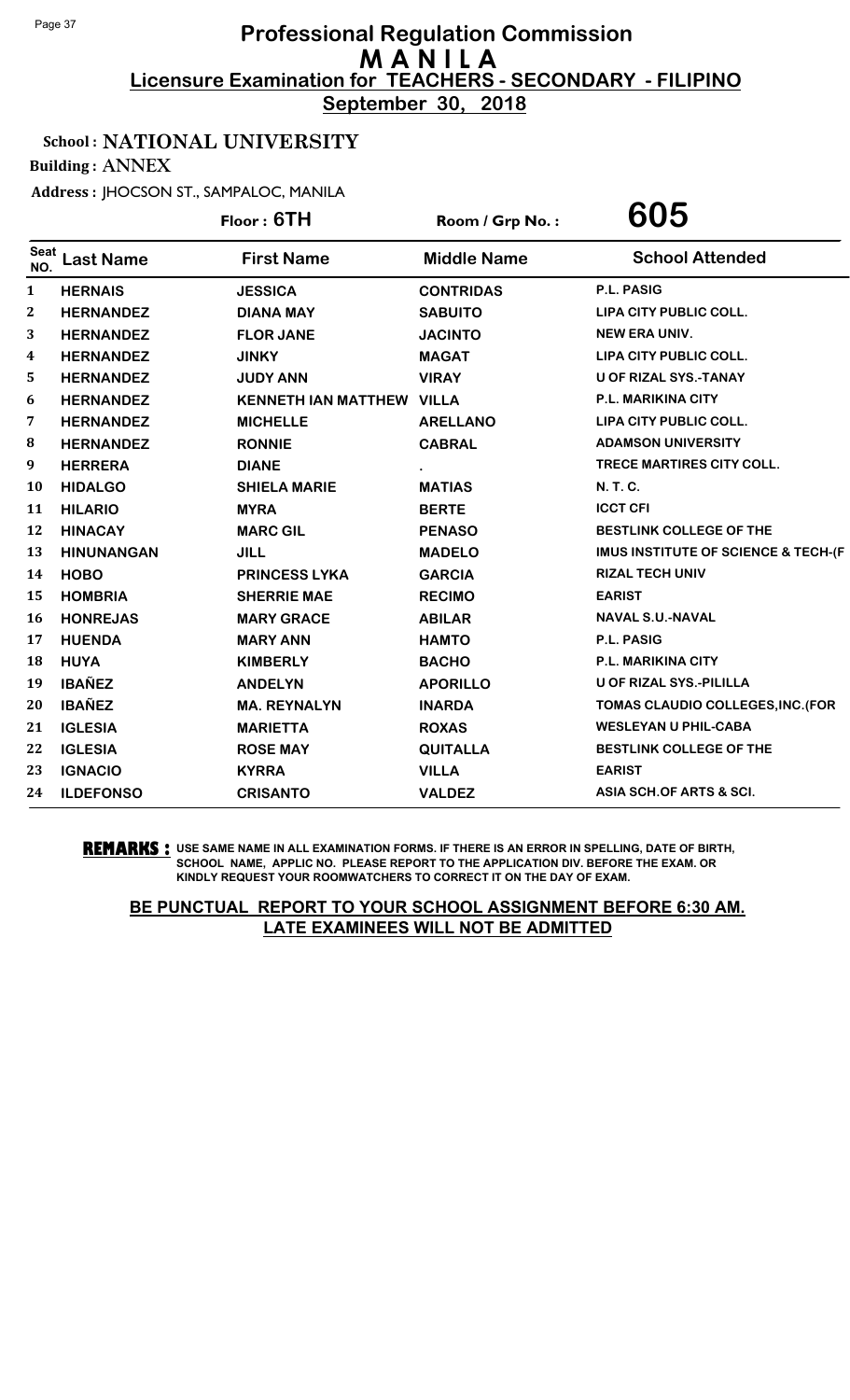# Professional Regulation Commission
## M A N I L A
### Licensure Examination for TEACHERS - SECONDARY - FILIPINO
**September 30, 2018**

**School : NATIONAL UNIVERSITY**

**Building : ANNEX**

**Address : JHOCSON ST., SAMPALOC, MANILA**

**Floor : 6TH** | **Room / Grp No. : 605**

| Seat NO. | Last Name | First Name | Middle Name | School Attended |
|---|---|---|---|---|
| 1 | HERNAIS | JESSICA | CONTRIDAS | P.L. PASIG |
| 2 | HERNANDEZ | DIANA MAY | SABUITO | LIPA CITY PUBLIC COLL. |
| 3 | HERNANDEZ | FLOR JANE | JACINTO | NEW ERA UNIV. |
| 4 | HERNANDEZ | JINKY | MAGAT | LIPA CITY PUBLIC COLL. |
| 5 | HERNANDEZ | JUDY ANN | VIRAY | U OF RIZAL SYS.-TANAY |
| 6 | HERNANDEZ | KENNETH IAN MATTHEW | VILLA | P.L. MARIKINA CITY |
| 7 | HERNANDEZ | MICHELLE | ARELLANO | LIPA CITY PUBLIC COLL. |
| 8 | HERNANDEZ | RONNIE | CABRAL | ADAMSON UNIVERSITY |
| 9 | HERRERA | DIANE | . | TRECE MARTIRES CITY COLL. |
| 10 | HIDALGO | SHIELA MARIE | MATIAS | N. T. C. |
| 11 | HILARIO | MYRA | BERTE | ICCT CFI |
| 12 | HINACAY | MARC GIL | PENASO | BESTLINK COLLEGE OF THE |
| 13 | HINUNANGAN | JILL | MADELO | IMUS INSTITUTE OF SCIENCE & TECH-(F |
| 14 | HOBO | PRINCESS LYKA | GARCIA | RIZAL TECH UNIV |
| 15 | HOMBRIA | SHERRIE MAE | RECIMO | EARIST |
| 16 | HONREJAS | MARY GRACE | ABILAR | NAVAL S.U.-NAVAL |
| 17 | HUENDA | MARY ANN | HAMTO | P.L. PASIG |
| 18 | HUYA | KIMBERLY | BACHO | P.L. MARIKINA CITY |
| 19 | IBAÑEZ | ANDELYN | APORILLO | U OF RIZAL SYS.-PILILLA |
| 20 | IBAÑEZ | MA. REYNALYN | INARDA | TOMAS CLAUDIO COLLEGES,INC.(FOR |
| 21 | IGLESIA | MARIETTA | ROXAS | WESLEYAN U PHIL-CABA |
| 22 | IGLESIA | ROSE MAY | QUITALLA | BESTLINK COLLEGE OF THE |
| 23 | IGNACIO | KYRRA | VILLA | EARIST |
| 24 | ILDEFONSO | CRISANTO | VALDEZ | ASIA SCH.OF ARTS & SCI. |

**REMARKS :** USE SAME NAME IN ALL EXAMINATION FORMS. IF THERE IS AN ERROR IN SPELLING, DATE OF BIRTH, SCHOOL NAME, APPLIC NO. PLEASE REPORT TO THE APPLICATION DIV. BEFORE THE EXAM. OR KINDLY REQUEST YOUR ROOMWATCHERS TO CORRECT IT ON THE DAY OF EXAM.

**BE PUNCTUAL REPORT TO YOUR SCHOOL ASSIGNMENT BEFORE 6:30 AM. LATE EXAMINEES WILL NOT BE ADMITTED**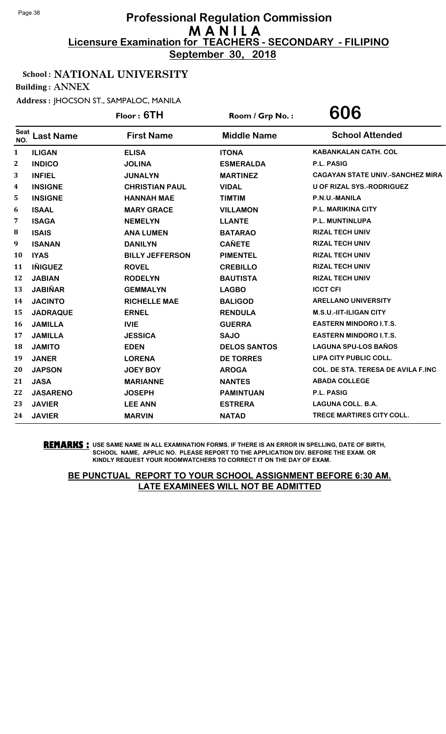# Professional Regulation Commission
## M A N I L A
### Licensure Examination for TEACHERS - SECONDARY - FILIPINO
**September 30, 2018**

**School : NATIONAL UNIVERSITY**

**Building : ANNEX**

**Address : JHOCSON ST., SAMPALOC, MANILA**

**Floor : 6TH** | **Room / Grp No. : 606**

| Seat NO. | Last Name | First Name | Middle Name | School Attended |
|---|---|---|---|---|
| 1 | ILIGAN | ELISA | ITONA | KABANKALAN CATH. COL |
| 2 | INDICO | JOLINA | ESMERALDA | P.L. PASIG |
| 3 | INFIEL | JUNALYN | MARTINEZ | CAGAYAN STATE UNIV.-SANCHEZ MIRA |
| 4 | INSIGNE | CHRISTIAN PAUL | VIDAL | U OF RIZAL SYS.-RODRIGUEZ |
| 5 | INSIGNE | HANNAH MAE | TIMTIM | P.N.U.-MANILA |
| 6 | ISAAL | MARY GRACE | VILLAMON | P.L. MARIKINA CITY |
| 7 | ISAGA | NEMELYN | LLANTE | P.L. MUNTINLUPA |
| 8 | ISAIS | ANA LUMEN | BATARAO | RIZAL TECH UNIV |
| 9 | ISANAN | DANILYN | CAÑETE | RIZAL TECH UNIV |
| 10 | IYAS | BILLY JEFFERSON | PIMENTEL | RIZAL TECH UNIV |
| 11 | IÑIGUEZ | ROVEL | CREBILLO | RIZAL TECH UNIV |
| 12 | JABIAN | RODELYN | BAUTISTA | RIZAL TECH UNIV |
| 13 | JABIÑAR | GEMMALYN | LAGBO | ICCT CFI |
| 14 | JACINTO | RICHELLE MAE | BALIGOD | ARELLANO UNIVERSITY |
| 15 | JADRAQUE | ERNEL | RENDULA | M.S.U.-IIT-ILIGAN CITY |
| 16 | JAMILLA | IVIE | GUERRA | EASTERN MINDORO I.T.S. |
| 17 | JAMILLA | JESSICA | SAJO | EASTERN MINDORO I.T.S. |
| 18 | JAMITO | EDEN | DELOS SANTOS | LAGUNA SPU-LOS BAÑOS |
| 19 | JANER | LORENA | DE TORRES | LIPA CITY PUBLIC COLL. |
| 20 | JAPSON | JOEY BOY | AROGA | COL. DE STA. TERESA DE AVILA F.INC |
| 21 | JASA | MARIANNE | NANTES | ABADA COLLEGE |
| 22 | JASARENO | JOSEPH | PAMINTUAN | P.L. PASIG |
| 23 | JAVIER | LEE ANN | ESTRERA | LAGUNA COLL. B.A. |
| 24 | JAVIER | MARVIN | NATAD | TRECE MARTIRES CITY COLL. |

**REMARKS :** USE SAME NAME IN ALL EXAMINATION FORMS. IF THERE IS AN ERROR IN SPELLING, DATE OF BIRTH, SCHOOL NAME, APPLIC NO. PLEASE REPORT TO THE APPLICATION DIV. BEFORE THE EXAM. OR KINDLY REQUEST YOUR ROOMWATCHERS TO CORRECT IT ON THE DAY OF EXAM.

**BE PUNCTUAL REPORT TO YOUR SCHOOL ASSIGNMENT BEFORE 6:30 AM. LATE EXAMINEES WILL NOT BE ADMITTED**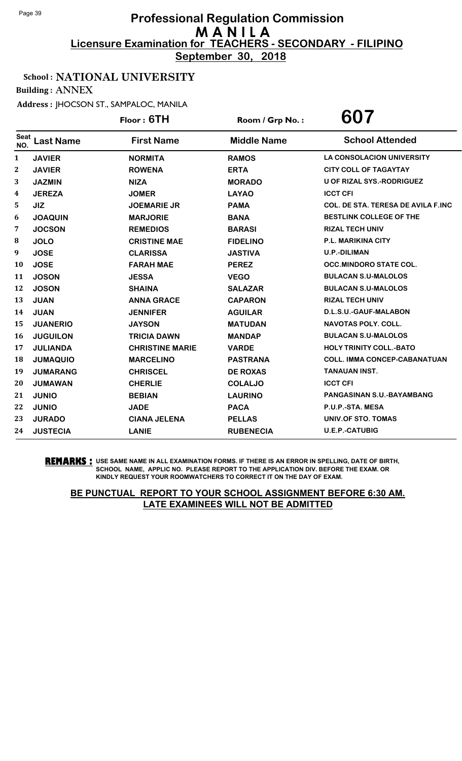# Professional Regulation Commission
# MANILA
## Licensure Examination for TEACHERS - SECONDARY - FILIPINO
**September 30, 2018**

**School : NATIONAL UNIVERSITY**

**Building : ANNEX**

**Address : JHOCSON ST., SAMPALOC, MANILA**

**Floor : 6TH** | **Room / Grp No. : 607**

| Seat NO. | Last Name | First Name | Middle Name | School Attended |
|---|---|---|---|---|
| 1 | JAVIER | NORMITA | RAMOS | LA CONSOLACION UNIVERSITY |
| 2 | JAVIER | ROWENA | ERTA | CITY COLL OF TAGAYTAY |
| 3 | JAZMIN | NIZA | MORADO | U OF RIZAL SYS.-RODRIGUEZ |
| 4 | JEREZA | JOMER | LAYAO | ICCT CFI |
| 5 | JIZ | JOEMARIE JR | PAMA | COL. DE STA. TERESA DE AVILA F.INC |
| 6 | JOAQUIN | MARJORIE | BANA | BESTLINK COLLEGE OF THE |
| 7 | JOCSON | REMEDIOS | BARASI | RIZAL TECH UNIV |
| 8 | JOLO | CRISTINE MAE | FIDELINO | P.L. MARIKINA CITY |
| 9 | JOSE | CLARISSA | JASTIVA | U.P.-DILIMAN |
| 10 | JOSE | FARAH MAE | PEREZ | OCC.MINDORO STATE COL. |
| 11 | JOSON | JESSA | VEGO | BULACAN S.U-MALOLOS |
| 12 | JOSON | SHAINA | SALAZAR | BULACAN S.U-MALOLOS |
| 13 | JUAN | ANNA GRACE | CAPARON | RIZAL TECH UNIV |
| 14 | JUAN | JENNIFER | AGUILAR | D.L.S.U.-GAUF-MALABON |
| 15 | JUANERIO | JAYSON | MATUDAN | NAVOTAS POLY. COLL. |
| 16 | JUGUILON | TRICIA DAWN | MANDAP | BULACAN S.U-MALOLOS |
| 17 | JULIANDA | CHRISTINE MARIE | VARDE | HOLY TRINITY COLL.-BATO |
| 18 | JUMAQUIO | MARCELINO | PASTRANA | COLL. IMMA CONCEP-CABANATUAN |
| 19 | JUMARANG | CHRISCEL | DE ROXAS | TANAUAN INST. |
| 20 | JUMAWAN | CHERLIE | COLALJO | ICCT CFI |
| 21 | JUNIO | BEBIAN | LAURINO | PANGASINAN S.U.-BAYAMBANG |
| 22 | JUNIO | JADE | PACA | P.U.P.-STA. MESA |
| 23 | JURADO | CIANA JELENA | PELLAS | UNIV.OF STO. TOMAS |
| 24 | JUSTECIA | LANIE | RUBENECIA | U.E.P.-CATUBIG |

**REMARKS :** USE SAME NAME IN ALL EXAMINATION FORMS. IF THERE IS AN ERROR IN SPELLING, DATE OF BIRTH, SCHOOL NAME, APPLIC NO. PLEASE REPORT TO THE APPLICATION DIV. BEFORE THE EXAM. OR KINDLY REQUEST YOUR ROOMWATCHERS TO CORRECT IT ON THE DAY OF EXAM.

**BE PUNCTUAL REPORT TO YOUR SCHOOL ASSIGNMENT BEFORE 6:30 AM. LATE EXAMINEES WILL NOT BE ADMITTED**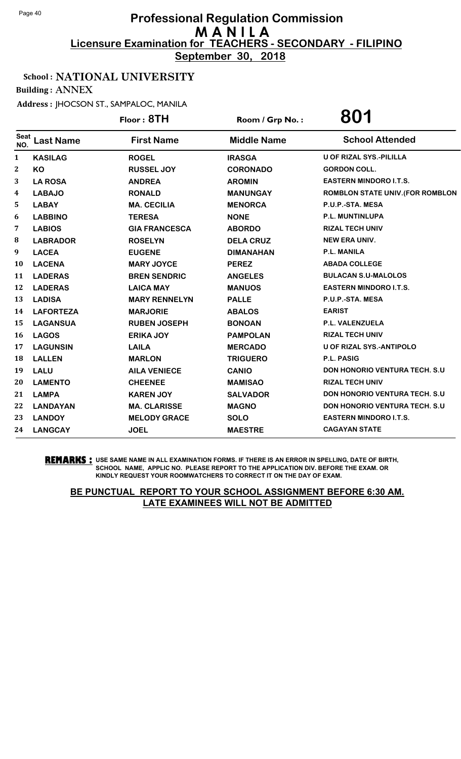# Professional Regulation Commission
## M A N I L A
### Licensure Examination for TEACHERS - SECONDARY - FILIPINO
**September 30, 2018**

**School : NATIONAL UNIVERSITY**

**Building : ANNEX**

**Address : JHOCSON ST., SAMPALOC, MANILA**

**Floor : 8TH** | **Room / Grp No. : 801**

| Seat NO. | Last Name | First Name | Middle Name | School Attended |
|---|---|---|---|---|
| 1 | KASILAG | ROGEL | IRASGA | U OF RIZAL SYS.-PILILLA |
| 2 | KO | RUSSEL JOY | CORONADO | GORDON COLL. |
| 3 | LA ROSA | ANDREA | AROMIN | EASTERN MINDORO I.T.S. |
| 4 | LABAJO | RONALD | MANUNGAY | ROMBLON STATE UNIV.(FOR ROMBLON |
| 5 | LABAY | MA. CECILIA | MENORCA | P.U.P.-STA. MESA |
| 6 | LABBINO | TERESA | NONE | P.L. MUNTINLUPA |
| 7 | LABIOS | GIA FRANCESCA | ABORDO | RIZAL TECH UNIV |
| 8 | LABRADOR | ROSELYN | DELA CRUZ | NEW ERA UNIV. |
| 9 | LACEA | EUGENE | DIMANAHAN | P.L. MANILA |
| 10 | LACENA | MARY JOYCE | PEREZ | ABADA COLLEGE |
| 11 | LADERAS | BREN SENDRIC | ANGELES | BULACAN S.U-MALOLOS |
| 12 | LADERAS | LAICA MAY | MANUOS | EASTERN MINDORO I.T.S. |
| 13 | LADISA | MARY RENNELYN | PALLE | P.U.P.-STA. MESA |
| 14 | LAFORTEZA | MARJORIE | ABALOS | EARIST |
| 15 | LAGANSUA | RUBEN JOSEPH | BONOAN | P.L. VALENZUELA |
| 16 | LAGOS | ERIKA JOY | PAMPOLAN | RIZAL TECH UNIV |
| 17 | LAGUNSIN | LAILA | MERCADO | U OF RIZAL SYS.-ANTIPOLO |
| 18 | LALLEN | MARLON | TRIGUERO | P.L. PASIG |
| 19 | LALU | AILA VENIECE | CANIO | DON HONORIO VENTURA TECH. S.U |
| 20 | LAMENTO | CHEENEE | MAMISAO | RIZAL TECH UNIV |
| 21 | LAMPA | KAREN JOY | SALVADOR | DON HONORIO VENTURA TECH. S.U |
| 22 | LANDAYAN | MA. CLARISSE | MAGNO | DON HONORIO VENTURA TECH. S.U |
| 23 | LANDOY | MELODY GRACE | SOLO | EASTERN MINDORO I.T.S. |
| 24 | LANGCAY | JOEL | MAESTRE | CAGAYAN STATE |

**REMARKS :** USE SAME NAME IN ALL EXAMINATION FORMS. IF THERE IS AN ERROR IN SPELLING, DATE OF BIRTH, SCHOOL NAME, APPLIC NO. PLEASE REPORT TO THE APPLICATION DIV. BEFORE THE EXAM. OR KINDLY REQUEST YOUR ROOMWATCHERS TO CORRECT IT ON THE DAY OF EXAM.

**BE PUNCTUAL REPORT TO YOUR SCHOOL ASSIGNMENT BEFORE 6:30 AM. LATE EXAMINEES WILL NOT BE ADMITTED**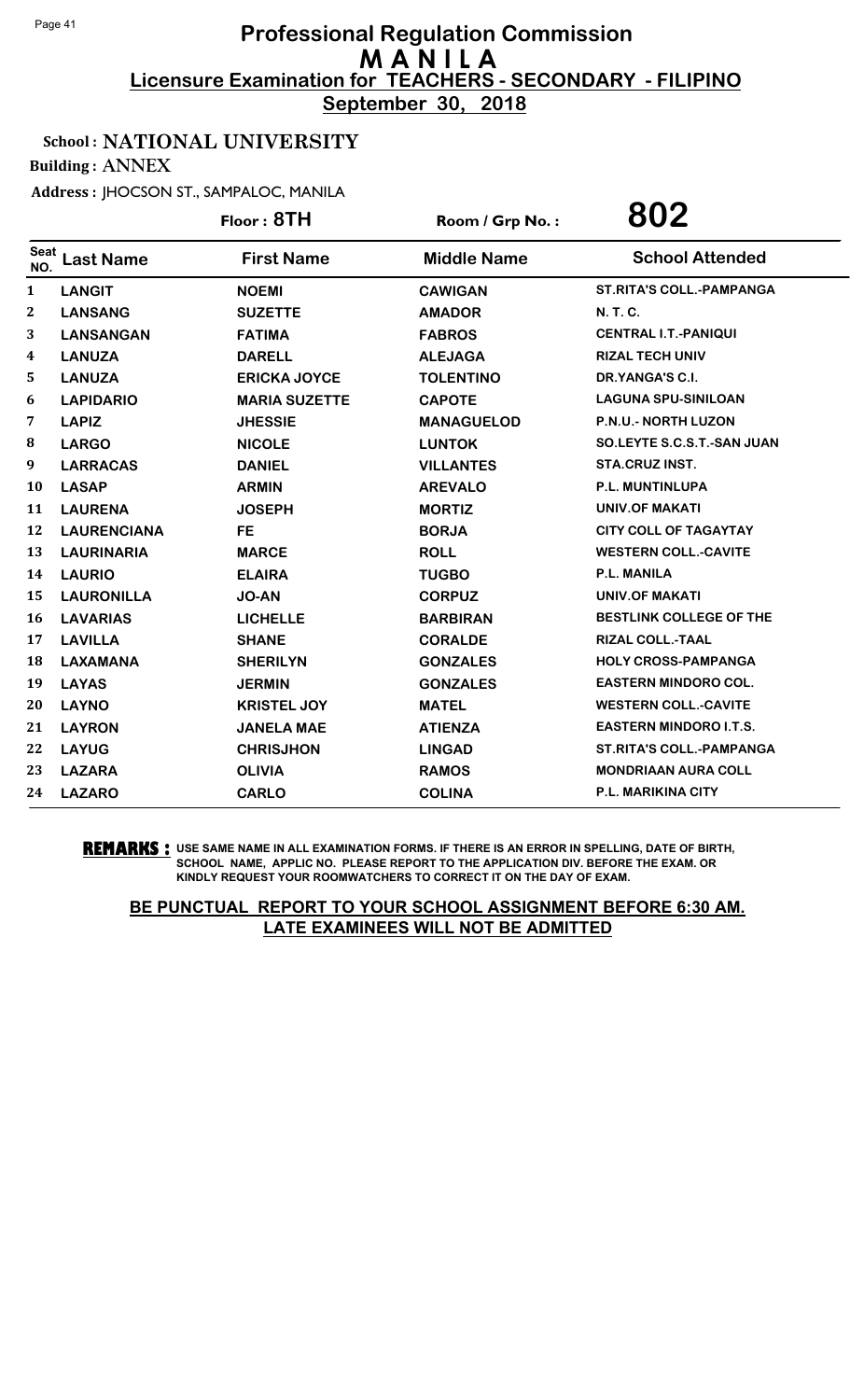# Professional Regulation Commission
# MANILA
## Licensure Examination for TEACHERS - SECONDARY - FILIPINO
**September 30, 2018**

**School : NATIONAL UNIVERSITY**

**Building : ANNEX**

**Address : JHOCSON ST., SAMPALOC, MANILA**

**Floor : 8TH** **Room / Grp No. : 802**

| Seat NO. | Last Name | First Name | Middle Name | School Attended |
|---|---|---|---|---|
| 1 | LANGIT | NOEMI | CAWIGAN | ST.RITA'S COLL.-PAMPANGA |
| 2 | LANSANG | SUZETTE | AMADOR | N. T. C. |
| 3 | LANSANGAN | FATIMA | FABROS | CENTRAL I.T.-PANIQUI |
| 4 | LANUZA | DARELL | ALEJAGA | RIZAL TECH UNIV |
| 5 | LANUZA | ERICKA JOYCE | TOLENTINO | DR.YANGA'S C.I. |
| 6 | LAPIDARIO | MARIA SUZETTE | CAPOTE | LAGUNA SPU-SINILOAN |
| 7 | LAPIZ | JHESSIE | MANAGUELOD | P.N.U.- NORTH LUZON |
| 8 | LARGO | NICOLE | LUNTOK | SO.LEYTE S.C.S.T.-SAN JUAN |
| 9 | LARRACAS | DANIEL | VILLANTES | STA.CRUZ INST. |
| 10 | LASAP | ARMIN | AREVALO | P.L. MUNTINLUPA |
| 11 | LAURENA | JOSEPH | MORTIZ | UNIV.OF MAKATI |
| 12 | LAURENCIANA | FE | BORJA | CITY COLL OF TAGAYTAY |
| 13 | LAURINARIA | MARCE | ROLL | WESTERN COLL.-CAVITE |
| 14 | LAURIO | ELAIRA | TUGBO | P.L. MANILA |
| 15 | LAURONILLA | JO-AN | CORPUZ | UNIV.OF MAKATI |
| 16 | LAVARIAS | LICHELLE | BARBIRAN | BESTLINK COLLEGE OF THE |
| 17 | LAVILLA | SHANE | CORALDE | RIZAL COLL.-TAAL |
| 18 | LAXAMANA | SHERILYN | GONZALES | HOLY CROSS-PAMPANGA |
| 19 | LAYAS | JERMIN | GONZALES | EASTERN MINDORO COL. |
| 20 | LAYNO | KRISTEL JOY | MATEL | WESTERN COLL.-CAVITE |
| 21 | LAYRON | JANELA MAE | ATIENZA | EASTERN MINDORO I.T.S. |
| 22 | LAYUG | CHRISJHON | LINGAD | ST.RITA'S COLL.-PAMPANGA |
| 23 | LAZARA | OLIVIA | RAMOS | MONDRIAAN AURA COLL |
| 24 | LAZARO | CARLO | COLINA | P.L. MARIKINA CITY |

**REMARKS :** USE SAME NAME IN ALL EXAMINATION FORMS. IF THERE IS AN ERROR IN SPELLING, DATE OF BIRTH, SCHOOL NAME, APPLIC NO. PLEASE REPORT TO THE APPLICATION DIV. BEFORE THE EXAM. OR KINDLY REQUEST YOUR ROOMWATCHERS TO CORRECT IT ON THE DAY OF EXAM.

**BE PUNCTUAL REPORT TO YOUR SCHOOL ASSIGNMENT BEFORE 6:30 AM. LATE EXAMINEES WILL NOT BE ADMITTED**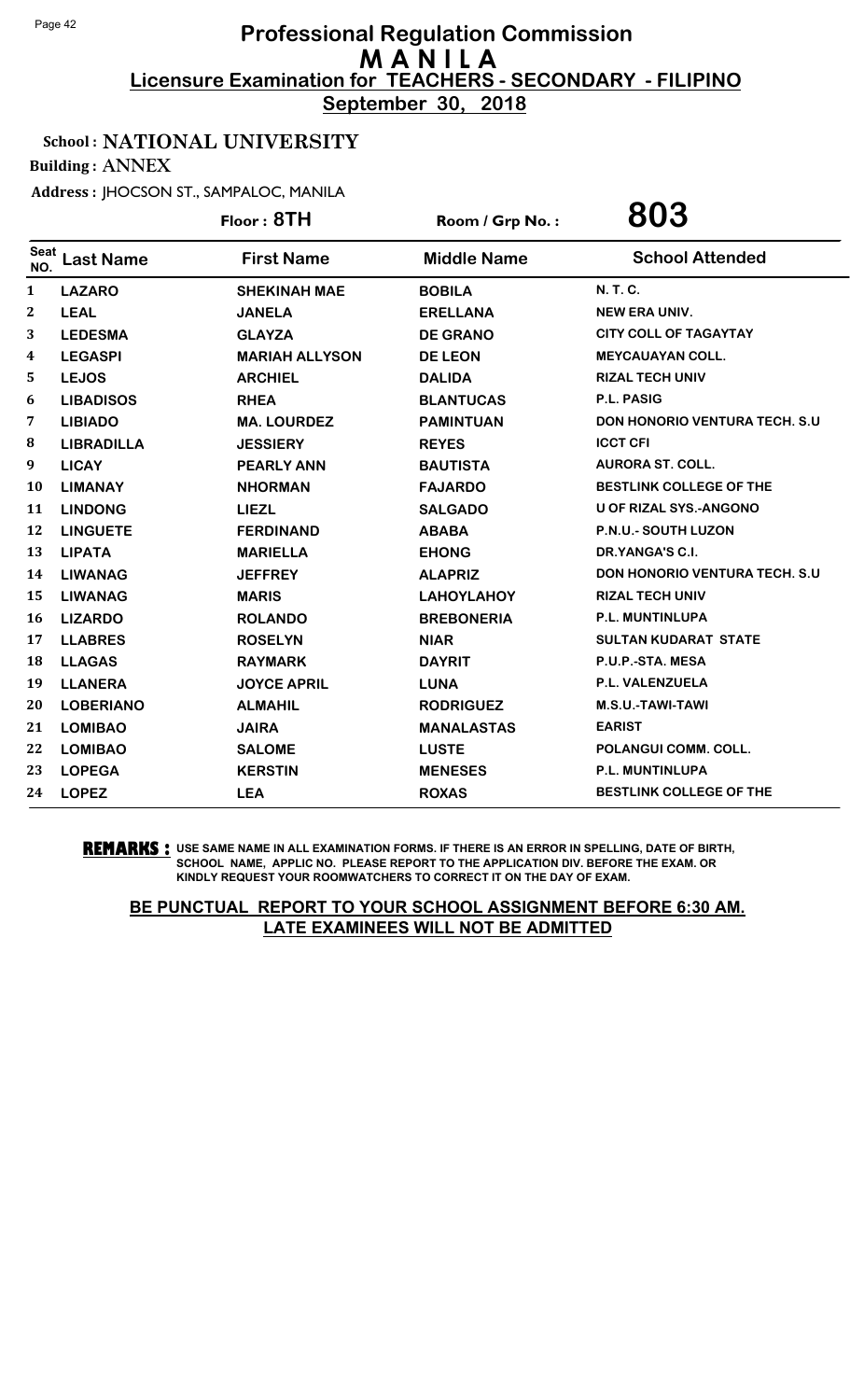# Professional Regulation Commission
# M A N I L A
## Licensure Examination for TEACHERS - SECONDARY - FILIPINO
### September 30, 2018

**School : NATIONAL UNIVERSITY**

**Building : ANNEX**

**Address : JHOCSON ST., SAMPALOC, MANILA**

**Floor : 8TH** | **Room / Grp No. : 803**

| Seat NO. | Last Name | First Name | Middle Name | School Attended |
|---|---|---|---|---|
| 1 | LAZARO | SHEKINAH MAE | BOBILA | N. T. C. |
| 2 | LEAL | JANELA | ERELLANA | NEW ERA UNIV. |
| 3 | LEDESMA | GLAYZA | DE GRANO | CITY COLL OF TAGAYTAY |
| 4 | LEGASPI | MARIAH ALLYSON | DE LEON | MEYCAUAYAN COLL. |
| 5 | LEJOS | ARCHIEL | DALIDA | RIZAL TECH UNIV |
| 6 | LIBADISOS | RHEA | BLANTUCAS | P.L. PASIG |
| 7 | LIBIADO | MA. LOURDEZ | PAMINTUAN | DON HONORIO VENTURA TECH. S.U |
| 8 | LIBRADILLA | JESSIERY | REYES | ICCT CFI |
| 9 | LICAY | PEARLY ANN | BAUTISTA | AURORA ST. COLL. |
| 10 | LIMANAY | NHORMAN | FAJARDO | BESTLINK COLLEGE OF THE |
| 11 | LINDONG | LIEZL | SALGADO | U OF RIZAL SYS.-ANGONO |
| 12 | LINGUETE | FERDINAND | ABABA | P.N.U.- SOUTH LUZON |
| 13 | LIPATA | MARIELLA | EHONG | DR.YANGA'S C.I. |
| 14 | LIWANAG | JEFFREY | ALAPRIZ | DON HONORIO VENTURA TECH. S.U |
| 15 | LIWANAG | MARIS | LAHOYLAHOY | RIZAL TECH UNIV |
| 16 | LIZARDO | ROLANDO | BREBONERIA | P.L. MUNTINLUPA |
| 17 | LLABRES | ROSELYN | NIAR | SULTAN KUDARAT STATE |
| 18 | LLAGAS | RAYMARK | DAYRIT | P.U.P.-STA. MESA |
| 19 | LLANERA | JOYCE APRIL | LUNA | P.L. VALENZUELA |
| 20 | LOBERIANO | ALMAHIL | RODRIGUEZ | M.S.U.-TAWI-TAWI |
| 21 | LOMIBAO | JAIRA | MANALASTAS | EARIST |
| 22 | LOMIBAO | SALOME | LUSTE | POLANGUI COMM. COLL. |
| 23 | LOPEGA | KERSTIN | MENESES | P.L. MUNTINLUPA |
| 24 | LOPEZ | LEA | ROXAS | BESTLINK COLLEGE OF THE |

**REMARKS :** USE SAME NAME IN ALL EXAMINATION FORMS. IF THERE IS AN ERROR IN SPELLING, DATE OF BIRTH, SCHOOL NAME, APPLIC NO. PLEASE REPORT TO THE APPLICATION DIV. BEFORE THE EXAM. OR KINDLY REQUEST YOUR ROOMWATCHERS TO CORRECT IT ON THE DAY OF EXAM.

**BE PUNCTUAL REPORT TO YOUR SCHOOL ASSIGNMENT BEFORE 6:30 AM. LATE EXAMINEES WILL NOT BE ADMITTED**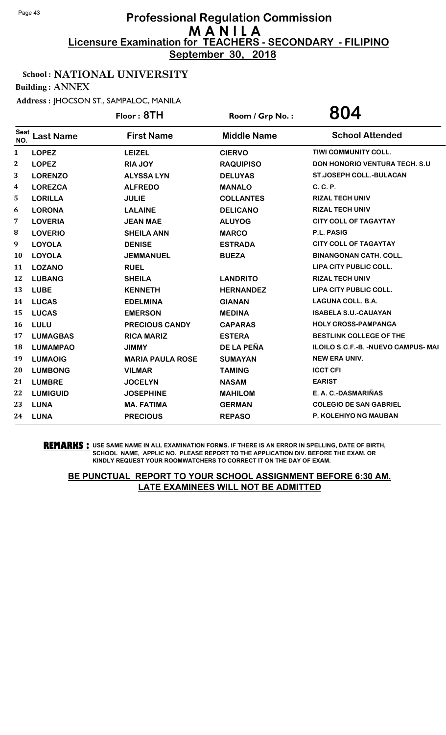# Professional Regulation Commission
## M A N I L A
### Licensure Examination for TEACHERS - SECONDARY - FILIPINO
### September 30, 2018

**School : NATIONAL UNIVERSITY**

**Building : ANNEX**

**Address : JHOCSON ST., SAMPALOC, MANILA**

**Floor : 8TH** | **Room / Grp No. : 804**

| Seat NO. | Last Name | First Name | Middle Name | School Attended |
|---|---|---|---|---|
| 1 | LOPEZ | LEIZEL | CIERVO | TIWI COMMUNITY COLL. |
| 2 | LOPEZ | RIA JOY | RAQUIPISO | DON HONORIO VENTURA TECH. S.U |
| 3 | LORENZO | ALYSSA LYN | DELUYAS | ST.JOSEPH COLL.-BULACAN |
| 4 | LOREZCA | ALFREDO | MANALO | C. C. P. |
| 5 | LORILLA | JULIE | COLLANTES | RIZAL TECH UNIV |
| 6 | LORONA | LALAINE | DELICANO | RIZAL TECH UNIV |
| 7 | LOVERIA | JEAN MAE | ALUYOG | CITY COLL OF TAGAYTAY |
| 8 | LOVERIO | SHEILA ANN | MARCO | P.L. PASIG |
| 9 | LOYOLA | DENISE | ESTRADA | CITY COLL OF TAGAYTAY |
| 10 | LOYOLA | JEMMANUEL | BUEZA | BINANGONAN CATH. COLL. |
| 11 | LOZANO | RUEL | | LIPA CITY PUBLIC COLL. |
| 12 | LUBANG | SHEILA | LANDRITO | RIZAL TECH UNIV |
| 13 | LUBE | KENNETH | HERNANDEZ | LIPA CITY PUBLIC COLL. |
| 14 | LUCAS | EDELMINA | GIANAN | LAGUNA COLL. B.A. |
| 15 | LUCAS | EMERSON | MEDINA | ISABELA S.U.-CAUAYAN |
| 16 | LULU | PRECIOUS CANDY | CAPARAS | HOLY CROSS-PAMPANGA |
| 17 | LUMAGBAS | RICA MARIZ | ESTERA | BESTLINK COLLEGE OF THE |
| 18 | LUMAMPAO | JIMMY | DE LA PEÑA | ILOILO S.C.F.-B. -NUEVO CAMPUS- MAI |
| 19 | LUMAOIG | MARIA PAULA ROSE | SUMAYAN | NEW ERA UNIV. |
| 20 | LUMBONG | VILMAR | TAMING | ICCT CFI |
| 21 | LUMBRE | JOCELYN | NASAM | EARIST |
| 22 | LUMIGUID | JOSEPHINE | MAHILOM | E. A. C.-DASMARIÑAS |
| 23 | LUNA | MA. FATIMA | GERMAN | COLEGIO DE SAN GABRIEL |
| 24 | LUNA | PRECIOUS | REPASO | P. KOLEHIYO NG MAUBAN |

**REMARKS :** USE SAME NAME IN ALL EXAMINATION FORMS. IF THERE IS AN ERROR IN SPELLING, DATE OF BIRTH, SCHOOL NAME, APPLIC NO. PLEASE REPORT TO THE APPLICATION DIV. BEFORE THE EXAM. OR KINDLY REQUEST YOUR ROOMWATCHERS TO CORRECT IT ON THE DAY OF EXAM.

**BE PUNCTUAL REPORT TO YOUR SCHOOL ASSIGNMENT BEFORE 6:30 AM. LATE EXAMINEES WILL NOT BE ADMITTED**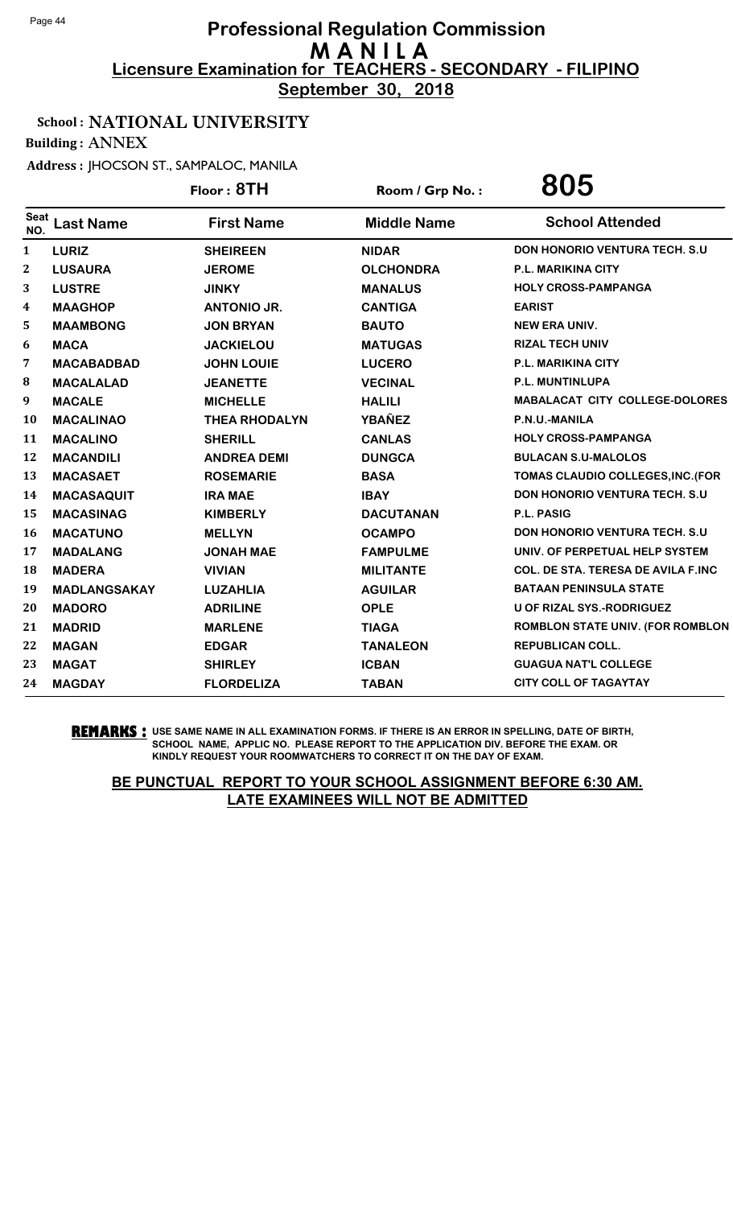# Professional Regulation Commission
# M A N I L A
## Licensure Examination for TEACHERS - SECONDARY - FILIPINO
**September 30, 2018**

**School : NATIONAL UNIVERSITY**

**Building : ANNEX**

**Address : JHOCSON ST., SAMPALOC, MANILA**

**Floor : 8TH** **Room / Grp No. : 805**

| Seat NO. | Last Name | First Name | Middle Name | School Attended |
|---|---|---|---|---|
| 1 | LURIZ | SHEIREEN | NIDAR | DON HONORIO VENTURA TECH. S.U |
| 2 | LUSAURA | JEROME | OLCHONDRA | P.L. MARIKINA CITY |
| 3 | LUSTRE | JINKY | MANALUS | HOLY CROSS-PAMPANGA |
| 4 | MAAGHOP | ANTONIO JR. | CANTIGA | EARIST |
| 5 | MAAMBONG | JON BRYAN | BAUTO | NEW ERA UNIV. |
| 6 | MACA | JACKIELOU | MATUGAS | RIZAL TECH UNIV |
| 7 | MACABADBAD | JOHN LOUIE | LUCERO | P.L. MARIKINA CITY |
| 8 | MACALALAD | JEANETTE | VECINAL | P.L. MUNTINLUPA |
| 9 | MACALE | MICHELLE | HALILI | MABALACAT CITY COLLEGE-DOLORES |
| 10 | MACALINAO | THEA RHODALYN | YBAÑEZ | P.N.U.-MANILA |
| 11 | MACALINO | SHERILL | CANLAS | HOLY CROSS-PAMPANGA |
| 12 | MACANDILI | ANDREA DEMI | DUNGCA | BULACAN S.U-MALOLOS |
| 13 | MACASAET | ROSEMARIE | BASA | TOMAS CLAUDIO COLLEGES,INC.(FOR |
| 14 | MACASAQUIT | IRA MAE | IBAY | DON HONORIO VENTURA TECH. S.U |
| 15 | MACASINAG | KIMBERLY | DACUTANAN | P.L. PASIG |
| 16 | MACATUNO | MELLYN | OCAMPO | DON HONORIO VENTURA TECH. S.U |
| 17 | MADALANG | JONAH MAE | FAMPULME | UNIV. OF PERPETUAL HELP SYSTEM |
| 18 | MADERA | VIVIAN | MILITANTE | COL. DE STA. TERESA DE AVILA F.INC |
| 19 | MADLANGSAKAY | LUZAHLIA | AGUILAR | BATAAN PENINSULA STATE |
| 20 | MADORO | ADRILINE | OPLE | U OF RIZAL SYS.-RODRIGUEZ |
| 21 | MADRID | MARLENE | TIAGA | ROMBLON STATE UNIV. (FOR ROMBLON |
| 22 | MAGAN | EDGAR | TANALEON | REPUBLICAN COLL. |
| 23 | MAGAT | SHIRLEY | ICBAN | GUAGUA NAT'L COLLEGE |
| 24 | MAGDAY | FLORDELIZA | TABAN | CITY COLL OF TAGAYTAY |

**REMARKS :** USE SAME NAME IN ALL EXAMINATION FORMS. IF THERE IS AN ERROR IN SPELLING, DATE OF BIRTH, SCHOOL NAME, APPLIC NO. PLEASE REPORT TO THE APPLICATION DIV. BEFORE THE EXAM. OR KINDLY REQUEST YOUR ROOMWATCHERS TO CORRECT IT ON THE DAY OF EXAM.

**BE PUNCTUAL REPORT TO YOUR SCHOOL ASSIGNMENT BEFORE 6:30 AM. LATE EXAMINEES WILL NOT BE ADMITTED**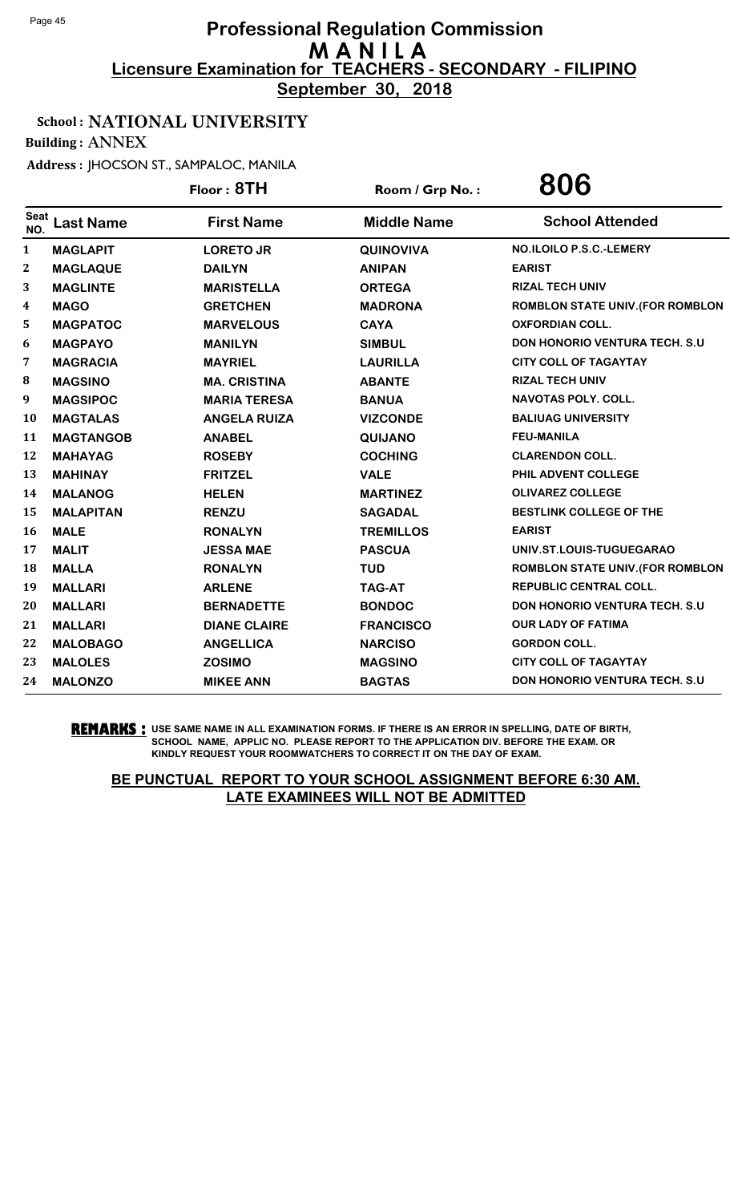# Professional Regulation Commission
# M A N I L A
## Licensure Examination for TEACHERS - SECONDARY - FILIPINO
**September 30, 2018**

**School : NATIONAL UNIVERSITY**

**Building : ANNEX**

**Address : JHOCSON ST., SAMPALOC, MANILA**

**Floor : 8TH** | **Room / Grp No. : 806**

| Seat NO. | Last Name | First Name | Middle Name | School Attended |
|---|---|---|---|---|
| 1 | MAGLAPIT | LORETO JR | QUINOVIVA | NO.ILOILO P.S.C.-LEMERY |
| 2 | MAGLAQUE | DAILYN | ANIPAN | EARIST |
| 3 | MAGLINTE | MARISTELLA | ORTEGA | RIZAL TECH UNIV |
| 4 | MAGO | GRETCHEN | MADRONA | ROMBLON STATE UNIV.(FOR ROMBLON |
| 5 | MAGPATOC | MARVELOUS | CAYA | OXFORDIAN COLL. |
| 6 | MAGPAYO | MANILYN | SIMBUL | DON HONORIO VENTURA TECH. S.U |
| 7 | MAGRACIA | MAYRIEL | LAURILLA | CITY COLL OF TAGAYTAY |
| 8 | MAGSINO | MA. CRISTINA | ABANTE | RIZAL TECH UNIV |
| 9 | MAGSIPOC | MARIA TERESA | BANUA | NAVOTAS POLY. COLL. |
| 10 | MAGTALAS | ANGELA RUIZA | VIZCONDE | BALIUAG UNIVERSITY |
| 11 | MAGTANGOB | ANABEL | QUIJANO | FEU-MANILA |
| 12 | MAHAYAG | ROSEBY | COCHING | CLARENDON COLL. |
| 13 | MAHINAY | FRITZEL | VALE | PHIL ADVENT COLLEGE |
| 14 | MALANOG | HELEN | MARTINEZ | OLIVAREZ COLLEGE |
| 15 | MALAPITAN | RENZU | SAGADAL | BESTLINK COLLEGE OF THE |
| 16 | MALE | RONALYN | TREMILLOS | EARIST |
| 17 | MALIT | JESSA MAE | PASCUA | UNIV.ST.LOUIS-TUGUEGARAO |
| 18 | MALLA | RONALYN | TUD | ROMBLON STATE UNIV.(FOR ROMBLON |
| 19 | MALLARI | ARLENE | TAG-AT | REPUBLIC CENTRAL COLL. |
| 20 | MALLARI | BERNADETTE | BONDOC | DON HONORIO VENTURA TECH. S.U |
| 21 | MALLARI | DIANE CLAIRE | FRANCISCO | OUR LADY OF FATIMA |
| 22 | MALOBAGO | ANGELLICA | NARCISO | GORDON COLL. |
| 23 | MALOLES | ZOSIMO | MAGSINO | CITY COLL OF TAGAYTAY |
| 24 | MALONZO | MIKEE ANN | BAGTAS | DON HONORIO VENTURA TECH. S.U |

**REMARKS :** USE SAME NAME IN ALL EXAMINATION FORMS. IF THERE IS AN ERROR IN SPELLING, DATE OF BIRTH, SCHOOL NAME, APPLIC NO. PLEASE REPORT TO THE APPLICATION DIV. BEFORE THE EXAM. OR KINDLY REQUEST YOUR ROOMWATCHERS TO CORRECT IT ON THE DAY OF EXAM.

**BE PUNCTUAL REPORT TO YOUR SCHOOL ASSIGNMENT BEFORE 6:30 AM. LATE EXAMINEES WILL NOT BE ADMITTED**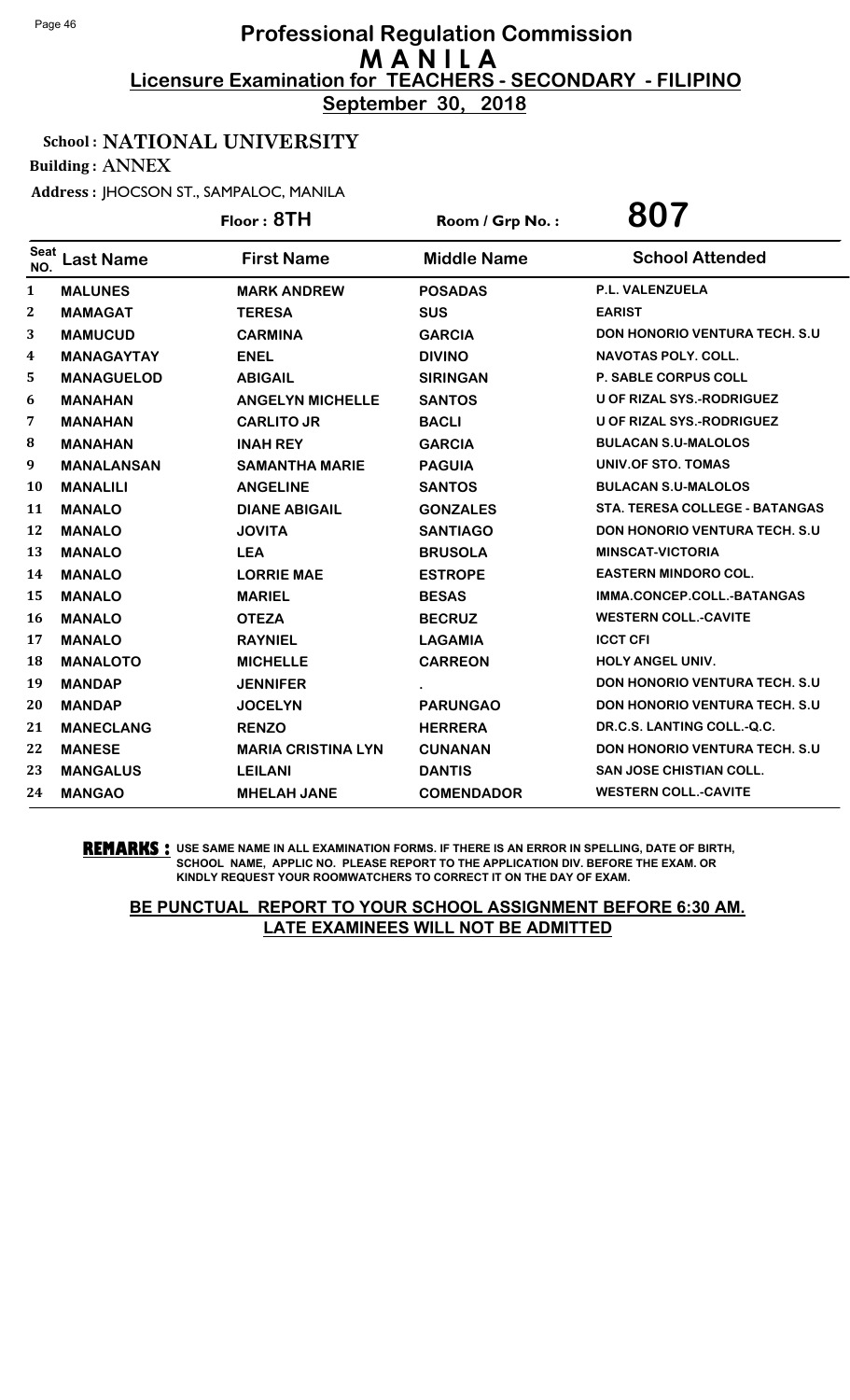# Professional Regulation Commission
## M A N I L A
### Licensure Examination for TEACHERS - SECONDARY - FILIPINO
**September 30, 2018**

**School : NATIONAL UNIVERSITY**

**Building : ANNEX**

**Address : JHOCSON ST., SAMPALOC, MANILA**

**Floor : 8TH** | **Room / Grp No. :** | **807**

| Seat NO. | Last Name | First Name | Middle Name | School Attended |
|---|---|---|---|---|
| 1 | MALUNES | MARK ANDREW | POSADAS | P.L. VALENZUELA |
| 2 | MAMAGAT | TERESA | SUS | EARIST |
| 3 | MAMUCUD | CARMINA | GARCIA | DON HONORIO VENTURA TECH. S.U |
| 4 | MANAGAYTAY | ENEL | DIVINO | NAVOTAS POLY. COLL. |
| 5 | MANAGUELOD | ABIGAIL | SIRINGAN | P. SABLE CORPUS COLL |
| 6 | MANAHAN | ANGELYN MICHELLE | SANTOS | U OF RIZAL SYS.-RODRIGUEZ |
| 7 | MANAHAN | CARLITO JR | BACLI | U OF RIZAL SYS.-RODRIGUEZ |
| 8 | MANAHAN | INAH REY | GARCIA | BULACAN S.U-MALOLOS |
| 9 | MANALANSAN | SAMANTHA MARIE | PAGUIA | UNIV.OF STO. TOMAS |
| 10 | MANALILI | ANGELINE | SANTOS | BULACAN S.U-MALOLOS |
| 11 | MANALO | DIANE ABIGAIL | GONZALES | STA. TERESA COLLEGE - BATANGAS |
| 12 | MANALO | JOVITA | SANTIAGO | DON HONORIO VENTURA TECH. S.U |
| 13 | MANALO | LEA | BRUSOLA | MINSCAT-VICTORIA |
| 14 | MANALO | LORRIE MAE | ESTROPE | EASTERN MINDORO COL. |
| 15 | MANALO | MARIEL | BESAS | IMMA.CONCEP.COLL.-BATANGAS |
| 16 | MANALO | OTEZA | BECRUZ | WESTERN COLL.-CAVITE |
| 17 | MANALO | RAYNIEL | LAGAMIA | ICCT CFI |
| 18 | MANALOTO | MICHELLE | CARREON | HOLY ANGEL UNIV. |
| 19 | MANDAP | JENNIFER | . | DON HONORIO VENTURA TECH. S.U |
| 20 | MANDAP | JOCELYN | PARUNGAO | DON HONORIO VENTURA TECH. S.U |
| 21 | MANECLANG | RENZO | HERRERA | DR.C.S. LANTING COLL.-Q.C. |
| 22 | MANESE | MARIA CRISTINA LYN | CUNANAN | DON HONORIO VENTURA TECH. S.U |
| 23 | MANGALUS | LEILANI | DANTIS | SAN JOSE CHISTIAN COLL. |
| 24 | MANGAO | MHELAH JANE | COMENDADOR | WESTERN COLL.-CAVITE |

**REMARKS :** USE SAME NAME IN ALL EXAMINATION FORMS. IF THERE IS AN ERROR IN SPELLING, DATE OF BIRTH, SCHOOL NAME, APPLIC NO. PLEASE REPORT TO THE APPLICATION DIV. BEFORE THE EXAM. OR KINDLY REQUEST YOUR ROOMWATCHERS TO CORRECT IT ON THE DAY OF EXAM.

**BE PUNCTUAL REPORT TO YOUR SCHOOL ASSIGNMENT BEFORE 6:30 AM. LATE EXAMINEES WILL NOT BE ADMITTED**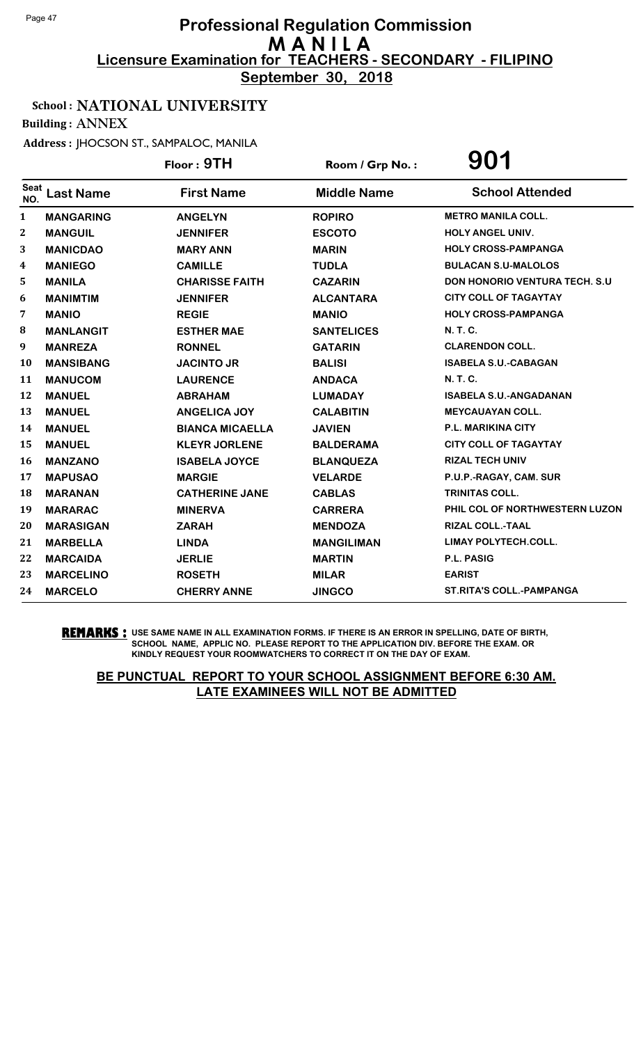# Professional Regulation Commission
## M A N I L A
### Licensure Examination for TEACHERS - SECONDARY - FILIPINO
**September 30, 2018**

**School : NATIONAL UNIVERSITY**

**Building : ANNEX**

**Address : JHOCSON ST., SAMPALOC, MANILA**

**Floor : 9TH** | **Room / Grp No. : 901**

| Seat NO. | Last Name | First Name | Middle Name | School Attended |
|---|---|---|---|---|
| 1 | MANGARING | ANGELYN | ROPIRO | METRO MANILA COLL. |
| 2 | MANGUIL | JENNIFER | ESCOTO | HOLY ANGEL UNIV. |
| 3 | MANICDAO | MARY ANN | MARIN | HOLY CROSS-PAMPANGA |
| 4 | MANIEGO | CAMILLE | TUDLA | BULACAN S.U-MALOLOS |
| 5 | MANILA | CHARISSE FAITH | CAZARIN | DON HONORIO VENTURA TECH. S.U |
| 6 | MANIMTIM | JENNIFER | ALCANTARA | CITY COLL OF TAGAYTAY |
| 7 | MANIO | REGIE | MANIO | HOLY CROSS-PAMPANGA |
| 8 | MANLANGIT | ESTHER MAE | SANTELICES | N. T. C. |
| 9 | MANREZA | RONNEL | GATARIN | CLARENDON COLL. |
| 10 | MANSIBANG | JACINTO JR | BALISI | ISABELA S.U.-CABAGAN |
| 11 | MANUCOM | LAURENCE | ANDACA | N. T. C. |
| 12 | MANUEL | ABRAHAM | LUMADAY | ISABELA S.U.-ANGADANAN |
| 13 | MANUEL | ANGELICA JOY | CALABITIN | MEYCAUAYAN COLL. |
| 14 | MANUEL | BIANCA MICAELLA | JAVIEN | P.L. MARIKINA CITY |
| 15 | MANUEL | KLEYR JORLENE | BALDERAMA | CITY COLL OF TAGAYTAY |
| 16 | MANZANO | ISABELA JOYCE | BLANQUEZA | RIZAL TECH UNIV |
| 17 | MAPUSAO | MARGIE | VELARDE | P.U.P.-RAGAY, CAM. SUR |
| 18 | MARANAN | CATHERINE JANE | CABLAS | TRINITAS COLL. |
| 19 | MARARAC | MINERVA | CARRERA | PHIL COL OF NORTHWESTERN LUZON |
| 20 | MARASIGAN | ZARAH | MENDOZA | RIZAL COLL.-TAAL |
| 21 | MARBELLA | LINDA | MANGILIMAN | LIMAY POLYTECH.COLL. |
| 22 | MARCAIDA | JERLIE | MARTIN | P.L. PASIG |
| 23 | MARCELINO | ROSETH | MILAR | EARIST |
| 24 | MARCELO | CHERRY ANNE | JINGCO | ST.RITA'S COLL.-PAMPANGA |

**REMARKS :** USE SAME NAME IN ALL EXAMINATION FORMS. IF THERE IS AN ERROR IN SPELLING, DATE OF BIRTH, SCHOOL NAME, APPLIC NO. PLEASE REPORT TO THE APPLICATION DIV. BEFORE THE EXAM. OR KINDLY REQUEST YOUR ROOMWATCHERS TO CORRECT IT ON THE DAY OF EXAM.

**BE PUNCTUAL REPORT TO YOUR SCHOOL ASSIGNMENT BEFORE 6:30 AM. LATE EXAMINEES WILL NOT BE ADMITTED**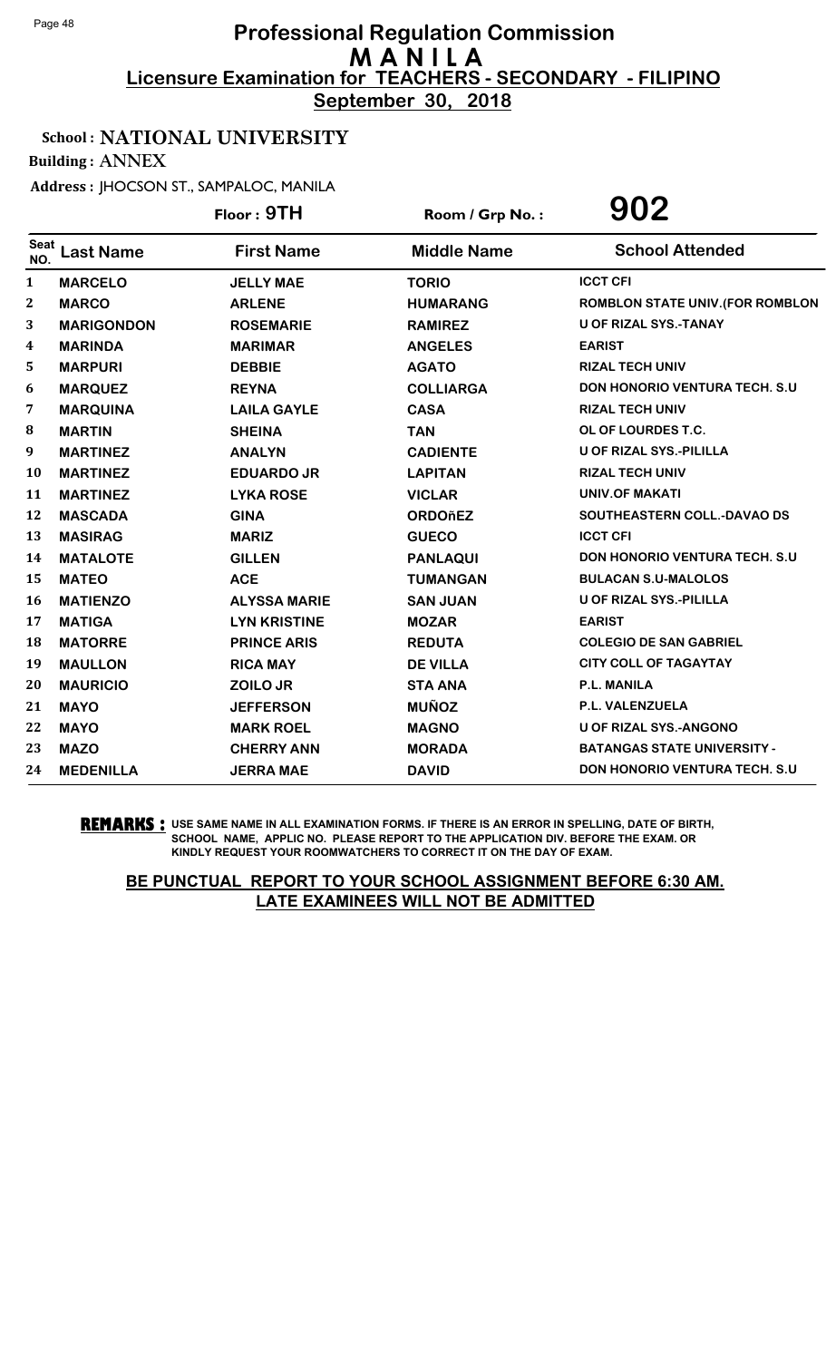# Professional Regulation Commission
## M A N I L A
### Licensure Examination for TEACHERS - SECONDARY - FILIPINO
### September 30, 2018

**School : NATIONAL UNIVERSITY**

**Building : ANNEX**

**Address : JHOCSON ST., SAMPALOC, MANILA**

**Floor : 9TH** | **Room / Grp No. : 902**

| Seat NO. | Last Name | First Name | Middle Name | School Attended |
|---|---|---|---|---|
| 1 | MARCELO | JELLY MAE | TORIO | ICCT CFI |
| 2 | MARCO | ARLENE | HUMARANG | ROMBLON STATE UNIV.(FOR ROMBLON |
| 3 | MARIGONDON | ROSEMARIE | RAMIREZ | U OF RIZAL SYS.-TANAY |
| 4 | MARINDA | MARIMAR | ANGELES | EARIST |
| 5 | MARPURI | DEBBIE | AGATO | RIZAL TECH UNIV |
| 6 | MARQUEZ | REYNA | COLLIARGA | DON HONORIO VENTURA TECH. S.U |
| 7 | MARQUINA | LAILA GAYLE | CASA | RIZAL TECH UNIV |
| 8 | MARTIN | SHEINA | TAN | OL OF LOURDES T.C. |
| 9 | MARTINEZ | ANALYN | CADIENTE | U OF RIZAL SYS.-PILILLA |
| 10 | MARTINEZ | EDUARDO JR | LAPITAN | RIZAL TECH UNIV |
| 11 | MARTINEZ | LYKA ROSE | VICLAR | UNIV.OF MAKATI |
| 12 | MASCADA | GINA | ORDOñEZ | SOUTHEASTERN COLL.-DAVAO DS |
| 13 | MASIRAG | MARIZ | GUECO | ICCT CFI |
| 14 | MATALOTE | GILLEN | PANLAQUI | DON HONORIO VENTURA TECH. S.U |
| 15 | MATEO | ACE | TUMANGAN | BULACAN S.U-MALOLOS |
| 16 | MATIENZO | ALYSSA MARIE | SAN JUAN | U OF RIZAL SYS.-PILILLA |
| 17 | MATIGA | LYN KRISTINE | MOZAR | EARIST |
| 18 | MATORRE | PRINCE ARIS | REDUTA | COLEGIO DE SAN GABRIEL |
| 19 | MAULLON | RICA MAY | DE VILLA | CITY COLL OF TAGAYTAY |
| 20 | MAURICIO | ZOILO JR | STA ANA | P.L. MANILA |
| 21 | MAYO | JEFFERSON | MUÑOZ | P.L. VALENZUELA |
| 22 | MAYO | MARK ROEL | MAGNO | U OF RIZAL SYS.-ANGONO |
| 23 | MAZO | CHERRY ANN | MORADA | BATANGAS STATE UNIVERSITY - |
| 24 | MEDENILLA | JERRA MAE | DAVID | DON HONORIO VENTURA TECH. S.U |

**REMARKS :** USE SAME NAME IN ALL EXAMINATION FORMS. IF THERE IS AN ERROR IN SPELLING, DATE OF BIRTH, SCHOOL NAME, APPLIC NO. PLEASE REPORT TO THE APPLICATION DIV. BEFORE THE EXAM. OR KINDLY REQUEST YOUR ROOMWATCHERS TO CORRECT IT ON THE DAY OF EXAM.

**BE PUNCTUAL REPORT TO YOUR SCHOOL ASSIGNMENT BEFORE 6:30 AM. LATE EXAMINEES WILL NOT BE ADMITTED**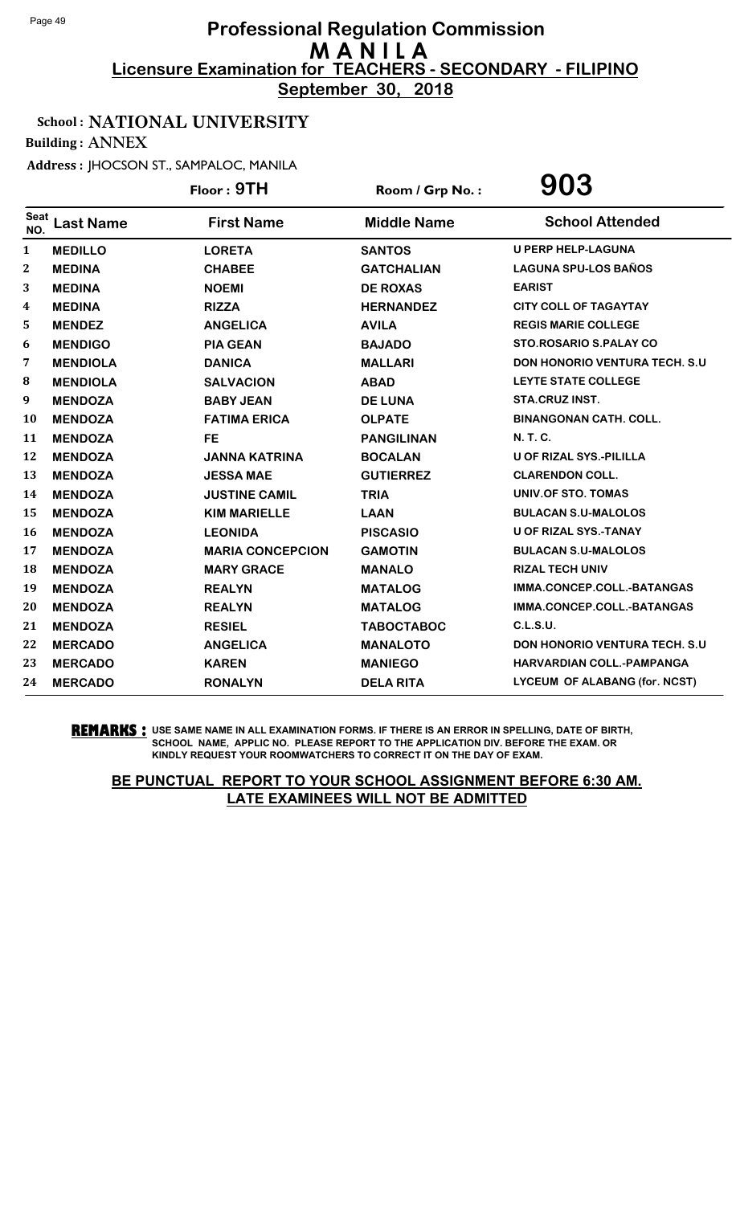# Professional Regulation Commission
## M A N I L A
### Licensure Examination for TEACHERS - SECONDARY - FILIPINO
**September 30, 2018**

School : **NATIONAL UNIVERSITY**

Building : **ANNEX**

Address : JHOCSON ST., SAMPALOC, MANILA

Floor : **9TH** Room / Grp No. : **903**

| Seat NO. | Last Name | First Name | Middle Name | School Attended |
|---|---|---|---|---|
| 1 | MEDILLO | LORETA | SANTOS | U PERP HELP-LAGUNA |
| 2 | MEDINA | CHABEE | GATCHALIAN | LAGUNA SPU-LOS BAÑOS |
| 3 | MEDINA | NOEMI | DE ROXAS | EARIST |
| 4 | MEDINA | RIZZA | HERNANDEZ | CITY COLL OF TAGAYTAY |
| 5 | MENDEZ | ANGELICA | AVILA | REGIS MARIE COLLEGE |
| 6 | MENDIGO | PIA GEAN | BAJADO | STO.ROSARIO S.PALAY CO |
| 7 | MENDIOLA | DANICA | MALLARI | DON HONORIO VENTURA TECH. S.U |
| 8 | MENDIOLA | SALVACION | ABAD | LEYTE STATE COLLEGE |
| 9 | MENDOZA | BABY JEAN | DE LUNA | STA.CRUZ INST. |
| 10 | MENDOZA | FATIMA ERICA | OLPATE | BINANGONAN CATH. COLL. |
| 11 | MENDOZA | FE | PANGILINAN | N. T. C. |
| 12 | MENDOZA | JANNA KATRINA | BOCALAN | U OF RIZAL SYS.-PILILLA |
| 13 | MENDOZA | JESSA MAE | GUTIERREZ | CLARENDON COLL. |
| 14 | MENDOZA | JUSTINE CAMIL | TRIA | UNIV.OF STO. TOMAS |
| 15 | MENDOZA | KIM MARIELLE | LAAN | BULACAN S.U-MALOLOS |
| 16 | MENDOZA | LEONIDA | PISCASIO | U OF RIZAL SYS.-TANAY |
| 17 | MENDOZA | MARIA CONCEPCION | GAMOTIN | BULACAN S.U-MALOLOS |
| 18 | MENDOZA | MARY GRACE | MANALO | RIZAL TECH UNIV |
| 19 | MENDOZA | REALYN | MATALOG | IMMA.CONCEP.COLL.-BATANGAS |
| 20 | MENDOZA | REALYN | MATALOG | IMMA.CONCEP.COLL.-BATANGAS |
| 21 | MENDOZA | RESIEL | TABOCTABOC | C.L.S.U. |
| 22 | MERCADO | ANGELICA | MANALOTO | DON HONORIO VENTURA TECH. S.U |
| 23 | MERCADO | KAREN | MANIEGO | HARVARDIAN COLL.-PAMPANGA |
| 24 | MERCADO | RONALYN | DELA RITA | LYCEUM OF ALABANG (for. NCST) |

**REMARKS :** USE SAME NAME IN ALL EXAMINATION FORMS. IF THERE IS AN ERROR IN SPELLING, DATE OF BIRTH, SCHOOL NAME, APPLIC NO. PLEASE REPORT TO THE APPLICATION DIV. BEFORE THE EXAM. OR KINDLY REQUEST YOUR ROOMWATCHERS TO CORRECT IT ON THE DAY OF EXAM.

**BE PUNCTUAL REPORT TO YOUR SCHOOL ASSIGNMENT BEFORE 6:30 AM. LATE EXAMINEES WILL NOT BE ADMITTED**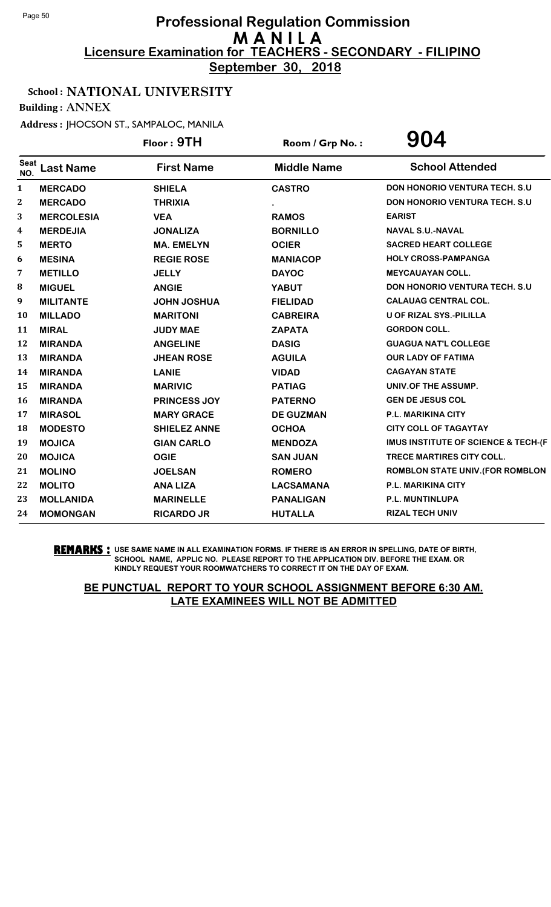# Professional Regulation Commission
## MANILA
### Licensure Examination for TEACHERS - SECONDARY - FILIPINO
**September 30, 2018**

**School : NATIONAL UNIVERSITY**

**Building : ANNEX**

**Address : JHOCSON ST., SAMPALOC, MANILA**

**Floor : 9TH** &nbsp;&nbsp;&nbsp; **Room / Grp No. : 904**

| Seat NO. | Last Name | First Name | Middle Name | School Attended |
|---|---|---|---|---|
| 1 | MERCADO | SHIELA | CASTRO | DON HONORIO VENTURA TECH. S.U |
| 2 | MERCADO | THRIXIA | . | DON HONORIO VENTURA TECH. S.U |
| 3 | MERCOLESIA | VEA | RAMOS | EARIST |
| 4 | MERDEJIA | JONALIZA | BORNILLO | NAVAL S.U.-NAVAL |
| 5 | MERTO | MA. EMELYN | OCIER | SACRED HEART COLLEGE |
| 6 | MESINA | REGIE ROSE | MANIACOP | HOLY CROSS-PAMPANGA |
| 7 | METILLO | JELLY | DAYOC | MEYCAUAYAN COLL. |
| 8 | MIGUEL | ANGIE | YABUT | DON HONORIO VENTURA TECH. S.U |
| 9 | MILITANTE | JOHN JOSHUA | FIELIDAD | CALAUAG CENTRAL COL. |
| 10 | MILLADO | MARITONI | CABREIRA | U OF RIZAL SYS.-PILILLA |
| 11 | MIRAL | JUDY MAE | ZAPATA | GORDON COLL. |
| 12 | MIRANDA | ANGELINE | DASIG | GUAGUA NAT'L COLLEGE |
| 13 | MIRANDA | JHEAN ROSE | AGUILA | OUR LADY OF FATIMA |
| 14 | MIRANDA | LANIE | VIDAD | CAGAYAN STATE |
| 15 | MIRANDA | MARIVIC | PATIAG | UNIV.OF THE ASSUMP. |
| 16 | MIRANDA | PRINCESS JOY | PATERNO | GEN DE JESUS COL |
| 17 | MIRASOL | MARY GRACE | DE GUZMAN | P.L. MARIKINA CITY |
| 18 | MODESTO | SHIELEZ ANNE | OCHOA | CITY COLL OF TAGAYTAY |
| 19 | MOJICA | GIAN CARLO | MENDOZA | IMUS INSTITUTE OF SCIENCE & TECH-(F |
| 20 | MOJICA | OGIE | SAN JUAN | TRECE MARTIRES CITY COLL. |
| 21 | MOLINO | JOELSAN | ROMERO | ROMBLON STATE UNIV.(FOR ROMBLON |
| 22 | MOLITO | ANA LIZA | LACSAMANA | P.L. MARIKINA CITY |
| 23 | MOLLANIDA | MARINELLE | PANALIGAN | P.L. MUNTINLUPA |
| 24 | MOMONGAN | RICARDO JR | HUTALLA | RIZAL TECH UNIV |

**REMARKS :** USE SAME NAME IN ALL EXAMINATION FORMS. IF THERE IS AN ERROR IN SPELLING, DATE OF BIRTH, SCHOOL NAME, APPLIC NO. PLEASE REPORT TO THE APPLICATION DIV. BEFORE THE EXAM. OR KINDLY REQUEST YOUR ROOMWATCHERS TO CORRECT IT ON THE DAY OF EXAM.

**BE PUNCTUAL REPORT TO YOUR SCHOOL ASSIGNMENT BEFORE 6:30 AM. LATE EXAMINEES WILL NOT BE ADMITTED**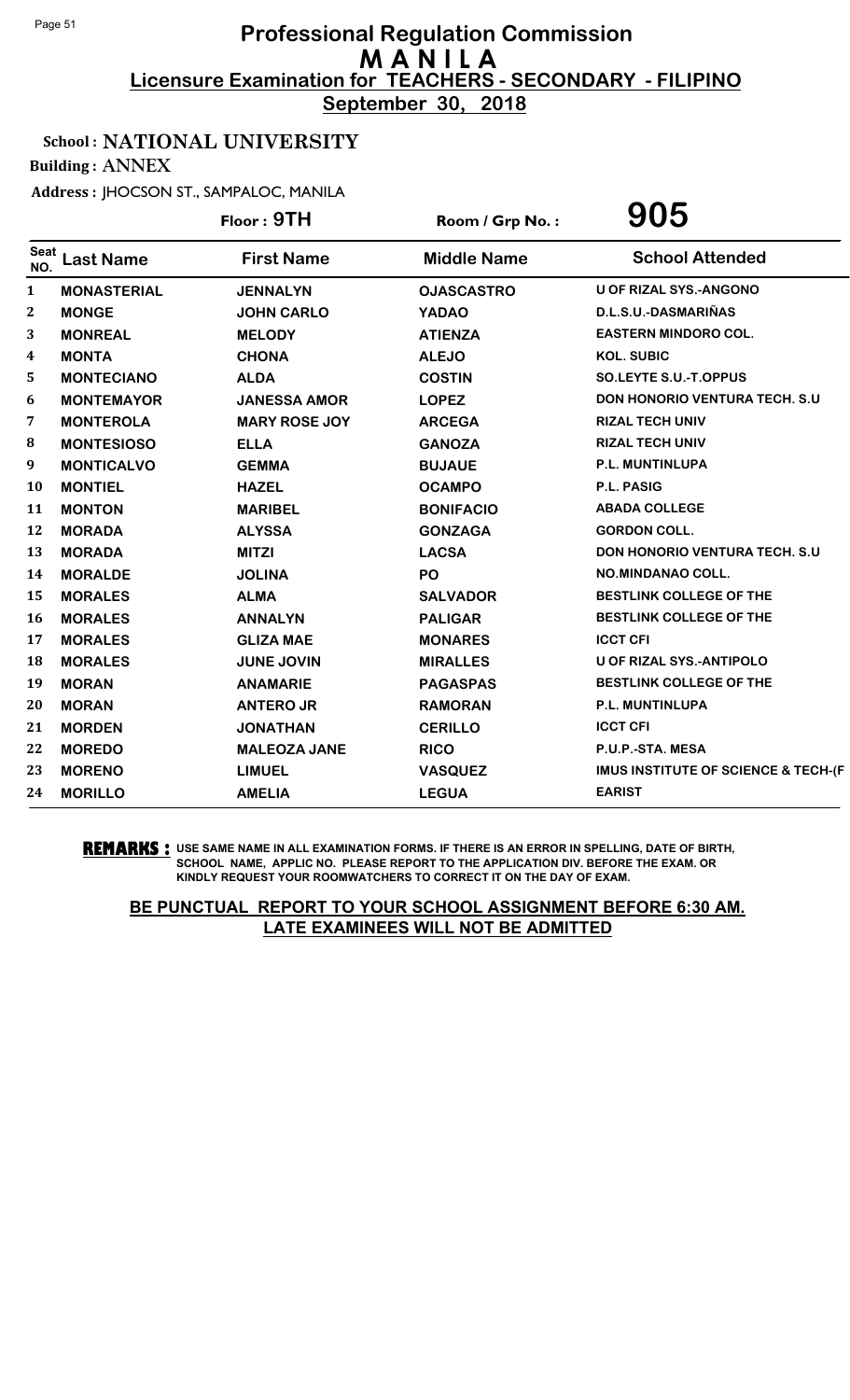# Professional Regulation Commission
# M A N I L A
## Licensure Examination for TEACHERS - SECONDARY - FILIPINO
**September 30, 2018**

School : **NATIONAL UNIVERSITY**

Building : **ANNEX**

Address : JHOCSON ST., SAMPALOC, MANILA

Floor : **9TH** Room / Grp No. : **905**

| Seat NO. | Last Name | First Name | Middle Name | School Attended |
|---|---|---|---|---|
| 1 | MONASTERIAL | JENNALYN | OJASCASTRO | U OF RIZAL SYS.-ANGONO |
| 2 | MONGE | JOHN CARLO | YADAO | D.L.S.U.-DASMARIÑAS |
| 3 | MONREAL | MELODY | ATIENZA | EASTERN MINDORO COL. |
| 4 | MONTA | CHONA | ALEJO | KOL. SUBIC |
| 5 | MONTECIANO | ALDA | COSTIN | SO.LEYTE S.U.-T.OPPUS |
| 6 | MONTEMAYOR | JANESSA AMOR | LOPEZ | DON HONORIO VENTURA TECH. S.U |
| 7 | MONTEROLA | MARY ROSE JOY | ARCEGA | RIZAL TECH UNIV |
| 8 | MONTESIOSO | ELLA | GANOZA | RIZAL TECH UNIV |
| 9 | MONTICALVO | GEMMA | BUJAUE | P.L. MUNTINLUPA |
| 10 | MONTIEL | HAZEL | OCAMPO | P.L. PASIG |
| 11 | MONTON | MARIBEL | BONIFACIO | ABADA COLLEGE |
| 12 | MORADA | ALYSSA | GONZAGA | GORDON COLL. |
| 13 | MORADA | MITZI | LACSA | DON HONORIO VENTURA TECH. S.U |
| 14 | MORALDE | JOLINA | PO | NO.MINDANAO COLL. |
| 15 | MORALES | ALMA | SALVADOR | BESTLINK COLLEGE OF THE |
| 16 | MORALES | ANNALYN | PALIGAR | BESTLINK COLLEGE OF THE |
| 17 | MORALES | GLIZA MAE | MONARES | ICCT CFI |
| 18 | MORALES | JUNE JOVIN | MIRALLES | U OF RIZAL SYS.-ANTIPOLO |
| 19 | MORAN | ANAMARIE | PAGASPAS | BESTLINK COLLEGE OF THE |
| 20 | MORAN | ANTERO JR | RAMORAN | P.L. MUNTINLUPA |
| 21 | MORDEN | JONATHAN | CERILLO | ICCT CFI |
| 22 | MOREDO | MALEOZA JANE | RICO | P.U.P.-STA. MESA |
| 23 | MORENO | LIMUEL | VASQUEZ | IMUS INSTITUTE OF SCIENCE & TECH-(F |
| 24 | MORILLO | AMELIA | LEGUA | EARIST |

**REMARKS :** USE SAME NAME IN ALL EXAMINATION FORMS. IF THERE IS AN ERROR IN SPELLING, DATE OF BIRTH, SCHOOL NAME, APPLIC NO. PLEASE REPORT TO THE APPLICATION DIV. BEFORE THE EXAM. OR KINDLY REQUEST YOUR ROOMWATCHERS TO CORRECT IT ON THE DAY OF EXAM.

**BE PUNCTUAL REPORT TO YOUR SCHOOL ASSIGNMENT BEFORE 6:30 AM. LATE EXAMINEES WILL NOT BE ADMITTED**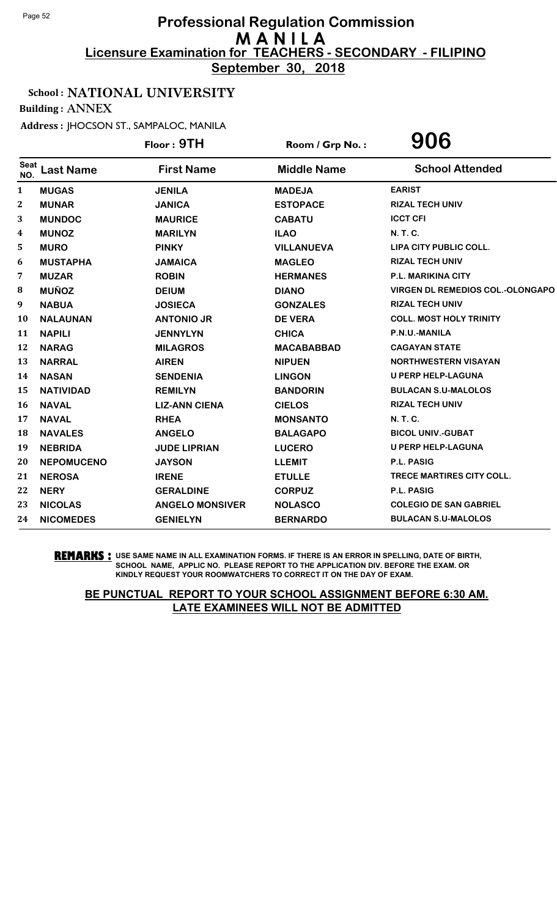# Professional Regulation Commission
## M A N I L A
### Licensure Examination for TEACHERS - SECONDARY - FILIPINO
**September 30, 2018**

**School : NATIONAL UNIVERSITY**

**Building : ANNEX**

**Address : JHOCSON ST., SAMPALOC, MANILA**

**Floor : 9TH** | **Room / Grp No. : 906**

| Seat NO. | Last Name | First Name | Middle Name | School Attended |
|---|---|---|---|---|
| 1 | MUGAS | JENILA | MADEJA | EARIST |
| 2 | MUNAR | JANICA | ESTOPACE | RIZAL TECH UNIV |
| 3 | MUNDOC | MAURICE | CABATU | ICCT CFI |
| 4 | MUNOZ | MARILYN | ILAO | N. T. C. |
| 5 | MURO | PINKY | VILLANUEVA | LIPA CITY PUBLIC COLL. |
| 6 | MUSTAPHA | JAMAICA | MAGLEO | RIZAL TECH UNIV |
| 7 | MUZAR | ROBIN | HERMANES | P.L. MARIKINA CITY |
| 8 | MUÑOZ | DEIUM | DIANO | VIRGEN DL REMEDIOS COL.-OLONGAPO |
| 9 | NABUA | JOSIECA | GONZALES | RIZAL TECH UNIV |
| 10 | NALAUNAN | ANTONIO JR | DE VERA | COLL. MOST HOLY TRINITY |
| 11 | NAPILI | JENNYLYN | CHICA | P.N.U.-MANILA |
| 12 | NARAG | MILAGROS | MACABABBAD | CAGAYAN STATE |
| 13 | NARRAL | AIREN | NIPUEN | NORTHWESTERN VISAYAN |
| 14 | NASAN | SENDENIA | LINGON | U PERP HELP-LAGUNA |
| 15 | NATIVIDAD | REMILYN | BANDORIN | BULACAN S.U-MALOLOS |
| 16 | NAVAL | LIZ-ANN CIENA | CIELOS | RIZAL TECH UNIV |
| 17 | NAVAL | RHEA | MONSANTO | N. T. C. |
| 18 | NAVALES | ANGELO | BALAGAPO | BICOL UNIV.-GUBAT |
| 19 | NEBRIDA | JUDE LIPRIAN | LUCERO | U PERP HELP-LAGUNA |
| 20 | NEPOMUCENO | JAYSON | LLEMIT | P.L. PASIG |
| 21 | NEROSA | IRENE | ETULLE | TRECE MARTIRES CITY COLL. |
| 22 | NERY | GERALDINE | CORPUZ | P.L. PASIG |
| 23 | NICOLAS | ANGELO MONSIVER | NOLASCO | COLEGIO DE SAN GABRIEL |
| 24 | NICOMEDES | GENIELYN | BERNARDO | BULACAN S.U-MALOLOS |

**REMARKS :** USE SAME NAME IN ALL EXAMINATION FORMS. IF THERE IS AN ERROR IN SPELLING, DATE OF BIRTH, SCHOOL NAME, APPLIC NO. PLEASE REPORT TO THE APPLICATION DIV. BEFORE THE EXAM. OR KINDLY REQUEST YOUR ROOMWATCHERS TO CORRECT IT ON THE DAY OF EXAM.

**BE PUNCTUAL REPORT TO YOUR SCHOOL ASSIGNMENT BEFORE 6:30 AM. LATE EXAMINEES WILL NOT BE ADMITTED**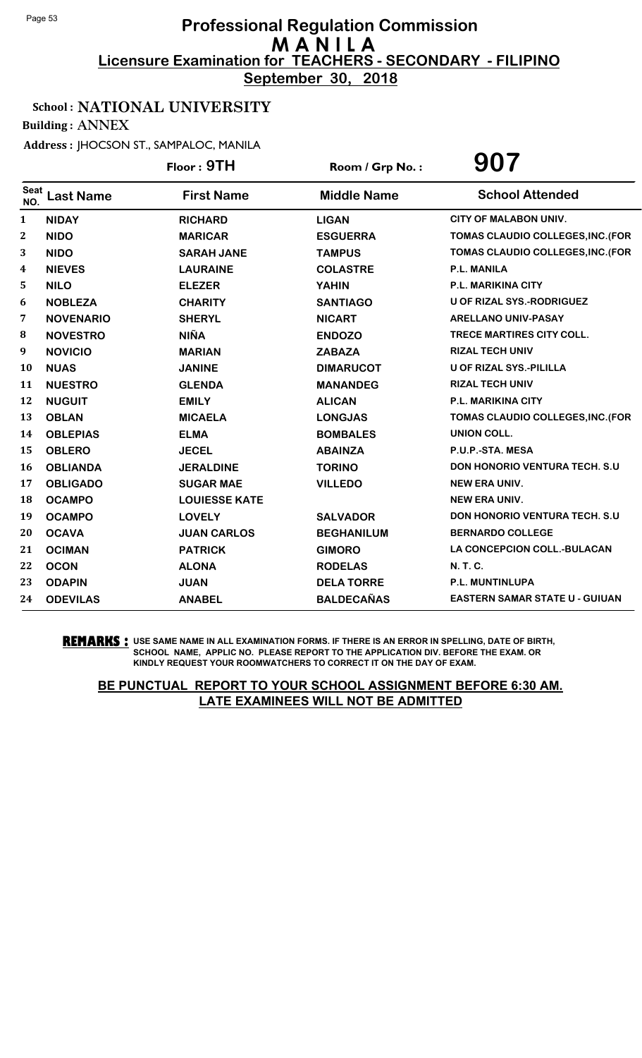# Professional Regulation Commission
# M A N I L A
## Licensure Examination for TEACHERS - SECONDARY - FILIPINO
**September 30, 2018**

**School : NATIONAL UNIVERSITY**

**Building : ANNEX**

**Address : JHOCSON ST., SAMPALOC, MANILA**

**Floor : 9TH** | **Room / Grp No. : 907**

| Seat NO. | Last Name | First Name | Middle Name | School Attended |
|---|---|---|---|---|
| 1 | NIDAY | RICHARD | LIGAN | CITY OF MALABON UNIV. |
| 2 | NIDO | MARICAR | ESGUERRA | TOMAS CLAUDIO COLLEGES,INC.(FOR |
| 3 | NIDO | SARAH JANE | TAMPUS | TOMAS CLAUDIO COLLEGES,INC.(FOR |
| 4 | NIEVES | LAURAINE | COLASTRE | P.L. MANILA |
| 5 | NILO | ELEZER | YAHIN | P.L. MARIKINA CITY |
| 6 | NOBLEZA | CHARITY | SANTIAGO | U OF RIZAL SYS.-RODRIGUEZ |
| 7 | NOVENARIO | SHERYL | NICART | ARELLANO UNIV-PASAY |
| 8 | NOVESTRO | NIÑA | ENDOZO | TRECE MARTIRES CITY COLL. |
| 9 | NOVICIO | MARIAN | ZABAZA | RIZAL TECH UNIV |
| 10 | NUAS | JANINE | DIMARUCOT | U OF RIZAL SYS.-PILILLA |
| 11 | NUESTRO | GLENDA | MANANDEG | RIZAL TECH UNIV |
| 12 | NUGUIT | EMILY | ALICAN | P.L. MARIKINA CITY |
| 13 | OBLAN | MICAELA | LONGJAS | TOMAS CLAUDIO COLLEGES,INC.(FOR |
| 14 | OBLEPIAS | ELMA | BOMBALES | UNION COLL. |
| 15 | OBLERO | JECEL | ABAINZA | P.U.P.-STA. MESA |
| 16 | OBLIANDA | JERALDINE | TORINO | DON HONORIO VENTURA TECH. S.U |
| 17 | OBLIGADO | SUGAR MAE | VILLEDO | NEW ERA UNIV. |
| 18 | OCAMPO | LOUIESSE KATE | | NEW ERA UNIV. |
| 19 | OCAMPO | LOVELY | SALVADOR | DON HONORIO VENTURA TECH. S.U |
| 20 | OCAVA | JUAN CARLOS | BEGHANILUM | BERNARDO COLLEGE |
| 21 | OCIMAN | PATRICK | GIMORO | LA CONCEPCION COLL.-BULACAN |
| 22 | OCON | ALONA | RODELAS | N. T. C. |
| 23 | ODAPIN | JUAN | DELA TORRE | P.L. MUNTINLUPA |
| 24 | ODEVILAS | ANABEL | BALDECAÑAS | EASTERN SAMAR STATE U - GUIUAN |

**REMARKS :** USE SAME NAME IN ALL EXAMINATION FORMS. IF THERE IS AN ERROR IN SPELLING, DATE OF BIRTH, SCHOOL NAME, APPLIC NO. PLEASE REPORT TO THE APPLICATION DIV. BEFORE THE EXAM. OR KINDLY REQUEST YOUR ROOMWATCHERS TO CORRECT IT ON THE DAY OF EXAM.

**BE PUNCTUAL REPORT TO YOUR SCHOOL ASSIGNMENT BEFORE 6:30 AM. LATE EXAMINEES WILL NOT BE ADMITTED**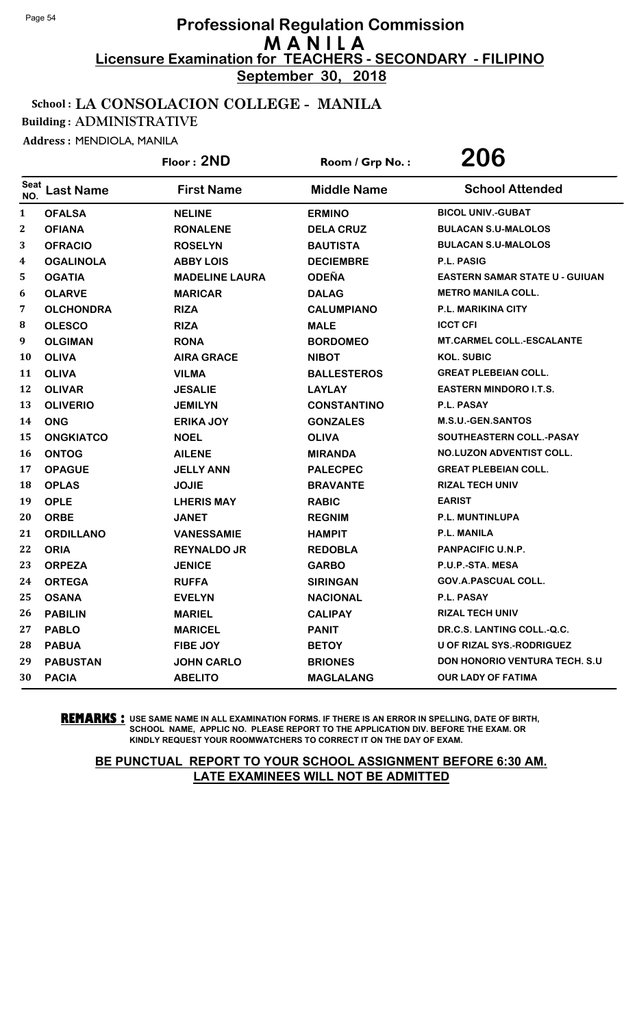# Professional Regulation Commission
## M A N I L A
### Licensure Examination for TEACHERS - SECONDARY - FILIPINO
### September 30, 2018

**School : LA CONSOLACION COLLEGE - MANILA**
**Building : ADMINISTRATIVE**
**Address :** MENDIOLA, MANILA

**Floor : 2ND** | **Room / Grp No. : 206**

| Seat NO. | Last Name | First Name | Middle Name | School Attended |
|---|---|---|---|---|
| 1 | OFALSA | NELINE | ERMINO | BICOL UNIV.-GUBAT |
| 2 | OFIANA | RONALENE | DELA CRUZ | BULACAN S.U-MALOLOS |
| 3 | OFRACIO | ROSELYN | BAUTISTA | BULACAN S.U-MALOLOS |
| 4 | OGALINOLA | ABBY LOIS | DECIEMBRE | P.L. PASIG |
| 5 | OGATIA | MADELINE LAURA | ODEÑA | EASTERN SAMAR STATE U - GUIUAN |
| 6 | OLARVE | MARICAR | DALAG | METRO MANILA COLL. |
| 7 | OLCHONDRA | RIZA | CALUMPIANO | P.L. MARIKINA CITY |
| 8 | OLESCO | RIZA | MALE | ICCT CFI |
| 9 | OLGIMAN | RONA | BORDOMEO | MT.CARMEL COLL.-ESCALANTE |
| 10 | OLIVA | AIRA GRACE | NIBOT | KOL. SUBIC |
| 11 | OLIVA | VILMA | BALLESTEROS | GREAT PLEBEIAN COLL. |
| 12 | OLIVAR | JESALIE | LAYLAY | EASTERN MINDORO I.T.S. |
| 13 | OLIVERIO | JEMILYN | CONSTANTINO | P.L. PASAY |
| 14 | ONG | ERIKA JOY | GONZALES | M.S.U.-GEN.SANTOS |
| 15 | ONGKIATCO | NOEL | OLIVA | SOUTHEASTERN COLL.-PASAY |
| 16 | ONTOG | AILENE | MIRANDA | NO.LUZON ADVENTIST COLL. |
| 17 | OPAGUE | JELLY ANN | PALECPEC | GREAT PLEBEIAN COLL. |
| 18 | OPLAS | JOJIE | BRAVANTE | RIZAL TECH UNIV |
| 19 | OPLE | LHERIS MAY | RABIC | EARIST |
| 20 | ORBE | JANET | REGNIM | P.L. MUNTINLUPA |
| 21 | ORDILLANO | VANESSAMIE | HAMPIT | P.L. MANILA |
| 22 | ORIA | REYNALDO JR | REDOBLA | PANPACIFIC U.N.P. |
| 23 | ORPEZA | JENICE | GARBO | P.U.P.-STA. MESA |
| 24 | ORTEGA | RUFFA | SIRINGAN | GOV.A.PASCUAL COLL. |
| 25 | OSANA | EVELYN | NACIONAL | P.L. PASAY |
| 26 | PABILIN | MARIEL | CALIPAY | RIZAL TECH UNIV |
| 27 | PABLO | MARICEL | PANIT | DR.C.S. LANTING COLL.-Q.C. |
| 28 | PABUA | FIBE JOY | BETOY | U OF RIZAL SYS.-RODRIGUEZ |
| 29 | PABUSTAN | JOHN CARLO | BRIONES | DON HONORIO VENTURA TECH. S.U |
| 30 | PACIA | ABELITO | MAGLALANG | OUR LADY OF FATIMA |

**REMARKS :** USE SAME NAME IN ALL EXAMINATION FORMS. IF THERE IS AN ERROR IN SPELLING, DATE OF BIRTH, SCHOOL NAME, APPLIC NO. PLEASE REPORT TO THE APPLICATION DIV. BEFORE THE EXAM. OR KINDLY REQUEST YOUR ROOMWATCHERS TO CORRECT IT ON THE DAY OF EXAM.

**BE PUNCTUAL REPORT TO YOUR SCHOOL ASSIGNMENT BEFORE 6:30 AM. LATE EXAMINEES WILL NOT BE ADMITTED**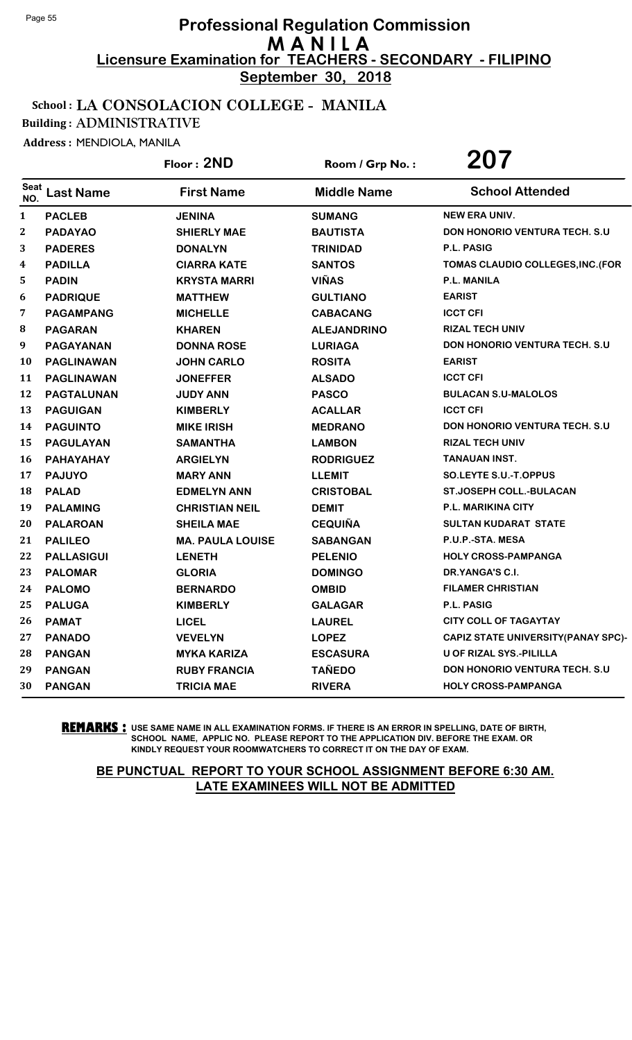# Professional Regulation Commission
## M A N I L A
### Licensure Examination for TEACHERS - SECONDARY - FILIPINO
**September 30, 2018**

**School : LA CONSOLACION COLLEGE - MANILA**
**Building : ADMINISTRATIVE**
**Address : MENDIOLA, MANILA**

**Floor : 2ND** | **Room / Grp No. : 207**

| Seat NO. | Last Name | First Name | Middle Name | School Attended |
|---|---|---|---|---|
| 1 | PACLEB | JENINA | SUMANG | NEW ERA UNIV. |
| 2 | PADAYAO | SHIERLY MAE | BAUTISTA | DON HONORIO VENTURA TECH. S.U |
| 3 | PADERES | DONALYN | TRINIDAD | P.L. PASIG |
| 4 | PADILLA | CIARRA KATE | SANTOS | TOMAS CLAUDIO COLLEGES,INC.(FOR |
| 5 | PADIN | KRYSTA MARRI | VIÑAS | P.L. MANILA |
| 6 | PADRIQUE | MATTHEW | GULTIANO | EARIST |
| 7 | PAGAMPANG | MICHELLE | CABACANG | ICCT CFI |
| 8 | PAGARAN | KHAREN | ALEJANDRINO | RIZAL TECH UNIV |
| 9 | PAGAYANAN | DONNA ROSE | LURIAGA | DON HONORIO VENTURA TECH. S.U |
| 10 | PAGLINAWAN | JOHN CARLO | ROSITA | EARIST |
| 11 | PAGLINAWAN | JONEFFER | ALSADO | ICCT CFI |
| 12 | PAGTALUNAN | JUDY ANN | PASCO | BULACAN S.U-MALOLOS |
| 13 | PAGUIGAN | KIMBERLY | ACALLAR | ICCT CFI |
| 14 | PAGUINTO | MIKE IRISH | MEDRANO | DON HONORIO VENTURA TECH. S.U |
| 15 | PAGULAYAN | SAMANTHA | LAMBON | RIZAL TECH UNIV |
| 16 | PAHAYAHAY | ARGIELYN | RODRIGUEZ | TANAUAN INST. |
| 17 | PAJUYO | MARY ANN | LLEMIT | SO.LEYTE S.U.-T.OPPUS |
| 18 | PALAD | EDMELYN ANN | CRISTOBAL | ST.JOSEPH COLL.-BULACAN |
| 19 | PALAMING | CHRISTIAN NEIL | DEMIT | P.L. MARIKINA CITY |
| 20 | PALAROAN | SHEILA MAE | CEQUIÑA | SULTAN KUDARAT STATE |
| 21 | PALILEO | MA. PAULA LOUISE | SABANGAN | P.U.P.-STA. MESA |
| 22 | PALLASIGUI | LENETH | PELENIO | HOLY CROSS-PAMPANGA |
| 23 | PALOMAR | GLORIA | DOMINGO | DR.YANGA'S C.I. |
| 24 | PALOMO | BERNARDO | OMBID | FILAMER CHRISTIAN |
| 25 | PALUGA | KIMBERLY | GALAGAR | P.L. PASIG |
| 26 | PAMAT | LICEL | LAUREL | CITY COLL OF TAGAYTAY |
| 27 | PANADO | VEVELYN | LOPEZ | CAPIZ STATE UNIVERSITY(PANAY SPC)- |
| 28 | PANGAN | MYKA KARIZA | ESCASURA | U OF RIZAL SYS.-PILILLA |
| 29 | PANGAN | RUBY FRANCIA | TAÑEDO | DON HONORIO VENTURA TECH. S.U |
| 30 | PANGAN | TRICIA MAE | RIVERA | HOLY CROSS-PAMPANGA |

**REMARKS :** USE SAME NAME IN ALL EXAMINATION FORMS. IF THERE IS AN ERROR IN SPELLING, DATE OF BIRTH, SCHOOL NAME, APPLIC NO. PLEASE REPORT TO THE APPLICATION DIV. BEFORE THE EXAM. OR KINDLY REQUEST YOUR ROOMWATCHERS TO CORRECT IT ON THE DAY OF EXAM.

**BE PUNCTUAL REPORT TO YOUR SCHOOL ASSIGNMENT BEFORE 6:30 AM. LATE EXAMINEES WILL NOT BE ADMITTED**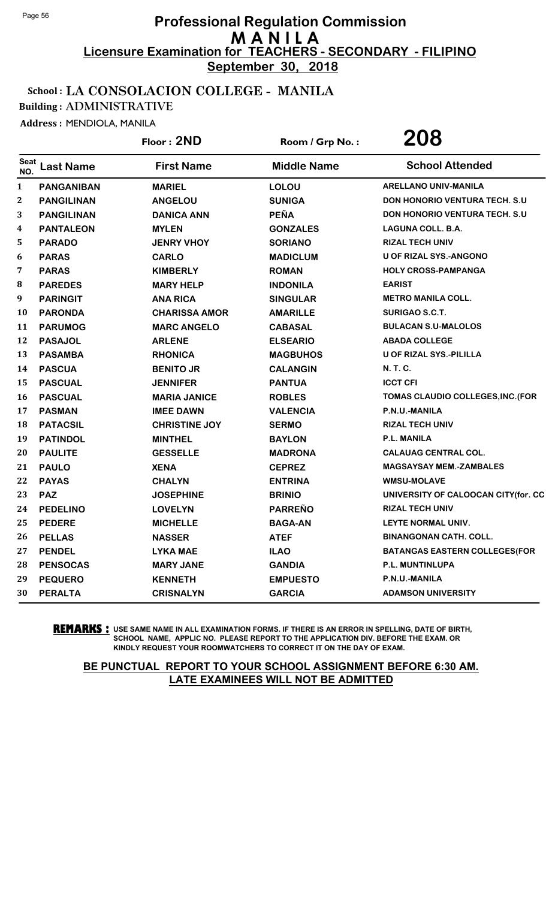# Professional Regulation Commission
## M A N I L A
### Licensure Examination for TEACHERS - SECONDARY - FILIPINO
**September 30, 2018**

**School : LA CONSOLACION COLLEGE - MANILA**
**Building : ADMINISTRATIVE**

**Address :** MENDIOLA, MANILA

**Floor : 2ND** | **Room / Grp No. : 208**

| Seat NO. | Last Name | First Name | Middle Name | School Attended |
|---|---|---|---|---|
| 1 | PANGANIBAN | MARIEL | LOLOU | ARELLANO UNIV-MANILA |
| 2 | PANGILINAN | ANGELOU | SUNIGA | DON HONORIO VENTURA TECH. S.U |
| 3 | PANGILINAN | DANICA ANN | PEÑA | DON HONORIO VENTURA TECH. S.U |
| 4 | PANTALEON | MYLEN | GONZALES | LAGUNA COLL. B.A. |
| 5 | PARADO | JENRY VHOY | SORIANO | RIZAL TECH UNIV |
| 6 | PARAS | CARLO | MADICLUM | U OF RIZAL SYS.-ANGONO |
| 7 | PARAS | KIMBERLY | ROMAN | HOLY CROSS-PAMPANGA |
| 8 | PAREDES | MARY HELP | INDONILA | EARIST |
| 9 | PARINGIT | ANA RICA | SINGULAR | METRO MANILA COLL. |
| 10 | PARONDA | CHARISSA AMOR | AMARILLE | SURIGAO S.C.T. |
| 11 | PARUMOG | MARC ANGELO | CABASAL | BULACAN S.U-MALOLOS |
| 12 | PASAJOL | ARLENE | ELSEARIO | ABADA COLLEGE |
| 13 | PASAMBA | RHONICA | MAGBUHOS | U OF RIZAL SYS.-PILILLA |
| 14 | PASCUA | BENITO JR | CALANGIN | N. T. C. |
| 15 | PASCUAL | JENNIFER | PANTUA | ICCT CFI |
| 16 | PASCUAL | MARIA JANICE | ROBLES | TOMAS CLAUDIO COLLEGES,INC.(FOR |
| 17 | PASMAN | IMEE DAWN | VALENCIA | P.N.U.-MANILA |
| 18 | PATACSIL | CHRISTINE JOY | SERMO | RIZAL TECH UNIV |
| 19 | PATINDOL | MINTHEL | BAYLON | P.L. MANILA |
| 20 | PAULITE | GESSELLE | MADRONA | CALAUAG CENTRAL COL. |
| 21 | PAULO | XENA | CEPREZ | MAGSAYSAY MEM.-ZAMBALES |
| 22 | PAYAS | CHALYN | ENTRINA | WMSU-MOLAVE |
| 23 | PAZ | JOSEPHINE | BRINIO | UNIVERSITY OF CALOOCAN CITY(for. CC |
| 24 | PEDELINO | LOVELYN | PARREÑO | RIZAL TECH UNIV |
| 25 | PEDERE | MICHELLE | BAGA-AN | LEYTE NORMAL UNIV. |
| 26 | PELLAS | NASSER | ATEF | BINANGONAN CATH. COLL. |
| 27 | PENDEL | LYKA MAE | ILAO | BATANGAS EASTERN COLLEGES(FOR |
| 28 | PENSOCAS | MARY JANE | GANDIA | P.L. MUNTINLUPA |
| 29 | PEQUERO | KENNETH | EMPUESTO | P.N.U.-MANILA |
| 30 | PERALTA | CRISNALYN | GARCIA | ADAMSON UNIVERSITY |

**REMARKS :** USE SAME NAME IN ALL EXAMINATION FORMS. IF THERE IS AN ERROR IN SPELLING, DATE OF BIRTH, SCHOOL NAME, APPLIC NO. PLEASE REPORT TO THE APPLICATION DIV. BEFORE THE EXAM. OR KINDLY REQUEST YOUR ROOMWATCHERS TO CORRECT IT ON THE DAY OF EXAM.

**BE PUNCTUAL REPORT TO YOUR SCHOOL ASSIGNMENT BEFORE 6:30 AM. LATE EXAMINEES WILL NOT BE ADMITTED**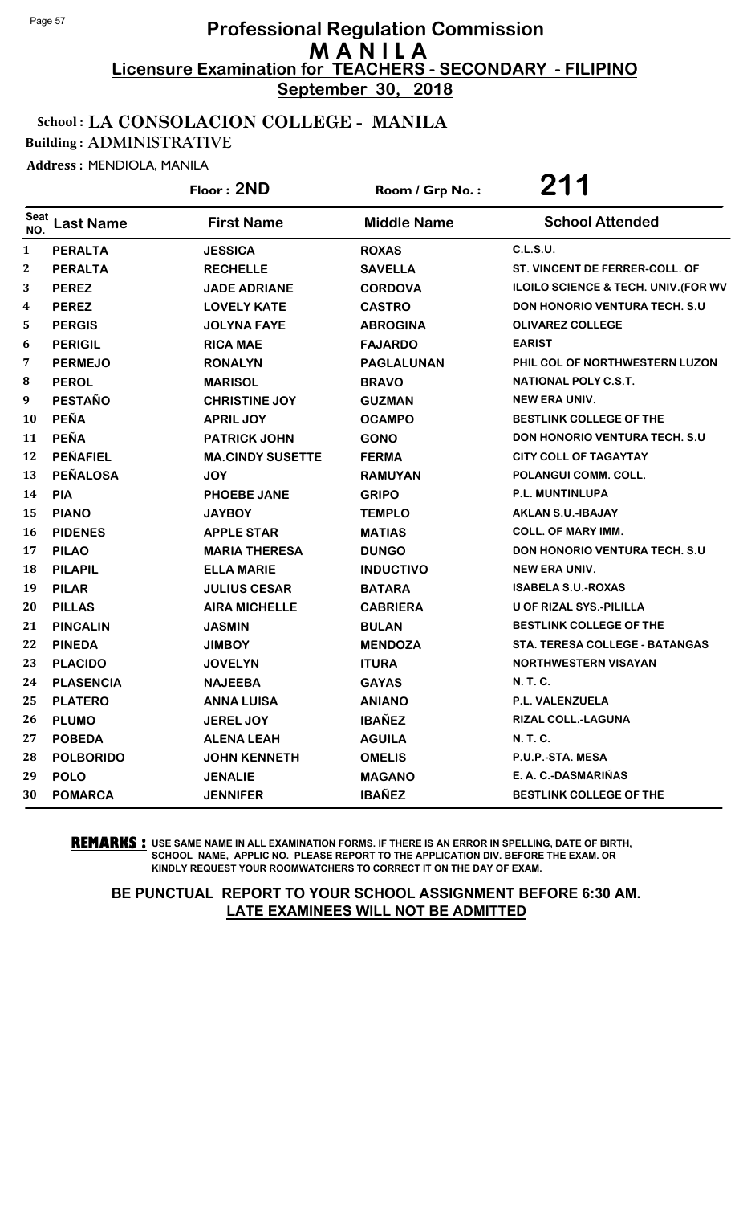# Professional Regulation Commission
## M A N I L A
### Licensure Examination for TEACHERS - SECONDARY - FILIPINO
**September 30, 2018**

**School : LA CONSOLACION COLLEGE - MANILA**
**Building : ADMINISTRATIVE**
**Address :** MENDIOLA, MANILA

**Floor : 2ND** | **Room / Grp No. : 211**

| Seat NO. | Last Name | First Name | Middle Name | School Attended |
|---|---|---|---|---|
| 1 | PERALTA | JESSICA | ROXAS | C.L.S.U. |
| 2 | PERALTA | RECHELLE | SAVELLA | ST. VINCENT DE FERRER-COLL. OF |
| 3 | PEREZ | JADE ADRIANE | CORDOVA | ILOILO SCIENCE & TECH. UNIV.(FOR WV |
| 4 | PEREZ | LOVELY KATE | CASTRO | DON HONORIO VENTURA TECH. S.U |
| 5 | PERGIS | JOLYNA FAYE | ABROGINA | OLIVAREZ COLLEGE |
| 6 | PERIGIL | RICA MAE | FAJARDO | EARIST |
| 7 | PERMEJO | RONALYN | PAGLALUNAN | PHIL COL OF NORTHWESTERN LUZON |
| 8 | PEROL | MARISOL | BRAVO | NATIONAL POLY C.S.T. |
| 9 | PESTAÑO | CHRISTINE JOY | GUZMAN | NEW ERA UNIV. |
| 10 | PEÑA | APRIL JOY | OCAMPO | BESTLINK COLLEGE OF THE |
| 11 | PEÑA | PATRICK JOHN | GONO | DON HONORIO VENTURA TECH. S.U |
| 12 | PEÑAFIEL | MA.CINDY SUSETTE | FERMA | CITY COLL OF TAGAYTAY |
| 13 | PEÑALOSA | JOY | RAMUYAN | POLANGUI COMM. COLL. |
| 14 | PIA | PHOEBE JANE | GRIPO | P.L. MUNTINLUPA |
| 15 | PIANO | JAYBOY | TEMPLO | AKLAN S.U.-IBAJAY |
| 16 | PIDENES | APPLE STAR | MATIAS | COLL. OF MARY IMM. |
| 17 | PILAO | MARIA THERESA | DUNGO | DON HONORIO VENTURA TECH. S.U |
| 18 | PILAPIL | ELLA MARIE | INDUCTIVO | NEW ERA UNIV. |
| 19 | PILAR | JULIUS CESAR | BATARA | ISABELA S.U.-ROXAS |
| 20 | PILLAS | AIRA MICHELLE | CABRIERA | U OF RIZAL SYS.-PILILLA |
| 21 | PINCALIN | JASMIN | BULAN | BESTLINK COLLEGE OF THE |
| 22 | PINEDA | JIMBOY | MENDOZA | STA. TERESA COLLEGE - BATANGAS |
| 23 | PLACIDO | JOVELYN | ITURA | NORTHWESTERN VISAYAN |
| 24 | PLASENCIA | NAJEEBA | GAYAS | N. T. C. |
| 25 | PLATERO | ANNA LUISA | ANIANO | P.L. VALENZUELA |
| 26 | PLUMO | JEREL JOY | IBAÑEZ | RIZAL COLL.-LAGUNA |
| 27 | POBEDA | ALENA LEAH | AGUILA | N. T. C. |
| 28 | POLBORIDO | JOHN KENNETH | OMELIS | P.U.P.-STA. MESA |
| 29 | POLO | JENALIE | MAGANO | E. A. C.-DASMARIÑAS |
| 30 | POMARCA | JENNIFER | IBAÑEZ | BESTLINK COLLEGE OF THE |

**REMARKS :** USE SAME NAME IN ALL EXAMINATION FORMS. IF THERE IS AN ERROR IN SPELLING, DATE OF BIRTH, SCHOOL NAME, APPLIC NO. PLEASE REPORT TO THE APPLICATION DIV. BEFORE THE EXAM. OR KINDLY REQUEST YOUR ROOMWATCHERS TO CORRECT IT ON THE DAY OF EXAM.

**BE PUNCTUAL REPORT TO YOUR SCHOOL ASSIGNMENT BEFORE 6:30 AM. LATE EXAMINEES WILL NOT BE ADMITTED**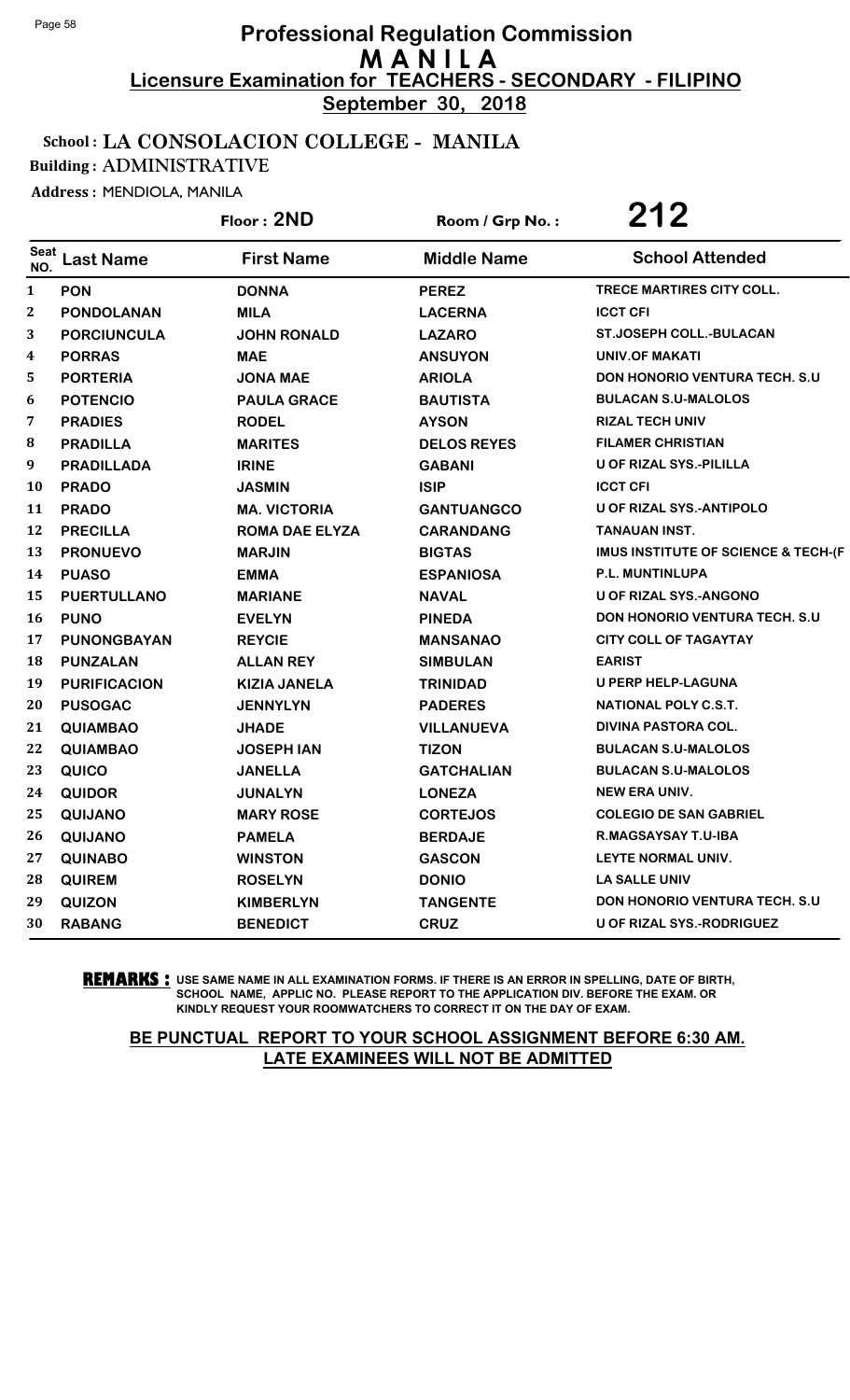# Professional Regulation Commission
# MANILA
## Licensure Examination for TEACHERS - SECONDARY - FILIPINO
### September 30, 2018

**School : LA CONSOLACION COLLEGE - MANILA**
**Building : ADMINISTRATIVE**
**Address : MENDIOLA, MANILA**

**Floor : 2ND** **Room / Grp No. : 212**

| Seat NO. | Last Name | First Name | Middle Name | School Attended |
|---|---|---|---|---|
| 1 | PON | DONNA | PEREZ | TRECE MARTIRES CITY COLL. |
| 2 | PONDOLANAN | MILA | LACERNA | ICCT CFI |
| 3 | PORCIUNCULA | JOHN RONALD | LAZARO | ST.JOSEPH COLL.-BULACAN |
| 4 | PORRAS | MAE | ANSUYON | UNIV.OF MAKATI |
| 5 | PORTERIA | JONA MAE | ARIOLA | DON HONORIO VENTURA TECH. S.U |
| 6 | POTENCIO | PAULA GRACE | BAUTISTA | BULACAN S.U-MALOLOS |
| 7 | PRADIES | RODEL | AYSON | RIZAL TECH UNIV |
| 8 | PRADILLA | MARITES | DELOS REYES | FILAMER CHRISTIAN |
| 9 | PRADILLADA | IRINE | GABANI | U OF RIZAL SYS.-PILILLA |
| 10 | PRADO | JASMIN | ISIP | ICCT CFI |
| 11 | PRADO | MA. VICTORIA | GANTUANGCO | U OF RIZAL SYS.-ANTIPOLO |
| 12 | PRECILLA | ROMA DAE ELYZA | CARANDANG | TANAUAN INST. |
| 13 | PRONUEVO | MARJIN | BIGTAS | IMUS INSTITUTE OF SCIENCE & TECH-(F |
| 14 | PUASO | EMMA | ESPANIOSA | P.L. MUNTINLUPA |
| 15 | PUERTULLANO | MARIANE | NAVAL | U OF RIZAL SYS.-ANGONO |
| 16 | PUNO | EVELYN | PINEDA | DON HONORIO VENTURA TECH. S.U |
| 17 | PUNONGBAYAN | REYCIE | MANSANAO | CITY COLL OF TAGAYTAY |
| 18 | PUNZALAN | ALLAN REY | SIMBULAN | EARIST |
| 19 | PURIFICACION | KIZIA JANELA | TRINIDAD | U PERP HELP-LAGUNA |
| 20 | PUSOGAC | JENNYLYN | PADERES | NATIONAL POLY C.S.T. |
| 21 | QUIAMBAO | JHADE | VILLANUEVA | DIVINA PASTORA COL. |
| 22 | QUIAMBAO | JOSEPH IAN | TIZON | BULACAN S.U-MALOLOS |
| 23 | QUICO | JANELLA | GATCHALIAN | BULACAN S.U-MALOLOS |
| 24 | QUIDOR | JUNALYN | LONEZA | NEW ERA UNIV. |
| 25 | QUIJANO | MARY ROSE | CORTEJOS | COLEGIO DE SAN GABRIEL |
| 26 | QUIJANO | PAMELA | BERDAJE | R.MAGSAYSAY T.U-IBA |
| 27 | QUINABO | WINSTON | GASCON | LEYTE NORMAL UNIV. |
| 28 | QUIREM | ROSELYN | DONIO | LA SALLE UNIV |
| 29 | QUIZON | KIMBERLYN | TANGENTE | DON HONORIO VENTURA TECH. S.U |
| 30 | RABANG | BENEDICT | CRUZ | U OF RIZAL SYS.-RODRIGUEZ |

**REMARKS :** USE SAME NAME IN ALL EXAMINATION FORMS. IF THERE IS AN ERROR IN SPELLING, DATE OF BIRTH, SCHOOL NAME, APPLIC NO. PLEASE REPORT TO THE APPLICATION DIV. BEFORE THE EXAM. OR KINDLY REQUEST YOUR ROOMWATCHERS TO CORRECT IT ON THE DAY OF EXAM.

**BE PUNCTUAL REPORT TO YOUR SCHOOL ASSIGNMENT BEFORE 6:30 AM. LATE EXAMINEES WILL NOT BE ADMITTED**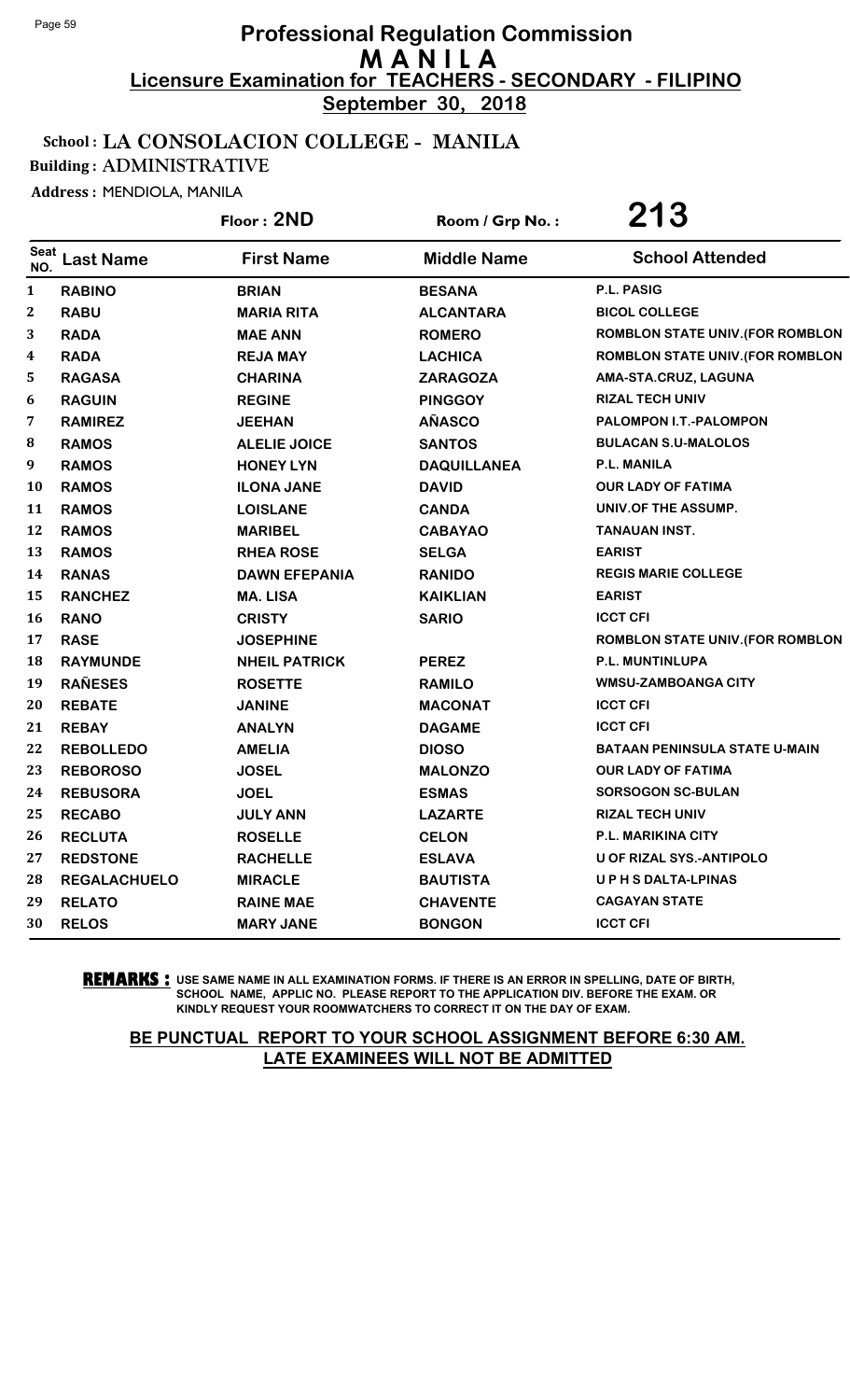# Professional Regulation Commission
# M A N I L A
## Licensure Examination for TEACHERS - SECONDARY - FILIPINO
**September 30, 2018**

School : LA CONSOLACION COLLEGE - MANILA
Building : ADMINISTRATIVE
Address : MENDIOLA, MANILA

Floor : 2ND    Room / Grp No. : 213

| Seat NO. | Last Name | First Name | Middle Name | School Attended |
|---|---|---|---|---|
| 1 | RABINO | BRIAN | BESANA | P.L. PASIG |
| 2 | RABU | MARIA RITA | ALCANTARA | BICOL COLLEGE |
| 3 | RADA | MAE ANN | ROMERO | ROMBLON STATE UNIV.(FOR ROMBLON |
| 4 | RADA | REJA MAY | LACHICA | ROMBLON STATE UNIV.(FOR ROMBLON |
| 5 | RAGASA | CHARINA | ZARAGOZA | AMA-STA.CRUZ, LAGUNA |
| 6 | RAGUIN | REGINE | PINGGOY | RIZAL TECH UNIV |
| 7 | RAMIREZ | JEEHAN | AÑASCO | PALOMPON I.T.-PALOMPON |
| 8 | RAMOS | ALELIE JOICE | SANTOS | BULACAN S.U-MALOLOS |
| 9 | RAMOS | HONEY LYN | DAQUILLANEA | P.L. MANILA |
| 10 | RAMOS | ILONA JANE | DAVID | OUR LADY OF FATIMA |
| 11 | RAMOS | LOISLANE | CANDA | UNIV.OF THE ASSUMP. |
| 12 | RAMOS | MARIBEL | CABAYAO | TANAUAN INST. |
| 13 | RAMOS | RHEA ROSE | SELGA | EARIST |
| 14 | RANAS | DAWN EFEPANIA | RANIDO | REGIS MARIE COLLEGE |
| 15 | RANCHEZ | MA. LISA | KAIKLIAN | EARIST |
| 16 | RANO | CRISTY | SARIO | ICCT CFI |
| 17 | RASE | JOSEPHINE | | ROMBLON STATE UNIV.(FOR ROMBLON |
| 18 | RAYMUNDE | NHEIL PATRICK | PEREZ | P.L. MUNTINLUPA |
| 19 | RAÑESES | ROSETTE | RAMILO | WMSU-ZAMBOANGA CITY |
| 20 | REBATE | JANINE | MACONAT | ICCT CFI |
| 21 | REBAY | ANALYN | DAGAME | ICCT CFI |
| 22 | REBOLLEDO | AMELIA | DIOSO | BATAAN PENINSULA STATE U-MAIN |
| 23 | REBOROSO | JOSEL | MALONZO | OUR LADY OF FATIMA |
| 24 | REBUSORA | JOEL | ESMAS | SORSOGON SC-BULAN |
| 25 | RECABO | JULY ANN | LAZARTE | RIZAL TECH UNIV |
| 26 | RECLUTA | ROSELLE | CELON | P.L. MARIKINA CITY |
| 27 | REDSTONE | RACHELLE | ESLAVA | U OF RIZAL SYS.-ANTIPOLO |
| 28 | REGALACHUELO | MIRACLE | BAUTISTA | U P H S DALTA-LPINAS |
| 29 | RELATO | RAINE MAE | CHAVENTE | CAGAYAN STATE |
| 30 | RELOS | MARY JANE | BONGON | ICCT CFI |

**REMARKS :** USE SAME NAME IN ALL EXAMINATION FORMS. IF THERE IS AN ERROR IN SPELLING, DATE OF BIRTH, SCHOOL NAME, APPLIC NO. PLEASE REPORT TO THE APPLICATION DIV. BEFORE THE EXAM. OR KINDLY REQUEST YOUR ROOMWATCHERS TO CORRECT IT ON THE DAY OF EXAM.

**BE PUNCTUAL REPORT TO YOUR SCHOOL ASSIGNMENT BEFORE 6:30 AM. LATE EXAMINEES WILL NOT BE ADMITTED**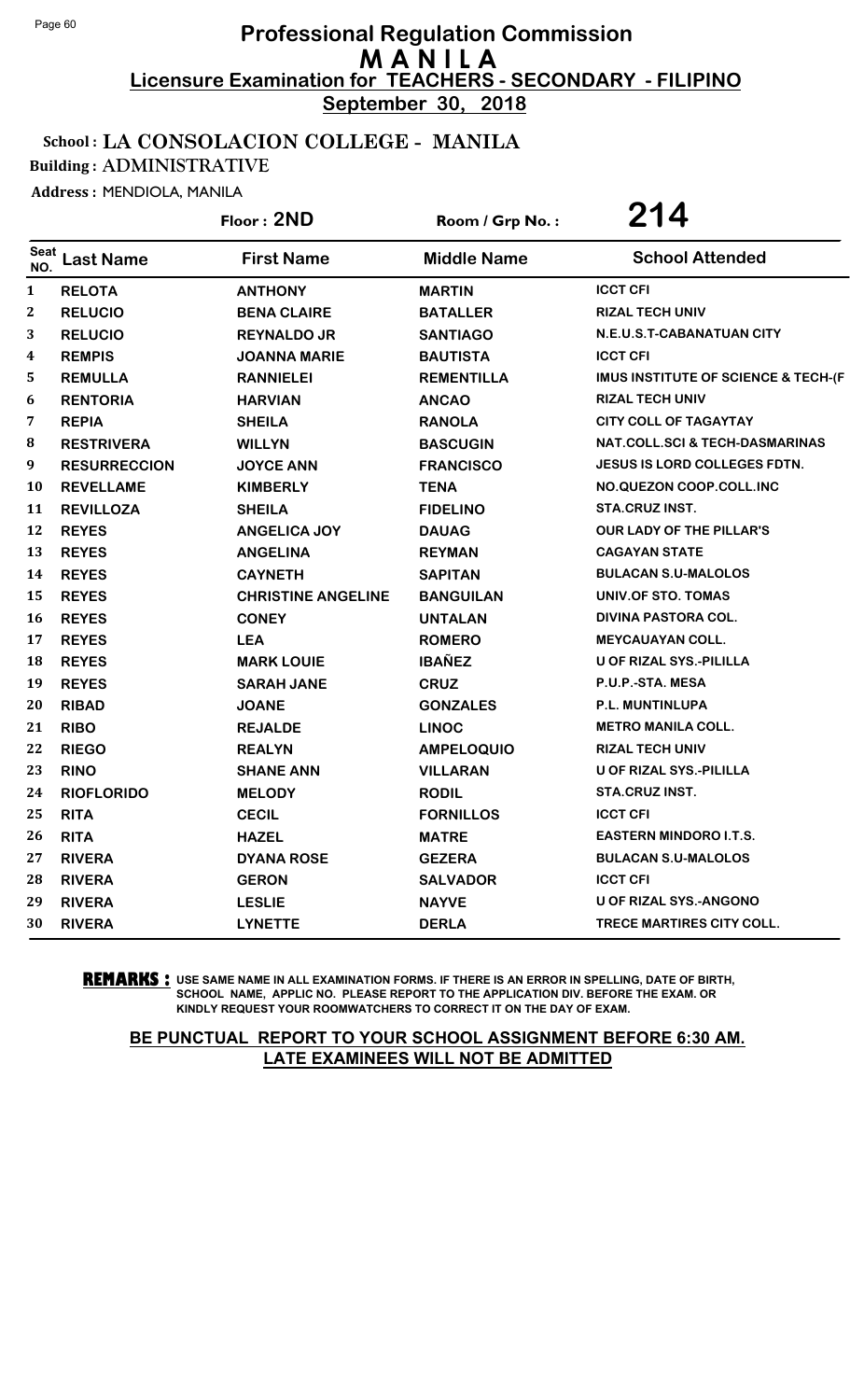# Professional Regulation Commission
# M A N I L A
## Licensure Examination for TEACHERS - SECONDARY - FILIPINO
**September 30, 2018**

**School : LA CONSOLACION COLLEGE - MANILA**
**Building : ADMINISTRATIVE**
**Address :** MENDIOLA, MANILA

**Floor : 2ND** | **Room / Grp No. : 214**

| Seat NO. | Last Name | First Name | Middle Name | School Attended |
|---|---|---|---|---|
| 1 | RELOTA | ANTHONY | MARTIN | ICCT CFI |
| 2 | RELUCIO | BENA CLAIRE | BATALLER | RIZAL TECH UNIV |
| 3 | RELUCIO | REYNALDO JR | SANTIAGO | N.E.U.S.T-CABANATUAN CITY |
| 4 | REMPIS | JOANNA MARIE | BAUTISTA | ICCT CFI |
| 5 | REMULLA | RANNIELEI | REMENTILLA | IMUS INSTITUTE OF SCIENCE & TECH-(F |
| 6 | RENTORIA | HARVIAN | ANCAO | RIZAL TECH UNIV |
| 7 | REPIA | SHEILA | RANOLA | CITY COLL OF TAGAYTAY |
| 8 | RESTRIVERA | WILLYN | BASCUGIN | NAT.COLL.SCI & TECH-DASMARINAS |
| 9 | RESURRECCION | JOYCE ANN | FRANCISCO | JESUS IS LORD COLLEGES FDTN. |
| 10 | REVELLAME | KIMBERLY | TENA | NO.QUEZON COOP.COLL.INC |
| 11 | REVILLOZA | SHEILA | FIDELINO | STA.CRUZ INST. |
| 12 | REYES | ANGELICA JOY | DAUAG | OUR LADY OF THE PILLAR'S |
| 13 | REYES | ANGELINA | REYMAN | CAGAYAN STATE |
| 14 | REYES | CAYNETH | SAPITAN | BULACAN S.U-MALOLOS |
| 15 | REYES | CHRISTINE ANGELINE | BANGUILAN | UNIV.OF STO. TOMAS |
| 16 | REYES | CONEY | UNTALAN | DIVINA PASTORA COL. |
| 17 | REYES | LEA | ROMERO | MEYCAUAYAN COLL. |
| 18 | REYES | MARK LOUIE | IBAÑEZ | U OF RIZAL SYS.-PILILLA |
| 19 | REYES | SARAH JANE | CRUZ | P.U.P.-STA. MESA |
| 20 | RIBAD | JOANE | GONZALES | P.L. MUNTINLUPA |
| 21 | RIBO | REJALDE | LINOC | METRO MANILA COLL. |
| 22 | RIEGO | REALYN | AMPELOQUIO | RIZAL TECH UNIV |
| 23 | RINO | SHANE ANN | VILLARAN | U OF RIZAL SYS.-PILILLA |
| 24 | RIOFLORIDO | MELODY | RODIL | STA.CRUZ INST. |
| 25 | RITA | CECIL | FORNILLOS | ICCT CFI |
| 26 | RITA | HAZEL | MATRE | EASTERN MINDORO I.T.S. |
| 27 | RIVERA | DYANA ROSE | GEZERA | BULACAN S.U-MALOLOS |
| 28 | RIVERA | GERON | SALVADOR | ICCT CFI |
| 29 | RIVERA | LESLIE | NAYVE | U OF RIZAL SYS.-ANGONO |
| 30 | RIVERA | LYNETTE | DERLA | TRECE MARTIRES CITY COLL. |

**REMARKS :** USE SAME NAME IN ALL EXAMINATION FORMS. IF THERE IS AN ERROR IN SPELLING, DATE OF BIRTH, SCHOOL NAME, APPLIC NO. PLEASE REPORT TO THE APPLICATION DIV. BEFORE THE EXAM. OR KINDLY REQUEST YOUR ROOMWATCHERS TO CORRECT IT ON THE DAY OF EXAM.

**BE PUNCTUAL REPORT TO YOUR SCHOOL ASSIGNMENT BEFORE 6:30 AM. LATE EXAMINEES WILL NOT BE ADMITTED**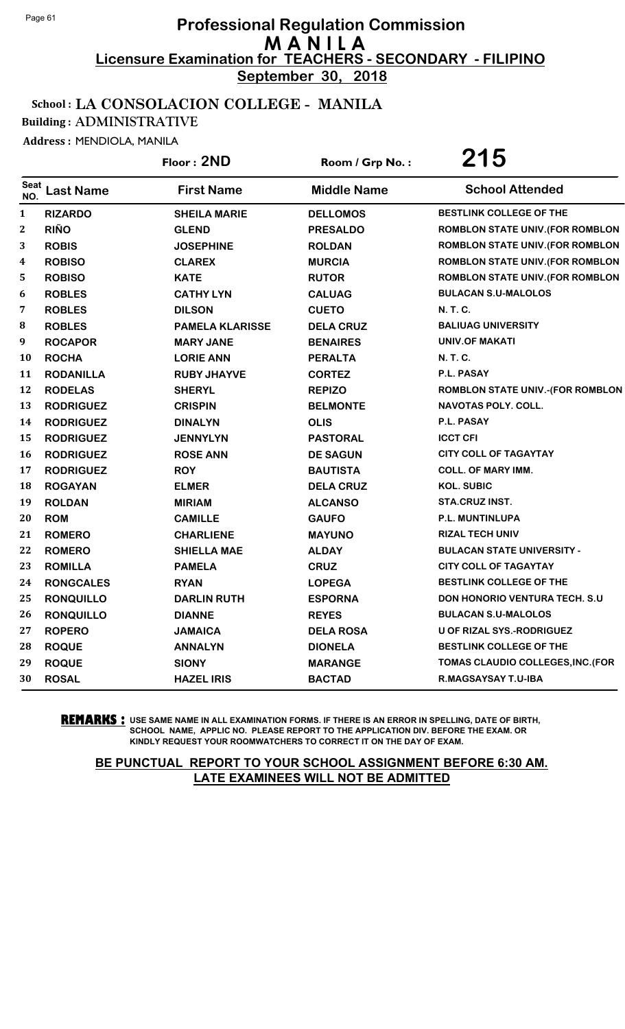# Professional Regulation Commission
## M A N I L A
### Licensure Examination for TEACHERS - SECONDARY - FILIPINO
**September 30, 2018**

**School : LA CONSOLACION COLLEGE - MANILA**
**Building : ADMINISTRATIVE**
**Address : MENDIOLA, MANILA**

**Floor : 2ND** &nbsp;&nbsp;&nbsp; **Room / Grp No. : 215**

| Seat NO. | Last Name | First Name | Middle Name | School Attended |
|---|---|---|---|---|
| 1 | RIZARDO | SHEILA MARIE | DELLOMOS | BESTLINK COLLEGE OF THE |
| 2 | RIÑO | GLEND | PRESALDO | ROMBLON STATE UNIV.(FOR ROMBLON |
| 3 | ROBIS | JOSEPHINE | ROLDAN | ROMBLON STATE UNIV.(FOR ROMBLON |
| 4 | ROBISO | CLAREX | MURCIA | ROMBLON STATE UNIV.(FOR ROMBLON |
| 5 | ROBISO | KATE | RUTOR | ROMBLON STATE UNIV.(FOR ROMBLON |
| 6 | ROBLES | CATHY LYN | CALUAG | BULACAN S.U-MALOLOS |
| 7 | ROBLES | DILSON | CUETO | N. T. C. |
| 8 | ROBLES | PAMELA KLARISSE | DELA CRUZ | BALIUAG UNIVERSITY |
| 9 | ROCAPOR | MARY JANE | BENAIRES | UNIV.OF MAKATI |
| 10 | ROCHA | LORIE ANN | PERALTA | N. T. C. |
| 11 | RODANILLA | RUBY JHAYVE | CORTEZ | P.L. PASAY |
| 12 | RODELAS | SHERYL | REPIZO | ROMBLON STATE UNIV.-(FOR ROMBLON |
| 13 | RODRIGUEZ | CRISPIN | BELMONTE | NAVOTAS POLY. COLL. |
| 14 | RODRIGUEZ | DINALYN | OLIS | P.L. PASAY |
| 15 | RODRIGUEZ | JENNYLYN | PASTORAL | ICCT CFI |
| 16 | RODRIGUEZ | ROSE ANN | DE SAGUN | CITY COLL OF TAGAYTAY |
| 17 | RODRIGUEZ | ROY | BAUTISTA | COLL. OF MARY IMM. |
| 18 | ROGAYAN | ELMER | DELA CRUZ | KOL. SUBIC |
| 19 | ROLDAN | MIRIAM | ALCANSO | STA.CRUZ INST. |
| 20 | ROM | CAMILLE | GAUFO | P.L. MUNTINLUPA |
| 21 | ROMERO | CHARLIENE | MAYUNO | RIZAL TECH UNIV |
| 22 | ROMERO | SHIELLA MAE | ALDAY | BULACAN STATE UNIVERSITY - |
| 23 | ROMILLA | PAMELA | CRUZ | CITY COLL OF TAGAYTAY |
| 24 | RONGCALES | RYAN | LOPEGA | BESTLINK COLLEGE OF THE |
| 25 | RONQUILLO | DARLIN RUTH | ESPORNA | DON HONORIO VENTURA TECH. S.U |
| 26 | RONQUILLO | DIANNE | REYES | BULACAN S.U-MALOLOS |
| 27 | ROPERO | JAMAICA | DELA ROSA | U OF RIZAL SYS.-RODRIGUEZ |
| 28 | ROQUE | ANNALYN | DIONELA | BESTLINK COLLEGE OF THE |
| 29 | ROQUE | SIONY | MARANGE | TOMAS CLAUDIO COLLEGES,INC.(FOR |
| 30 | ROSAL | HAZEL IRIS | BACTAD | R.MAGSAYSAY T.U-IBA |

**REMARKS :** USE SAME NAME IN ALL EXAMINATION FORMS. IF THERE IS AN ERROR IN SPELLING, DATE OF BIRTH, SCHOOL NAME, APPLIC NO. PLEASE REPORT TO THE APPLICATION DIV. BEFORE THE EXAM. OR KINDLY REQUEST YOUR ROOMWATCHERS TO CORRECT IT ON THE DAY OF EXAM.

**BE PUNCTUAL REPORT TO YOUR SCHOOL ASSIGNMENT BEFORE 6:30 AM. LATE EXAMINEES WILL NOT BE ADMITTED**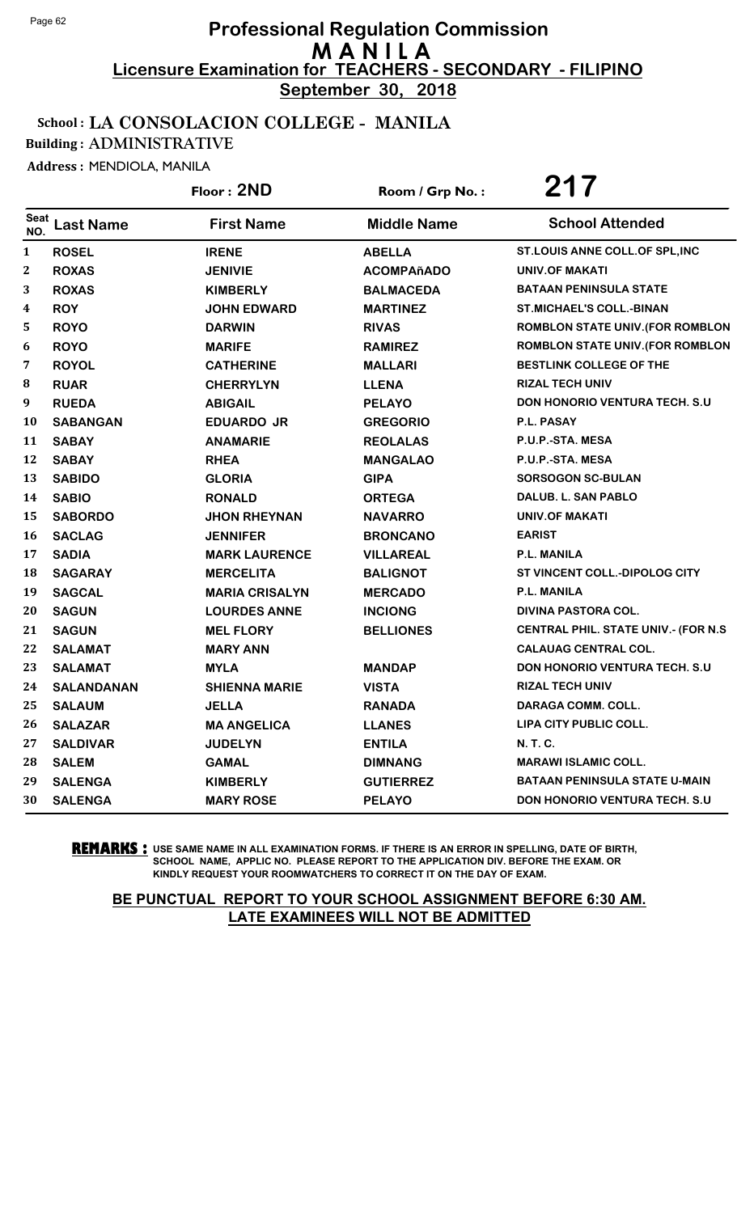# Professional Regulation Commission
# M A N I L A
## Licensure Examination for TEACHERS - SECONDARY - FILIPINO
**September 30, 2018**

**School : LA CONSOLACION COLLEGE - MANILA**
**Building : ADMINISTRATIVE**
**Address :** MENDIOLA, MANILA

**Floor : 2ND** | **Room / Grp No. : 217**

| Seat NO. | Last Name | First Name | Middle Name | School Attended |
|---|---|---|---|---|
| 1 | ROSEL | IRENE | ABELLA | ST.LOUIS ANNE COLL.OF SPL,INC |
| 2 | ROXAS | JENIVIE | ACOMPAñADO | UNIV.OF MAKATI |
| 3 | ROXAS | KIMBERLY | BALMACEDA | BATAAN PENINSULA STATE |
| 4 | ROY | JOHN EDWARD | MARTINEZ | ST.MICHAEL'S COLL.-BINAN |
| 5 | ROYO | DARWIN | RIVAS | ROMBLON STATE UNIV.(FOR ROMBLON |
| 6 | ROYO | MARIFE | RAMIREZ | ROMBLON STATE UNIV.(FOR ROMBLON |
| 7 | ROYOL | CATHERINE | MALLARI | BESTLINK COLLEGE OF THE |
| 8 | RUAR | CHERRYLYN | LLENA | RIZAL TECH UNIV |
| 9 | RUEDA | ABIGAIL | PELAYO | DON HONORIO VENTURA TECH. S.U |
| 10 | SABANGAN | EDUARDO JR | GREGORIO | P.L. PASAY |
| 11 | SABAY | ANAMARIE | REOLALAS | P.U.P.-STA. MESA |
| 12 | SABAY | RHEA | MANGALAO | P.U.P.-STA. MESA |
| 13 | SABIDO | GLORIA | GIPA | SORSOGON SC-BULAN |
| 14 | SABIO | RONALD | ORTEGA | DALUB. L. SAN PABLO |
| 15 | SABORDO | JHON RHEYNAN | NAVARRO | UNIV.OF MAKATI |
| 16 | SACLAG | JENNIFER | BRONCANO | EARIST |
| 17 | SADIA | MARK LAURENCE | VILLAREAL | P.L. MANILA |
| 18 | SAGARAY | MERCELITA | BALIGNOT | ST VINCENT COLL.-DIPOLOG CITY |
| 19 | SAGCAL | MARIA CRISALYN | MERCADO | P.L. MANILA |
| 20 | SAGUN | LOURDES ANNE | INCIONG | DIVINA PASTORA COL. |
| 21 | SAGUN | MEL FLORY | BELLIONES | CENTRAL PHIL. STATE UNIV.- (FOR N.S |
| 22 | SALAMAT | MARY ANN | | CALAUAG CENTRAL COL. |
| 23 | SALAMAT | MYLA | MANDAP | DON HONORIO VENTURA TECH. S.U |
| 24 | SALANDANAN | SHIENNA MARIE | VISTA | RIZAL TECH UNIV |
| 25 | SALAUM | JELLA | RANADA | DARAGA COMM. COLL. |
| 26 | SALAZAR | MA ANGELICA | LLANES | LIPA CITY PUBLIC COLL. |
| 27 | SALDIVAR | JUDELYN | ENTILA | N. T. C. |
| 28 | SALEM | GAMAL | DIMNANG | MARAWI ISLAMIC COLL. |
| 29 | SALENGA | KIMBERLY | GUTIERREZ | BATAAN PENINSULA STATE U-MAIN |
| 30 | SALENGA | MARY ROSE | PELAYO | DON HONORIO VENTURA TECH. S.U |

**REMARKS :** USE SAME NAME IN ALL EXAMINATION FORMS. IF THERE IS AN ERROR IN SPELLING, DATE OF BIRTH, SCHOOL NAME, APPLIC NO. PLEASE REPORT TO THE APPLICATION DIV. BEFORE THE EXAM. OR KINDLY REQUEST YOUR ROOMWATCHERS TO CORRECT IT ON THE DAY OF EXAM.

**BE PUNCTUAL REPORT TO YOUR SCHOOL ASSIGNMENT BEFORE 6:30 AM. LATE EXAMINEES WILL NOT BE ADMITTED**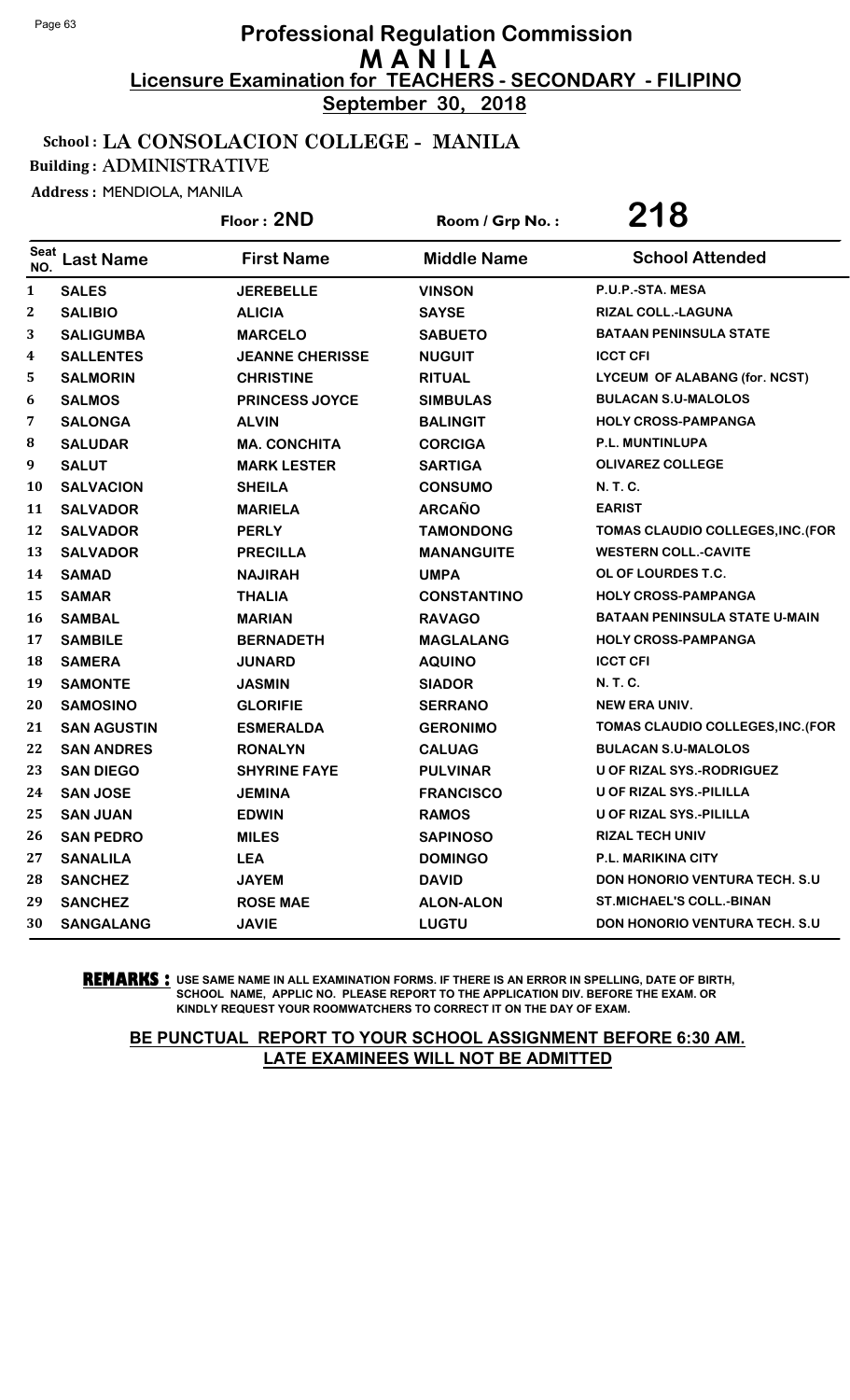# Professional Regulation Commission
## M A N I L A
### Licensure Examination for TEACHERS - SECONDARY - FILIPINO
**September 30, 2018**

**School : LA CONSOLACION COLLEGE - MANILA**

**Building : ADMINISTRATIVE**

**Address :** MENDIOLA, MANILA

**Floor : 2ND** | **Room / Grp No. : 218**

| Seat NO. | Last Name | First Name | Middle Name | School Attended |
|---|---|---|---|---|
| 1 | SALES | JEREBELLE | VINSON | P.U.P.-STA. MESA |
| 2 | SALIBIO | ALICIA | SAYSE | RIZAL COLL.-LAGUNA |
| 3 | SALIGUMBA | MARCELO | SABUETO | BATAAN PENINSULA STATE |
| 4 | SALLENTES | JEANNE CHERISSE | NUGUIT | ICCT CFI |
| 5 | SALMORIN | CHRISTINE | RITUAL | LYCEUM OF ALABANG (for. NCST) |
| 6 | SALMOS | PRINCESS JOYCE | SIMBULAS | BULACAN S.U-MALOLOS |
| 7 | SALONGA | ALVIN | BALINGIT | HOLY CROSS-PAMPANGA |
| 8 | SALUDAR | MA. CONCHITA | CORCIGA | P.L. MUNTINLUPA |
| 9 | SALUT | MARK LESTER | SARTIGA | OLIVAREZ COLLEGE |
| 10 | SALVACION | SHEILA | CONSUMO | N. T. C. |
| 11 | SALVADOR | MARIELA | ARCAÑO | EARIST |
| 12 | SALVADOR | PERLY | TAMONDONG | TOMAS CLAUDIO COLLEGES,INC.(FOR |
| 13 | SALVADOR | PRECILLA | MANANGUITE | WESTERN COLL.-CAVITE |
| 14 | SAMAD | NAJIRAH | UMPA | OL OF LOURDES T.C. |
| 15 | SAMAR | THALIA | CONSTANTINO | HOLY CROSS-PAMPANGA |
| 16 | SAMBAL | MARIAN | RAVAGO | BATAAN PENINSULA STATE U-MAIN |
| 17 | SAMBILE | BERNADETH | MAGLALANG | HOLY CROSS-PAMPANGA |
| 18 | SAMERA | JUNARD | AQUINO | ICCT CFI |
| 19 | SAMONTE | JASMIN | SIADOR | N. T. C. |
| 20 | SAMOSINO | GLORIFIE | SERRANO | NEW ERA UNIV. |
| 21 | SAN AGUSTIN | ESMERALDA | GERONIMO | TOMAS CLAUDIO COLLEGES,INC.(FOR |
| 22 | SAN ANDRES | RONALYN | CALUAG | BULACAN S.U-MALOLOS |
| 23 | SAN DIEGO | SHYRINE FAYE | PULVINAR | U OF RIZAL SYS.-RODRIGUEZ |
| 24 | SAN JOSE | JEMINA | FRANCISCO | U OF RIZAL SYS.-PILILLA |
| 25 | SAN JUAN | EDWIN | RAMOS | U OF RIZAL SYS.-PILILLA |
| 26 | SAN PEDRO | MILES | SAPINOSO | RIZAL TECH UNIV |
| 27 | SANALILA | LEA | DOMINGO | P.L. MARIKINA CITY |
| 28 | SANCHEZ | JAYEM | DAVID | DON HONORIO VENTURA TECH. S.U |
| 29 | SANCHEZ | ROSE MAE | ALON-ALON | ST.MICHAEL'S COLL.-BINAN |
| 30 | SANGALANG | JAVIE | LUGTU | DON HONORIO VENTURA TECH. S.U |

**REMARKS :** USE SAME NAME IN ALL EXAMINATION FORMS. IF THERE IS AN ERROR IN SPELLING, DATE OF BIRTH, SCHOOL NAME, APPLIC NO. PLEASE REPORT TO THE APPLICATION DIV. BEFORE THE EXAM. OR KINDLY REQUEST YOUR ROOMWATCHERS TO CORRECT IT ON THE DAY OF EXAM.

**BE PUNCTUAL REPORT TO YOUR SCHOOL ASSIGNMENT BEFORE 6:30 AM. LATE EXAMINEES WILL NOT BE ADMITTED**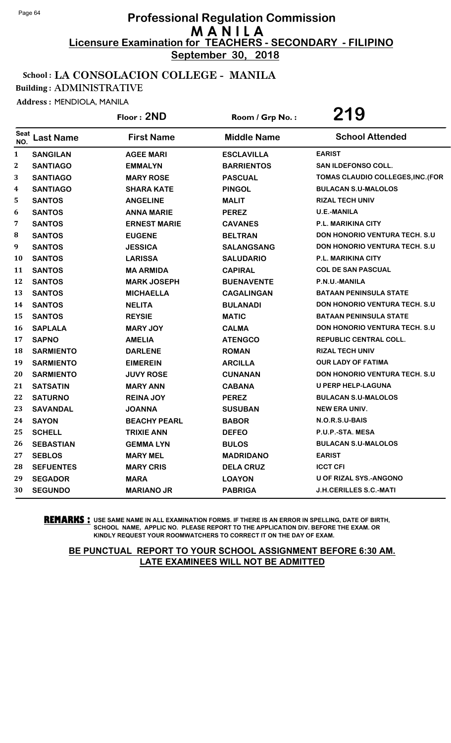# Professional Regulation Commission
## M A N I L A
### Licensure Examination for TEACHERS - SECONDARY - FILIPINO
**September 30, 2018**

**School : LA CONSOLACION COLLEGE - MANILA**
**Building : ADMINISTRATIVE**
**Address : MENDIOLA, MANILA**

**Floor : 2ND** | **Room / Grp No. : 219**

| Seat NO. | Last Name | First Name | Middle Name | School Attended |
|---|---|---|---|---|
| 1 | SANGILAN | AGEE MARI | ESCLAVILLA | EARIST |
| 2 | SANTIAGO | EMMALYN | BARRIENTOS | SAN ILDEFONSO COLL. |
| 3 | SANTIAGO | MARY ROSE | PASCUAL | TOMAS CLAUDIO COLLEGES,INC.(FOR |
| 4 | SANTIAGO | SHARA KATE | PINGOL | BULACAN S.U-MALOLOS |
| 5 | SANTOS | ANGELINE | MALIT | RIZAL TECH UNIV |
| 6 | SANTOS | ANNA MARIE | PEREZ | U.E.-MANILA |
| 7 | SANTOS | ERNEST MARIE | CAVANES | P.L. MARIKINA CITY |
| 8 | SANTOS | EUGENE | BELTRAN | DON HONORIO VENTURA TECH. S.U |
| 9 | SANTOS | JESSICA | SALANGSANG | DON HONORIO VENTURA TECH. S.U |
| 10 | SANTOS | LARISSA | SALUDARIO | P.L. MARIKINA CITY |
| 11 | SANTOS | MA ARMIDA | CAPIRAL | COL DE SAN PASCUAL |
| 12 | SANTOS | MARK JOSEPH | BUENAVENTE | P.N.U.-MANILA |
| 13 | SANTOS | MICHAELLA | CAGALINGAN | BATAAN PENINSULA STATE |
| 14 | SANTOS | NELITA | BULANADI | DON HONORIO VENTURA TECH. S.U |
| 15 | SANTOS | REYSIE | MATIC | BATAAN PENINSULA STATE |
| 16 | SAPLALA | MARY JOY | CALMA | DON HONORIO VENTURA TECH. S.U |
| 17 | SAPNO | AMELIA | ATENGCO | REPUBLIC CENTRAL COLL. |
| 18 | SARMIENTO | DARLENE | ROMAN | RIZAL TECH UNIV |
| 19 | SARMIENTO | EIMEREIN | ARCILLA | OUR LADY OF FATIMA |
| 20 | SARMIENTO | JUVY ROSE | CUNANAN | DON HONORIO VENTURA TECH. S.U |
| 21 | SATSATIN | MARY ANN | CABANA | U PERP HELP-LAGUNA |
| 22 | SATURNO | REINA JOY | PEREZ | BULACAN S.U-MALOLOS |
| 23 | SAVANDAL | JOANNA | SUSUBAN | NEW ERA UNIV. |
| 24 | SAYON | BEACHY PEARL | BABOR | N.O.R.S.U-BAIS |
| 25 | SCHELL | TRIXIE ANN | DEFEO | P.U.P.-STA. MESA |
| 26 | SEBASTIAN | GEMMA LYN | BULOS | BULACAN S.U-MALOLOS |
| 27 | SEBLOS | MARY MEL | MADRIDANO | EARIST |
| 28 | SEFUENTES | MARY CRIS | DELA CRUZ | ICCT CFI |
| 29 | SEGADOR | MARA | LOAYON | U OF RIZAL SYS.-ANGONO |
| 30 | SEGUNDO | MARIANO JR | PABRIGA | J.H.CERILLES S.C.-MATI |

**REMARKS :** USE SAME NAME IN ALL EXAMINATION FORMS. IF THERE IS AN ERROR IN SPELLING, DATE OF BIRTH, SCHOOL NAME, APPLIC NO. PLEASE REPORT TO THE APPLICATION DIV. BEFORE THE EXAM. OR KINDLY REQUEST YOUR ROOMWATCHERS TO CORRECT IT ON THE DAY OF EXAM.

**BE PUNCTUAL REPORT TO YOUR SCHOOL ASSIGNMENT BEFORE 6:30 AM. LATE EXAMINEES WILL NOT BE ADMITTED**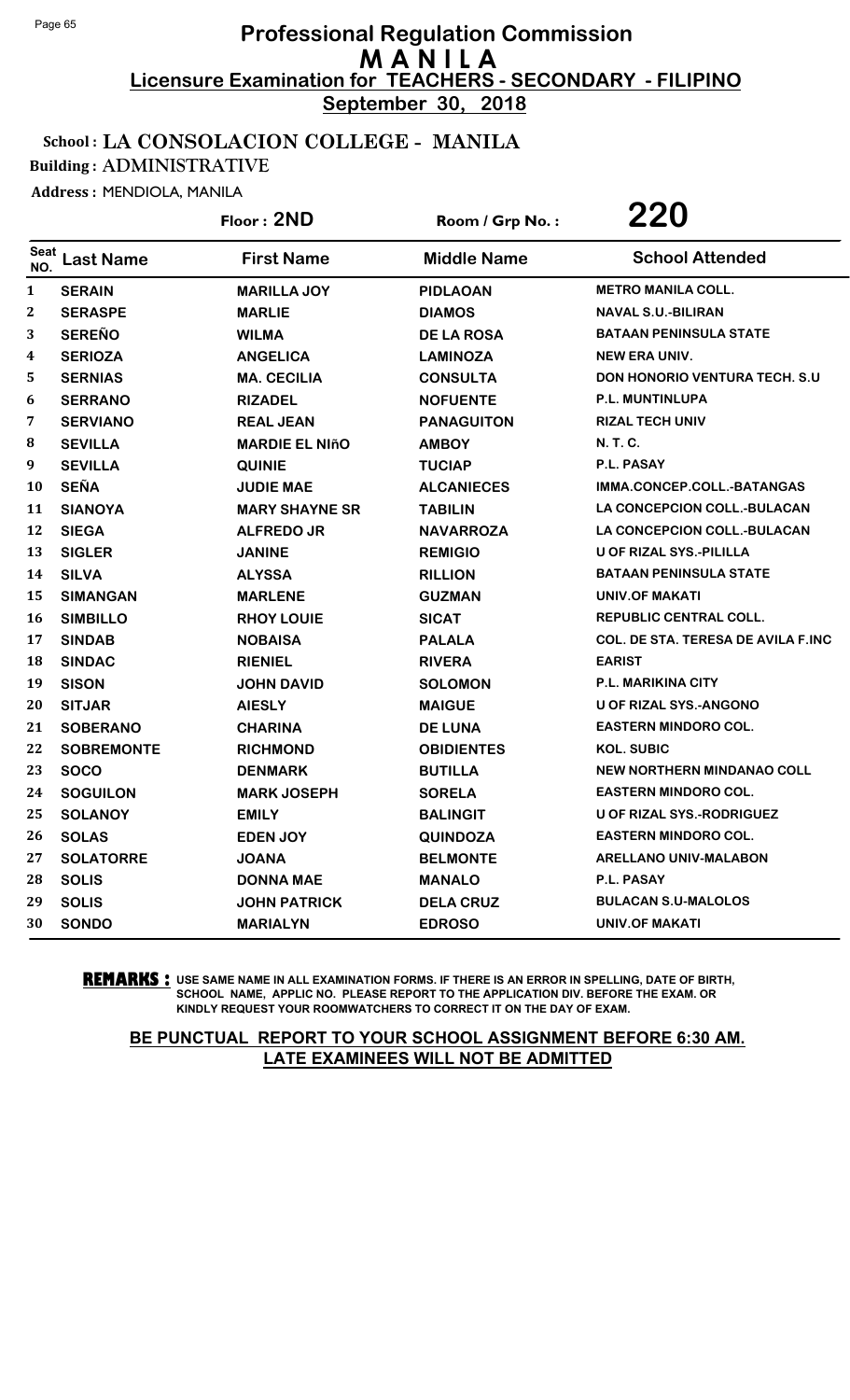# Professional Regulation Commission
# M A N I L A
## Licensure Examination for TEACHERS - SECONDARY - FILIPINO
### September 30, 2018

**School : LA CONSOLACION COLLEGE - MANILA**
**Building : ADMINISTRATIVE**
**Address :** MENDIOLA, MANILA

**Floor : 2ND** | **Room / Grp No. : 220**

| Seat NO. | Last Name | First Name | Middle Name | School Attended |
|---|---|---|---|---|
| 1 | SERAIN | MARILLA JOY | PIDLAOAN | METRO MANILA COLL. |
| 2 | SERASPE | MARLIE | DIAMOS | NAVAL S.U.-BILIRAN |
| 3 | SEREÑO | WILMA | DE LA ROSA | BATAAN PENINSULA STATE |
| 4 | SERIOZA | ANGELICA | LAMINOZA | NEW ERA UNIV. |
| 5 | SERNIAS | MA. CECILIA | CONSULTA | DON HONORIO VENTURA TECH. S.U |
| 6 | SERRANO | RIZADEL | NOFUENTE | P.L. MUNTINLUPA |
| 7 | SERVIANO | REAL JEAN | PANAGUITON | RIZAL TECH UNIV |
| 8 | SEVILLA | MARDIE EL NIñO | AMBOY | N. T. C. |
| 9 | SEVILLA | QUINIE | TUCIAP | P.L. PASAY |
| 10 | SEÑA | JUDIE MAE | ALCANIECES | IMMA.CONCEP.COLL.-BATANGAS |
| 11 | SIANOYA | MARY SHAYNE SR | TABILIN | LA CONCEPCION COLL.-BULACAN |
| 12 | SIEGA | ALFREDO JR | NAVARROZA | LA CONCEPCION COLL.-BULACAN |
| 13 | SIGLER | JANINE | REMIGIO | U OF RIZAL SYS.-PILILLA |
| 14 | SILVA | ALYSSA | RILLION | BATAAN PENINSULA STATE |
| 15 | SIMANGAN | MARLENE | GUZMAN | UNIV.OF MAKATI |
| 16 | SIMBILLO | RHOY LOUIE | SICAT | REPUBLIC CENTRAL COLL. |
| 17 | SINDAB | NOBAISA | PALALA | COL. DE STA. TERESA DE AVILA F.INC |
| 18 | SINDAC | RIENIEL | RIVERA | EARIST |
| 19 | SISON | JOHN DAVID | SOLOMON | P.L. MARIKINA CITY |
| 20 | SITJAR | AIESLY | MAIGUE | U OF RIZAL SYS.-ANGONO |
| 21 | SOBERANO | CHARINA | DE LUNA | EASTERN MINDORO COL. |
| 22 | SOBREMONTE | RICHMOND | OBIDIENTES | KOL. SUBIC |
| 23 | SOCO | DENMARK | BUTILLA | NEW NORTHERN MINDANAO COLL |
| 24 | SOGUILON | MARK JOSEPH | SORELA | EASTERN MINDORO COL. |
| 25 | SOLANOY | EMILY | BALINGIT | U OF RIZAL SYS.-RODRIGUEZ |
| 26 | SOLAS | EDEN JOY | QUINDOZA | EASTERN MINDORO COL. |
| 27 | SOLATORRE | JOANA | BELMONTE | ARELLANO UNIV-MALABON |
| 28 | SOLIS | DONNA MAE | MANALO | P.L. PASAY |
| 29 | SOLIS | JOHN PATRICK | DELA CRUZ | BULACAN S.U-MALOLOS |
| 30 | SONDO | MARIALYN | EDROSO | UNIV.OF MAKATI |

**REMARKS :** USE SAME NAME IN ALL EXAMINATION FORMS. IF THERE IS AN ERROR IN SPELLING, DATE OF BIRTH, SCHOOL NAME, APPLIC NO. PLEASE REPORT TO THE APPLICATION DIV. BEFORE THE EXAM. OR KINDLY REQUEST YOUR ROOMWATCHERS TO CORRECT IT ON THE DAY OF EXAM.

**BE PUNCTUAL REPORT TO YOUR SCHOOL ASSIGNMENT BEFORE 6:30 AM. LATE EXAMINEES WILL NOT BE ADMITTED**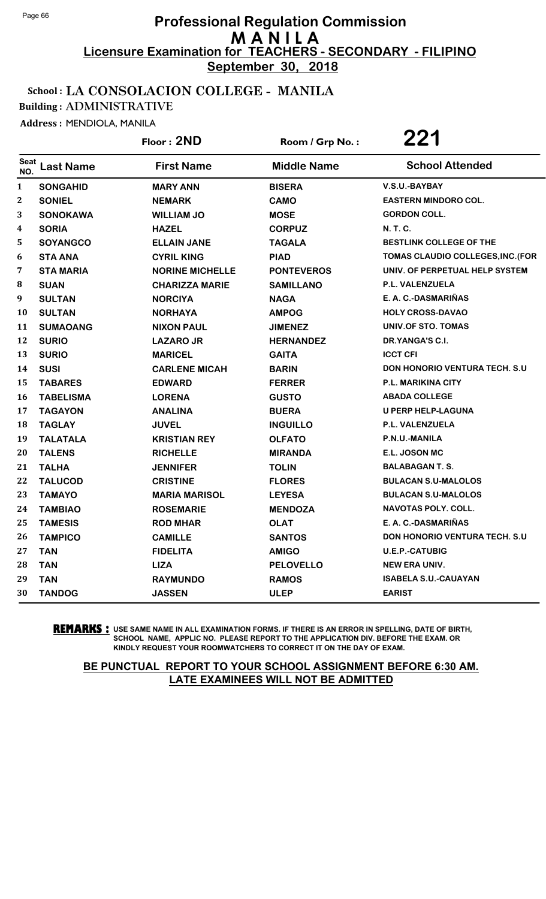# Professional Regulation Commission
# M A N I L A
## Licensure Examination for TEACHERS - SECONDARY - FILIPINO
**September 30, 2018**

**School : LA CONSOLACION COLLEGE - MANILA**
**Building : ADMINISTRATIVE**
**Address : MENDIOLA, MANILA**

**Floor : 2ND** | **Room / Grp No. : 221**

| Seat NO. | Last Name | First Name | Middle Name | School Attended |
|---|---|---|---|---|
| 1 | SONGAHID | MARY ANN | BISERA | V.S.U.-BAYBAY |
| 2 | SONIEL | NEMARK | CAMO | EASTERN MINDORO COL. |
| 3 | SONOKAWA | WILLIAM JO | MOSE | GORDON COLL. |
| 4 | SORIA | HAZEL | CORPUZ | N. T. C. |
| 5 | SOYANGCO | ELLAIN JANE | TAGALA | BESTLINK COLLEGE OF THE |
| 6 | STA ANA | CYRIL KING | PIAD | TOMAS CLAUDIO COLLEGES,INC.(FOR |
| 7 | STA MARIA | NORINE MICHELLE | PONTEVEROS | UNIV. OF PERPETUAL HELP SYSTEM |
| 8 | SUAN | CHARIZZA MARIE | SAMILLANO | P.L. VALENZUELA |
| 9 | SULTAN | NORCIYA | NAGA | E. A. C.-DASMARIÑAS |
| 10 | SULTAN | NORHAYA | AMPOG | HOLY CROSS-DAVAO |
| 11 | SUMAOANG | NIXON PAUL | JIMENEZ | UNIV.OF STO. TOMAS |
| 12 | SURIO | LAZARO JR | HERNANDEZ | DR.YANGA'S C.I. |
| 13 | SURIO | MARICEL | GAITA | ICCT CFI |
| 14 | SUSI | CARLENE MICAH | BARIN | DON HONORIO VENTURA TECH. S.U |
| 15 | TABARES | EDWARD | FERRER | P.L. MARIKINA CITY |
| 16 | TABELISMA | LORENA | GUSTO | ABADA COLLEGE |
| 17 | TAGAYON | ANALINA | BUERA | U PERP HELP-LAGUNA |
| 18 | TAGLAY | JUVEL | INGUILLO | P.L. VALENZUELA |
| 19 | TALATALA | KRISTIAN REY | OLFATO | P.N.U.-MANILA |
| 20 | TALENS | RICHELLE | MIRANDA | E.L. JOSON MC |
| 21 | TALHA | JENNIFER | TOLIN | BALABAGAN T. S. |
| 22 | TALUCOD | CRISTINE | FLORES | BULACAN S.U-MALOLOS |
| 23 | TAMAYO | MARIA MARISOL | LEYESA | BULACAN S.U-MALOLOS |
| 24 | TAMBIAO | ROSEMARIE | MENDOZA | NAVOTAS POLY. COLL. |
| 25 | TAMESIS | ROD MHAR | OLAT | E. A. C.-DASMARIÑAS |
| 26 | TAMPICO | CAMILLE | SANTOS | DON HONORIO VENTURA TECH. S.U |
| 27 | TAN | FIDELITA | AMIGO | U.E.P.-CATUBIG |
| 28 | TAN | LIZA | PELOVELLO | NEW ERA UNIV. |
| 29 | TAN | RAYMUNDO | RAMOS | ISABELA S.U.-CAUAYAN |
| 30 | TANDOG | JASSEN | ULEP | EARIST |

**REMARKS :** USE SAME NAME IN ALL EXAMINATION FORMS. IF THERE IS AN ERROR IN SPELLING, DATE OF BIRTH, SCHOOL NAME, APPLIC NO. PLEASE REPORT TO THE APPLICATION DIV. BEFORE THE EXAM. OR KINDLY REQUEST YOUR ROOMWATCHERS TO CORRECT IT ON THE DAY OF EXAM.

**BE PUNCTUAL REPORT TO YOUR SCHOOL ASSIGNMENT BEFORE 6:30 AM. LATE EXAMINEES WILL NOT BE ADMITTED**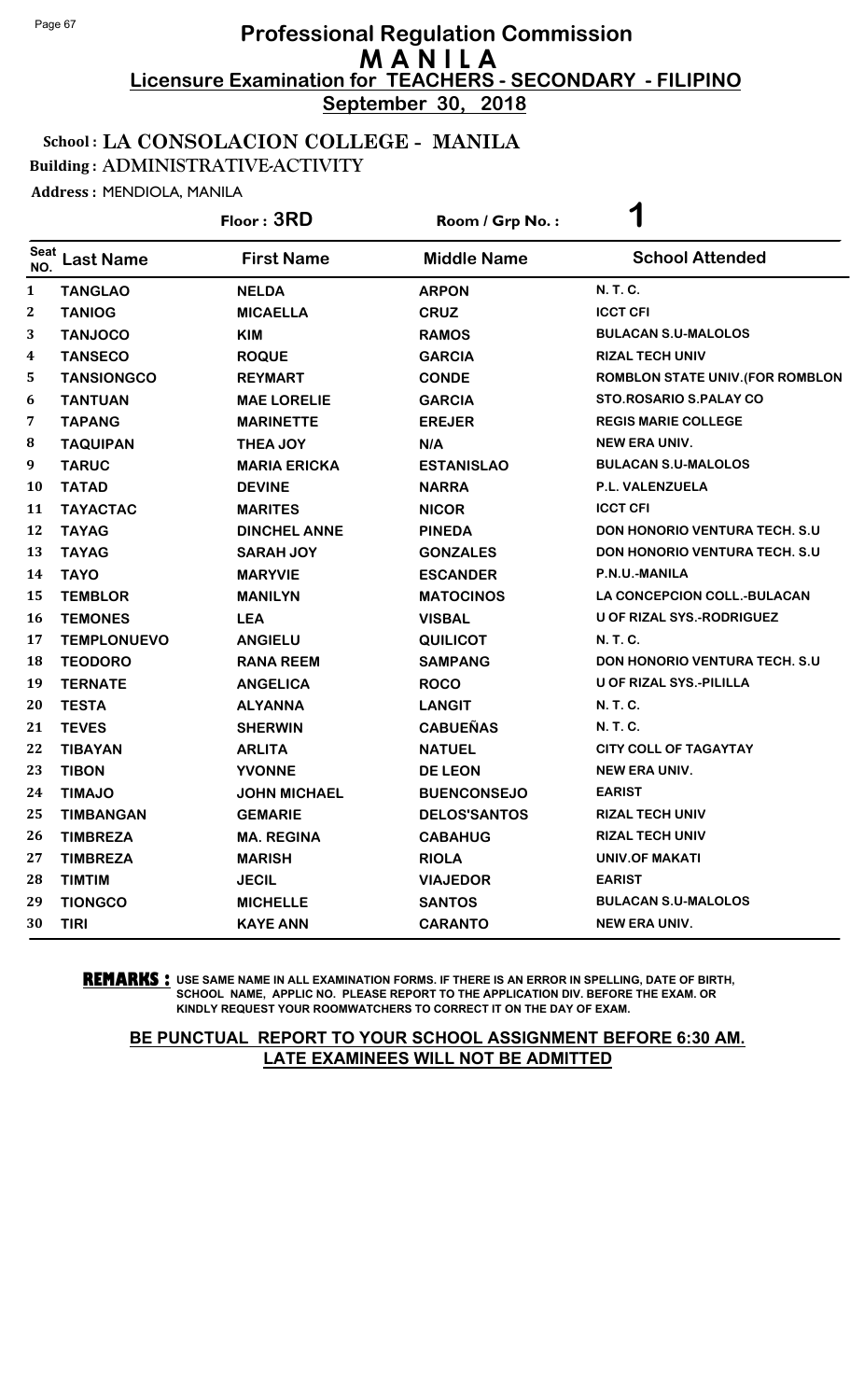# Professional Regulation Commission
## M A N I L A
### Licensure Examination for TEACHERS - SECONDARY - FILIPINO
**September 30, 2018**

**School : LA CONSOLACION COLLEGE - MANILA**
**Building : ADMINISTRATIVE-ACTIVITY**
**Address :** MENDIOLA, MANILA

**Floor : 3RD** **Room / Grp No. : 1**

| Seat NO. | Last Name | First Name | Middle Name | School Attended |
|---|---|---|---|---|
| 1 | TANGLAO | NELDA | ARPON | N. T. C. |
| 2 | TANIOG | MICAELLA | CRUZ | ICCT CFI |
| 3 | TANJOCO | KIM | RAMOS | BULACAN S.U-MALOLOS |
| 4 | TANSECO | ROQUE | GARCIA | RIZAL TECH UNIV |
| 5 | TANSIONGCO | REYMART | CONDE | ROMBLON STATE UNIV.(FOR ROMBLON |
| 6 | TANTUAN | MAE LORELIE | GARCIA | STO.ROSARIO S.PALAY CO |
| 7 | TAPANG | MARINETTE | EREJER | REGIS MARIE COLLEGE |
| 8 | TAQUIPAN | THEA JOY | N/A | NEW ERA UNIV. |
| 9 | TARUC | MARIA ERICKA | ESTANISLAO | BULACAN S.U-MALOLOS |
| 10 | TATAD | DEVINE | NARRA | P.L. VALENZUELA |
| 11 | TAYACTAC | MARITES | NICOR | ICCT CFI |
| 12 | TAYAG | DINCHEL ANNE | PINEDA | DON HONORIO VENTURA TECH. S.U |
| 13 | TAYAG | SARAH JOY | GONZALES | DON HONORIO VENTURA TECH. S.U |
| 14 | TAYO | MARYVIE | ESCANDER | P.N.U.-MANILA |
| 15 | TEMBLOR | MANILYN | MATOCINOS | LA CONCEPCION COLL.-BULACAN |
| 16 | TEMONES | LEA | VISBAL | U OF RIZAL SYS.-RODRIGUEZ |
| 17 | TEMPLONUEVO | ANGIELU | QUILICOT | N. T. C. |
| 18 | TEODORO | RANA REEM | SAMPANG | DON HONORIO VENTURA TECH. S.U |
| 19 | TERNATE | ANGELICA | ROCO | U OF RIZAL SYS.-PILILLA |
| 20 | TESTA | ALYANNA | LANGIT | N. T. C. |
| 21 | TEVES | SHERWIN | CABUEÑAS | N. T. C. |
| 22 | TIBAYAN | ARLITA | NATUEL | CITY COLL OF TAGAYTAY |
| 23 | TIBON | YVONNE | DE LEON | NEW ERA UNIV. |
| 24 | TIMAJO | JOHN MICHAEL | BUENCONSEJO | EARIST |
| 25 | TIMBANGAN | GEMARIE | DELOS'SANTOS | RIZAL TECH UNIV |
| 26 | TIMBREZA | MA. REGINA | CABAHUG | RIZAL TECH UNIV |
| 27 | TIMBREZA | MARISH | RIOLA | UNIV.OF MAKATI |
| 28 | TIMTIM | JECIL | VIAJEDOR | EARIST |
| 29 | TIONGCO | MICHELLE | SANTOS | BULACAN S.U-MALOLOS |
| 30 | TIRI | KAYE ANN | CARANTO | NEW ERA UNIV. |

**REMARKS :** USE SAME NAME IN ALL EXAMINATION FORMS. IF THERE IS AN ERROR IN SPELLING, DATE OF BIRTH, SCHOOL NAME, APPLIC NO. PLEASE REPORT TO THE APPLICATION DIV. BEFORE THE EXAM. OR KINDLY REQUEST YOUR ROOMWATCHERS TO CORRECT IT ON THE DAY OF EXAM.

**BE PUNCTUAL REPORT TO YOUR SCHOOL ASSIGNMENT BEFORE 6:30 AM. LATE EXAMINEES WILL NOT BE ADMITTED**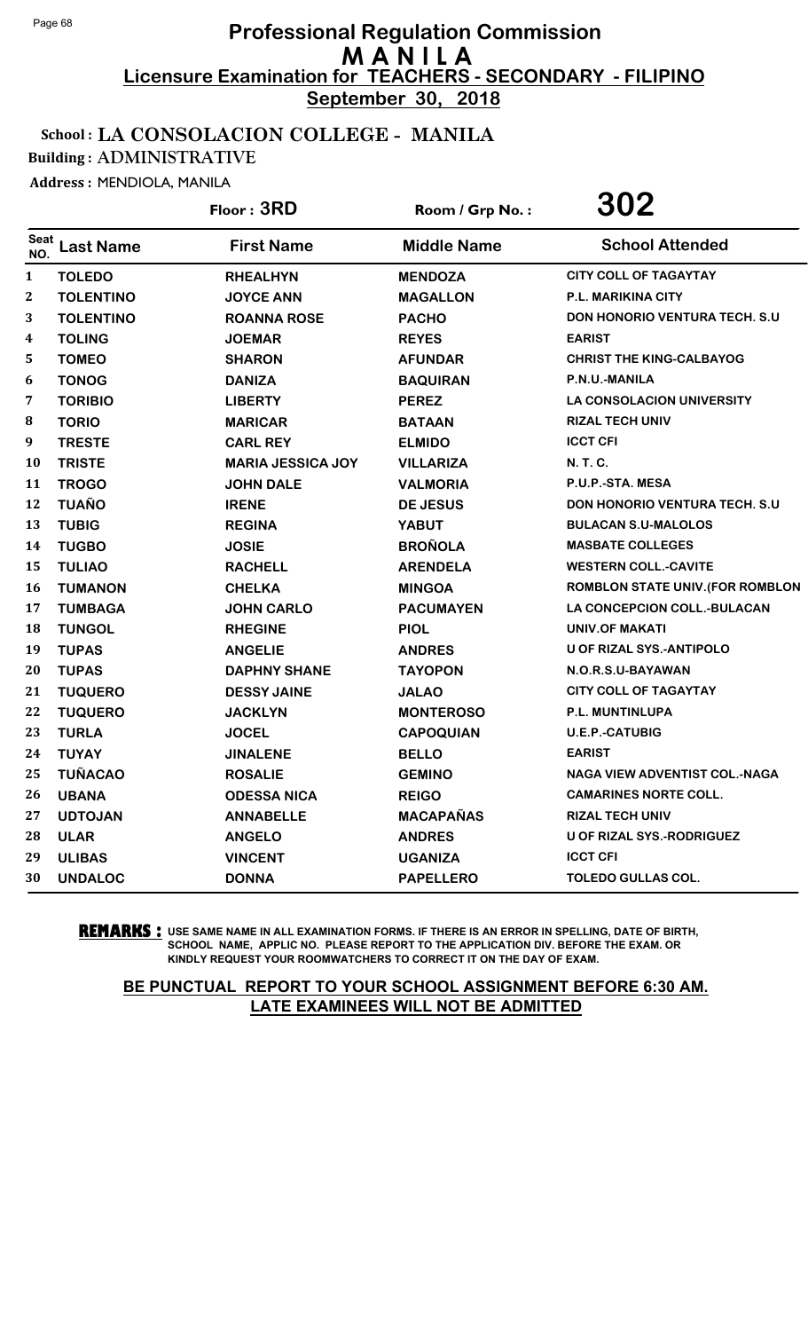# Professional Regulation Commission
## M A N I L A
### Licensure Examination for TEACHERS - SECONDARY - FILIPINO
**September 30, 2018**

**School : LA CONSOLACION COLLEGE - MANILA**
**Building : ADMINISTRATIVE**

Address : MENDIOLA, MANILA

Floor : 3RD    Room / Grp No. : **302**

| Seat NO. | Last Name | First Name | Middle Name | School Attended |
|---|---|---|---|---|
| 1 | TOLEDO | RHEALHYN | MENDOZA | CITY COLL OF TAGAYTAY |
| 2 | TOLENTINO | JOYCE ANN | MAGALLON | P.L. MARIKINA CITY |
| 3 | TOLENTINO | ROANNA ROSE | PACHO | DON HONORIO VENTURA TECH. S.U |
| 4 | TOLING | JOEMAR | REYES | EARIST |
| 5 | TOMEO | SHARON | AFUNDAR | CHRIST THE KING-CALBAYOG |
| 6 | TONOG | DANIZA | BAQUIRAN | P.N.U.-MANILA |
| 7 | TORIBIO | LIBERTY | PEREZ | LA CONSOLACION UNIVERSITY |
| 8 | TORIO | MARICAR | BATAAN | RIZAL TECH UNIV |
| 9 | TRESTE | CARL REY | ELMIDO | ICCT CFI |
| 10 | TRISTE | MARIA JESSICA JOY | VILLARIZA | N. T. C. |
| 11 | TROGO | JOHN DALE | VALMORIA | P.U.P.-STA. MESA |
| 12 | TUAÑO | IRENE | DE JESUS | DON HONORIO VENTURA TECH. S.U |
| 13 | TUBIG | REGINA | YABUT | BULACAN S.U-MALOLOS |
| 14 | TUGBO | JOSIE | BROÑOLA | MASBATE COLLEGES |
| 15 | TULIAO | RACHELL | ARENDELA | WESTERN COLL.-CAVITE |
| 16 | TUMANON | CHELKA | MINGOA | ROMBLON STATE UNIV.(FOR ROMBLON |
| 17 | TUMBAGA | JOHN CARLO | PACUMAYEN | LA CONCEPCION COLL.-BULACAN |
| 18 | TUNGOL | RHEGINE | PIOL | UNIV.OF MAKATI |
| 19 | TUPAS | ANGELIE | ANDRES | U OF RIZAL SYS.-ANTIPOLO |
| 20 | TUPAS | DAPHNY SHANE | TAYOPON | N.O.R.S.U-BAYAWAN |
| 21 | TUQUERO | DESSY JAINE | JALAO | CITY COLL OF TAGAYTAY |
| 22 | TUQUERO | JACKLYN | MONTEROSO | P.L. MUNTINLUPA |
| 23 | TURLA | JOCEL | CAPOQUIAN | U.E.P.-CATUBIG |
| 24 | TUYAY | JINALENE | BELLO | EARIST |
| 25 | TUÑACAO | ROSALIE | GEMINO | NAGA VIEW ADVENTIST COL.-NAGA |
| 26 | UBANA | ODESSA NICA | REIGO | CAMARINES NORTE COLL. |
| 27 | UDTOJAN | ANNABELLE | MACAPAÑAS | RIZAL TECH UNIV |
| 28 | ULAR | ANGELO | ANDRES | U OF RIZAL SYS.-RODRIGUEZ |
| 29 | ULIBAS | VINCENT | UGANIZA | ICCT CFI |
| 30 | UNDALOC | DONNA | PAPELLERO | TOLEDO GULLAS COL. |

**REMARKS :** USE SAME NAME IN ALL EXAMINATION FORMS. IF THERE IS AN ERROR IN SPELLING, DATE OF BIRTH, SCHOOL NAME, APPLIC NO. PLEASE REPORT TO THE APPLICATION DIV. BEFORE THE EXAM. OR KINDLY REQUEST YOUR ROOMWATCHERS TO CORRECT IT ON THE DAY OF EXAM.

**BE PUNCTUAL REPORT TO YOUR SCHOOL ASSIGNMENT BEFORE 6:30 AM. LATE EXAMINEES WILL NOT BE ADMITTED**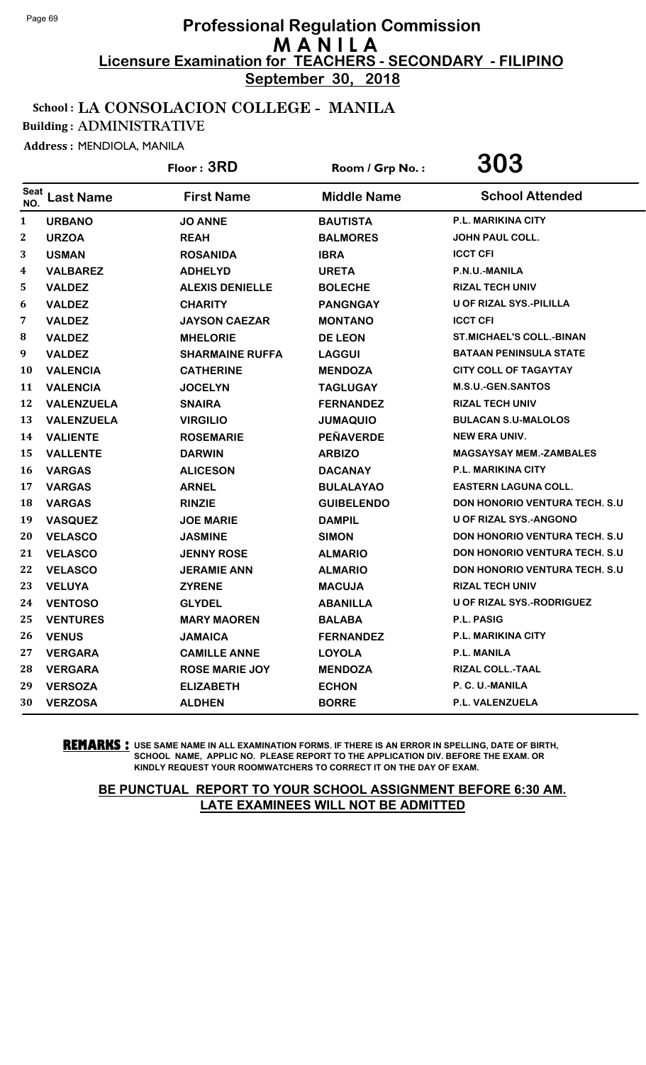# Professional Regulation Commission
## M A N I L A
### Licensure Examination for TEACHERS - SECONDARY - FILIPINO
**September 30, 2018**

**School : LA CONSOLACION COLLEGE - MANILA**
**Building : ADMINISTRATIVE**
**Address :** MENDIOLA, MANILA

**Floor : 3RD** | **Room / Grp No. : 303**

| Seat NO. | Last Name | First Name | Middle Name | School Attended |
|---|---|---|---|---|
| 1 | URBANO | JO ANNE | BAUTISTA | P.L. MARIKINA CITY |
| 2 | URZOA | REAH | BALMORES | JOHN PAUL COLL. |
| 3 | USMAN | ROSANIDA | IBRA | ICCT CFI |
| 4 | VALBAREZ | ADHELYD | URETA | P.N.U.-MANILA |
| 5 | VALDEZ | ALEXIS DENIELLE | BOLECHE | RIZAL TECH UNIV |
| 6 | VALDEZ | CHARITY | PANGNGAY | U OF RIZAL SYS.-PILILLA |
| 7 | VALDEZ | JAYSON CAEZAR | MONTANO | ICCT CFI |
| 8 | VALDEZ | MHELORIE | DE LEON | ST.MICHAEL'S COLL.-BINAN |
| 9 | VALDEZ | SHARMAINE RUFFA | LAGGUI | BATAAN PENINSULA STATE |
| 10 | VALENCIA | CATHERINE | MENDOZA | CITY COLL OF TAGAYTAY |
| 11 | VALENCIA | JOCELYN | TAGLUGAY | M.S.U.-GEN.SANTOS |
| 12 | VALENZUELA | SNAIRA | FERNANDEZ | RIZAL TECH UNIV |
| 13 | VALENZUELA | VIRGILIO | JUMAQUIO | BULACAN S.U-MALOLOS |
| 14 | VALIENTE | ROSEMARIE | PEÑAVERDE | NEW ERA UNIV. |
| 15 | VALLENTE | DARWIN | ARBIZO | MAGSAYSAY MEM.-ZAMBALES |
| 16 | VARGAS | ALICESON | DACANAY | P.L. MARIKINA CITY |
| 17 | VARGAS | ARNEL | BULALAYAO | EASTERN LAGUNA COLL. |
| 18 | VARGAS | RINZIE | GUIBELENDO | DON HONORIO VENTURA TECH. S.U |
| 19 | VASQUEZ | JOE MARIE | DAMPIL | U OF RIZAL SYS.-ANGONO |
| 20 | VELASCO | JASMINE | SIMON | DON HONORIO VENTURA TECH. S.U |
| 21 | VELASCO | JENNY ROSE | ALMARIO | DON HONORIO VENTURA TECH. S.U |
| 22 | VELASCO | JERAMIE ANN | ALMARIO | DON HONORIO VENTURA TECH. S.U |
| 23 | VELUYA | ZYRENE | MACUJA | RIZAL TECH UNIV |
| 24 | VENTOSO | GLYDEL | ABANILLA | U OF RIZAL SYS.-RODRIGUEZ |
| 25 | VENTURES | MARY MAOREN | BALABA | P.L. PASIG |
| 26 | VENUS | JAMAICA | FERNANDEZ | P.L. MARIKINA CITY |
| 27 | VERGARA | CAMILLE ANNE | LOYOLA | P.L. MANILA |
| 28 | VERGARA | ROSE MARIE JOY | MENDOZA | RIZAL COLL.-TAAL |
| 29 | VERSOZA | ELIZABETH | ECHON | P. C. U.-MANILA |
| 30 | VERZOSA | ALDHEN | BORRE | P.L. VALENZUELA |

**REMARKS :** USE SAME NAME IN ALL EXAMINATION FORMS. IF THERE IS AN ERROR IN SPELLING, DATE OF BIRTH, SCHOOL NAME, APPLIC NO. PLEASE REPORT TO THE APPLICATION DIV. BEFORE THE EXAM. OR KINDLY REQUEST YOUR ROOMWATCHERS TO CORRECT IT ON THE DAY OF EXAM.

**BE PUNCTUAL REPORT TO YOUR SCHOOL ASSIGNMENT BEFORE 6:30 AM. LATE EXAMINEES WILL NOT BE ADMITTED**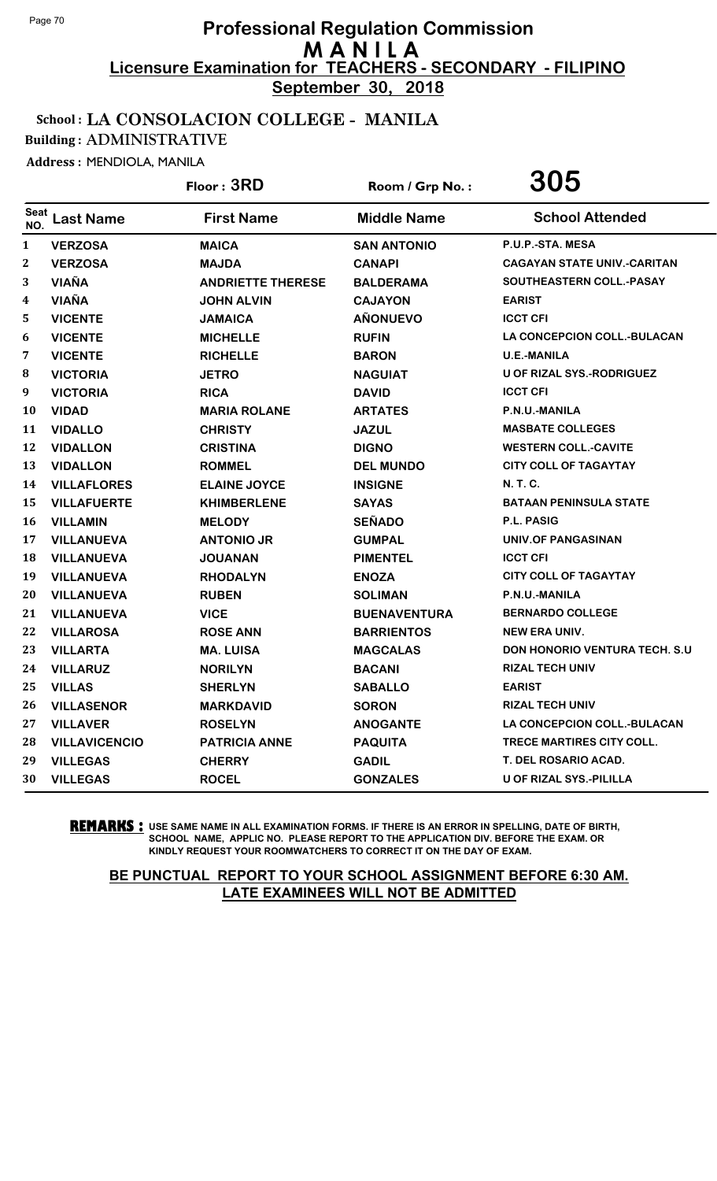# Professional Regulation Commission
# M A N I L A
## Licensure Examination for TEACHERS - SECONDARY - FILIPINO
**September 30, 2018**

**School : LA CONSOLACION COLLEGE - MANILA**
**Building : ADMINISTRATIVE**
**Address :** MENDIOLA, MANILA

**Floor : 3RD** | **Room / Grp No. : 305**

| Seat NO. | Last Name | First Name | Middle Name | School Attended |
|---|---|---|---|---|
| 1 | VERZOSA | MAICA | SAN ANTONIO | P.U.P.-STA. MESA |
| 2 | VERZOSA | MAJDA | CANAPI | CAGAYAN STATE UNIV.-CARITAN |
| 3 | VIAÑA | ANDRIETTE THERESE | BALDERAMA | SOUTHEASTERN COLL.-PASAY |
| 4 | VIAÑA | JOHN ALVIN | CAJAYON | EARIST |
| 5 | VICENTE | JAMAICA | AÑONUEVO | ICCT CFI |
| 6 | VICENTE | MICHELLE | RUFIN | LA CONCEPCION COLL.-BULACAN |
| 7 | VICENTE | RICHELLE | BARON | U.E.-MANILA |
| 8 | VICTORIA | JETRO | NAGUIAT | U OF RIZAL SYS.-RODRIGUEZ |
| 9 | VICTORIA | RICA | DAVID | ICCT CFI |
| 10 | VIDAD | MARIA ROLANE | ARTATES | P.N.U.-MANILA |
| 11 | VIDALLO | CHRISTY | JAZUL | MASBATE COLLEGES |
| 12 | VIDALLON | CRISTINA | DIGNO | WESTERN COLL.-CAVITE |
| 13 | VIDALLON | ROMMEL | DEL MUNDO | CITY COLL OF TAGAYTAY |
| 14 | VILLAFLORES | ELAINE JOYCE | INSIGNE | N. T. C. |
| 15 | VILLAFUERTE | KHIMBERLENE | SAYAS | BATAAN PENINSULA STATE |
| 16 | VILLAMIN | MELODY | SEÑADO | P.L. PASIG |
| 17 | VILLANUEVA | ANTONIO JR | GUMPAL | UNIV.OF PANGASINAN |
| 18 | VILLANUEVA | JOUANAN | PIMENTEL | ICCT CFI |
| 19 | VILLANUEVA | RHODALYN | ENOZA | CITY COLL OF TAGAYTAY |
| 20 | VILLANUEVA | RUBEN | SOLIMAN | P.N.U.-MANILA |
| 21 | VILLANUEVA | VICE | BUENAVENTURA | BERNARDO COLLEGE |
| 22 | VILLAROSA | ROSE ANN | BARRIENTOS | NEW ERA UNIV. |
| 23 | VILLARTA | MA. LUISA | MAGCALAS | DON HONORIO VENTURA TECH. S.U |
| 24 | VILLARUZ | NORILYN | BACANI | RIZAL TECH UNIV |
| 25 | VILLAS | SHERLYN | SABALLO | EARIST |
| 26 | VILLASENOR | MARKDAVID | SORON | RIZAL TECH UNIV |
| 27 | VILLAVER | ROSELYN | ANOGANTE | LA CONCEPCION COLL.-BULACAN |
| 28 | VILLAVICENCIO | PATRICIA ANNE | PAQUITA | TRECE MARTIRES CITY COLL. |
| 29 | VILLEGAS | CHERRY | GADIL | T. DEL ROSARIO ACAD. |
| 30 | VILLEGAS | ROCEL | GONZALES | U OF RIZAL SYS.-PILILLA |

**REMARKS :** USE SAME NAME IN ALL EXAMINATION FORMS. IF THERE IS AN ERROR IN SPELLING, DATE OF BIRTH, SCHOOL NAME, APPLIC NO. PLEASE REPORT TO THE APPLICATION DIV. BEFORE THE EXAM. OR KINDLY REQUEST YOUR ROOMWATCHERS TO CORRECT IT ON THE DAY OF EXAM.

**BE PUNCTUAL REPORT TO YOUR SCHOOL ASSIGNMENT BEFORE 6:30 AM. LATE EXAMINEES WILL NOT BE ADMITTED**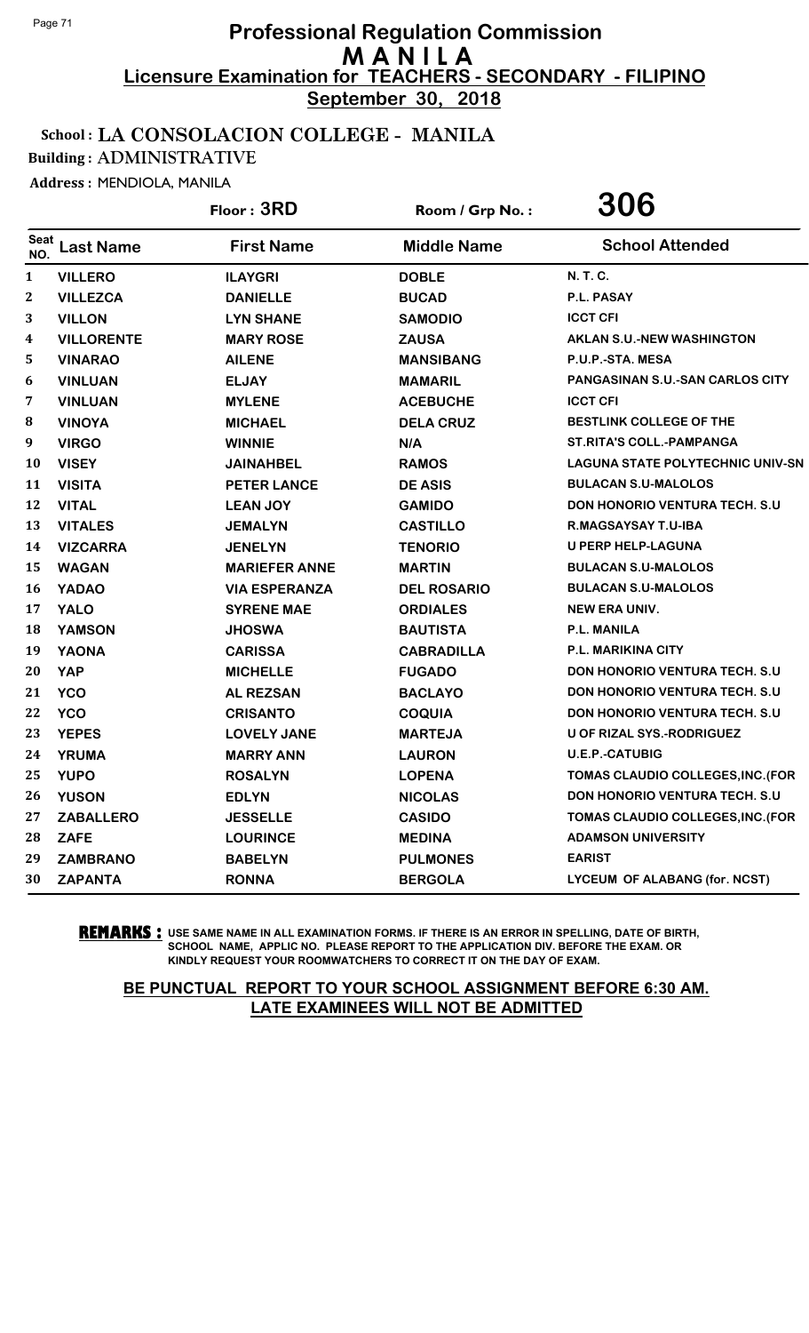# Professional Regulation Commission
# M A N I L A
## Licensure Examination for TEACHERS - SECONDARY - FILIPINO
**September 30, 2018**

**School : LA CONSOLACION COLLEGE - MANILA**
**Building : ADMINISTRATIVE**

**Address :** MENDIOLA, MANILA

**Floor : 3RD** **Room / Grp No. : 306**

| Seat NO. | Last Name | First Name | Middle Name | School Attended |
|---|---|---|---|---|
| 1 | VILLERO | ILAYGRI | DOBLE | N. T. C. |
| 2 | VILLEZCA | DANIELLE | BUCAD | P.L. PASAY |
| 3 | VILLON | LYN SHANE | SAMODIO | ICCT CFI |
| 4 | VILLORENTE | MARY ROSE | ZAUSA | AKLAN S.U.-NEW WASHINGTON |
| 5 | VINARAO | AILENE | MANSIBANG | P.U.P.-STA. MESA |
| 6 | VINLUAN | ELJAY | MAMARIL | PANGASINAN S.U.-SAN CARLOS CITY |
| 7 | VINLUAN | MYLENE | ACEBUCHE | ICCT CFI |
| 8 | VINOYA | MICHAEL | DELA CRUZ | BESTLINK COLLEGE OF THE |
| 9 | VIRGO | WINNIE | N/A | ST.RITA'S COLL.-PAMPANGA |
| 10 | VISEY | JAINAHBEL | RAMOS | LAGUNA STATE POLYTECHNIC UNIV-SN |
| 11 | VISITA | PETER LANCE | DE ASIS | BULACAN S.U-MALOLOS |
| 12 | VITAL | LEAN JOY | GAMIDO | DON HONORIO VENTURA TECH. S.U |
| 13 | VITALES | JEMALYN | CASTILLO | R.MAGSAYSAY T.U-IBA |
| 14 | VIZCARRA | JENELYN | TENORIO | U PERP HELP-LAGUNA |
| 15 | WAGAN | MARIEFER ANNE | MARTIN | BULACAN S.U-MALOLOS |
| 16 | YADAO | VIA ESPERANZA | DEL ROSARIO | BULACAN S.U-MALOLOS |
| 17 | YALO | SYRENE MAE | ORDIALES | NEW ERA UNIV. |
| 18 | YAMSON | JHOSWA | BAUTISTA | P.L. MANILA |
| 19 | YAONA | CARISSA | CABRADILLA | P.L. MARIKINA CITY |
| 20 | YAP | MICHELLE | FUGADO | DON HONORIO VENTURA TECH. S.U |
| 21 | YCO | AL REZSAN | BACLAYO | DON HONORIO VENTURA TECH. S.U |
| 22 | YCO | CRISANTO | COQUIA | DON HONORIO VENTURA TECH. S.U |
| 23 | YEPES | LOVELY JANE | MARTEJA | U OF RIZAL SYS.-RODRIGUEZ |
| 24 | YRUMA | MARRY ANN | LAURON | U.E.P.-CATUBIG |
| 25 | YUPO | ROSALYN | LOPENA | TOMAS CLAUDIO COLLEGES,INC.(FOR |
| 26 | YUSON | EDLYN | NICOLAS | DON HONORIO VENTURA TECH. S.U |
| 27 | ZABALLERO | JESSELLE | CASIDO | TOMAS CLAUDIO COLLEGES,INC.(FOR |
| 28 | ZAFE | LOURINCE | MEDINA | ADAMSON UNIVERSITY |
| 29 | ZAMBRANO | BABELYN | PULMONES | EARIST |
| 30 | ZAPANTA | RONNA | BERGOLA | LYCEUM OF ALABANG (for. NCST) |

**REMARKS :** USE SAME NAME IN ALL EXAMINATION FORMS. IF THERE IS AN ERROR IN SPELLING, DATE OF BIRTH, SCHOOL NAME, APPLIC NO. PLEASE REPORT TO THE APPLICATION DIV. BEFORE THE EXAM. OR KINDLY REQUEST YOUR ROOMWATCHERS TO CORRECT IT ON THE DAY OF EXAM.

**BE PUNCTUAL REPORT TO YOUR SCHOOL ASSIGNMENT BEFORE 6:30 AM. LATE EXAMINEES WILL NOT BE ADMITTED**